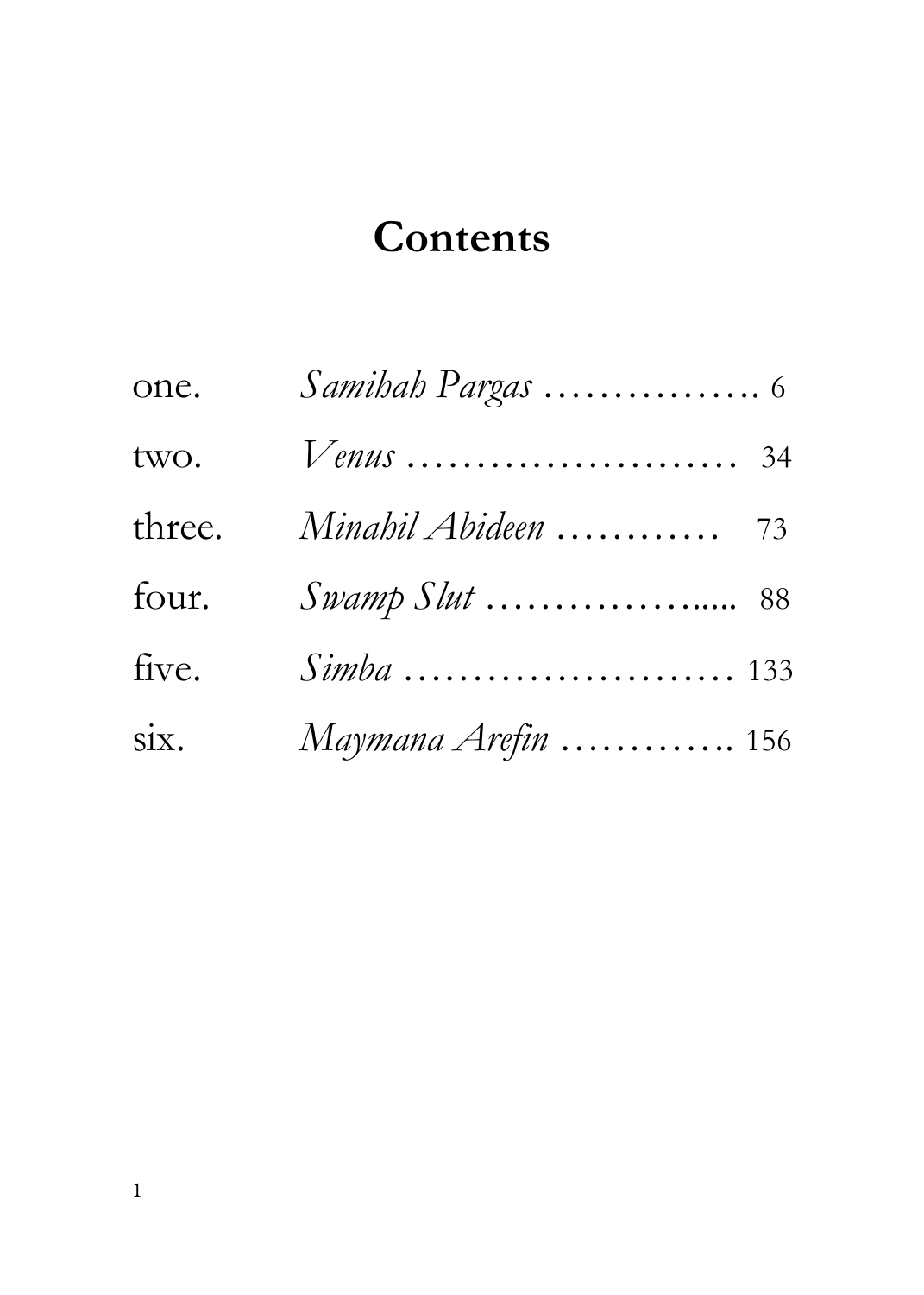# Contents

one. *Samihah Pargas* ……………. 6

two. *Venus* …………………… 34

three. *Minahil Abideen* ………… 73

four. *Swamp Slut* ……………..... 88

five. *Simba* …………………… 133

six. *Maymana Arefin* …………. 156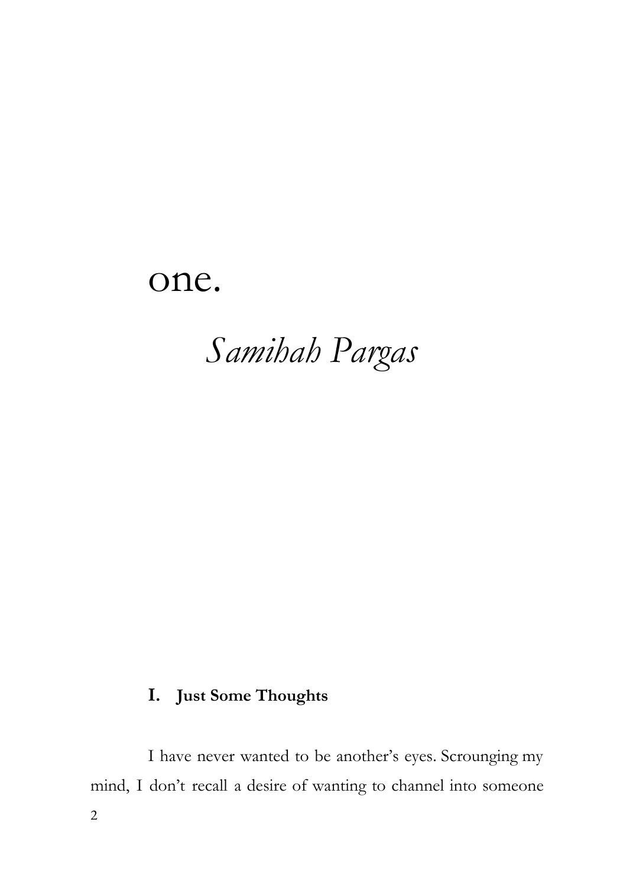# one.

## *Samihah Pargas*

### I. Just Some Thoughts

I have never wanted to be another's eyes. Scrounging my mind, I don't recall a desire of wanting to channel into someone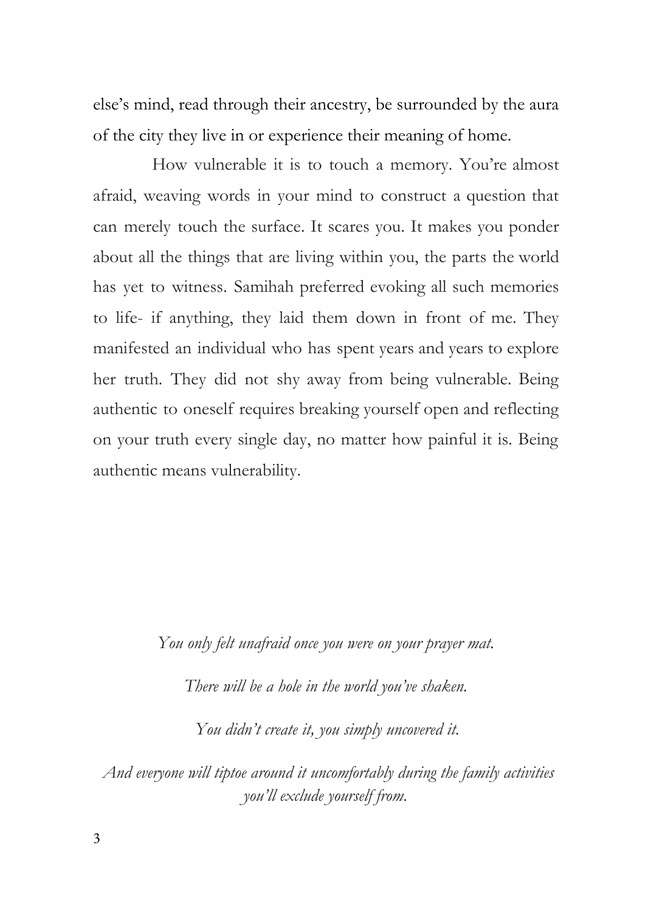else's mind, read through their ancestry, be surrounded by the aura of the city they live in or experience their meaning of home.

How vulnerable it is to touch a memory. You're almost afraid, weaving words in your mind to construct a question that can merely touch the surface. It scares you. It makes you ponder about all the things that are living within you, the parts the world has yet to witness. Samihah preferred evoking all such memories to life- if anything, they laid them down in front of me. They manifested an individual who has spent years and years to explore her truth. They did not shy away from being vulnerable. Being authentic to oneself requires breaking yourself open and reflecting on your truth every single day, no matter how painful it is. Being authentic means vulnerability.

*You only felt unafraid once you were on your prayer mat.*

*There will be a hole in the world you've shaken.*

*You didn't create it, you simply uncovered it.*

*And everyone will tiptoe around it uncomfortably during the family activities you'll exclude yourself from.*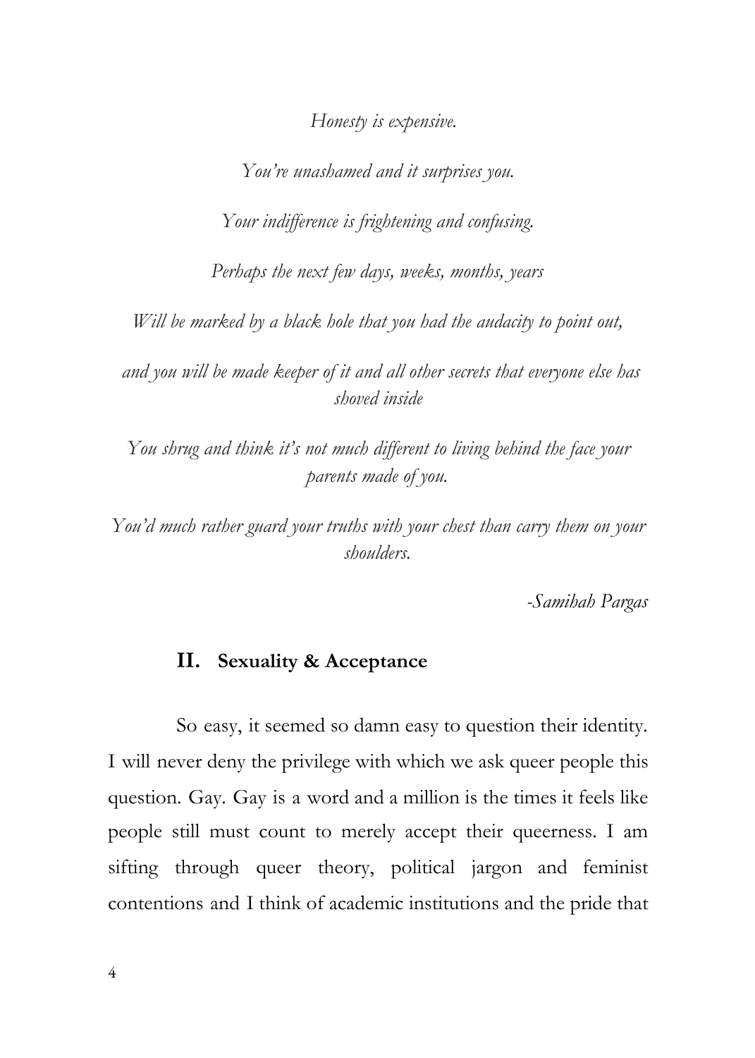*Honesty is expensive.*

*You're unashamed and it surprises you.*

*Your indifference is frightening and confusing.*

*Perhaps the next few days, weeks, months, years*

*Will be marked by a black hole that you had the audacity to point out,*

*and you will be made keeper of it and all other secrets that everyone else has shoved inside*

*You shrug and think it's not much different to living behind the face your parents made of you.*

*You'd much rather guard your truths with your chest than carry them on your shoulders.*

*-Samihah Pargas*

## II. Sexuality & Acceptance

So easy, it seemed so damn easy to question their identity. I will never deny the privilege with which we ask queer people this question. Gay. Gay is a word and a million is the times it feels like people still must count to merely accept their queerness. I am sifting through queer theory, political jargon and feminist contentions and I think of academic institutions and the pride that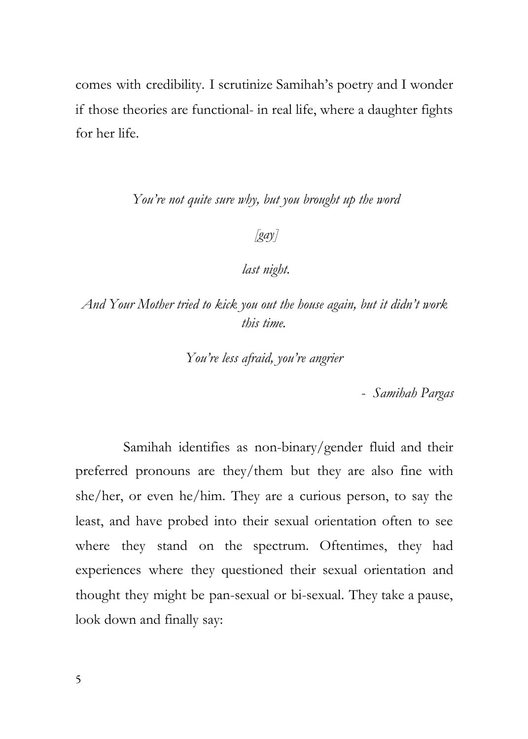comes with credibility. I scrutinize Samihah's poetry and I wonder if those theories are functional- in real life, where a daughter fights for her life.

*You're not quite sure why, but you brought up the word*

*[gay]*

*last night.*

*And Your Mother tried to kick you out the house again, but it didn't work this time.*

*You're less afraid, you're angrier*

*- Samihah Pargas*

Samihah identifies as non-binary/gender fluid and their preferred pronouns are they/them but they are also fine with she/her, or even he/him. They are a curious person, to say the least, and have probed into their sexual orientation often to see where they stand on the spectrum. Oftentimes, they had experiences where they questioned their sexual orientation and thought they might be pan-sexual or bi-sexual. They take a pause, look down and finally say: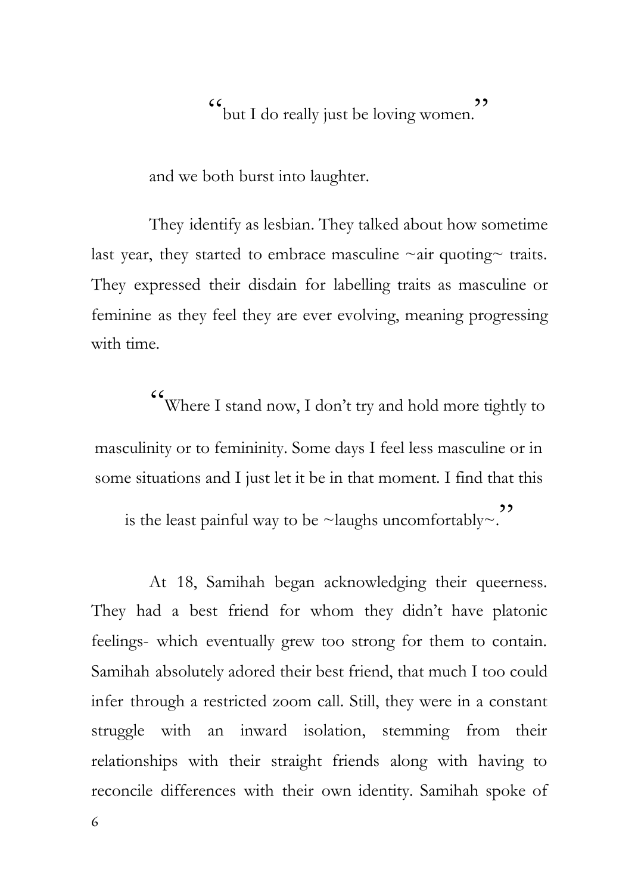"but I do really just be loving women."

and we both burst into laughter.

They identify as lesbian. They talked about how sometime last year, they started to embrace masculine ~air quoting~ traits. They expressed their disdain for labelling traits as masculine or feminine as they feel they are ever evolving, meaning progressing with time.

"Where I stand now, I don't try and hold more tightly to masculinity or to femininity. Some days I feel less masculine or in some situations and I just let it be in that moment. I find that this is the least painful way to be ~laughs uncomfortably~."

At 18, Samihah began acknowledging their queerness. They had a best friend for whom they didn't have platonic feelings- which eventually grew too strong for them to contain. Samihah absolutely adored their best friend, that much I too could infer through a restricted zoom call. Still, they were in a constant struggle with an inward isolation, stemming from their relationships with their straight friends along with having to reconcile differences with their own identity. Samihah spoke of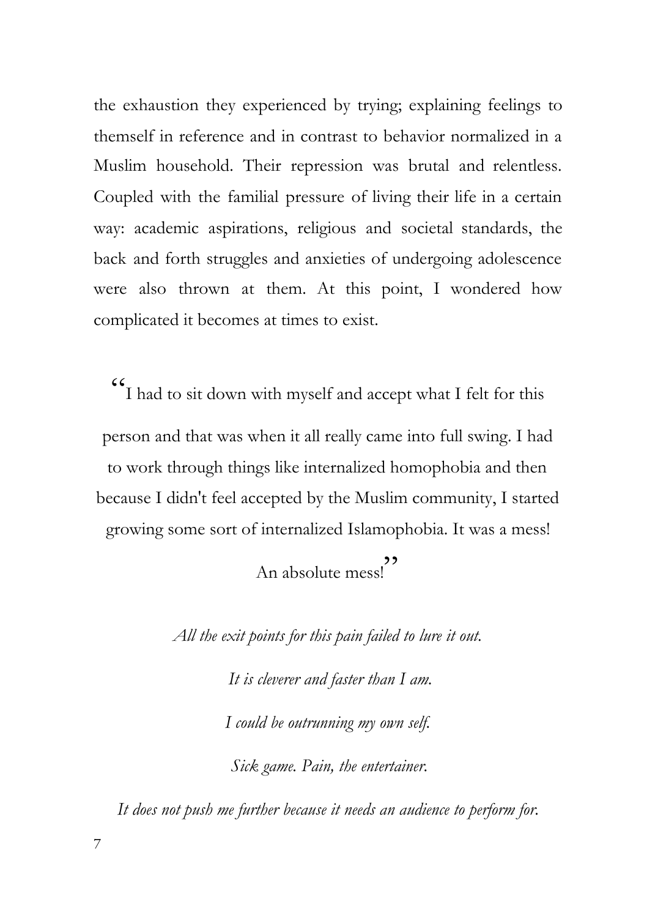the exhaustion they experienced by trying; explaining feelings to themself in reference and in contrast to behavior normalized in a Muslim household. Their repression was brutal and relentless. Coupled with the familial pressure of living their life in a certain way: academic aspirations, religious and societal standards, the back and forth struggles and anxieties of undergoing adolescence were also thrown at them. At this point, I wondered how complicated it becomes at times to exist.

"I had to sit down with myself and accept what I felt for this person and that was when it all really came into full swing. I had to work through things like internalized homophobia and then because I didn't feel accepted by the Muslim community, I started growing some sort of internalized Islamophobia. It was a mess! An absolute mess!"

*All the exit points for this pain failed to lure it out.*

*It is cleverer and faster than I am.*

*I could be outrunning my own self.*

*Sick game. Pain, the entertainer.*

*It does not push me further because it needs an audience to perform for.*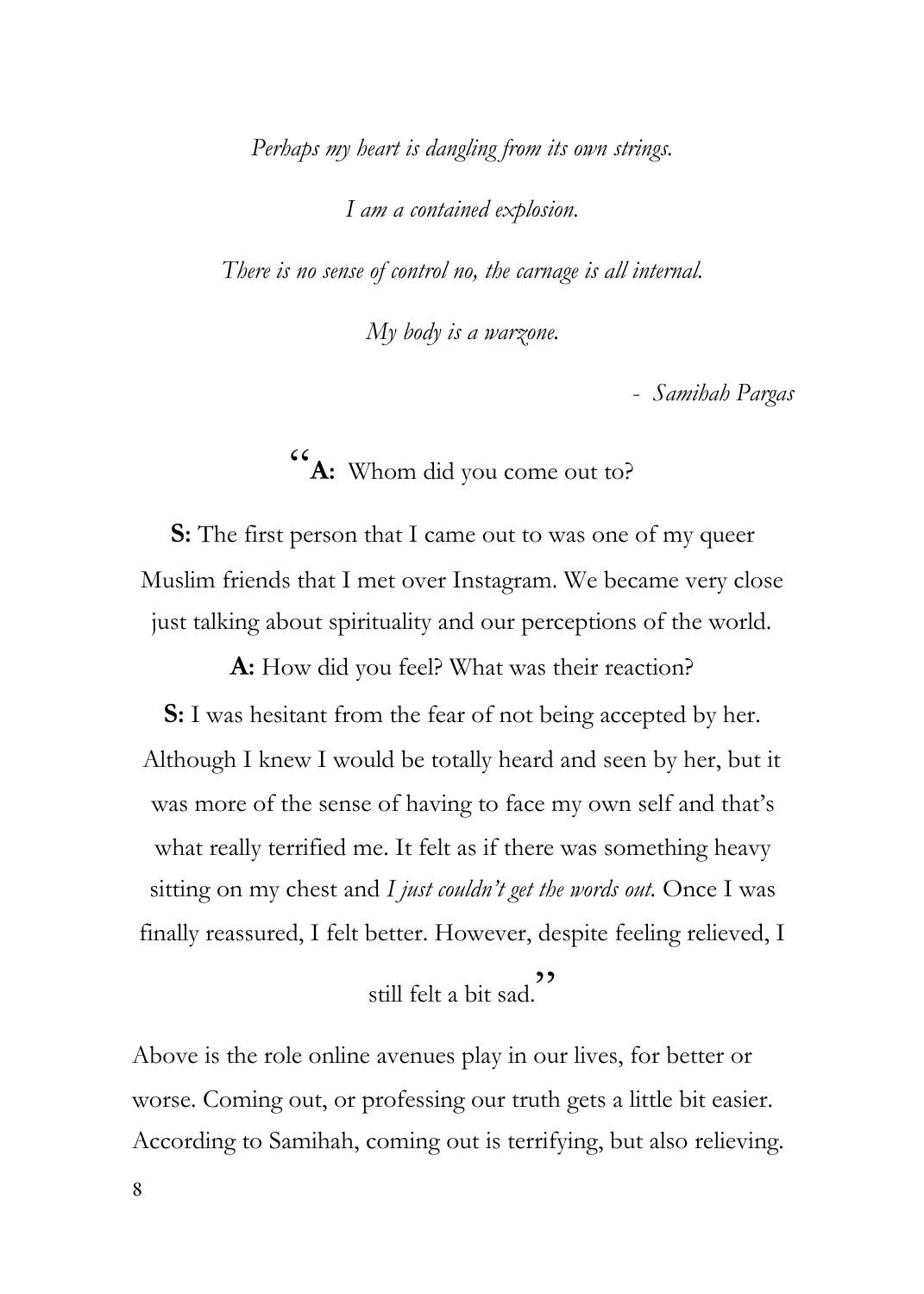*Perhaps my heart is dangling from its own strings.*

*I am a contained explosion.*

*There is no sense of control no, the carnage is all internal.*

*My body is a warzone.*

- *Samihah Pargas*

"**A:** Whom did you come out to?

**S:** The first person that I came out to was one of my queer Muslim friends that I met over Instagram. We became very close just talking about spirituality and our perceptions of the world.

**A:** How did you feel? What was their reaction?

**S:** I was hesitant from the fear of not being accepted by her. Although I knew I would be totally heard and seen by her, but it was more of the sense of having to face my own self and that's what really terrified me. It felt as if there was something heavy sitting on my chest and *I just couldn't get the words out.* Once I was finally reassured, I felt better. However, despite feeling relieved, I still felt a bit sad."

Above is the role online avenues play in our lives, for better or worse. Coming out, or professing our truth gets a little bit easier. According to Samihah, coming out is terrifying, but also relieving.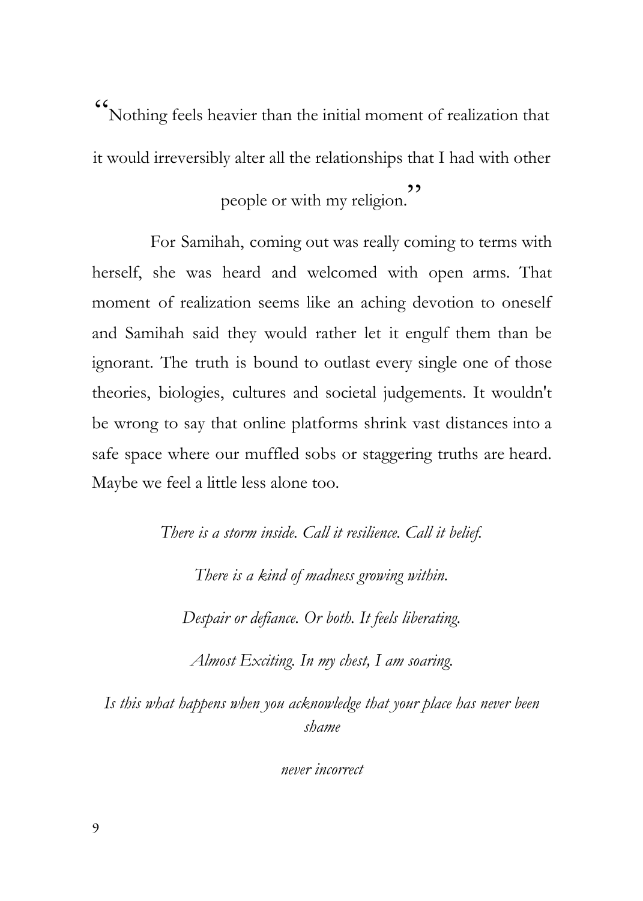"Nothing feels heavier than the initial moment of realization that it would irreversibly alter all the relationships that I had with other people or with my religion."

For Samihah, coming out was really coming to terms with herself, she was heard and welcomed with open arms. That moment of realization seems like an aching devotion to oneself and Samihah said they would rather let it engulf them than be ignorant. The truth is bound to outlast every single one of those theories, biologies, cultures and societal judgements. It wouldn't be wrong to say that online platforms shrink vast distances into a safe space where our muffled sobs or staggering truths are heard. Maybe we feel a little less alone too.

*There is a storm inside. Call it resilience. Call it belief.*

*There is a kind of madness growing within.*

*Despair or defiance. Or both. It feels liberating.*

*Almost Exciting. In my chest, I am soaring.*

*Is this what happens when you acknowledge that your place has never been shame*

*never incorrect*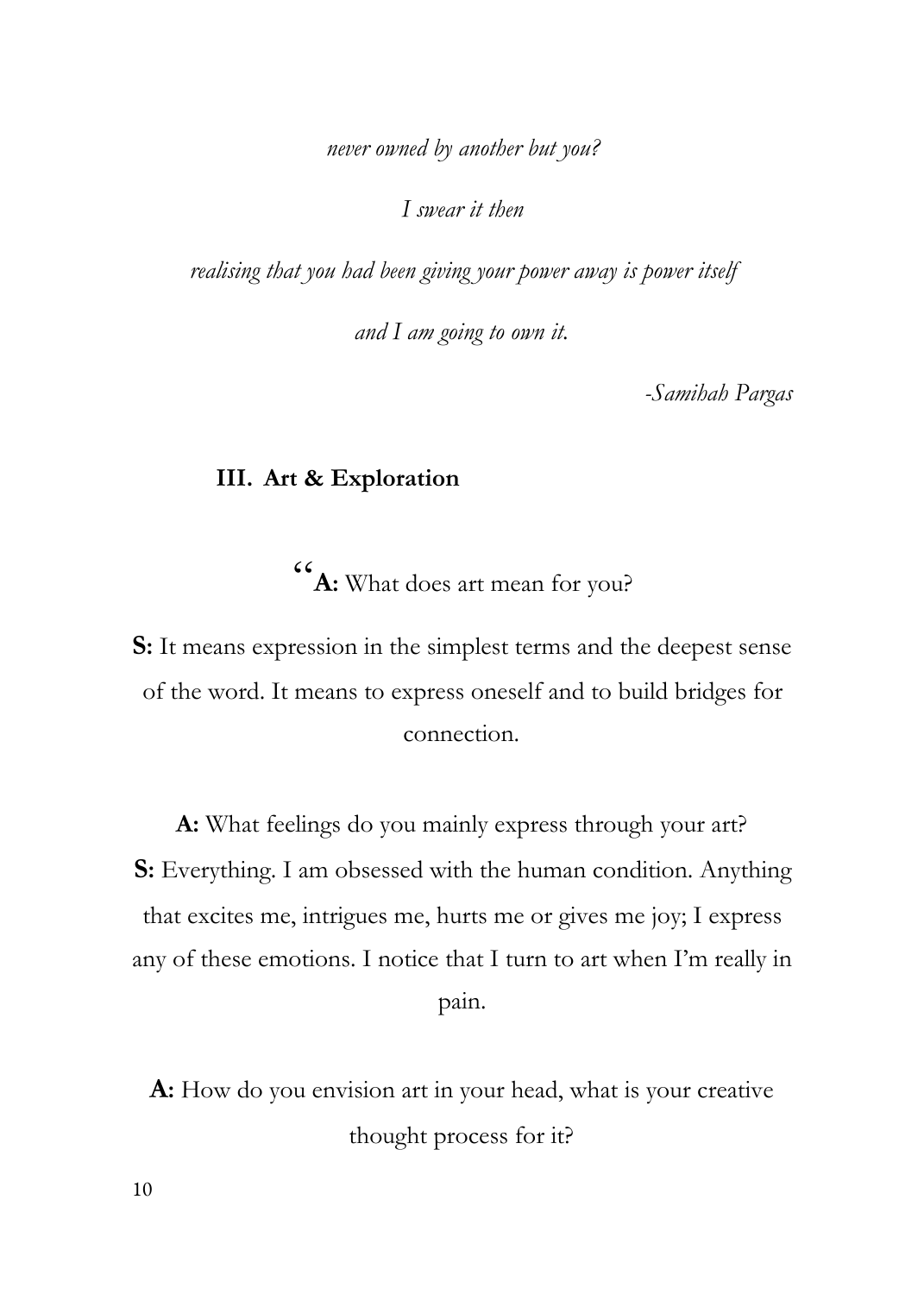*never owned by another but you?*

*I swear it then*

*realising that you had been giving your power away is power itself*

*and I am going to own it.*

*-Samihah Pargas*

## III. Art & Exploration

"**A:** What does art mean for you?

**S:** It means expression in the simplest terms and the deepest sense of the word. It means to express oneself and to build bridges for connection.

**A:** What feelings do you mainly express through your art?

**S:** Everything. I am obsessed with the human condition. Anything that excites me, intrigues me, hurts me or gives me joy; I express any of these emotions. I notice that I turn to art when I'm really in pain.

**A:** How do you envision art in your head, what is your creative thought process for it?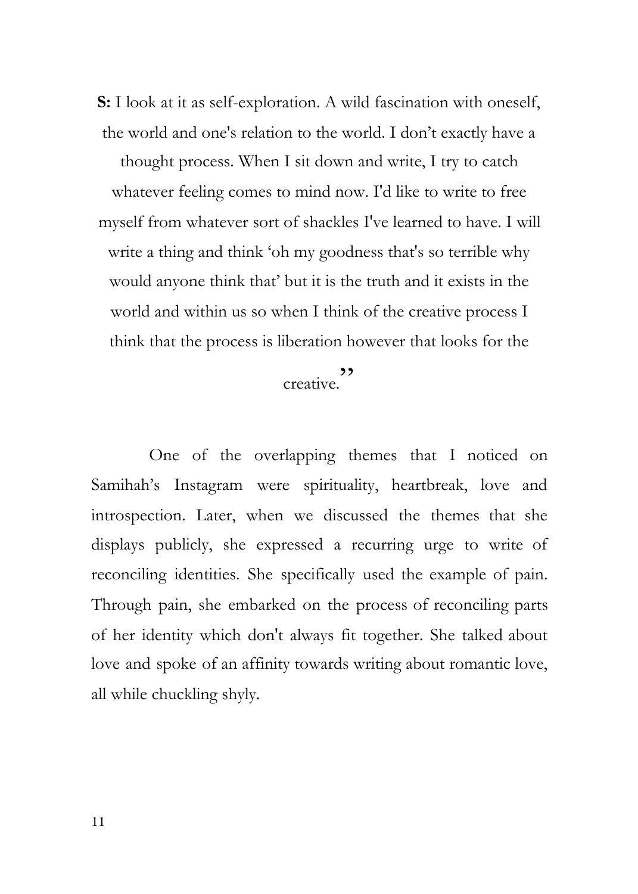**S:** I look at it as self-exploration. A wild fascination with oneself, the world and one's relation to the world. I don't exactly have a thought process. When I sit down and write, I try to catch whatever feeling comes to mind now. I'd like to write to free myself from whatever sort of shackles I've learned to have. I will write a thing and think 'oh my goodness that's so terrible why would anyone think that' but it is the truth and it exists in the world and within us so when I think of the creative process I think that the process is liberation however that looks for the creative."

One of the overlapping themes that I noticed on Samihah's Instagram were spirituality, heartbreak, love and introspection. Later, when we discussed the themes that she displays publicly, she expressed a recurring urge to write of reconciling identities. She specifically used the example of pain. Through pain, she embarked on the process of reconciling parts of her identity which don't always fit together. She talked about love and spoke of an affinity towards writing about romantic love, all while chuckling shyly.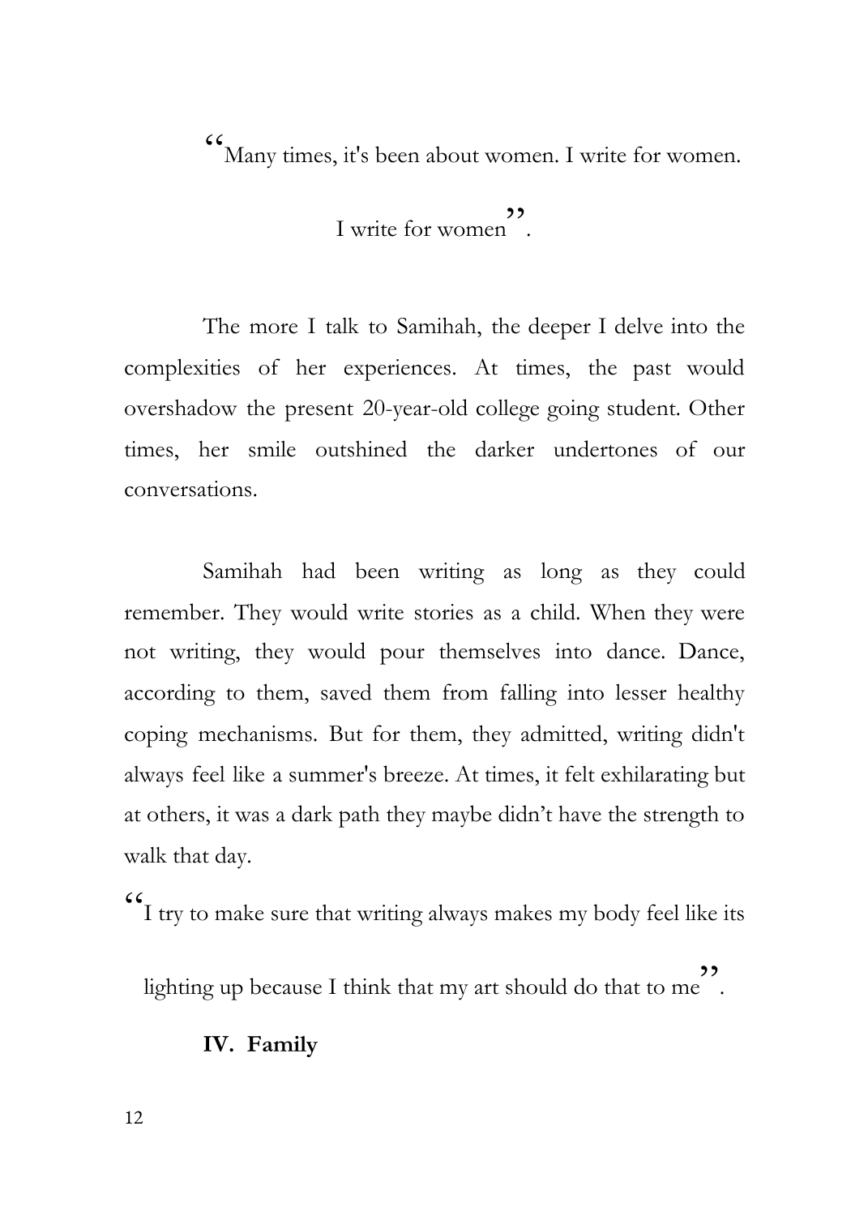"Many times, it's been about women. I write for women.

I write for women".

The more I talk to Samihah, the deeper I delve into the complexities of her experiences. At times, the past would overshadow the present 20-year-old college going student. Other times, her smile outshined the darker undertones of our conversations.

Samihah had been writing as long as they could remember. They would write stories as a child. When they were not writing, they would pour themselves into dance. Dance, according to them, saved them from falling into lesser healthy coping mechanisms. But for them, they admitted, writing didn't always feel like a summer's breeze. At times, it felt exhilarating but at others, it was a dark path they maybe didn't have the strength to walk that day.

"I try to make sure that writing always makes my body feel like its lighting up because I think that my art should do that to me".

## IV. Family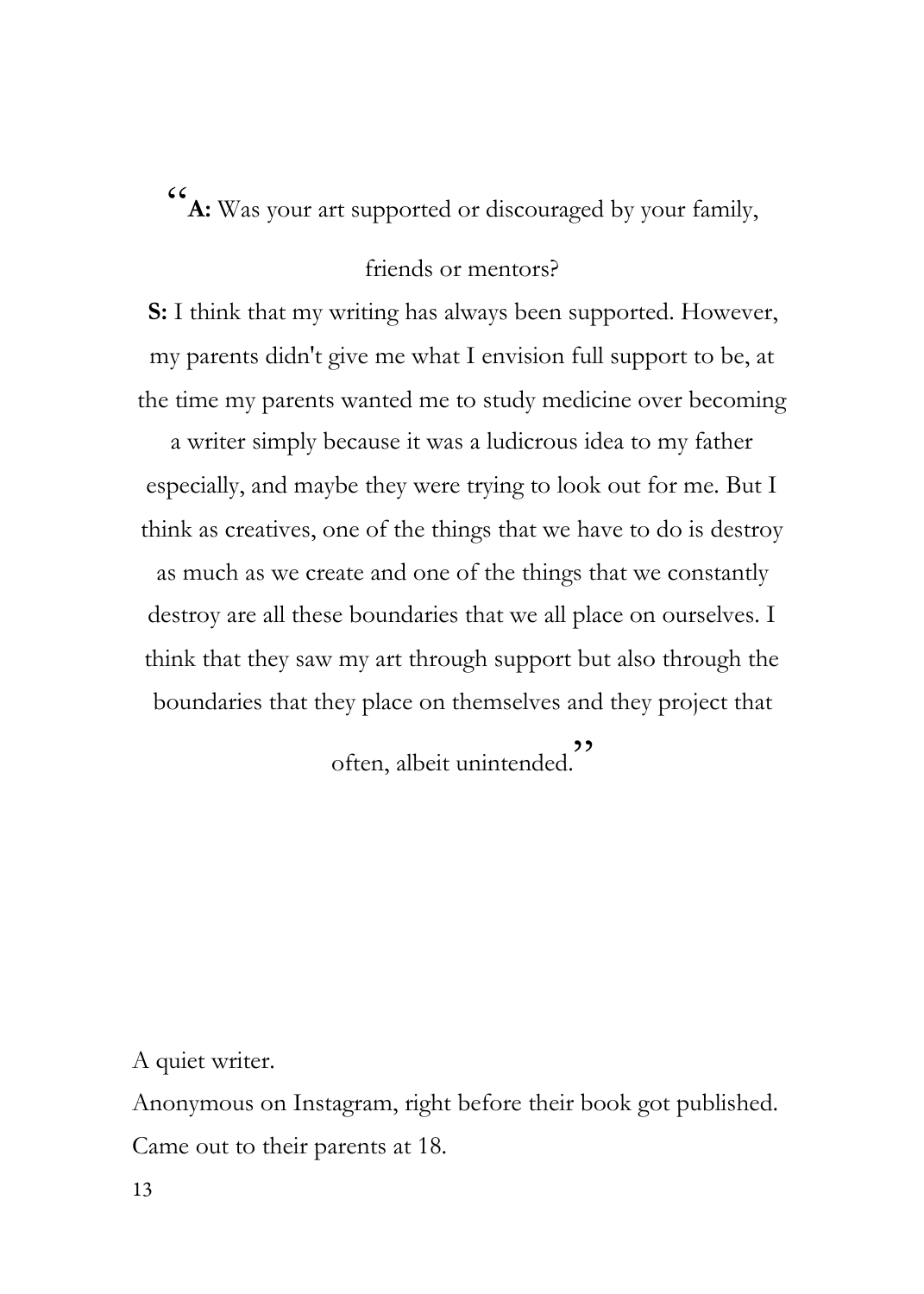"**A:** Was your art supported or discouraged by your family, friends or mentors?

**S:** I think that my writing has always been supported. However, my parents didn't give me what I envision full support to be, at the time my parents wanted me to study medicine over becoming a writer simply because it was a ludicrous idea to my father especially, and maybe they were trying to look out for me. But I think as creatives, one of the things that we have to do is destroy as much as we create and one of the things that we constantly destroy are all these boundaries that we all place on ourselves. I think that they saw my art through support but also through the boundaries that they place on themselves and they project that often, albeit unintended."

A quiet writer.

Anonymous on Instagram, right before their book got published.

Came out to their parents at 18.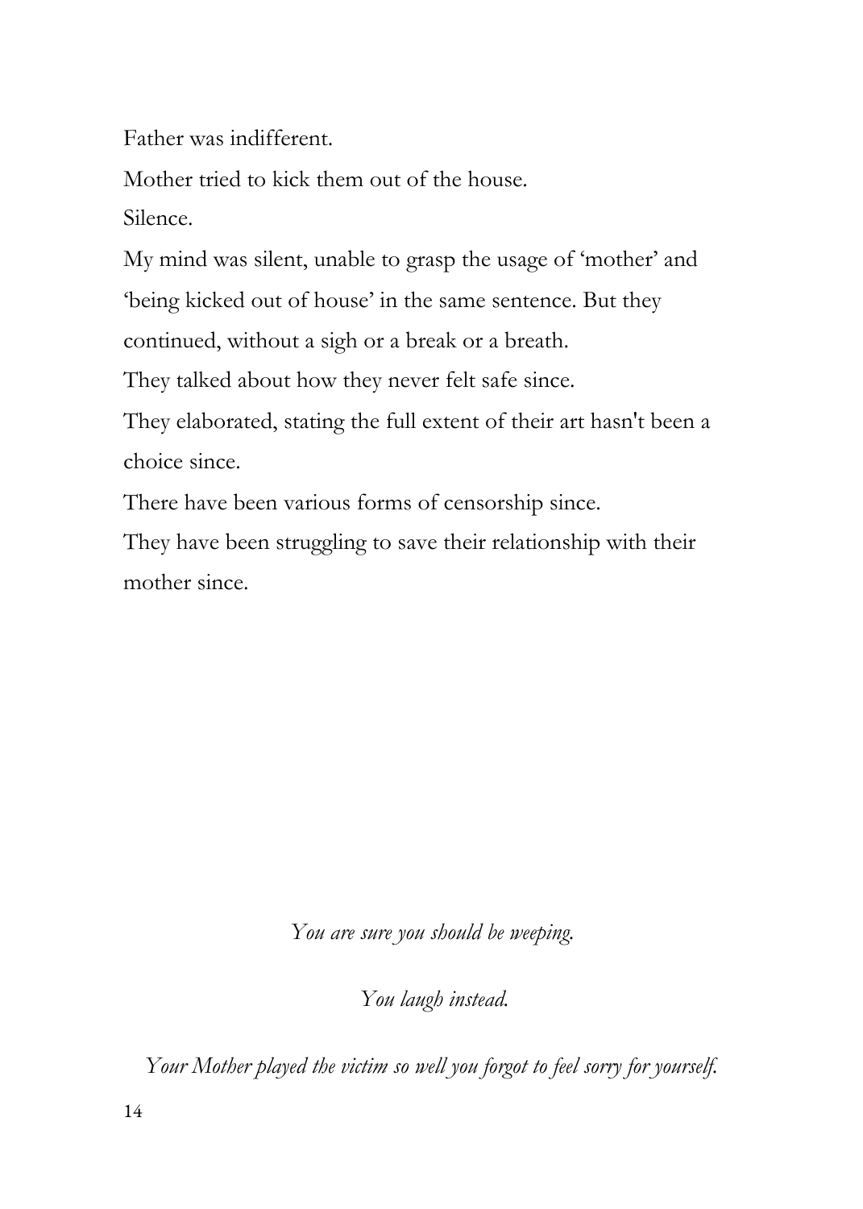Father was indifferent.

Mother tried to kick them out of the house.

Silence.

My mind was silent, unable to grasp the usage of 'mother' and 'being kicked out of house' in the same sentence. But they continued, without a sigh or a break or a breath.

They talked about how they never felt safe since.

They elaborated, stating the full extent of their art hasn't been a choice since.

There have been various forms of censorship since.

They have been struggling to save their relationship with their mother since.

*You are sure you should be weeping.*

*You laugh instead.*

*Your Mother played the victim so well you forgot to feel sorry for yourself.*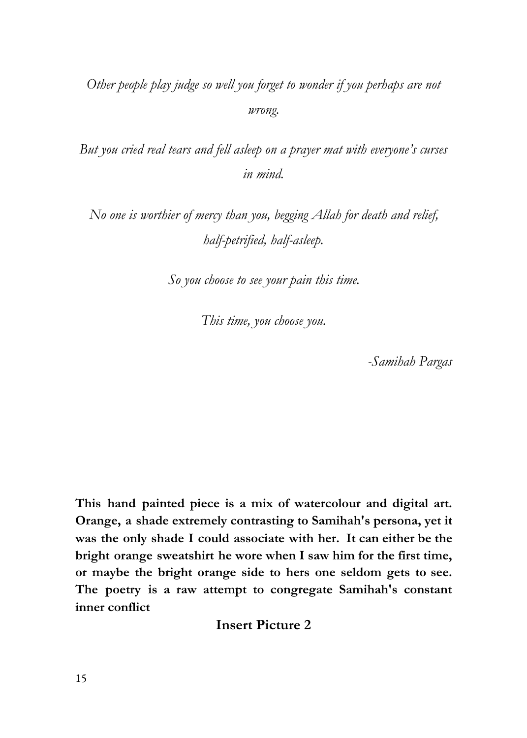*Other people play judge so well you forget to wonder if you perhaps are not wrong.*

*But you cried real tears and fell asleep on a prayer mat with everyone's curses in mind.*

*No one is worthier of mercy than you, begging Allah for death and relief, half-petrified, half-asleep.*

*So you choose to see your pain this time.*

*This time, you choose you.*

*-Samihah Pargas*

**This hand painted piece is a mix of watercolour and digital art. Orange, a shade extremely contrasting to Samihah's persona, yet it was the only shade I could associate with her. It can either be the bright orange sweatshirt he wore when I saw him for the first time, or maybe the bright orange side to hers one seldom gets to see. The poetry is a raw attempt to congregate Samihah's constant inner conflict**

**Insert Picture 2**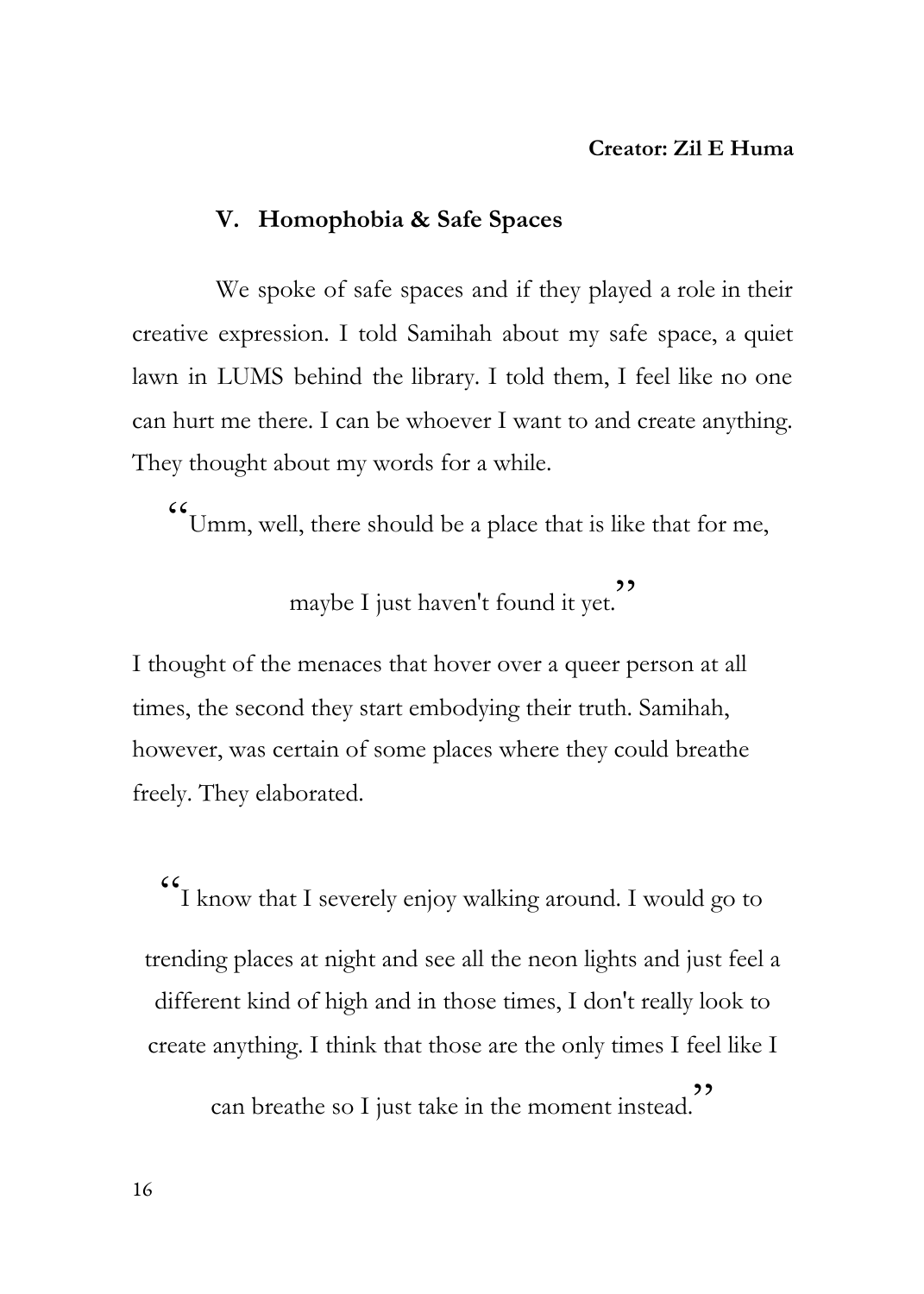**Creator: Zil E Huma**

## V. Homophobia & Safe Spaces

We spoke of safe spaces and if they played a role in their creative expression. I told Samihah about my safe space, a quiet lawn in LUMS behind the library. I told them, I feel like no one can hurt me there. I can be whoever I want to and create anything. They thought about my words for a while.

> "Umm, well, there should be a place that is like that for me, maybe I just haven't found it yet."

I thought of the menaces that hover over a queer person at all times, the second they start embodying their truth. Samihah, however, was certain of some places where they could breathe freely. They elaborated.

> "I know that I severely enjoy walking around. I would go to trending places at night and see all the neon lights and just feel a different kind of high and in those times, I don't really look to create anything. I think that those are the only times I feel like I can breathe so I just take in the moment instead."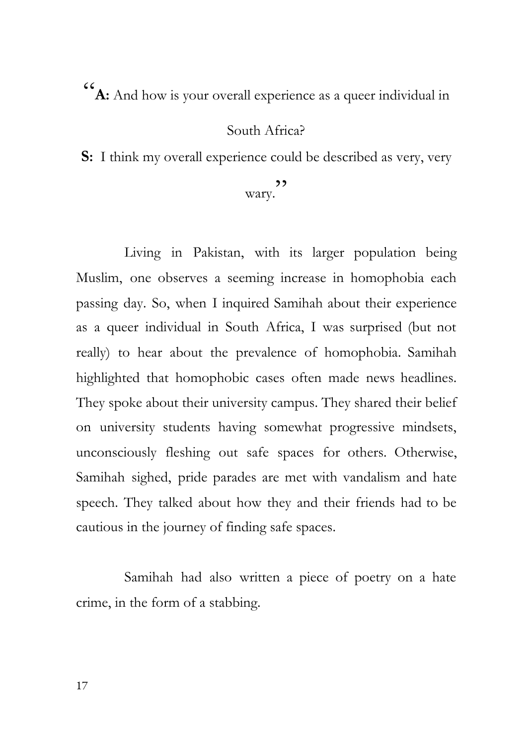"**A:** And how is your overall experience as a queer individual in South Africa?

**S:** I think my overall experience could be described as very, very wary."

Living in Pakistan, with its larger population being Muslim, one observes a seeming increase in homophobia each passing day. So, when I inquired Samihah about their experience as a queer individual in South Africa, I was surprised (but not really) to hear about the prevalence of homophobia. Samihah highlighted that homophobic cases often made news headlines. They spoke about their university campus. They shared their belief on university students having somewhat progressive mindsets, unconsciously fleshing out safe spaces for others. Otherwise, Samihah sighed, pride parades are met with vandalism and hate speech. They talked about how they and their friends had to be cautious in the journey of finding safe spaces.

Samihah had also written a piece of poetry on a hate crime, in the form of a stabbing.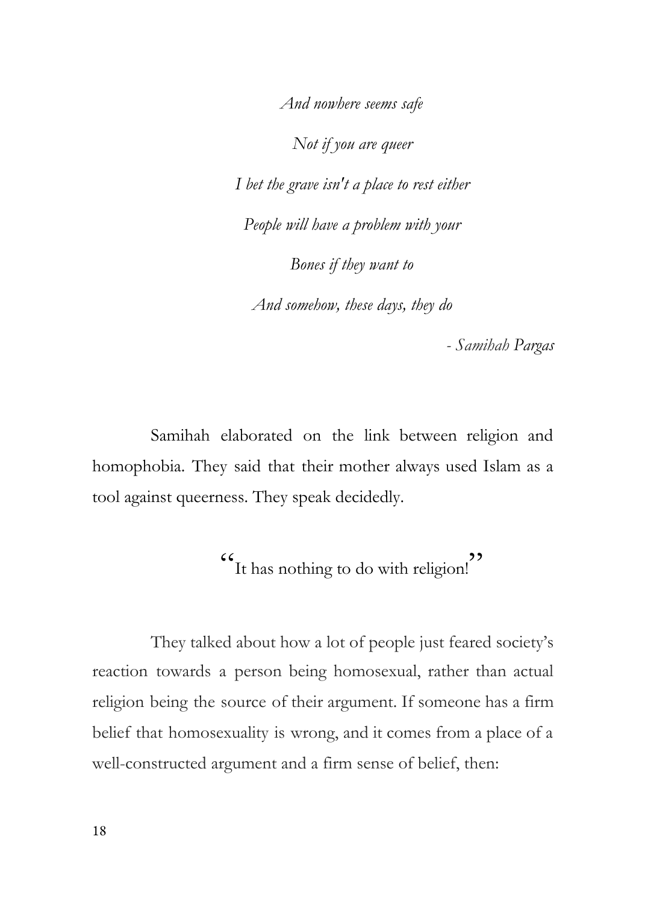*And nowhere seems safe*

*Not if you are queer*

*I bet the grave isn't a place to rest either*

*People will have a problem with your*

*Bones if they want to*

*And somehow, these days, they do*

*- Samihah Pargas*

Samihah elaborated on the link between religion and homophobia. They said that their mother always used Islam as a tool against queerness. They speak decidedly.

"It has nothing to do with religion!"

They talked about how a lot of people just feared society's reaction towards a person being homosexual, rather than actual religion being the source of their argument. If someone has a firm belief that homosexuality is wrong, and it comes from a place of a well-constructed argument and a firm sense of belief, then: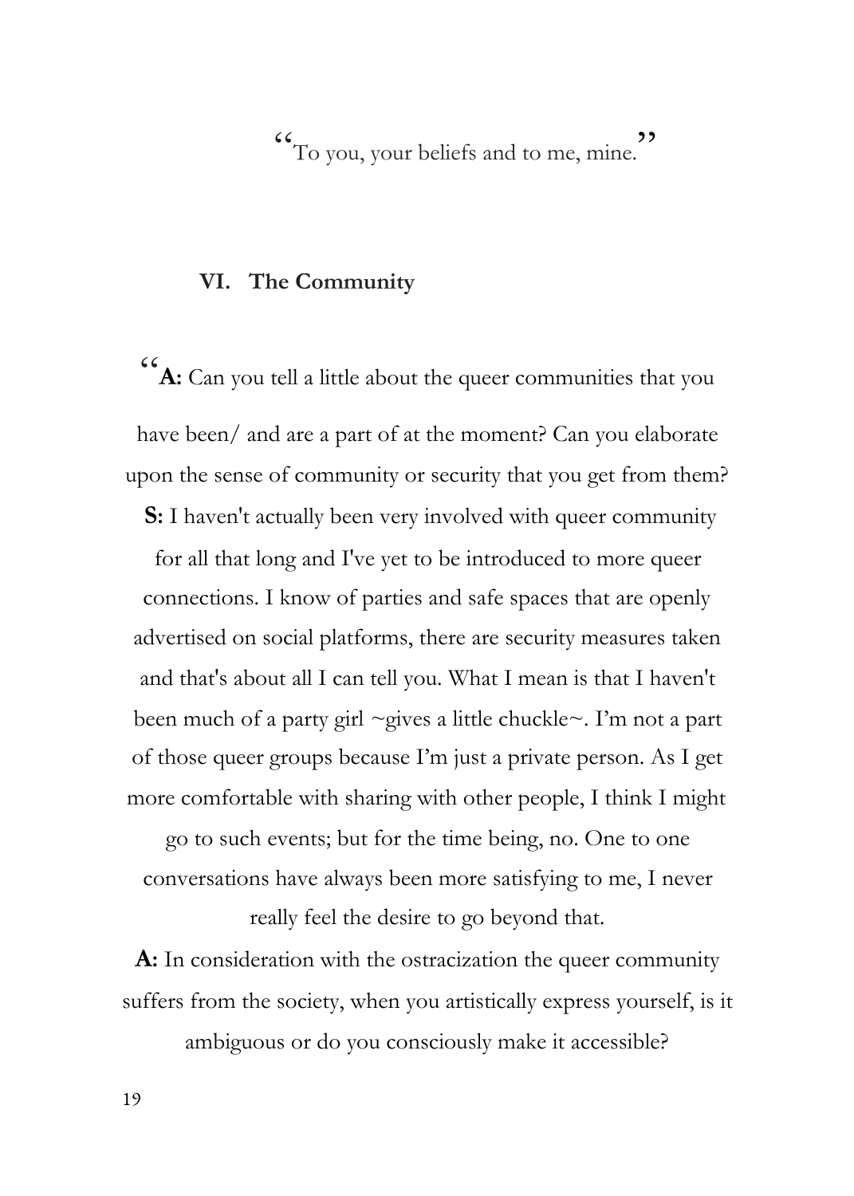"To you, your beliefs and to me, mine."

## VI. The Community

"**A:** Can you tell a little about the queer communities that you have been/ and are a part of at the moment? Can you elaborate upon the sense of community or security that you get from them?

**S:** I haven't actually been very involved with queer community for all that long and I've yet to be introduced to more queer connections. I know of parties and safe spaces that are openly advertised on social platforms, there are security measures taken and that's about all I can tell you. What I mean is that I haven't been much of a party girl ~gives a little chuckle~. I'm not a part of those queer groups because I'm just a private person. As I get more comfortable with sharing with other people, I think I might go to such events; but for the time being, no. One to one conversations have always been more satisfying to me, I never really feel the desire to go beyond that.

**A:** In consideration with the ostracization the queer community suffers from the society, when you artistically express yourself, is it ambiguous or do you consciously make it accessible?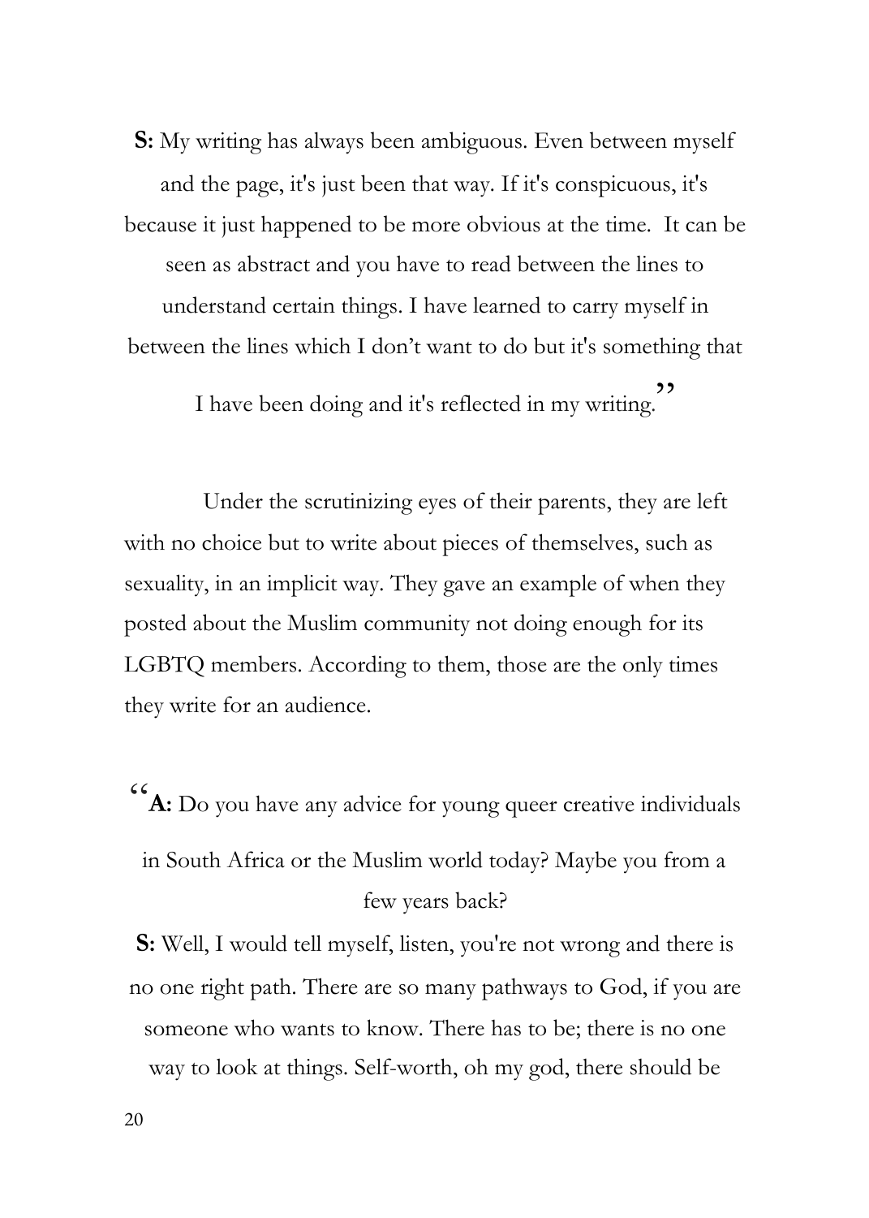**S:** My writing has always been ambiguous. Even between myself and the page, it's just been that way. If it's conspicuous, it's because it just happened to be more obvious at the time. It can be seen as abstract and you have to read between the lines to understand certain things. I have learned to carry myself in between the lines which I don't want to do but it's something that I have been doing and it's reflected in my writing."

Under the scrutinizing eyes of their parents, they are left with no choice but to write about pieces of themselves, such as sexuality, in an implicit way. They gave an example of when they posted about the Muslim community not doing enough for its LGBTQ members. According to them, those are the only times they write for an audience.

"**A:** Do you have any advice for young queer creative individuals in South Africa or the Muslim world today? Maybe you from a few years back?

**S:** Well, I would tell myself, listen, you're not wrong and there is no one right path. There are so many pathways to God, if you are someone who wants to know. There has to be; there is no one way to look at things. Self-worth, oh my god, there should be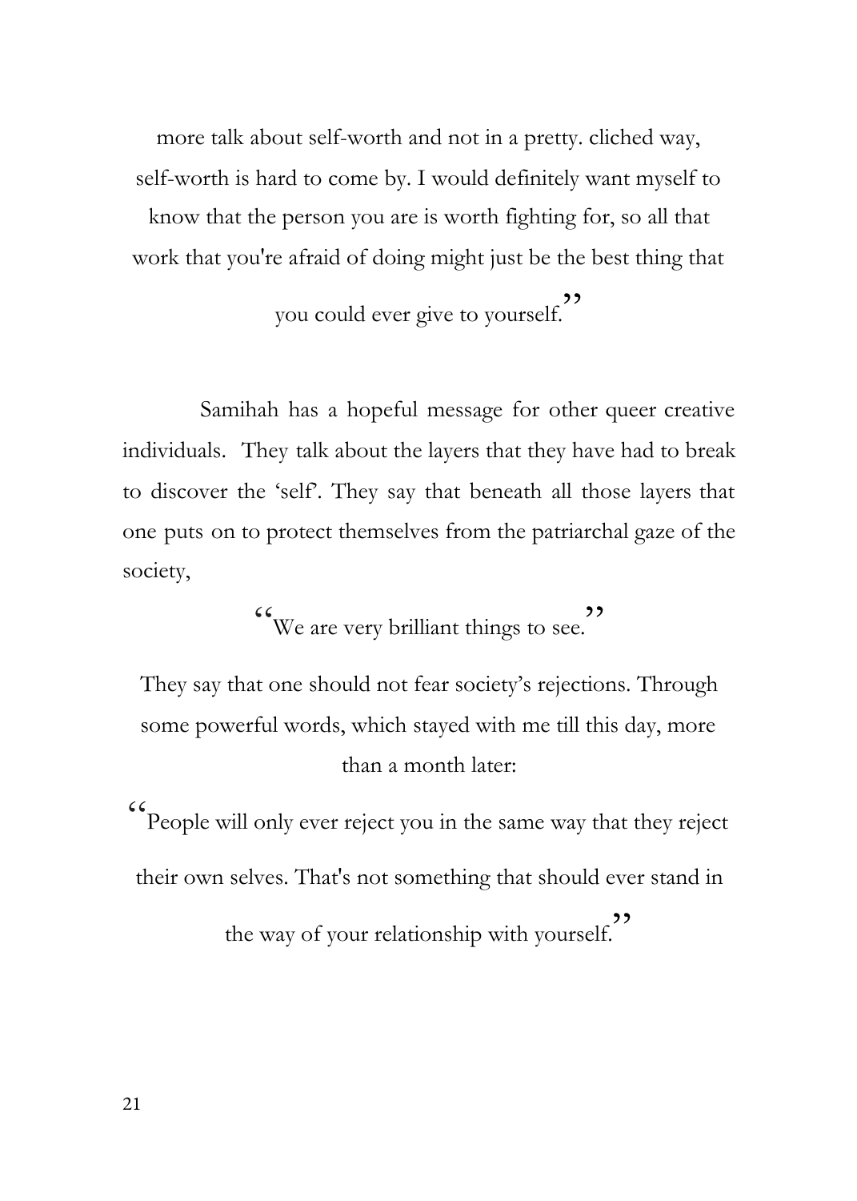more talk about self-worth and not in a pretty. cliched way, self-worth is hard to come by. I would definitely want myself to know that the person you are is worth fighting for, so all that work that you're afraid of doing might just be the best thing that you could ever give to yourself."

Samihah has a hopeful message for other queer creative individuals. They talk about the layers that they have had to break to discover the 'self'. They say that beneath all those layers that one puts on to protect themselves from the patriarchal gaze of the society,

"We are very brilliant things to see."

They say that one should not fear society's rejections. Through some powerful words, which stayed with me till this day, more than a month later:

"People will only ever reject you in the same way that they reject their own selves. That's not something that should ever stand in the way of your relationship with yourself."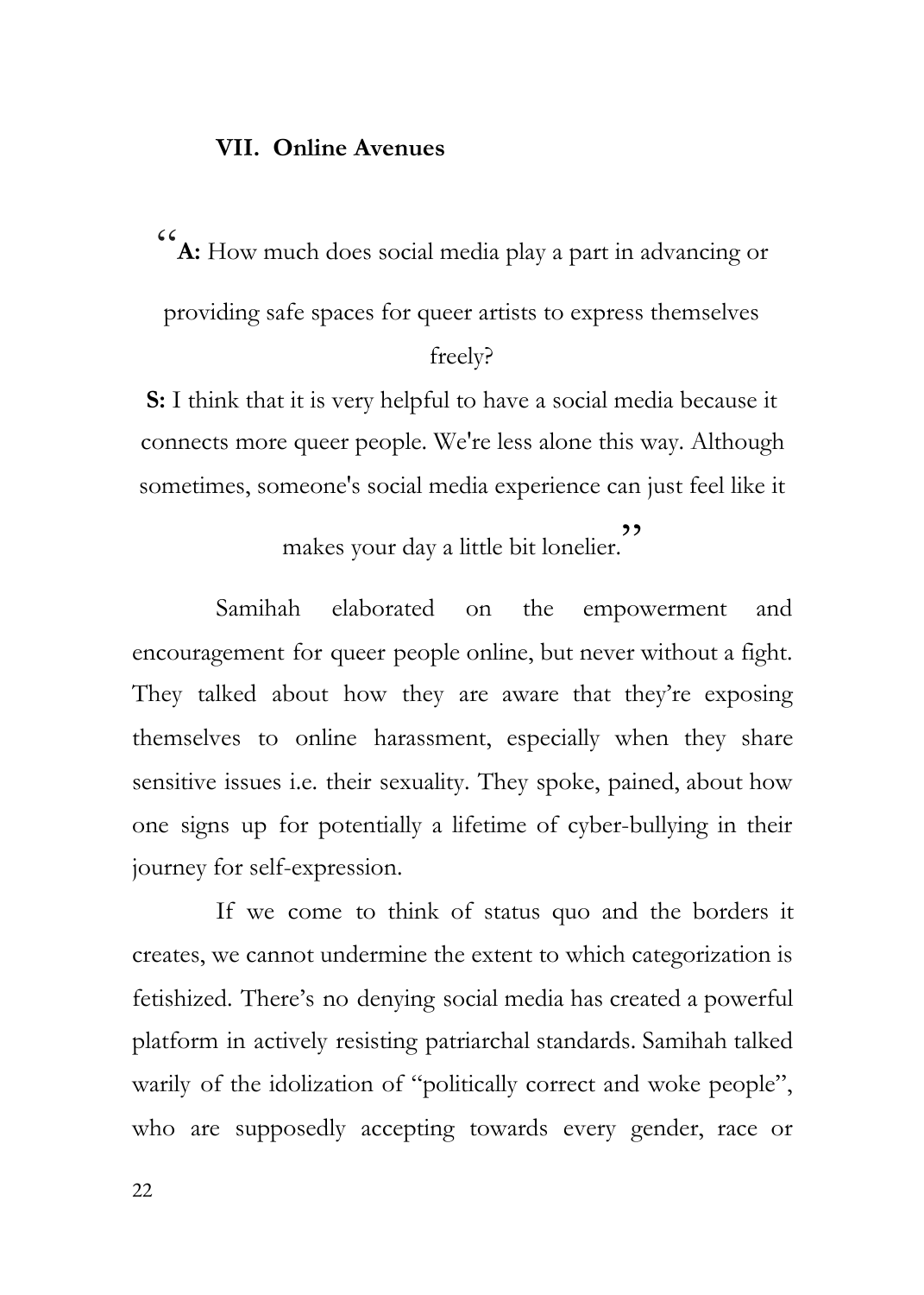## VII. Online Avenues

"**A:** How much does social media play a part in advancing or providing safe spaces for queer artists to express themselves freely?

**S:** I think that it is very helpful to have a social media because it connects more queer people. We're less alone this way. Although sometimes, someone's social media experience can just feel like it makes your day a little bit lonelier."

Samihah elaborated on the empowerment and encouragement for queer people online, but never without a fight. They talked about how they are aware that they're exposing themselves to online harassment, especially when they share sensitive issues i.e. their sexuality. They spoke, pained, about how one signs up for potentially a lifetime of cyber-bullying in their journey for self-expression.

If we come to think of status quo and the borders it creates, we cannot undermine the extent to which categorization is fetishized. There's no denying social media has created a powerful platform in actively resisting patriarchal standards. Samihah talked warily of the idolization of "politically correct and woke people", who are supposedly accepting towards every gender, race or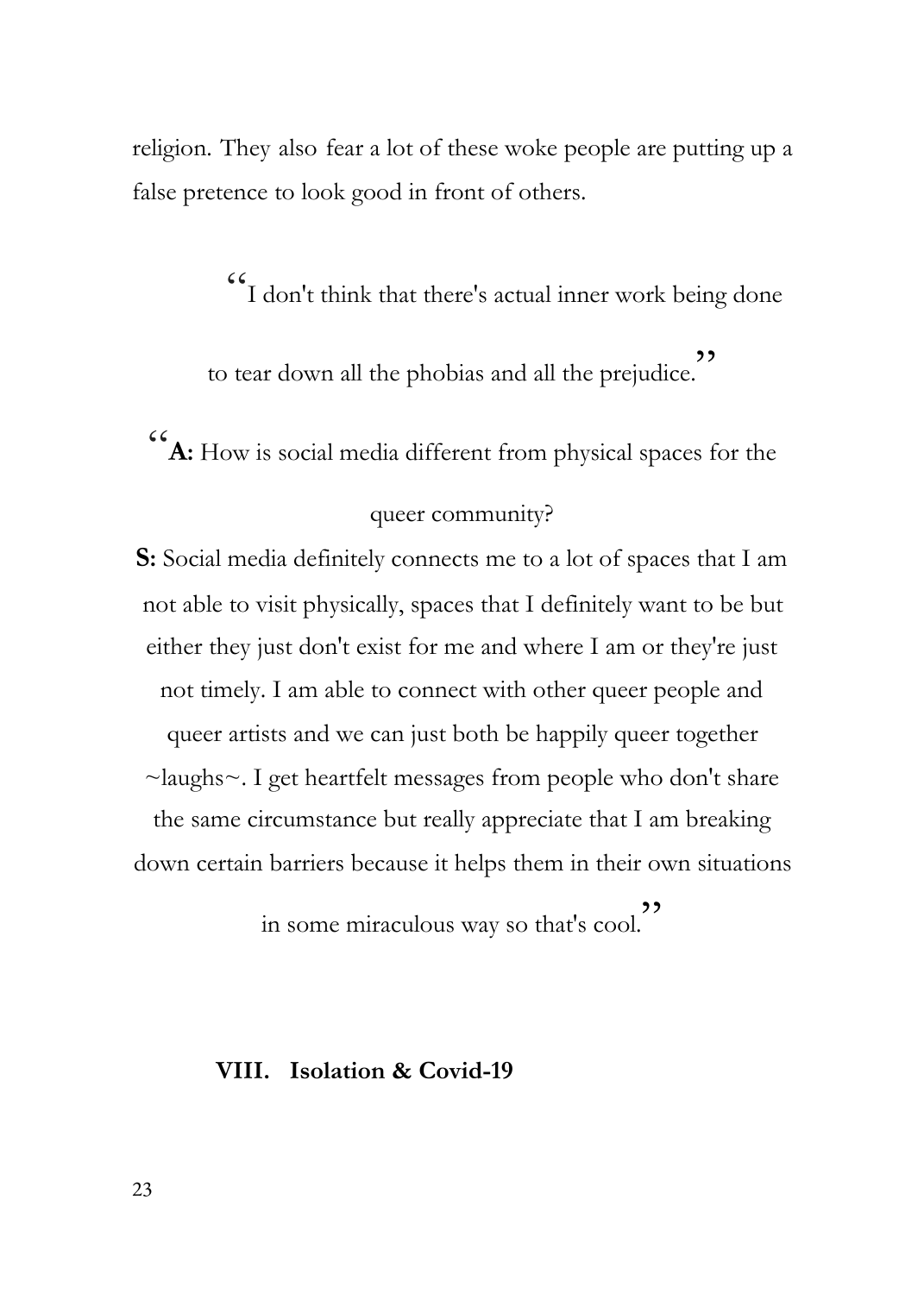religion. They also fear a lot of these woke people are putting up a false pretence to look good in front of others.

"I don't think that there's actual inner work being done to tear down all the phobias and all the prejudice."

"**A:** How is social media different from physical spaces for the queer community?

**S:** Social media definitely connects me to a lot of spaces that I am not able to visit physically, spaces that I definitely want to be but either they just don't exist for me and where I am or they're just not timely. I am able to connect with other queer people and queer artists and we can just both be happily queer together ~laughs~. I get heartfelt messages from people who don't share the same circumstance but really appreciate that I am breaking down certain barriers because it helps them in their own situations in some miraculous way so that's cool."

## VIII. Isolation & Covid-19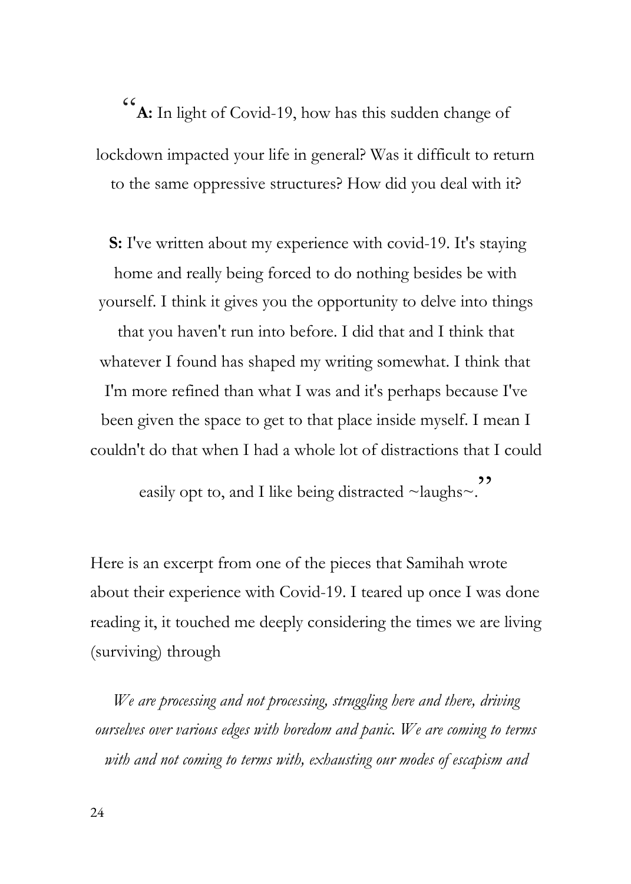"**A:** In light of Covid-19, how has this sudden change of lockdown impacted your life in general? Was it difficult to return to the same oppressive structures? How did you deal with it?

**S:** I've written about my experience with covid-19. It's staying home and really being forced to do nothing besides be with yourself. I think it gives you the opportunity to delve into things that you haven't run into before. I did that and I think that whatever I found has shaped my writing somewhat. I think that I'm more refined than what I was and it's perhaps because I've been given the space to get to that place inside myself. I mean I couldn't do that when I had a whole lot of distractions that I could easily opt to, and I like being distracted ~laughs~."

Here is an excerpt from one of the pieces that Samihah wrote about their experience with Covid-19. I teared up once I was done reading it, it touched me deeply considering the times we are living (surviving) through

*We are processing and not processing, struggling here and there, driving ourselves over various edges with boredom and panic. We are coming to terms with and not coming to terms with, exhausting our modes of escapism and*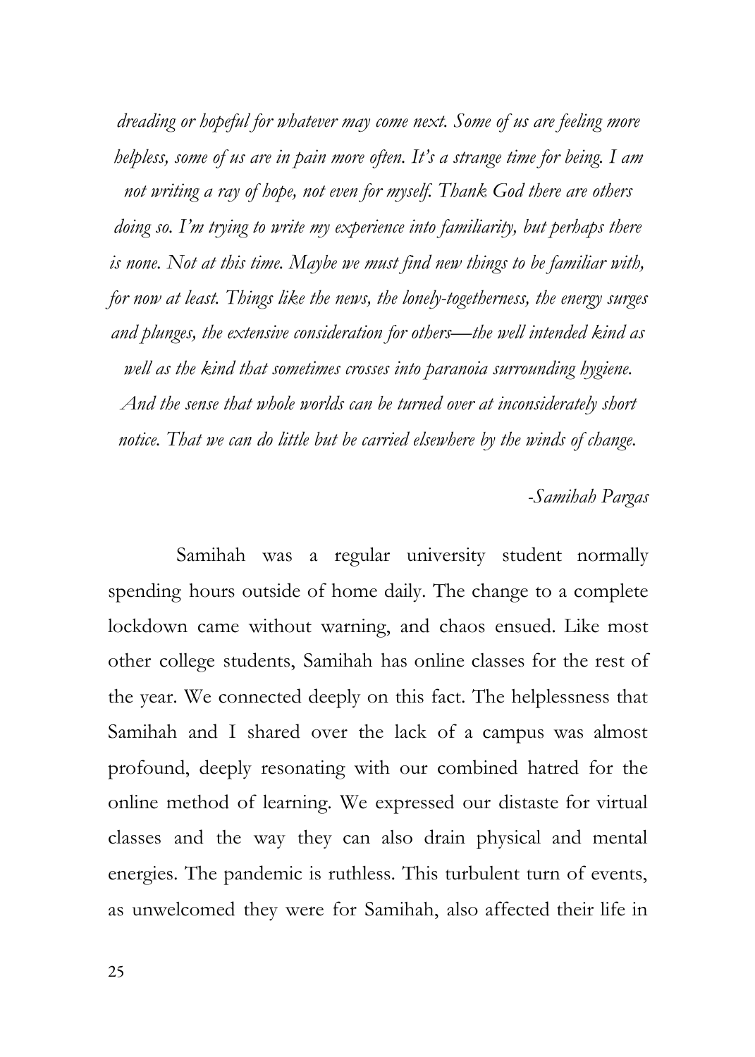*dreading or hopeful for whatever may come next. Some of us are feeling more helpless, some of us are in pain more often. It's a strange time for being. I am not writing a ray of hope, not even for myself. Thank God there are others doing so. I'm trying to write my experience into familiarity, but perhaps there is none. Not at this time. Maybe we must find new things to be familiar with, for now at least. Things like the news, the lonely-togetherness, the energy surges and plunges, the extensive consideration for others—the well intended kind as well as the kind that sometimes crosses into paranoia surrounding hygiene. And the sense that whole worlds can be turned over at inconsiderately short notice. That we can do little but be carried elsewhere by the winds of change.*

*-Samihah Pargas*

Samihah was a regular university student normally spending hours outside of home daily. The change to a complete lockdown came without warning, and chaos ensued. Like most other college students, Samihah has online classes for the rest of the year. We connected deeply on this fact. The helplessness that Samihah and I shared over the lack of a campus was almost profound, deeply resonating with our combined hatred for the online method of learning. We expressed our distaste for virtual classes and the way they can also drain physical and mental energies. The pandemic is ruthless. This turbulent turn of events, as unwelcomed they were for Samihah, also affected their life in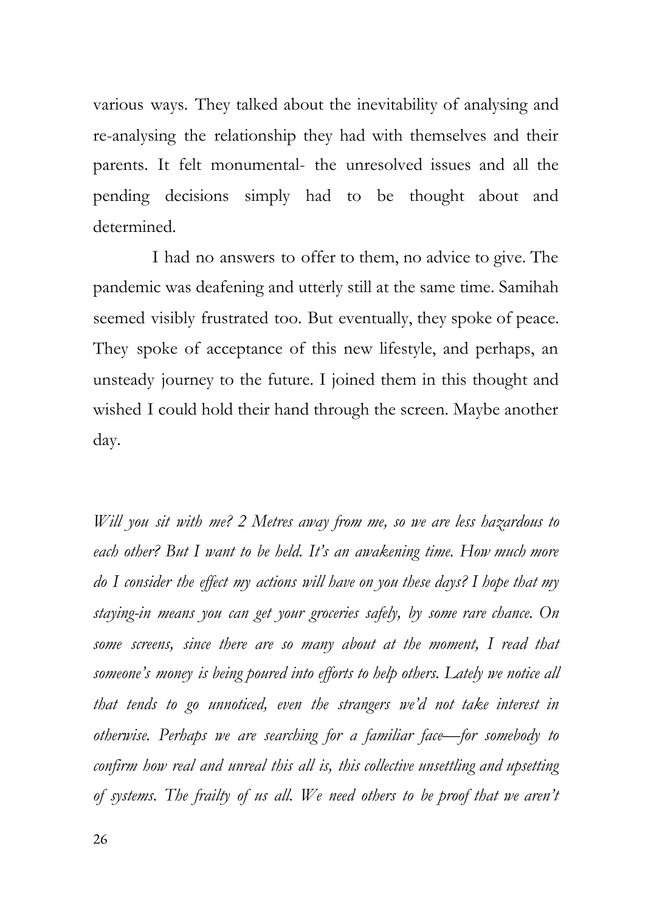various ways. They talked about the inevitability of analysing and re-analysing the relationship they had with themselves and their parents. It felt monumental- the unresolved issues and all the pending decisions simply had to be thought about and determined.

I had no answers to offer to them, no advice to give. The pandemic was deafening and utterly still at the same time. Samihah seemed visibly frustrated too. But eventually, they spoke of peace. They spoke of acceptance of this new lifestyle, and perhaps, an unsteady journey to the future. I joined them in this thought and wished I could hold their hand through the screen. Maybe another day.

*Will you sit with me? 2 Metres away from me, so we are less hazardous to each other? But I want to be held. It's an awakening time. How much more do I consider the effect my actions will have on you these days? I hope that my staying-in means you can get your groceries safely, by some rare chance. On some screens, since there are so many about at the moment, I read that someone's money is being poured into efforts to help others. Lately we notice all that tends to go unnoticed, even the strangers we'd not take interest in otherwise. Perhaps we are searching for a familiar face—for somebody to confirm how real and unreal this all is, this collective unsettling and upsetting of systems. The frailty of us all. We need others to be proof that we aren't*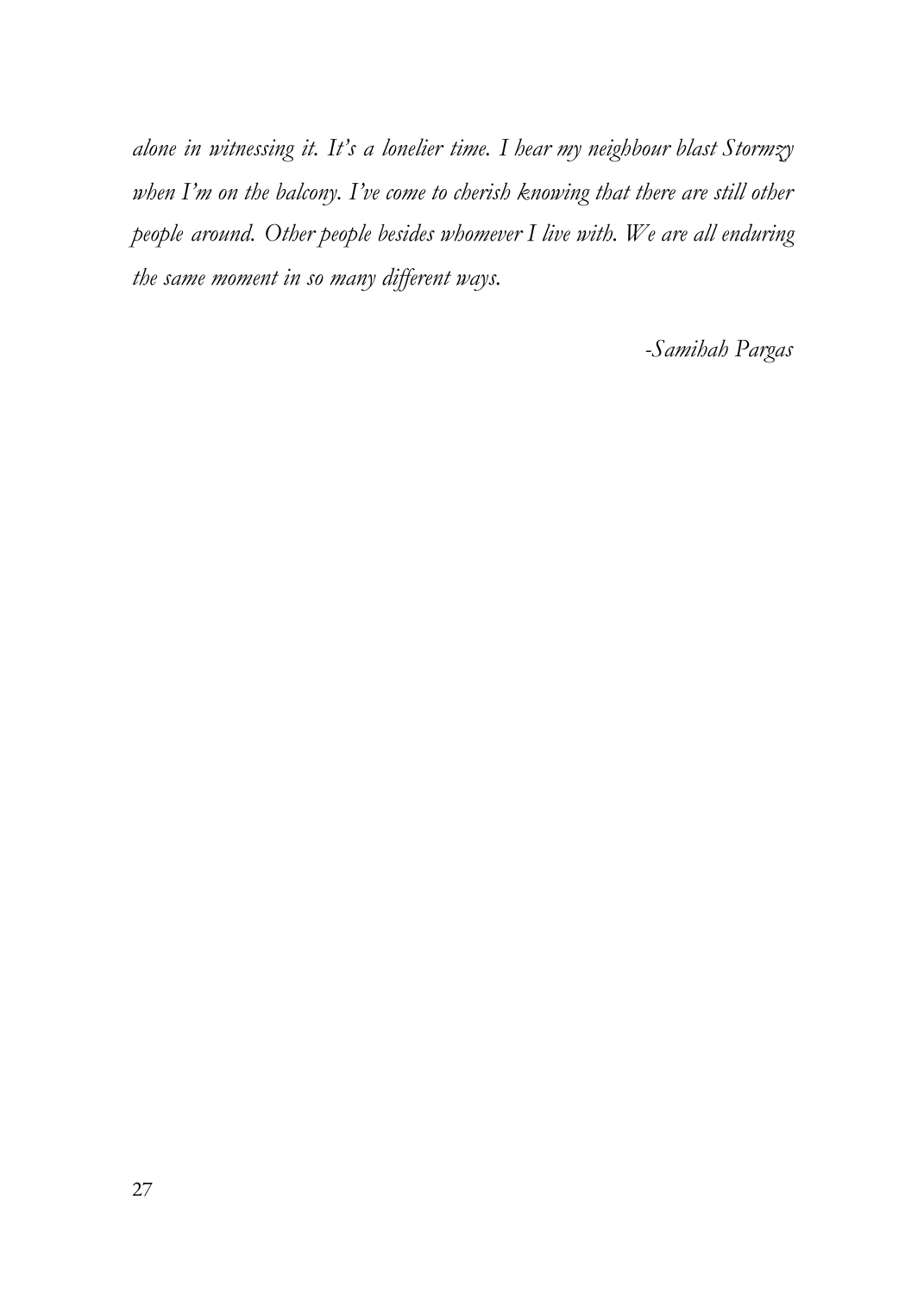*alone in witnessing it. It's a lonelier time. I hear my neighbour blast Stormzy when I'm on the balcony. I've come to cherish knowing that there are still other people around. Other people besides whomever I live with. We are all enduring the same moment in so many different ways.*

*-Samihah Pargas*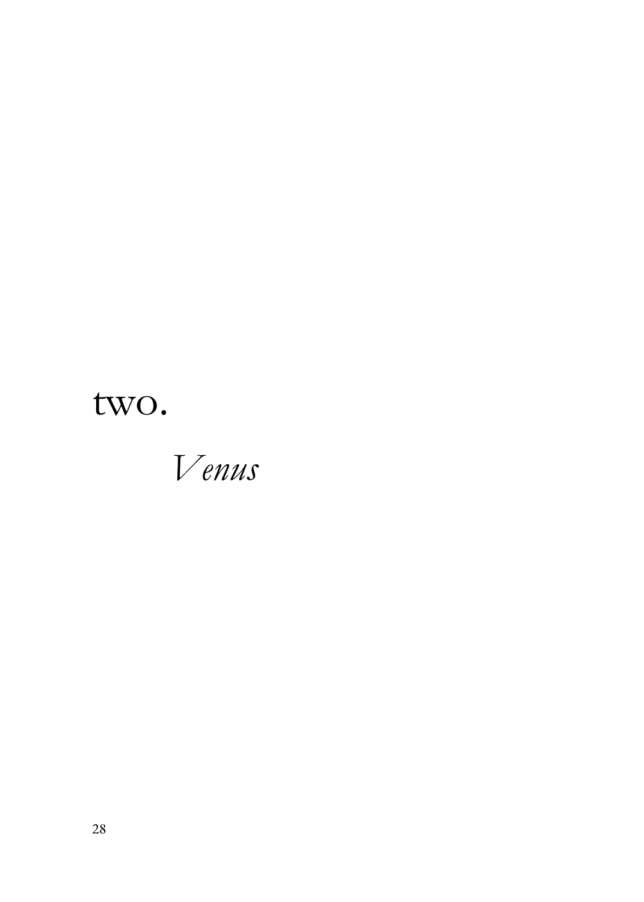# two.

## *Venus*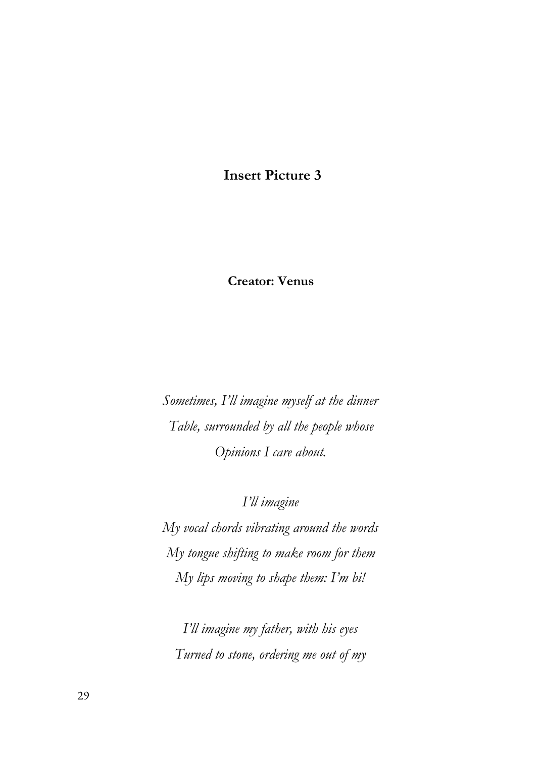**Insert Picture 3**

**Creator: Venus**

*Sometimes, I'll imagine myself at the dinner*
*Table, surrounded by all the people whose*
*Opinions I care about.*

*I'll imagine*
*My vocal chords vibrating around the words*
*My tongue shifting to make room for them*
*My lips moving to shape them: I'm bi!*

*I'll imagine my father, with his eyes*
*Turned to stone, ordering me out of my*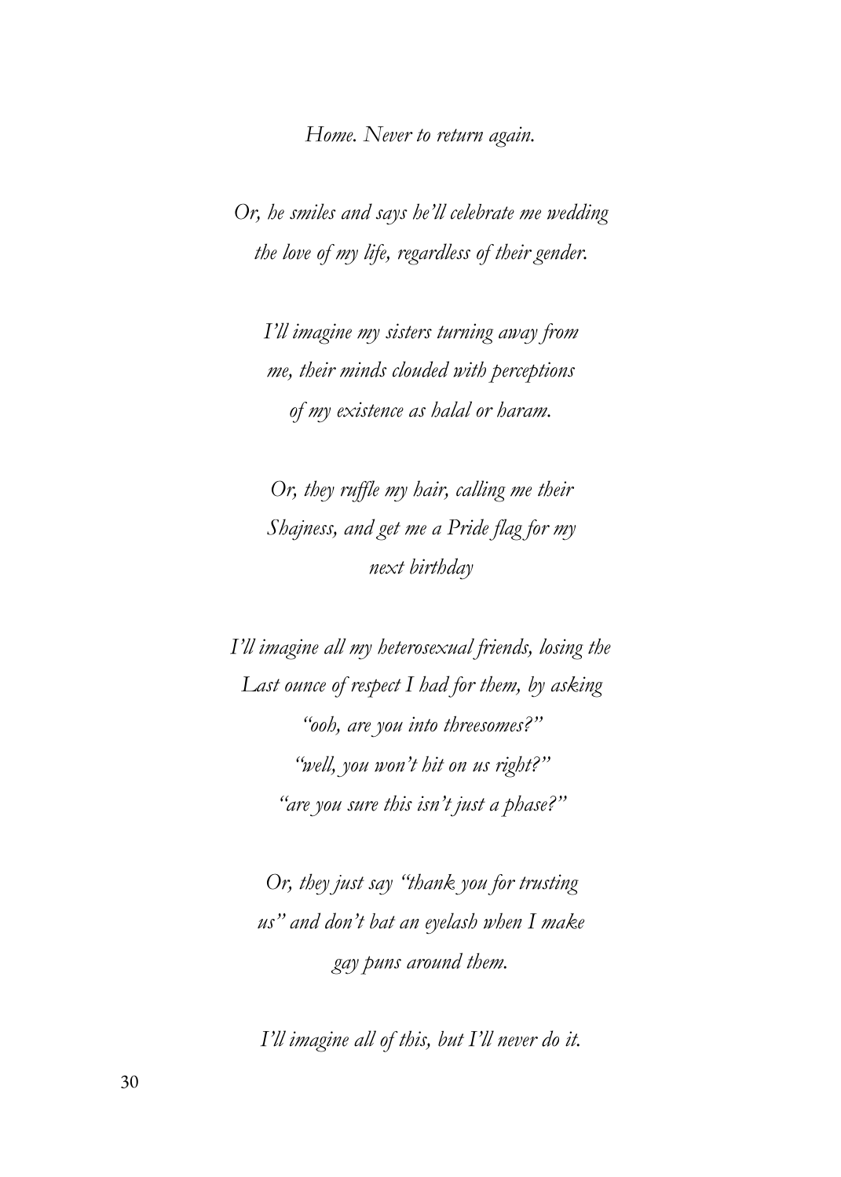*Home. Never to return again.*

*Or, he smiles and says he'll celebrate me wedding*
*the love of my life, regardless of their gender.*

*I'll imagine my sisters turning away from*
*me, their minds clouded with perceptions*
*of my existence as halal or haram.*

*Or, they ruffle my hair, calling me their*
*Shajness, and get me a Pride flag for my*
*next birthday*

*I'll imagine all my heterosexual friends, losing the*
*Last ounce of respect I had for them, by asking*
*"ooh, are you into threesomes?"*
*"well, you won't hit on us right?"*
*"are you sure this isn't just a phase?"*

*Or, they just say "thank you for trusting*
*us" and don't bat an eyelash when I make*
*gay puns around them.*

*I'll imagine all of this, but I'll never do it.*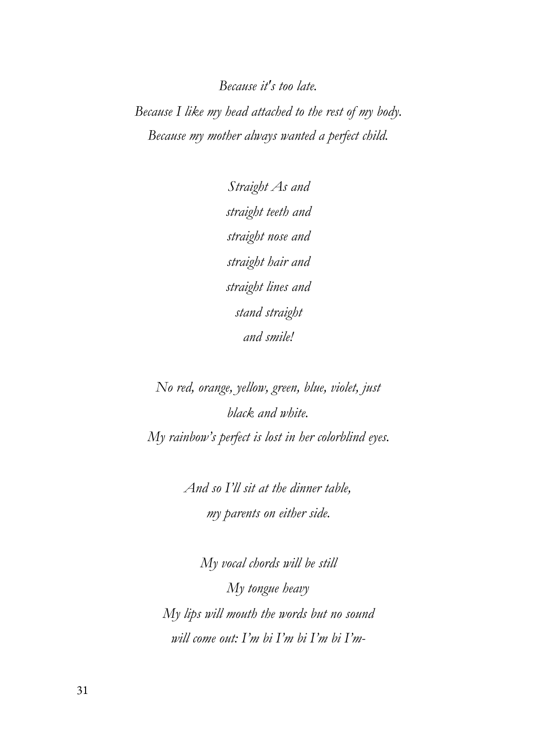*Because it's too late.*
*Because I like my head attached to the rest of my body.*
*Because my mother always wanted a perfect child.*

*Straight As and*
*straight teeth and*
*straight nose and*
*straight hair and*
*straight lines and*
*stand straight*
*and smile!*

*No red, orange, yellow, green, blue, violet, just*
*black and white.*
*My rainbow's perfect is lost in her colorblind eyes.*

*And so I'll sit at the dinner table,*
*my parents on either side.*

*My vocal chords will be still*
*My tongue heavy*
*My lips will mouth the words but no sound*
*will come out: I'm bi I'm bi I'm bi I'm-*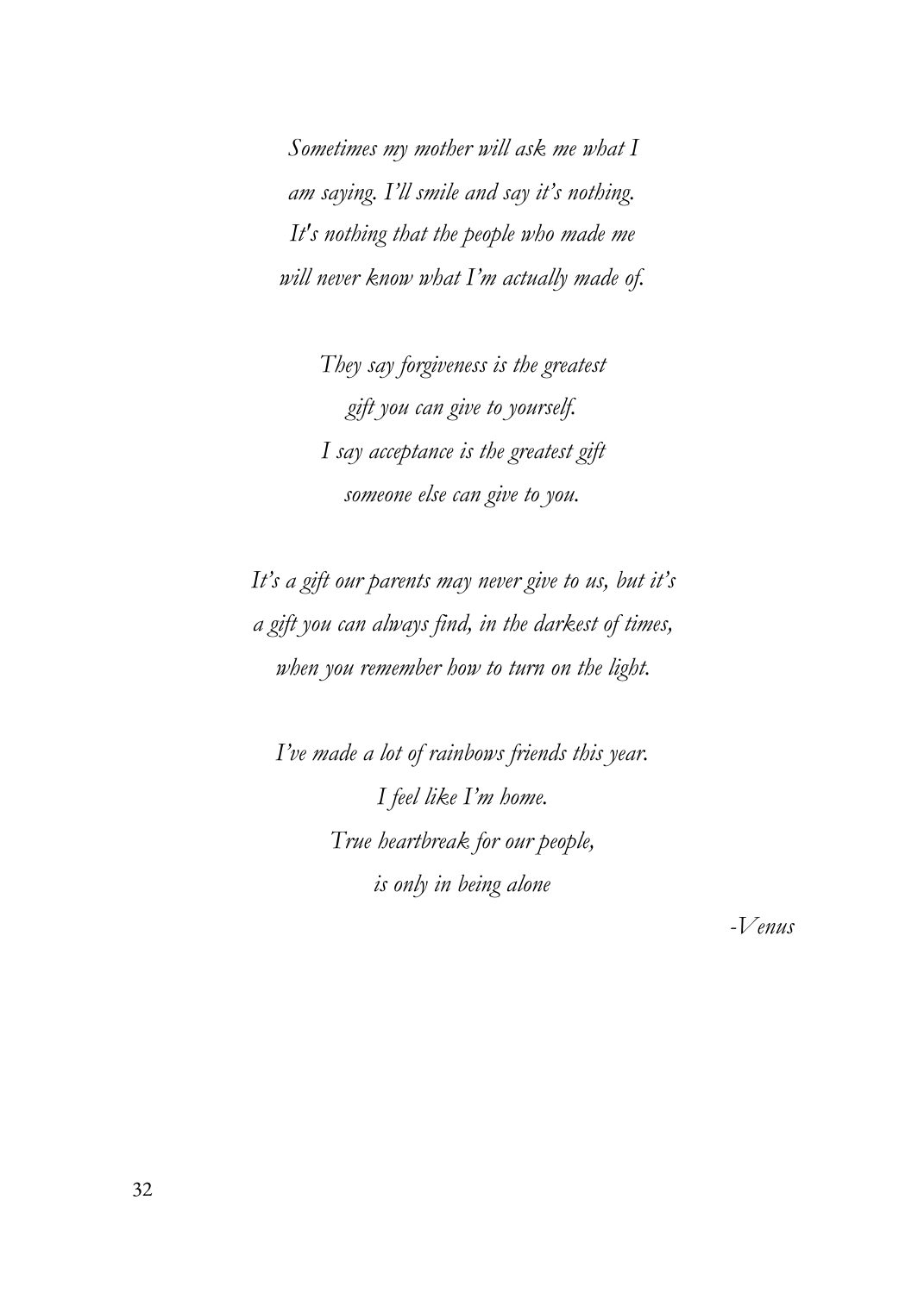*Sometimes my mother will ask me what I*
*am saying. I'll smile and say it's nothing.*
*It's nothing that the people who made me*
*will never know what I'm actually made of.*

*They say forgiveness is the greatest*
*gift you can give to yourself.*
*I say acceptance is the greatest gift*
*someone else can give to you.*

*It's a gift our parents may never give to us, but it's*
*a gift you can always find, in the darkest of times,*
*when you remember how to turn on the light.*

*I've made a lot of rainbows friends this year.*
*I feel like I'm home.*
*True heartbreak for our people,*
*is only in being alone*

*-Venus*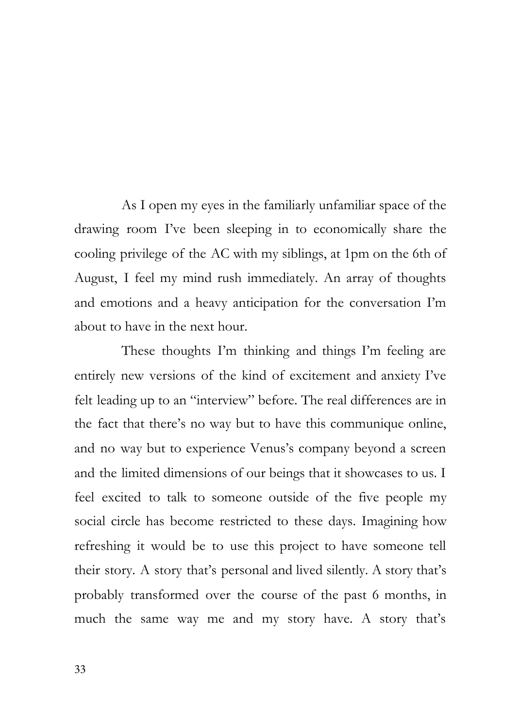As I open my eyes in the familiarly unfamiliar space of the drawing room I've been sleeping in to economically share the cooling privilege of the AC with my siblings, at 1pm on the 6th of August, I feel my mind rush immediately. An array of thoughts and emotions and a heavy anticipation for the conversation I'm about to have in the next hour.

These thoughts I'm thinking and things I'm feeling are entirely new versions of the kind of excitement and anxiety I've felt leading up to an "interview" before. The real differences are in the fact that there's no way but to have this communique online, and no way but to experience Venus's company beyond a screen and the limited dimensions of our beings that it showcases to us. I feel excited to talk to someone outside of the five people my social circle has become restricted to these days. Imagining how refreshing it would be to use this project to have someone tell their story. A story that's personal and lived silently. A story that's probably transformed over the course of the past 6 months, in much the same way me and my story have. A story that's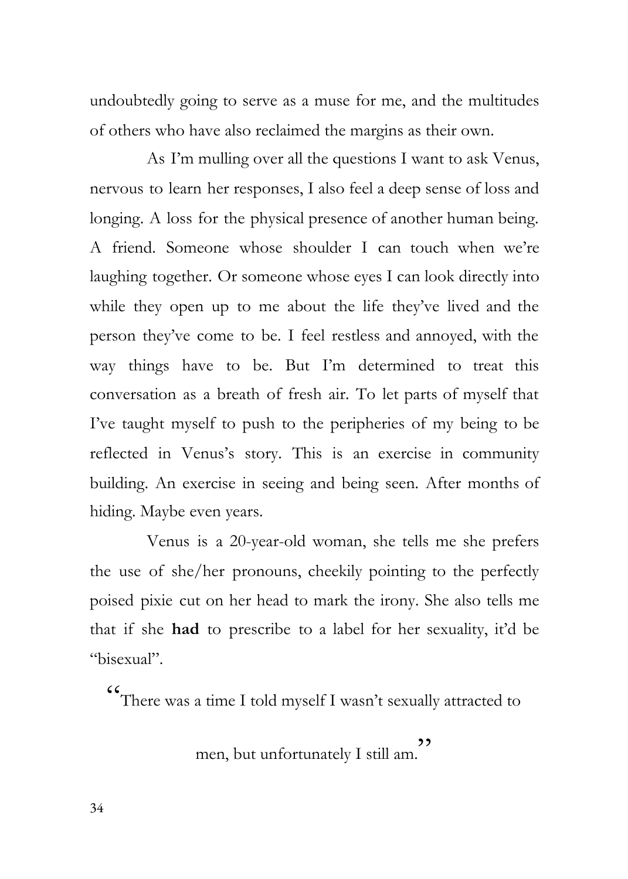undoubtedly going to serve as a muse for me, and the multitudes of others who have also reclaimed the margins as their own.

As I'm mulling over all the questions I want to ask Venus, nervous to learn her responses, I also feel a deep sense of loss and longing. A loss for the physical presence of another human being. A friend. Someone whose shoulder I can touch when we're laughing together. Or someone whose eyes I can look directly into while they open up to me about the life they've lived and the person they've come to be. I feel restless and annoyed, with the way things have to be. But I'm determined to treat this conversation as a breath of fresh air. To let parts of myself that I've taught myself to push to the peripheries of my being to be reflected in Venus's story. This is an exercise in community building. An exercise in seeing and being seen. After months of hiding. Maybe even years.

Venus is a 20-year-old woman, she tells me she prefers the use of she/her pronouns, cheekily pointing to the perfectly poised pixie cut on her head to mark the irony. She also tells me that if she **had** to prescribe to a label for her sexuality, it'd be "bisexual".

> "There was a time I told myself I wasn't sexually attracted to men, but unfortunately I still am."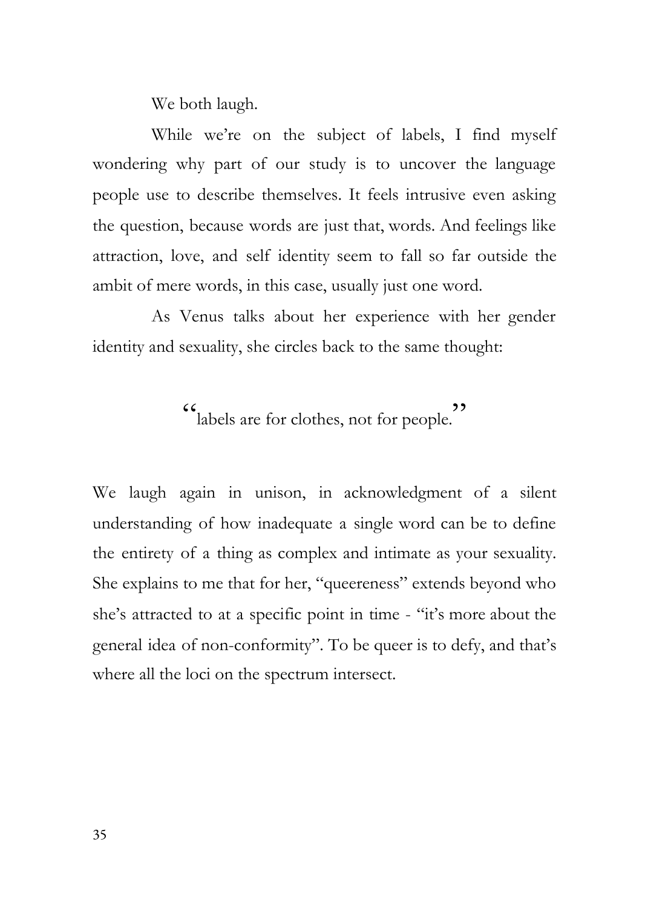We both laugh.

While we're on the subject of labels, I find myself wondering why part of our study is to uncover the language people use to describe themselves. It feels intrusive even asking the question, because words are just that, words. And feelings like attraction, love, and self identity seem to fall so far outside the ambit of mere words, in this case, usually just one word.

As Venus talks about her experience with her gender identity and sexuality, she circles back to the same thought:

> "labels are for clothes, not for people."

We laugh again in unison, in acknowledgment of a silent understanding of how inadequate a single word can be to define the entirety of a thing as complex and intimate as your sexuality. She explains to me that for her, "queereness" extends beyond who she's attracted to at a specific point in time - "it's more about the general idea of non-conformity". To be queer is to defy, and that's where all the loci on the spectrum intersect.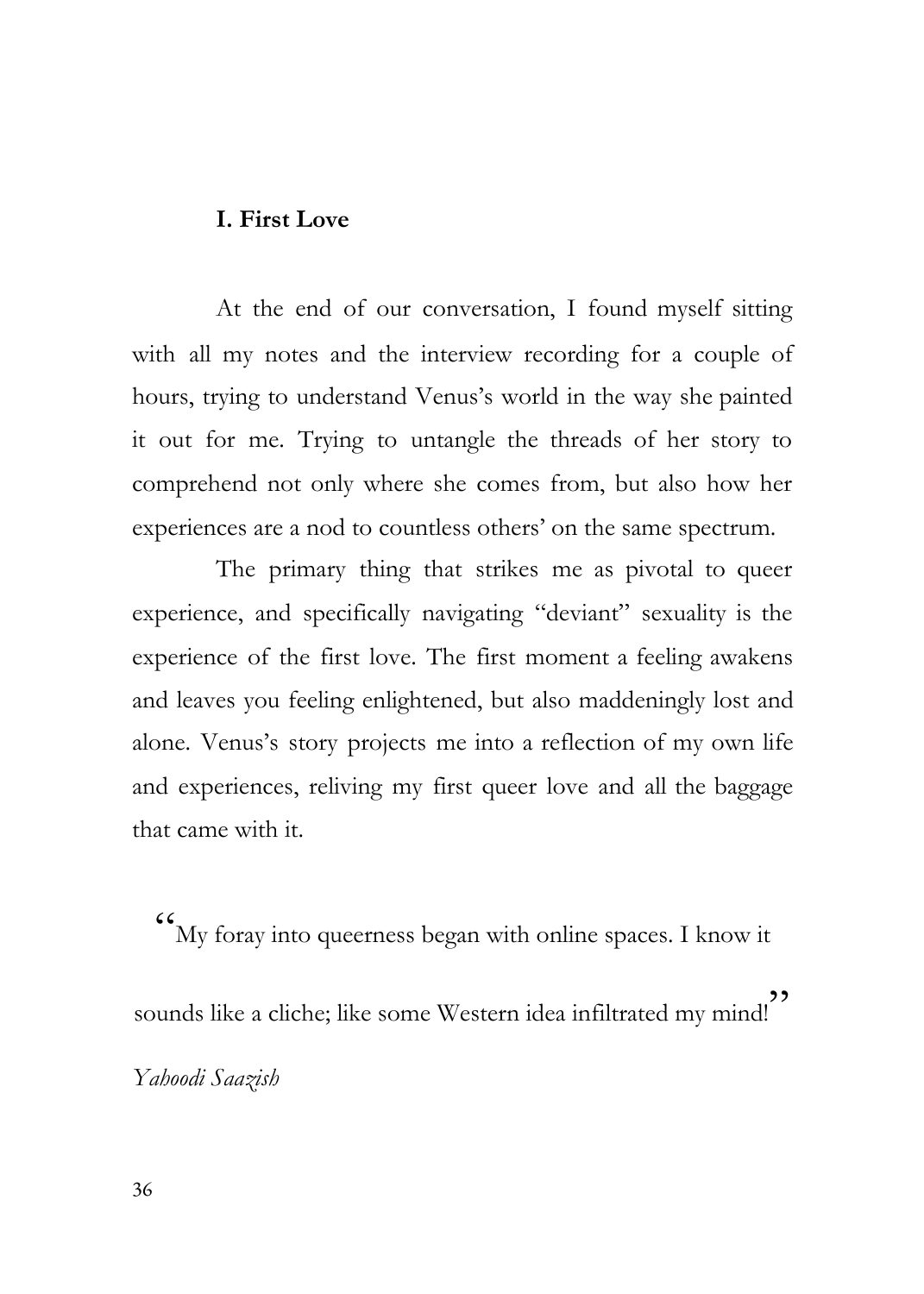## I. First Love

At the end of our conversation, I found myself sitting with all my notes and the interview recording for a couple of hours, trying to understand Venus's world in the way she painted it out for me. Trying to untangle the threads of her story to comprehend not only where she comes from, but also how her experiences are a nod to countless others' on the same spectrum.

The primary thing that strikes me as pivotal to queer experience, and specifically navigating "deviant" sexuality is the experience of the first love. The first moment a feeling awakens and leaves you feeling enlightened, but also maddeningly lost and alone. Venus's story projects me into a reflection of my own life and experiences, reliving my first queer love and all the baggage that came with it.

"My foray into queerness began with online spaces. I know it sounds like a cliche; like some Western idea infiltrated my mind!"

*Yahoodi Saazish*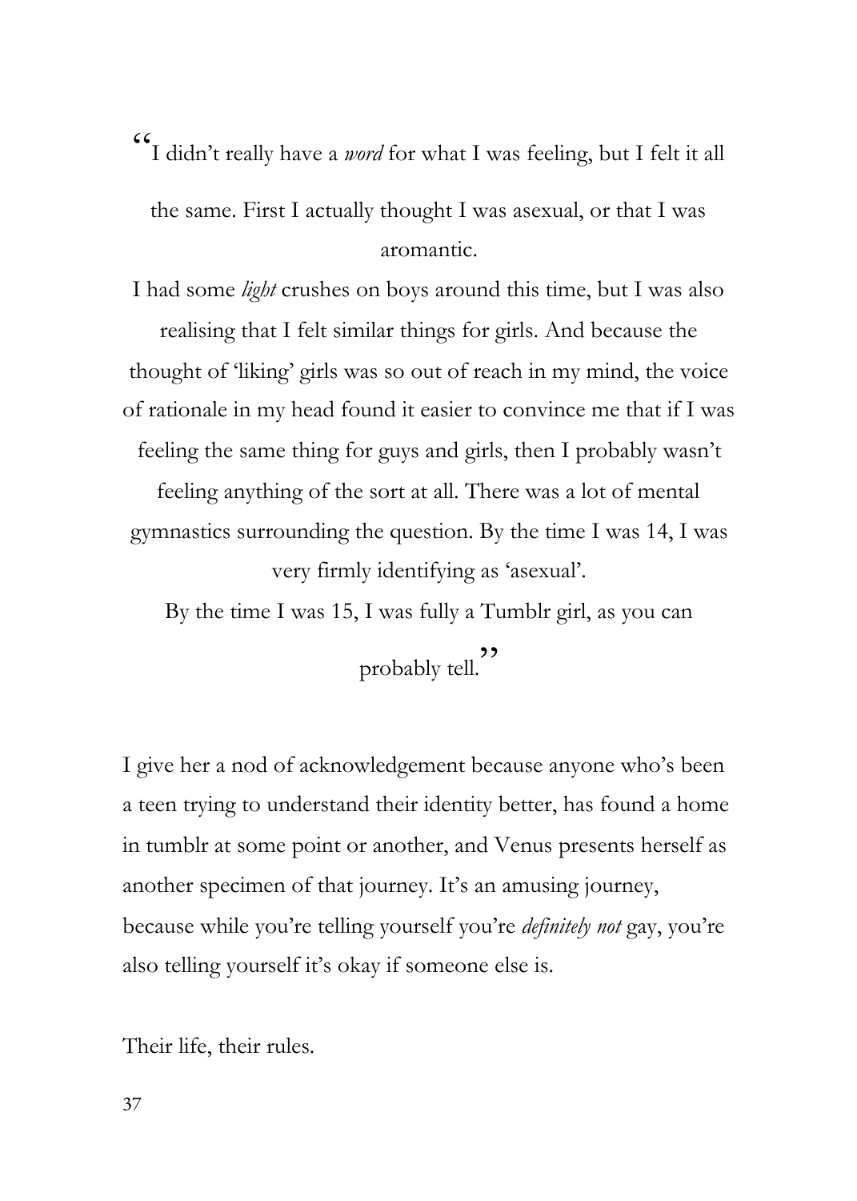"I didn't really have a *word* for what I was feeling, but I felt it all the same. First I actually thought I was asexual, or that I was aromantic.

I had some *light* crushes on boys around this time, but I was also realising that I felt similar things for girls. And because the thought of 'liking' girls was so out of reach in my mind, the voice of rationale in my head found it easier to convince me that if I was feeling the same thing for guys and girls, then I probably wasn't feeling anything of the sort at all. There was a lot of mental gymnastics surrounding the question. By the time I was 14, I was very firmly identifying as 'asexual'.

By the time I was 15, I was fully a Tumblr girl, as you can probably tell."

I give her a nod of acknowledgement because anyone who's been a teen trying to understand their identity better, has found a home in tumblr at some point or another, and Venus presents herself as another specimen of that journey. It's an amusing journey, because while you're telling yourself you're *definitely not* gay, you're also telling yourself it's okay if someone else is.

Their life, their rules.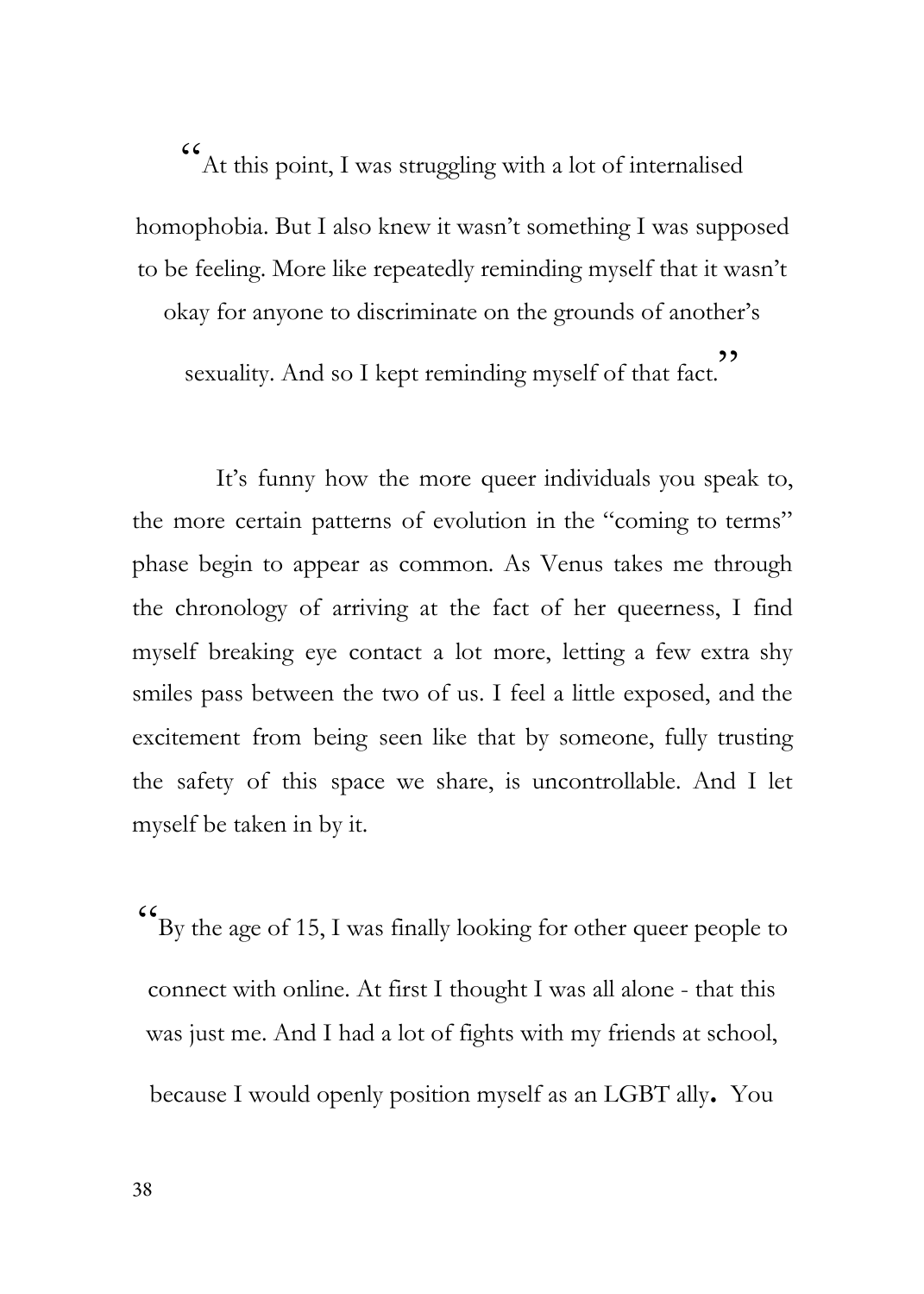"At this point, I was struggling with a lot of internalised homophobia. But I also knew it wasn't something I was supposed to be feeling. More like repeatedly reminding myself that it wasn't okay for anyone to discriminate on the grounds of another's sexuality. And so I kept reminding myself of that fact."

It's funny how the more queer individuals you speak to, the more certain patterns of evolution in the "coming to terms" phase begin to appear as common. As Venus takes me through the chronology of arriving at the fact of her queerness, I find myself breaking eye contact a lot more, letting a few extra shy smiles pass between the two of us. I feel a little exposed, and the excitement from being seen like that by someone, fully trusting the safety of this space we share, is uncontrollable. And I let myself be taken in by it.

"By the age of 15, I was finally looking for other queer people to connect with online. At first I thought I was all alone - that this was just me. And I had a lot of fights with my friends at school, because I would openly position myself as an LGBT ally. You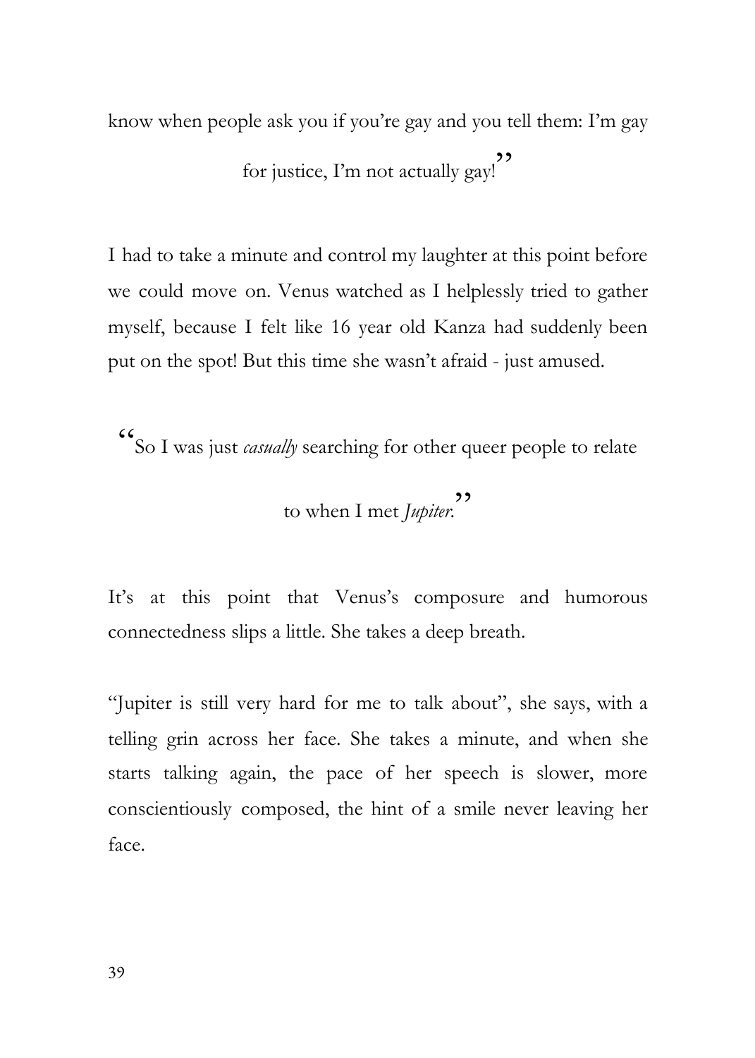know when people ask you if you're gay and you tell them: I'm gay for justice, I'm not actually gay!"

I had to take a minute and control my laughter at this point before we could move on. Venus watched as I helplessly tried to gather myself, because I felt like 16 year old Kanza had suddenly been put on the spot! But this time she wasn't afraid - just amused.

"So I was just *casually* searching for other queer people to relate to when I met *Jupiter*."

It's at this point that Venus's composure and humorous connectedness slips a little. She takes a deep breath.

"Jupiter is still very hard for me to talk about", she says, with a telling grin across her face. She takes a minute, and when she starts talking again, the pace of her speech is slower, more conscientiously composed, the hint of a smile never leaving her face.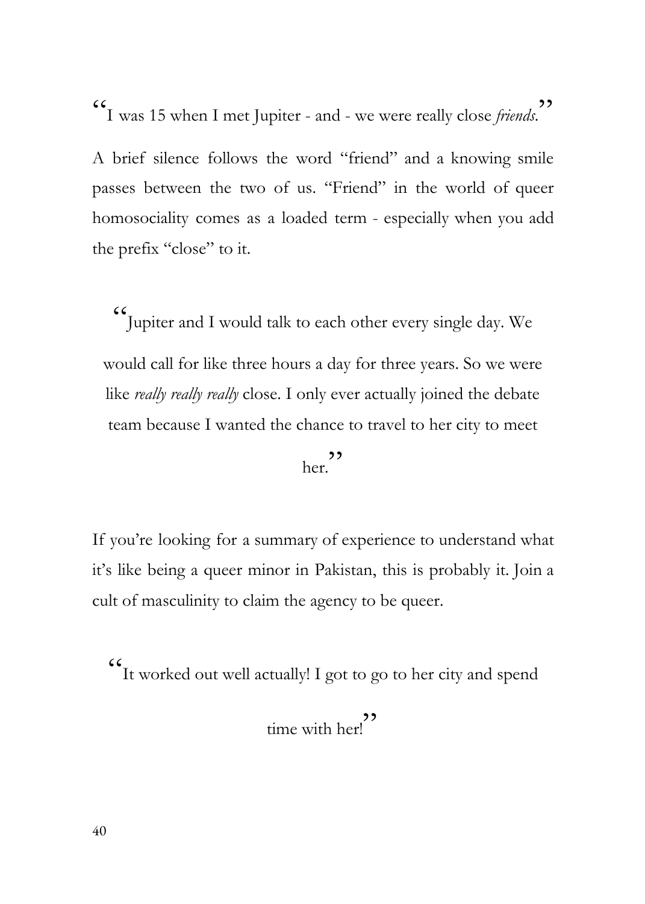"I was 15 when I met Jupiter - and - we were really close *friends*."

A brief silence follows the word "friend" and a knowing smile passes between the two of us. "Friend" in the world of queer homosociality comes as a loaded term - especially when you add the prefix "close" to it.

"Jupiter and I would talk to each other every single day. We would call for like three hours a day for three years. So we were like *really really really* close. I only ever actually joined the debate team because I wanted the chance to travel to her city to meet her."

If you're looking for a summary of experience to understand what it's like being a queer minor in Pakistan, this is probably it. Join a cult of masculinity to claim the agency to be queer.

"It worked out well actually! I got to go to her city and spend time with her!"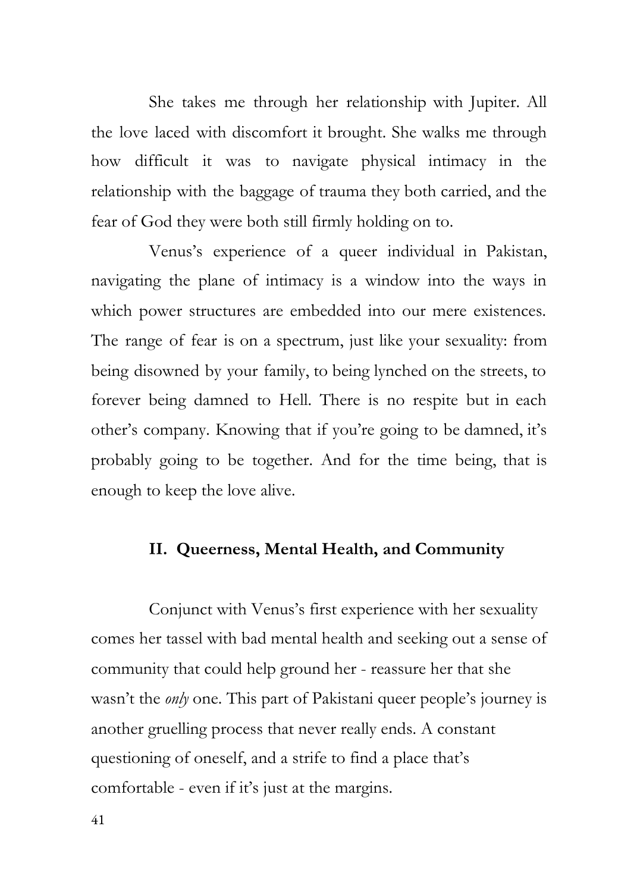She takes me through her relationship with Jupiter. All the love laced with discomfort it brought. She walks me through how difficult it was to navigate physical intimacy in the relationship with the baggage of trauma they both carried, and the fear of God they were both still firmly holding on to.

Venus's experience of a queer individual in Pakistan, navigating the plane of intimacy is a window into the ways in which power structures are embedded into our mere existences. The range of fear is on a spectrum, just like your sexuality: from being disowned by your family, to being lynched on the streets, to forever being damned to Hell. There is no respite but in each other's company. Knowing that if you're going to be damned, it's probably going to be together. And for the time being, that is enough to keep the love alive.

## II. Queerness, Mental Health, and Community

Conjunct with Venus's first experience with her sexuality comes her tassel with bad mental health and seeking out a sense of community that could help ground her - reassure her that she wasn't the *only* one. This part of Pakistani queer people's journey is another gruelling process that never really ends. A constant questioning of oneself, and a strife to find a place that's comfortable - even if it's just at the margins.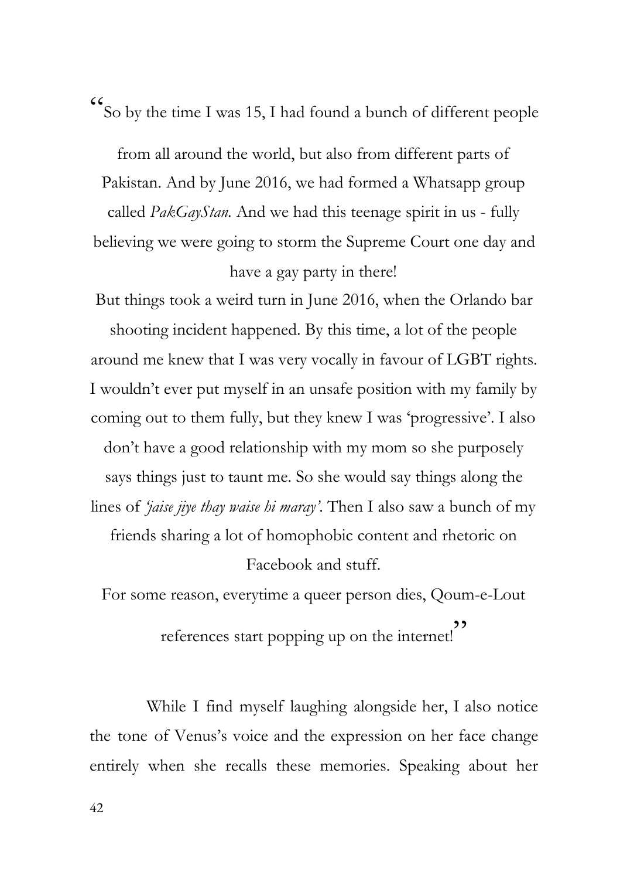"So by the time I was 15, I had found a bunch of different people from all around the world, but also from different parts of Pakistan. And by June 2016, we had formed a Whatsapp group called *PakGayStan.* And we had this teenage spirit in us - fully believing we were going to storm the Supreme Court one day and have a gay party in there!

But things took a weird turn in June 2016, when the Orlando bar shooting incident happened. By this time, a lot of the people around me knew that I was very vocally in favour of LGBT rights. I wouldn't ever put myself in an unsafe position with my family by coming out to them fully, but they knew I was 'progressive'. I also don't have a good relationship with my mom so she purposely says things just to taunt me. So she would say things along the lines of *'jaise jiye thay waise hi maray'*. Then I also saw a bunch of my friends sharing a lot of homophobic content and rhetoric on Facebook and stuff.

For some reason, everytime a queer person dies, Qoum-e-Lout references start popping up on the internet!"

While I find myself laughing alongside her, I also notice the tone of Venus's voice and the expression on her face change entirely when she recalls these memories. Speaking about her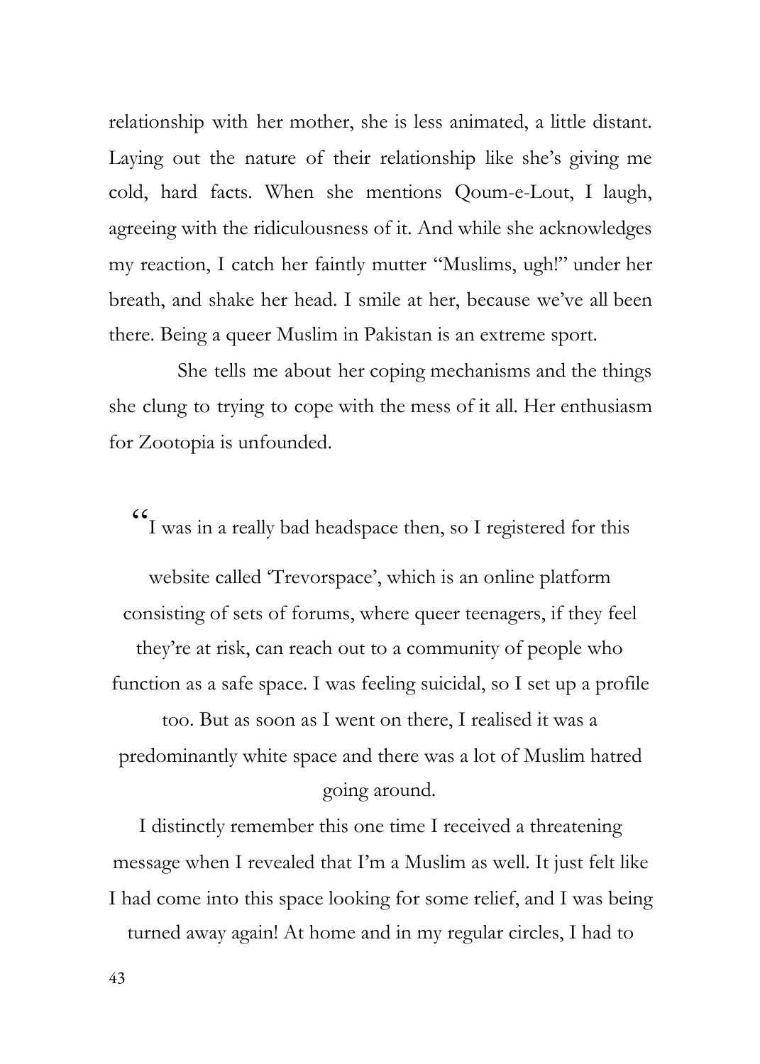relationship with her mother, she is less animated, a little distant. Laying out the nature of their relationship like she's giving me cold, hard facts. When she mentions Qoum-e-Lout, I laugh, agreeing with the ridiculousness of it. And while she acknowledges my reaction, I catch her faintly mutter "Muslims, ugh!" under her breath, and shake her head. I smile at her, because we've all been there. Being a queer Muslim in Pakistan is an extreme sport.

She tells me about her coping mechanisms and the things she clung to trying to cope with the mess of it all. Her enthusiasm for Zootopia is unfounded.

"I was in a really bad headspace then, so I registered for this website called 'Trevorspace', which is an online platform consisting of sets of forums, where queer teenagers, if they feel they're at risk, can reach out to a community of people who function as a safe space. I was feeling suicidal, so I set up a profile too. But as soon as I went on there, I realised it was a predominantly white space and there was a lot of Muslim hatred going around.

I distinctly remember this one time I received a threatening message when I revealed that I'm a Muslim as well. It just felt like I had come into this space looking for some relief, and I was being turned away again! At home and in my regular circles, I had to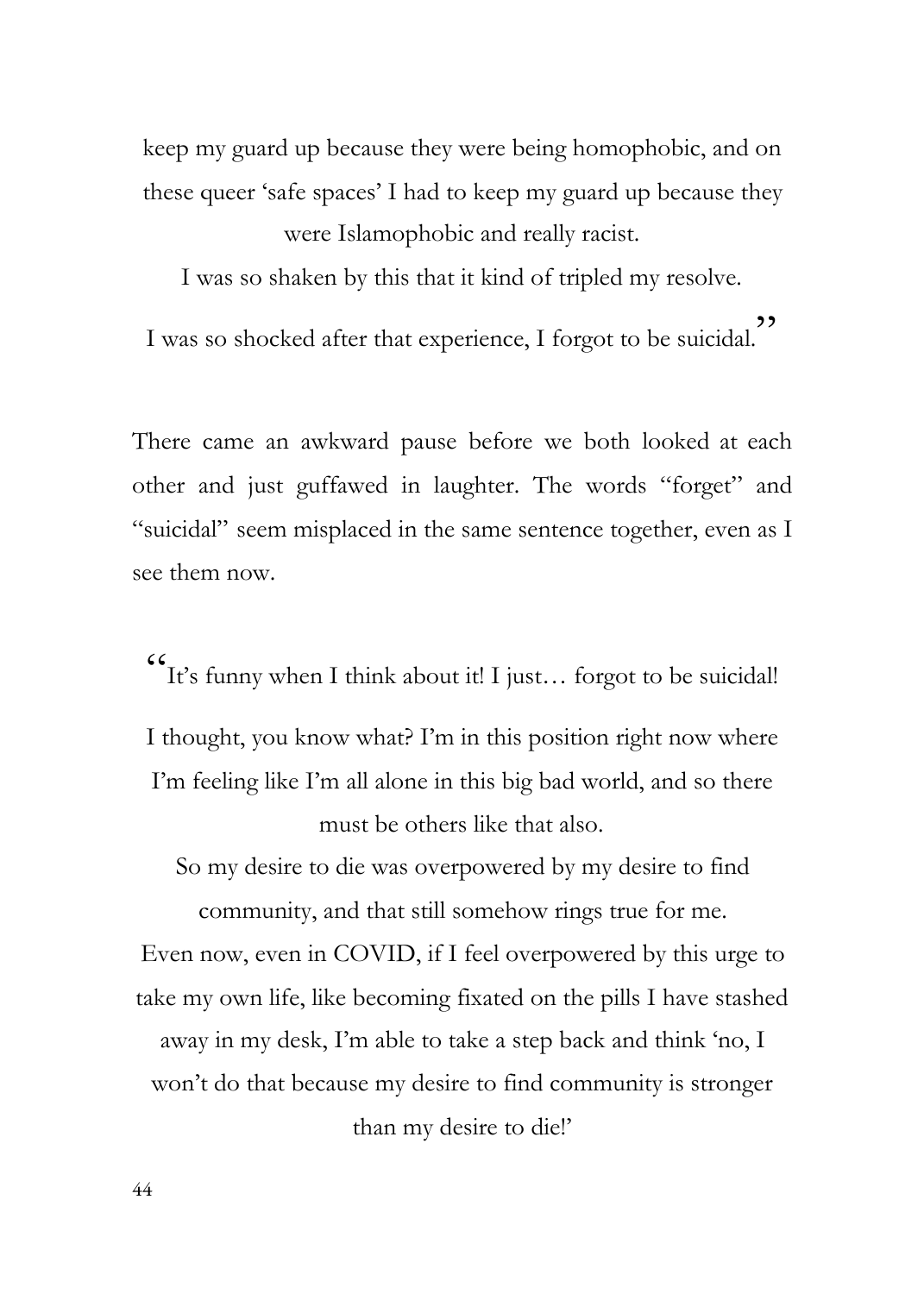keep my guard up because they were being homophobic, and on these queer 'safe spaces' I had to keep my guard up because they were Islamophobic and really racist.

I was so shaken by this that it kind of tripled my resolve.

I was so shocked after that experience, I forgot to be suicidal."

There came an awkward pause before we both looked at each other and just guffawed in laughter. The words "forget" and "suicidal" seem misplaced in the same sentence together, even as I see them now.

"It's funny when I think about it! I just… forgot to be suicidal!

I thought, you know what? I'm in this position right now where I'm feeling like I'm all alone in this big bad world, and so there must be others like that also.

So my desire to die was overpowered by my desire to find community, and that still somehow rings true for me.

Even now, even in COVID, if I feel overpowered by this urge to take my own life, like becoming fixated on the pills I have stashed away in my desk, I'm able to take a step back and think 'no, I won't do that because my desire to find community is stronger than my desire to die!'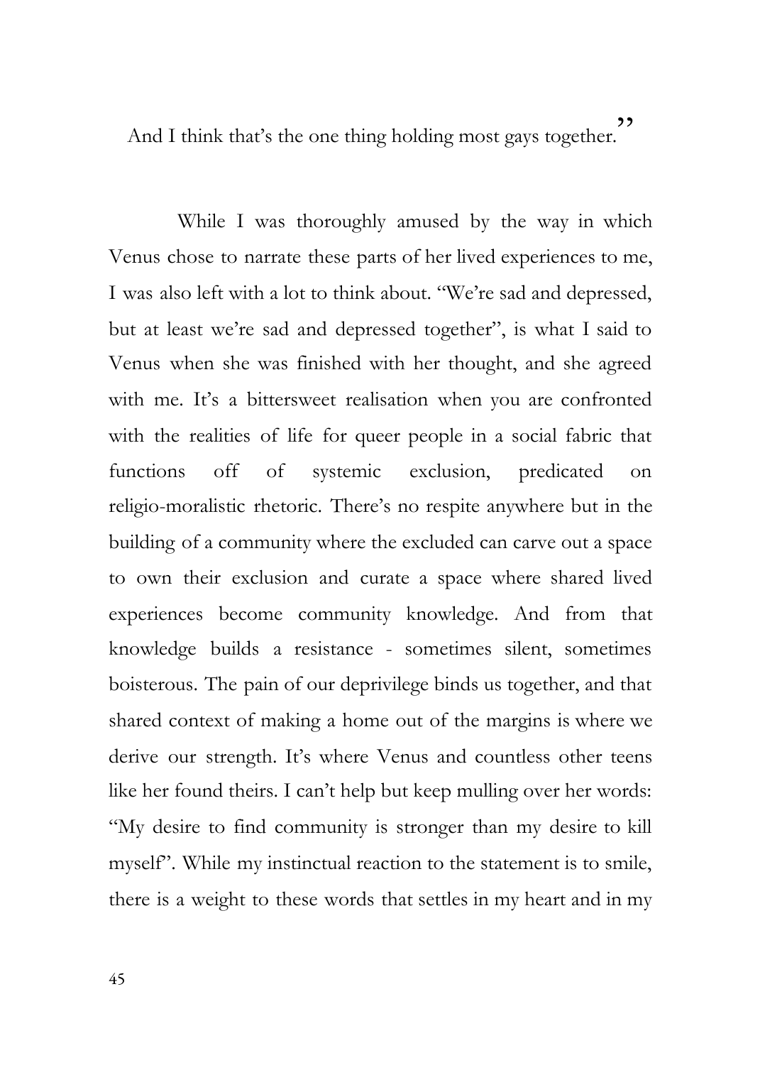And I think that's the one thing holding most gays together."

While I was thoroughly amused by the way in which Venus chose to narrate these parts of her lived experiences to me, I was also left with a lot to think about. "We're sad and depressed, but at least we're sad and depressed together", is what I said to Venus when she was finished with her thought, and she agreed with me. It's a bittersweet realisation when you are confronted with the realities of life for queer people in a social fabric that functions off of systemic exclusion, predicated on religio-moralistic rhetoric. There's no respite anywhere but in the building of a community where the excluded can carve out a space to own their exclusion and curate a space where shared lived experiences become community knowledge. And from that knowledge builds a resistance - sometimes silent, sometimes boisterous. The pain of our deprivilege binds us together, and that shared context of making a home out of the margins is where we derive our strength. It's where Venus and countless other teens like her found theirs. I can't help but keep mulling over her words: "My desire to find community is stronger than my desire to kill myself". While my instinctual reaction to the statement is to smile, there is a weight to these words that settles in my heart and in my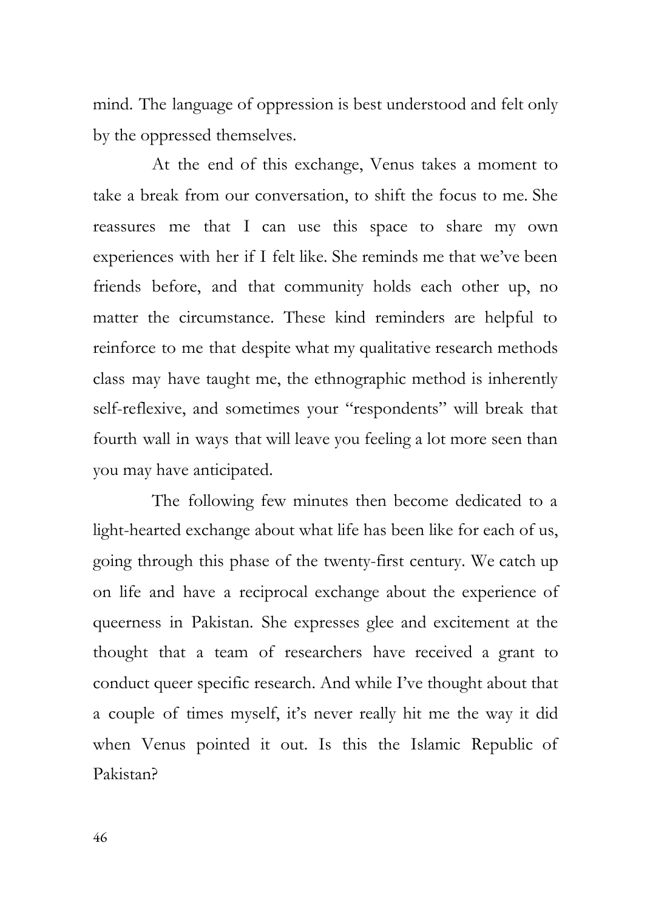mind. The language of oppression is best understood and felt only by the oppressed themselves.

At the end of this exchange, Venus takes a moment to take a break from our conversation, to shift the focus to me. She reassures me that I can use this space to share my own experiences with her if I felt like. She reminds me that we've been friends before, and that community holds each other up, no matter the circumstance. These kind reminders are helpful to reinforce to me that despite what my qualitative research methods class may have taught me, the ethnographic method is inherently self-reflexive, and sometimes your "respondents" will break that fourth wall in ways that will leave you feeling a lot more seen than you may have anticipated.

The following few minutes then become dedicated to a light-hearted exchange about what life has been like for each of us, going through this phase of the twenty-first century. We catch up on life and have a reciprocal exchange about the experience of queerness in Pakistan. She expresses glee and excitement at the thought that a team of researchers have received a grant to conduct queer specific research. And while I've thought about that a couple of times myself, it's never really hit me the way it did when Venus pointed it out. Is this the Islamic Republic of Pakistan?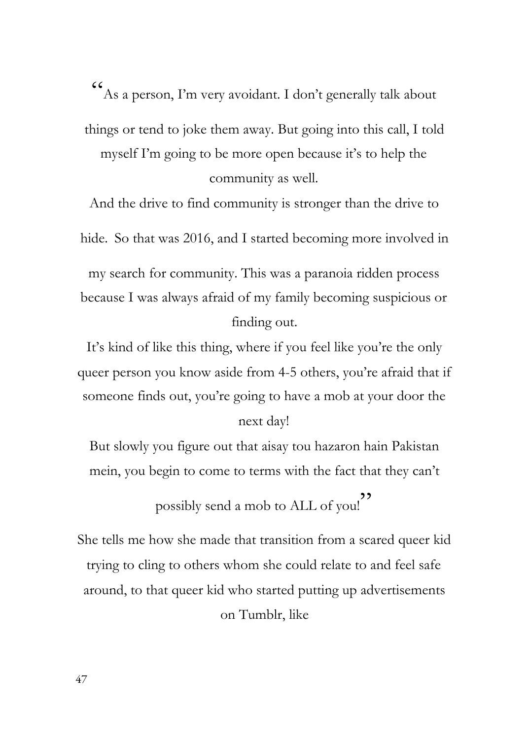"As a person, I'm very avoidant. I don't generally talk about things or tend to joke them away. But going into this call, I told myself I'm going to be more open because it's to help the community as well.

And the drive to find community is stronger than the drive to hide. So that was 2016, and I started becoming more involved in my search for community. This was a paranoia ridden process because I was always afraid of my family becoming suspicious or finding out.

It's kind of like this thing, where if you feel like you're the only queer person you know aside from 4-5 others, you're afraid that if someone finds out, you're going to have a mob at your door the next day!

But slowly you figure out that aisay tou hazaron hain Pakistan mein, you begin to come to terms with the fact that they can't possibly send a mob to ALL of you!"

She tells me how she made that transition from a scared queer kid trying to cling to others whom she could relate to and feel safe around, to that queer kid who started putting up advertisements on Tumblr, like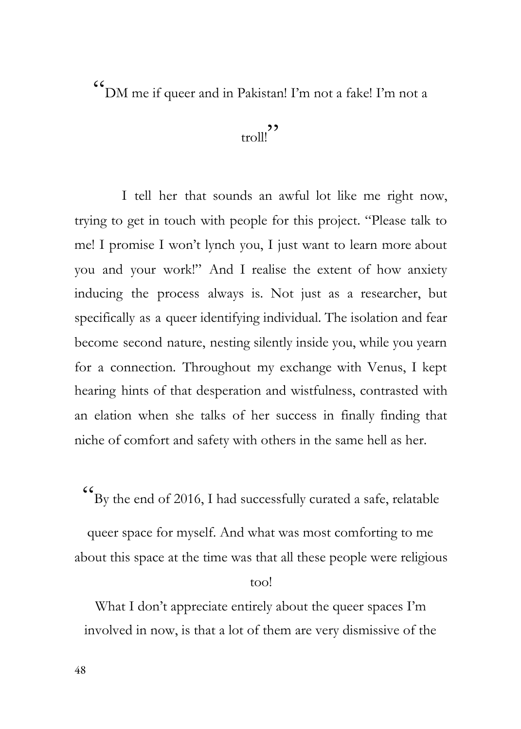"DM me if queer and in Pakistan! I'm not a fake! I'm not a troll!"

I tell her that sounds an awful lot like me right now, trying to get in touch with people for this project. "Please talk to me! I promise I won't lynch you, I just want to learn more about you and your work!" And I realise the extent of how anxiety inducing the process always is. Not just as a researcher, but specifically as a queer identifying individual. The isolation and fear become second nature, nesting silently inside you, while you yearn for a connection. Throughout my exchange with Venus, I kept hearing hints of that desperation and wistfulness, contrasted with an elation when she talks of her success in finally finding that niche of comfort and safety with others in the same hell as her.

"By the end of 2016, I had successfully curated a safe, relatable queer space for myself. And what was most comforting to me about this space at the time was that all these people were religious too!

What I don't appreciate entirely about the queer spaces I'm involved in now, is that a lot of them are very dismissive of the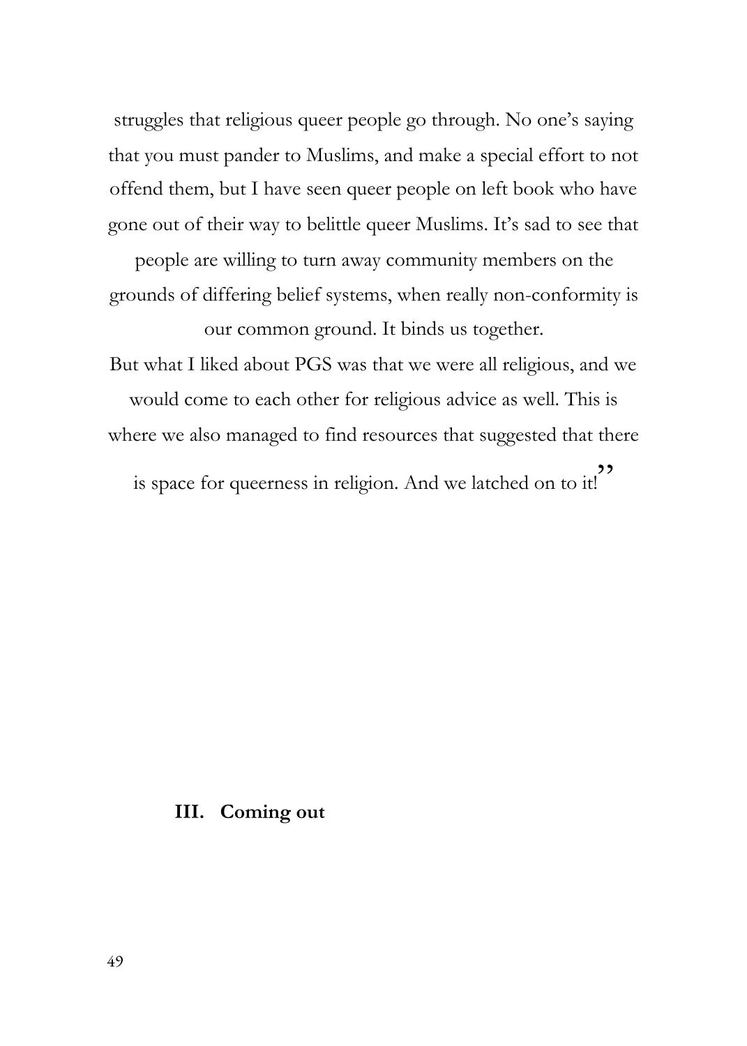struggles that religious queer people go through. No one's saying that you must pander to Muslims, and make a special effort to not offend them, but I have seen queer people on left book who have gone out of their way to belittle queer Muslims. It's sad to see that people are willing to turn away community members on the grounds of differing belief systems, when really non-conformity is our common ground. It binds us together.

But what I liked about PGS was that we were all religious, and we would come to each other for religious advice as well. This is where we also managed to find resources that suggested that there is space for queerness in religion. And we latched on to it!"

## III. Coming out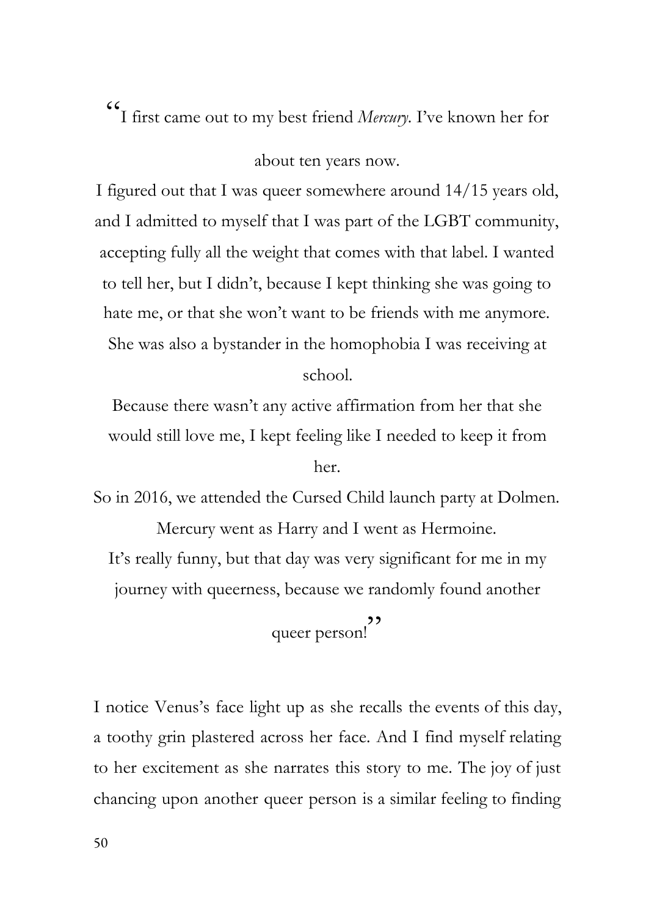"I first came out to my best friend *Mercury*. I've known her for about ten years now.

I figured out that I was queer somewhere around 14/15 years old, and I admitted to myself that I was part of the LGBT community, accepting fully all the weight that comes with that label. I wanted to tell her, but I didn't, because I kept thinking she was going to hate me, or that she won't want to be friends with me anymore. She was also a bystander in the homophobia I was receiving at school.

Because there wasn't any active affirmation from her that she would still love me, I kept feeling like I needed to keep it from her.

So in 2016, we attended the Cursed Child launch party at Dolmen. Mercury went as Harry and I went as Hermoine.

It's really funny, but that day was very significant for me in my journey with queerness, because we randomly found another queer person!"

I notice Venus's face light up as she recalls the events of this day, a toothy grin plastered across her face. And I find myself relating to her excitement as she narrates this story to me. The joy of just chancing upon another queer person is a similar feeling to finding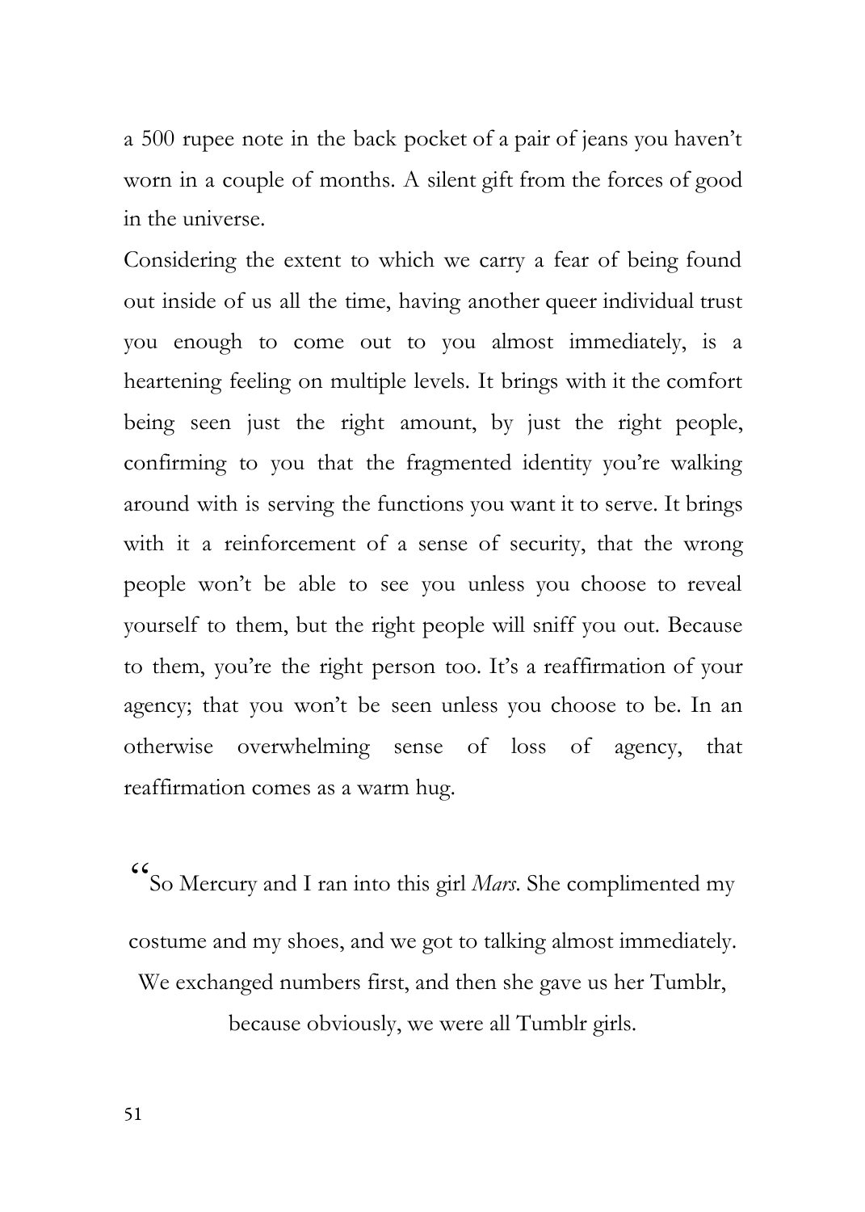a 500 rupee note in the back pocket of a pair of jeans you haven't worn in a couple of months. A silent gift from the forces of good in the universe.

Considering the extent to which we carry a fear of being found out inside of us all the time, having another queer individual trust you enough to come out to you almost immediately, is a heartening feeling on multiple levels. It brings with it the comfort being seen just the right amount, by just the right people, confirming to you that the fragmented identity you're walking around with is serving the functions you want it to serve. It brings with it a reinforcement of a sense of security, that the wrong people won't be able to see you unless you choose to reveal yourself to them, but the right people will sniff you out. Because to them, you're the right person too. It's a reaffirmation of your agency; that you won't be seen unless you choose to be. In an otherwise overwhelming sense of loss of agency, that reaffirmation comes as a warm hug.

"So Mercury and I ran into this girl *Mars*. She complimented my costume and my shoes, and we got to talking almost immediately. We exchanged numbers first, and then she gave us her Tumblr, because obviously, we were all Tumblr girls.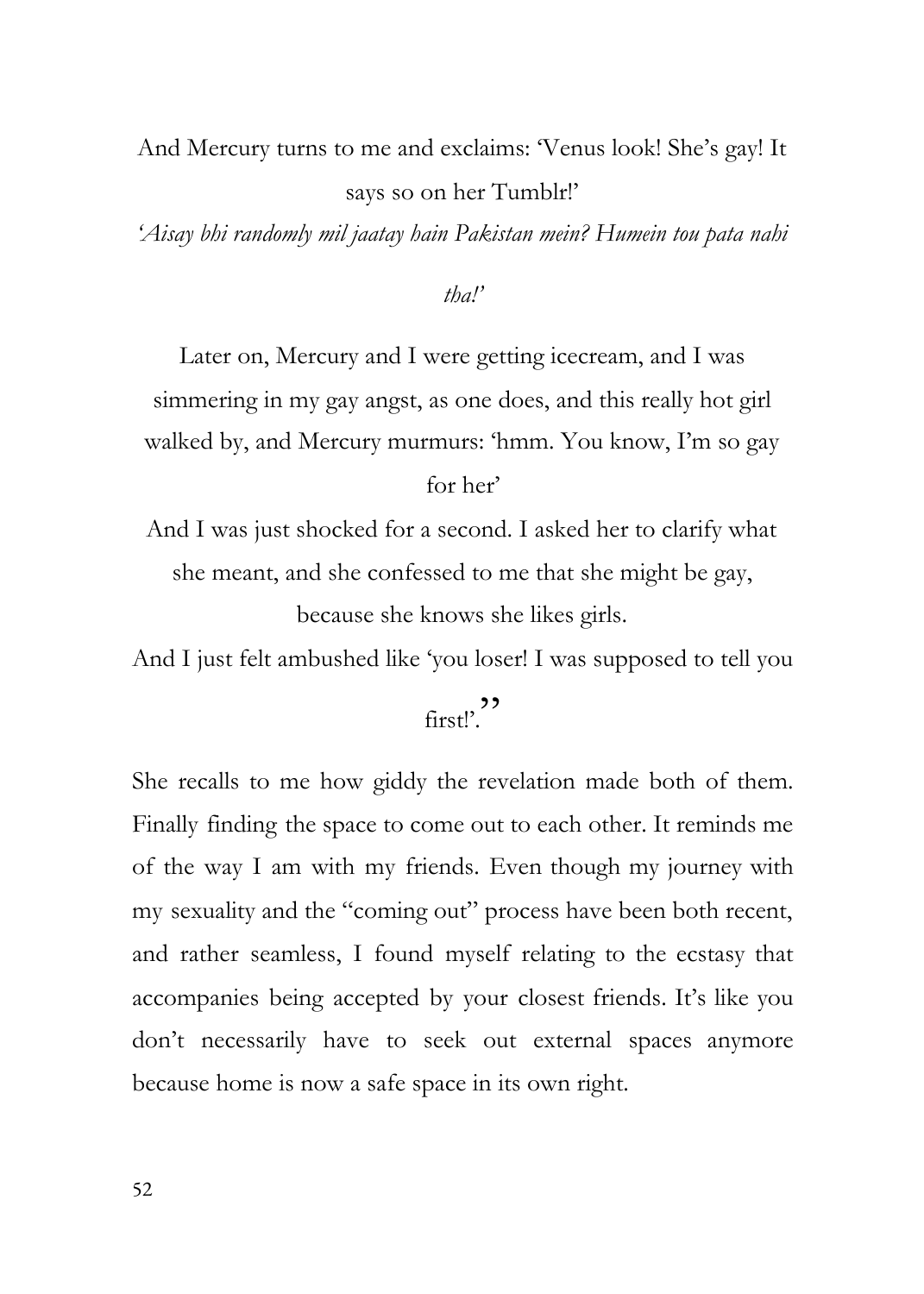And Mercury turns to me and exclaims: 'Venus look! She's gay! It says so on her Tumblr!'

*'Aisay bhi randomly mil jaatay hain Pakistan mein? Humein tou pata nahi tha!'*

Later on, Mercury and I were getting icecream, and I was simmering in my gay angst, as one does, and this really hot girl walked by, and Mercury murmurs: 'hmm. You know, I'm so gay for her'

And I was just shocked for a second. I asked her to clarify what she meant, and she confessed to me that she might be gay, because she knows she likes girls.

And I just felt ambushed like 'you loser! I was supposed to tell you first!'."

She recalls to me how giddy the revelation made both of them. Finally finding the space to come out to each other. It reminds me of the way I am with my friends. Even though my journey with my sexuality and the "coming out" process have been both recent, and rather seamless, I found myself relating to the ecstasy that accompanies being accepted by your closest friends. It's like you don't necessarily have to seek out external spaces anymore because home is now a safe space in its own right.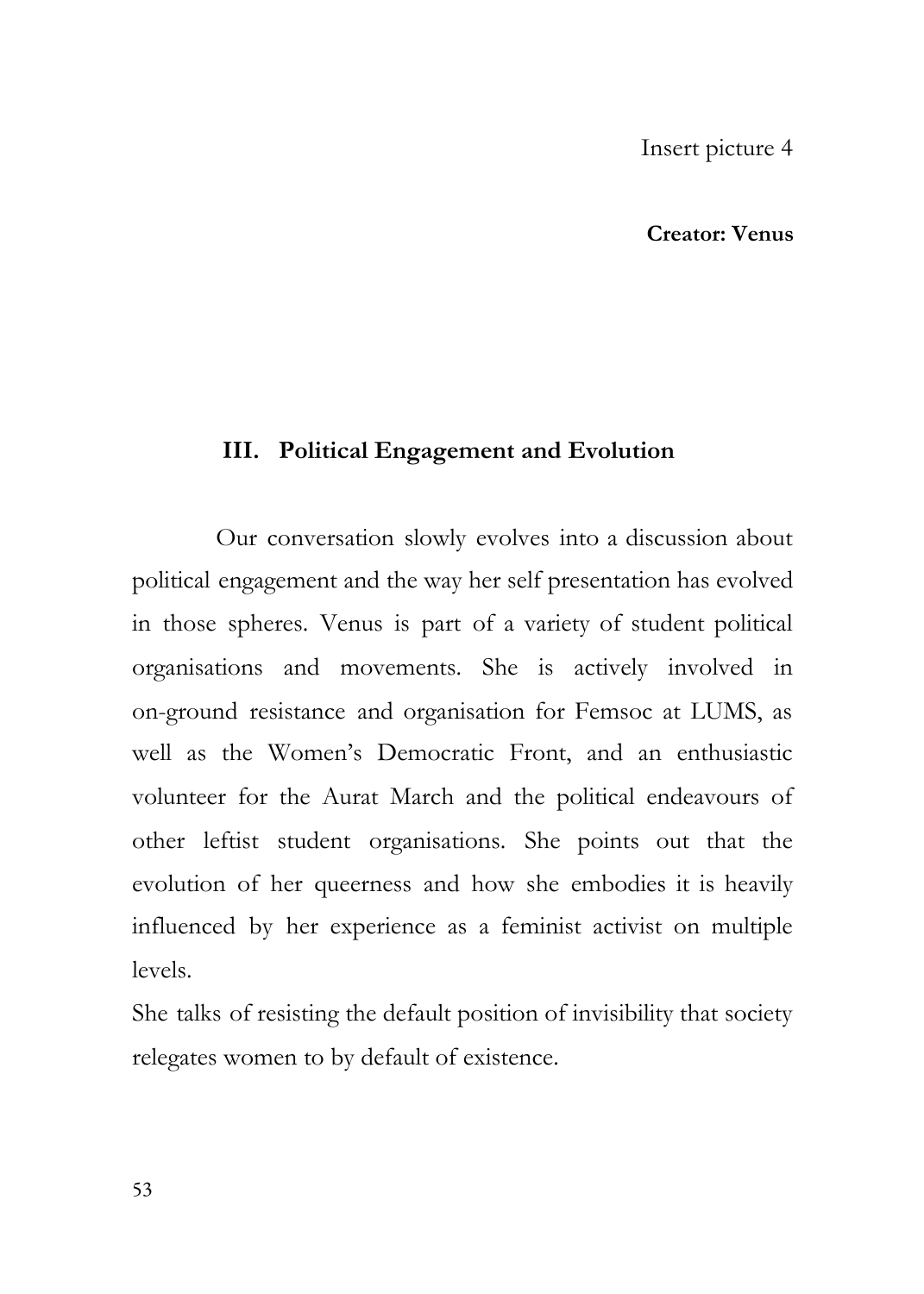Insert picture 4

**Creator: Venus**

## III. Political Engagement and Evolution

Our conversation slowly evolves into a discussion about political engagement and the way her self presentation has evolved in those spheres. Venus is part of a variety of student political organisations and movements. She is actively involved in on-ground resistance and organisation for Femsoc at LUMS, as well as the Women's Democratic Front, and an enthusiastic volunteer for the Aurat March and the political endeavours of other leftist student organisations. She points out that the evolution of her queerness and how she embodies it is heavily influenced by her experience as a feminist activist on multiple levels.

She talks of resisting the default position of invisibility that society relegates women to by default of existence.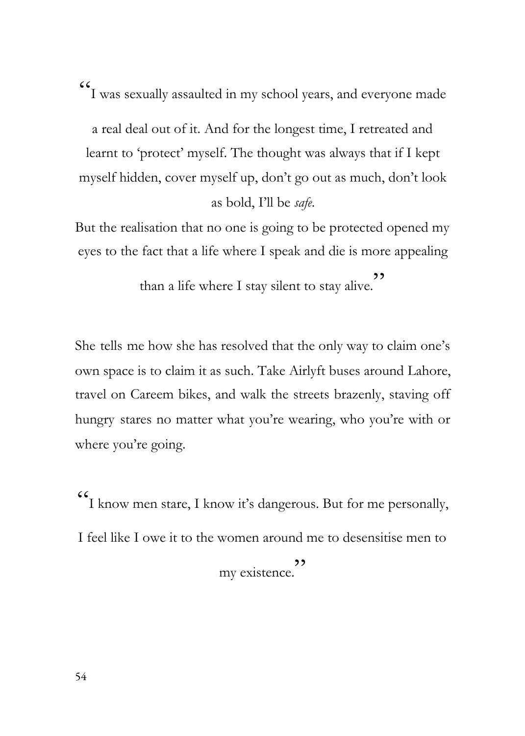"I was sexually assaulted in my school years, and everyone made a real deal out of it. And for the longest time, I retreated and learnt to 'protect' myself. The thought was always that if I kept myself hidden, cover myself up, don't go out as much, don't look as bold, I'll be *safe*.

But the realisation that no one is going to be protected opened my eyes to the fact that a life where I speak and die is more appealing than a life where I stay silent to stay alive."

She tells me how she has resolved that the only way to claim one's own space is to claim it as such. Take Airlyft buses around Lahore, travel on Careem bikes, and walk the streets brazenly, staving off hungry stares no matter what you're wearing, who you're with or where you're going.

"I know men stare, I know it's dangerous. But for me personally, I feel like I owe it to the women around me to desensitise men to my existence."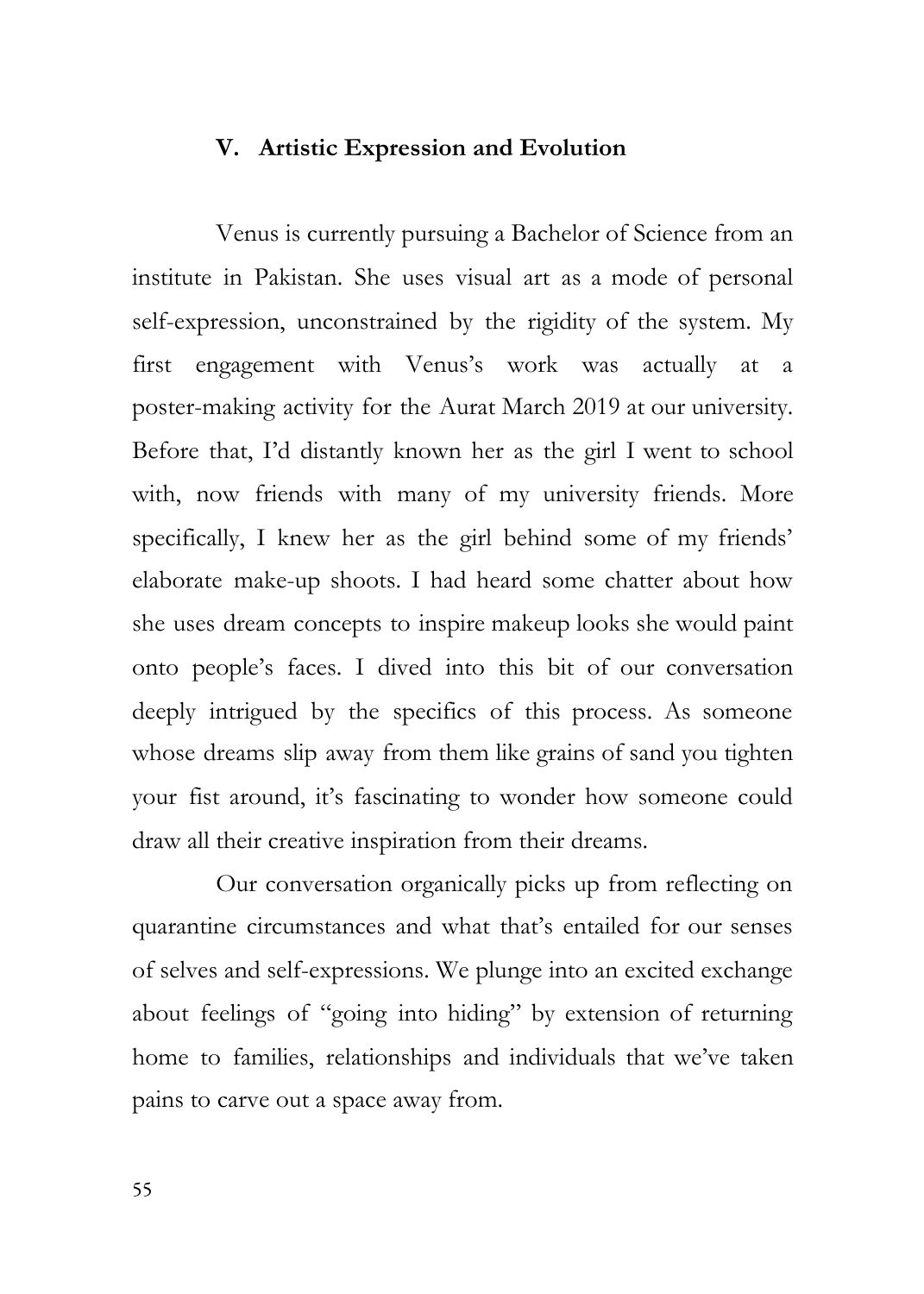## V. Artistic Expression and Evolution

Venus is currently pursuing a Bachelor of Science from an institute in Pakistan. She uses visual art as a mode of personal self-expression, unconstrained by the rigidity of the system. My first engagement with Venus's work was actually at a poster-making activity for the Aurat March 2019 at our university. Before that, I'd distantly known her as the girl I went to school with, now friends with many of my university friends. More specifically, I knew her as the girl behind some of my friends' elaborate make-up shoots. I had heard some chatter about how she uses dream concepts to inspire makeup looks she would paint onto people's faces. I dived into this bit of our conversation deeply intrigued by the specifics of this process. As someone whose dreams slip away from them like grains of sand you tighten your fist around, it's fascinating to wonder how someone could draw all their creative inspiration from their dreams.

Our conversation organically picks up from reflecting on quarantine circumstances and what that's entailed for our senses of selves and self-expressions. We plunge into an excited exchange about feelings of "going into hiding" by extension of returning home to families, relationships and individuals that we've taken pains to carve out a space away from.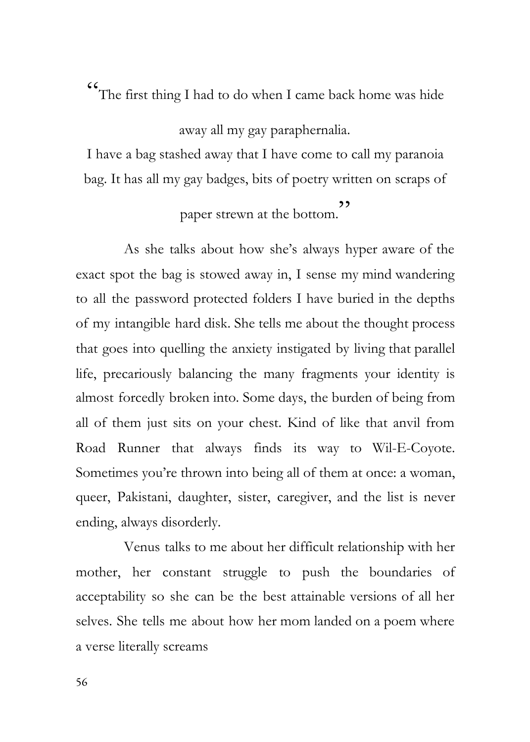"The first thing I had to do when I came back home was hide away all my gay paraphernalia. I have a bag stashed away that I have come to call my paranoia bag. It has all my gay badges, bits of poetry written on scraps of paper strewn at the bottom."

As she talks about how she's always hyper aware of the exact spot the bag is stowed away in, I sense my mind wandering to all the password protected folders I have buried in the depths of my intangible hard disk. She tells me about the thought process that goes into quelling the anxiety instigated by living that parallel life, precariously balancing the many fragments your identity is almost forcedly broken into. Some days, the burden of being from all of them just sits on your chest. Kind of like that anvil from Road Runner that always finds its way to Wil-E-Coyote. Sometimes you're thrown into being all of them at once: a woman, queer, Pakistani, daughter, sister, caregiver, and the list is never ending, always disorderly.

Venus talks to me about her difficult relationship with her mother, her constant struggle to push the boundaries of acceptability so she can be the best attainable versions of all her selves. She tells me about how her mom landed on a poem where a verse literally screams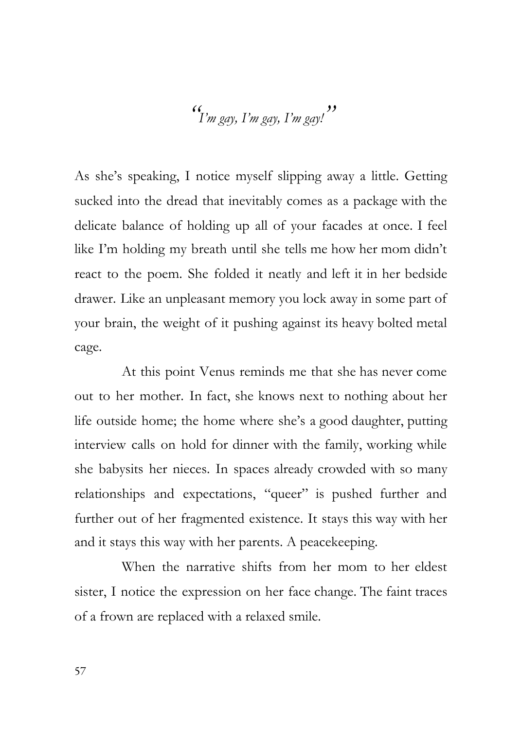*"I'm gay, I'm gay, I'm gay!"*

As she's speaking, I notice myself slipping away a little. Getting sucked into the dread that inevitably comes as a package with the delicate balance of holding up all of your facades at once. I feel like I'm holding my breath until she tells me how her mom didn't react to the poem. She folded it neatly and left it in her bedside drawer. Like an unpleasant memory you lock away in some part of your brain, the weight of it pushing against its heavy bolted metal cage.

At this point Venus reminds me that she has never come out to her mother. In fact, she knows next to nothing about her life outside home; the home where she's a good daughter, putting interview calls on hold for dinner with the family, working while she babysits her nieces. In spaces already crowded with so many relationships and expectations, "queer" is pushed further and further out of her fragmented existence. It stays this way with her and it stays this way with her parents. A peacekeeping.

When the narrative shifts from her mom to her eldest sister, I notice the expression on her face change. The faint traces of a frown are replaced with a relaxed smile.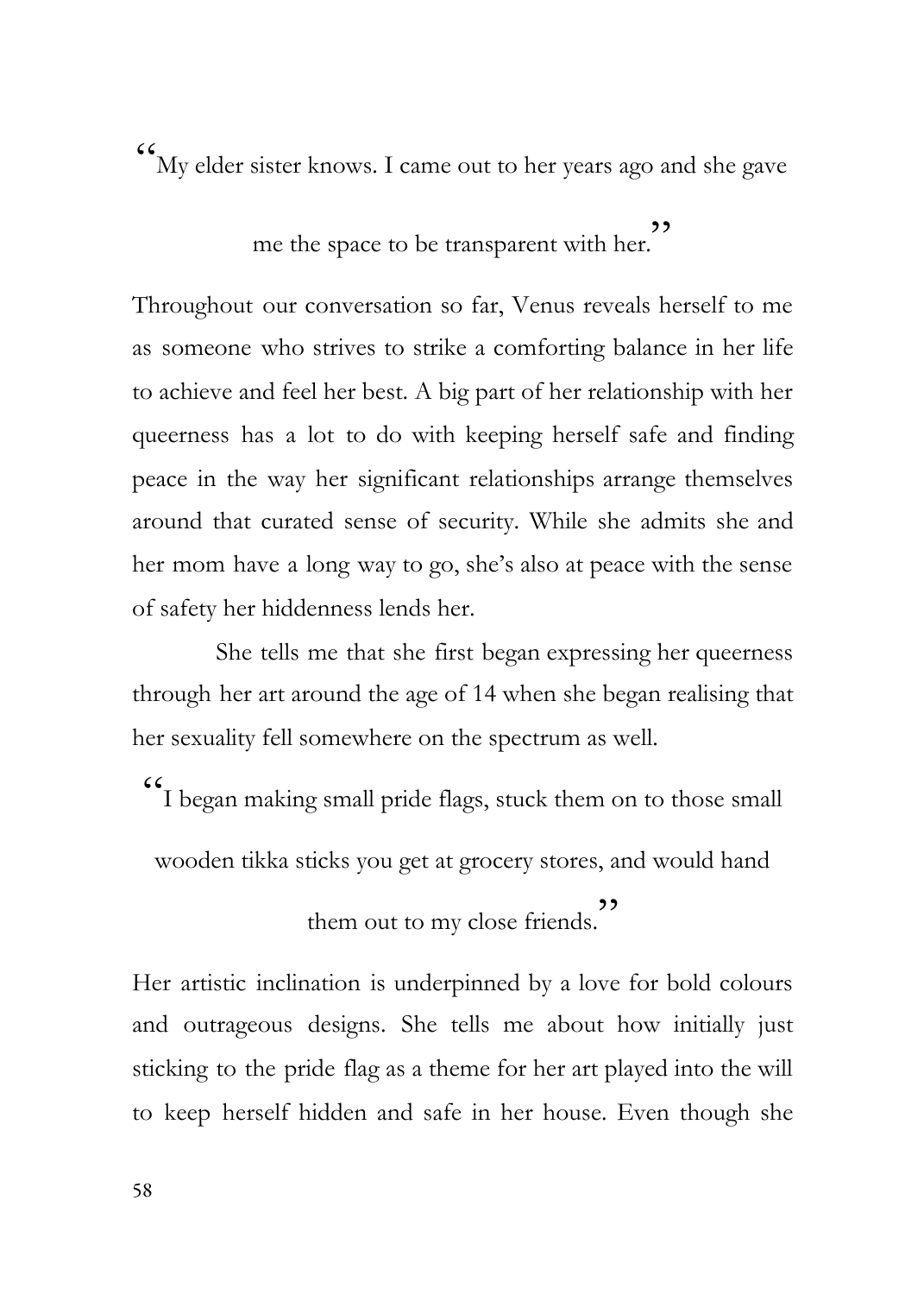"My elder sister knows. I came out to her years ago and she gave me the space to be transparent with her."

Throughout our conversation so far, Venus reveals herself to me as someone who strives to strike a comforting balance in her life to achieve and feel her best. A big part of her relationship with her queerness has a lot to do with keeping herself safe and finding peace in the way her significant relationships arrange themselves around that curated sense of security. While she admits she and her mom have a long way to go, she's also at peace with the sense of safety her hiddenness lends her.

She tells me that she first began expressing her queerness through her art around the age of 14 when she began realising that her sexuality fell somewhere on the spectrum as well.

"I began making small pride flags, stuck them on to those small wooden tikka sticks you get at grocery stores, and would hand them out to my close friends."

Her artistic inclination is underpinned by a love for bold colours and outrageous designs. She tells me about how initially just sticking to the pride flag as a theme for her art played into the will to keep herself hidden and safe in her house. Even though she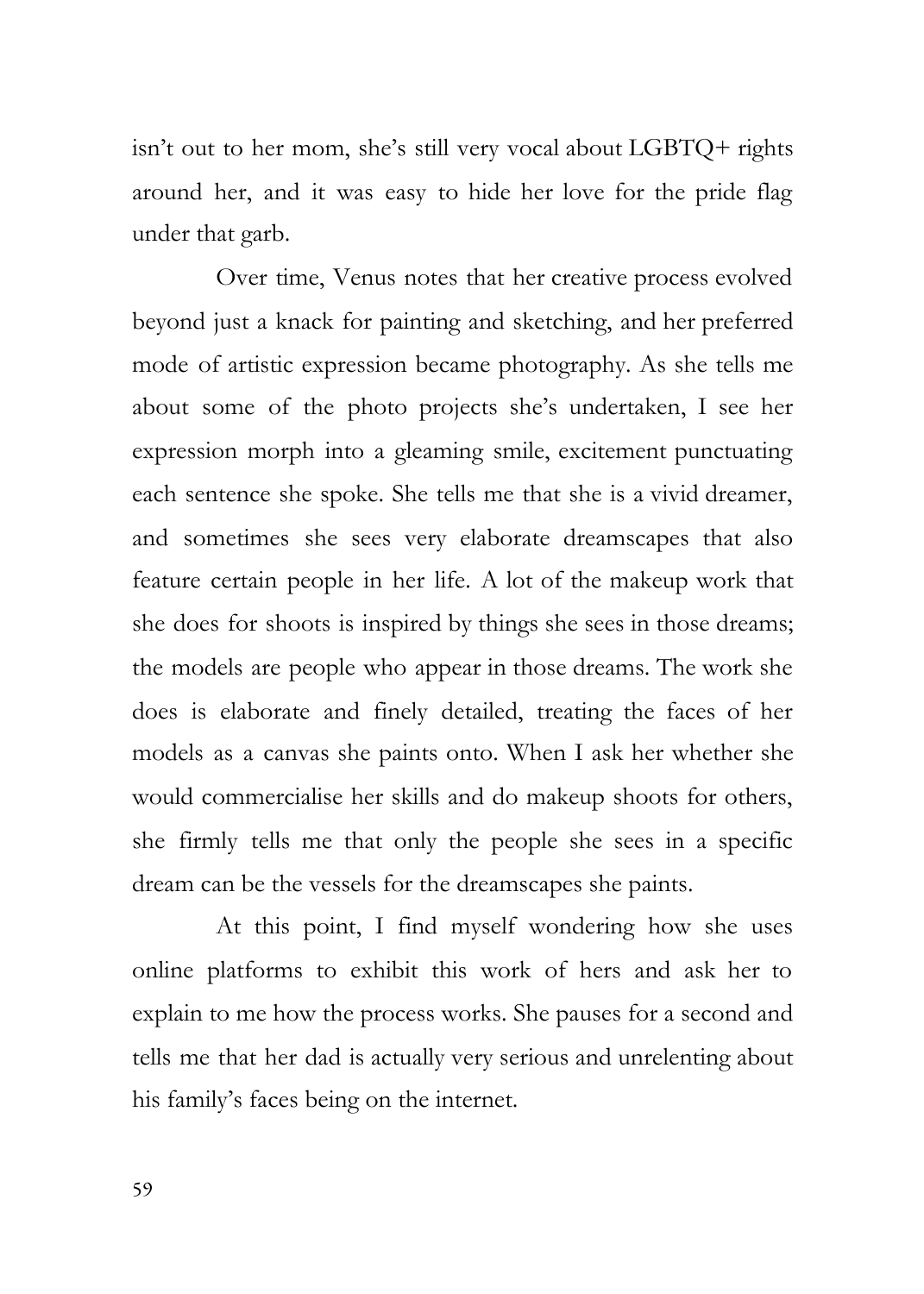isn't out to her mom, she's still very vocal about LGBTQ+ rights around her, and it was easy to hide her love for the pride flag under that garb.

Over time, Venus notes that her creative process evolved beyond just a knack for painting and sketching, and her preferred mode of artistic expression became photography. As she tells me about some of the photo projects she's undertaken, I see her expression morph into a gleaming smile, excitement punctuating each sentence she spoke. She tells me that she is a vivid dreamer, and sometimes she sees very elaborate dreamscapes that also feature certain people in her life. A lot of the makeup work that she does for shoots is inspired by things she sees in those dreams; the models are people who appear in those dreams. The work she does is elaborate and finely detailed, treating the faces of her models as a canvas she paints onto. When I ask her whether she would commercialise her skills and do makeup shoots for others, she firmly tells me that only the people she sees in a specific dream can be the vessels for the dreamscapes she paints.

At this point, I find myself wondering how she uses online platforms to exhibit this work of hers and ask her to explain to me how the process works. She pauses for a second and tells me that her dad is actually very serious and unrelenting about his family's faces being on the internet.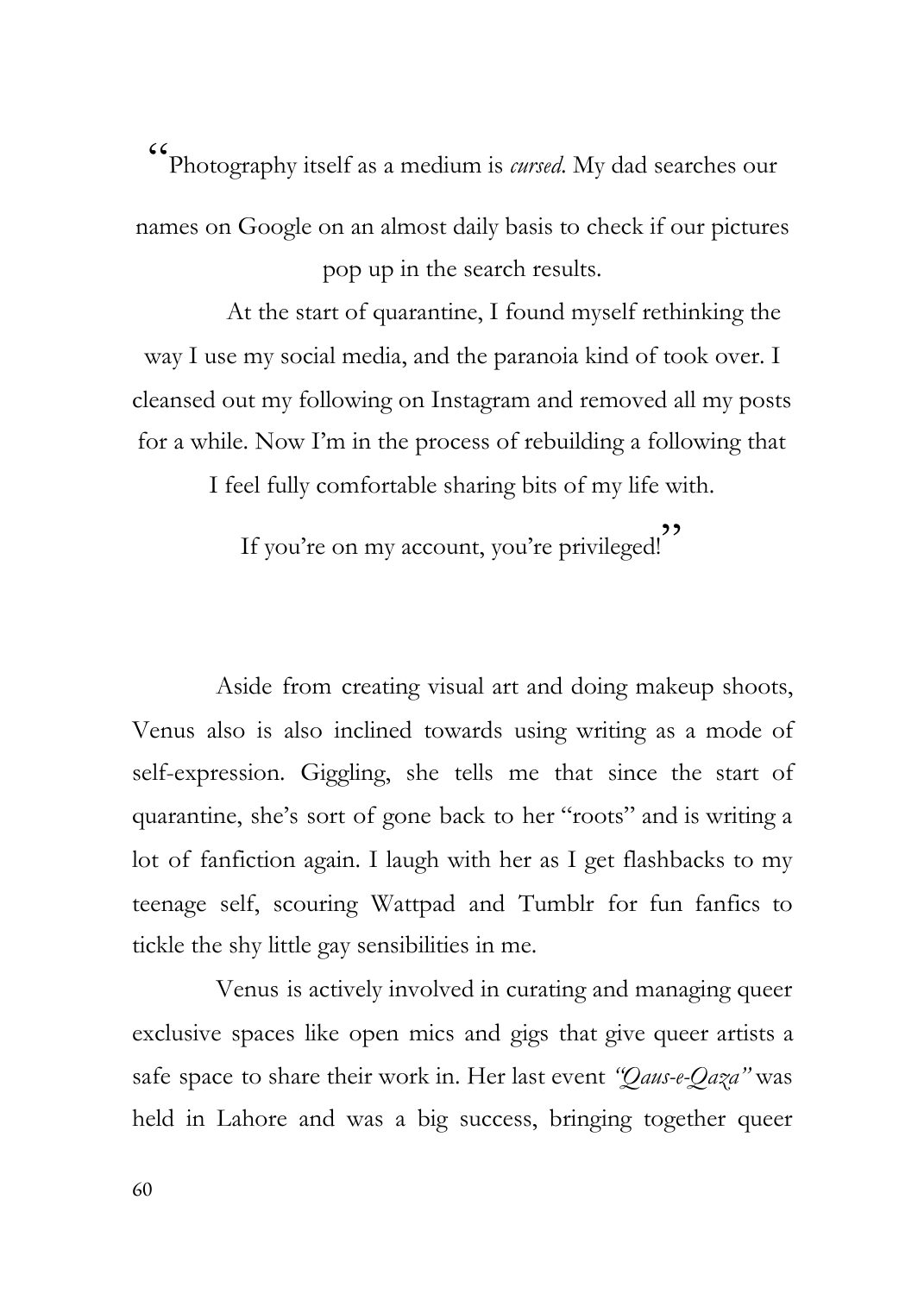"Photography itself as a medium is *cursed*. My dad searches our names on Google on an almost daily basis to check if our pictures pop up in the search results.

At the start of quarantine, I found myself rethinking the way I use my social media, and the paranoia kind of took over. I cleansed out my following on Instagram and removed all my posts for a while. Now I'm in the process of rebuilding a following that I feel fully comfortable sharing bits of my life with.

If you're on my account, you're privileged!"

Aside from creating visual art and doing makeup shoots, Venus also is also inclined towards using writing as a mode of self-expression. Giggling, she tells me that since the start of quarantine, she's sort of gone back to her "roots" and is writing a lot of fanfiction again. I laugh with her as I get flashbacks to my teenage self, scouring Wattpad and Tumblr for fun fanfics to tickle the shy little gay sensibilities in me.

Venus is actively involved in curating and managing queer exclusive spaces like open mics and gigs that give queer artists a safe space to share their work in. Her last event *"Qaus-e-Qaza"* was held in Lahore and was a big success, bringing together queer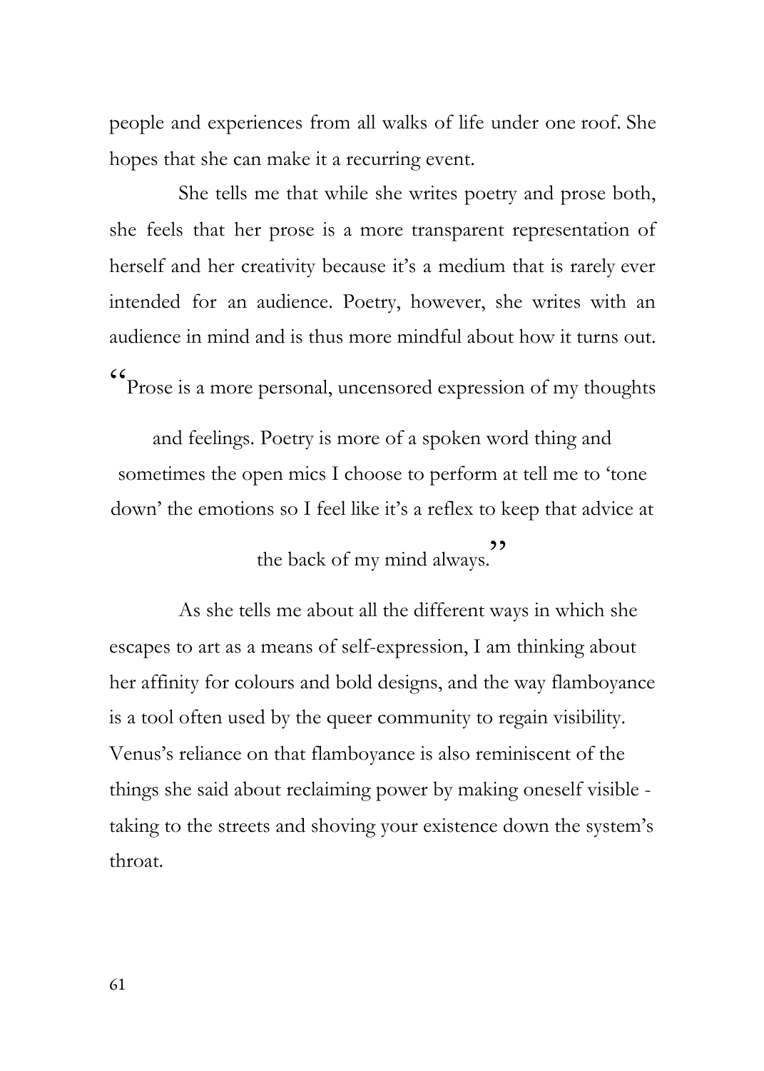people and experiences from all walks of life under one roof. She hopes that she can make it a recurring event.

She tells me that while she writes poetry and prose both, she feels that her prose is a more transparent representation of herself and her creativity because it's a medium that is rarely ever intended for an audience. Poetry, however, she writes with an audience in mind and is thus more mindful about how it turns out.

> "Prose is a more personal, uncensored expression of my thoughts and feelings. Poetry is more of a spoken word thing and sometimes the open mics I choose to perform at tell me to 'tone down' the emotions so I feel like it's a reflex to keep that advice at the back of my mind always."

As she tells me about all the different ways in which she escapes to art as a means of self-expression, I am thinking about her affinity for colours and bold designs, and the way flamboyance is a tool often used by the queer community to regain visibility. Venus's reliance on that flamboyance is also reminiscent of the things she said about reclaiming power by making oneself visible - taking to the streets and shoving your existence down the system's throat.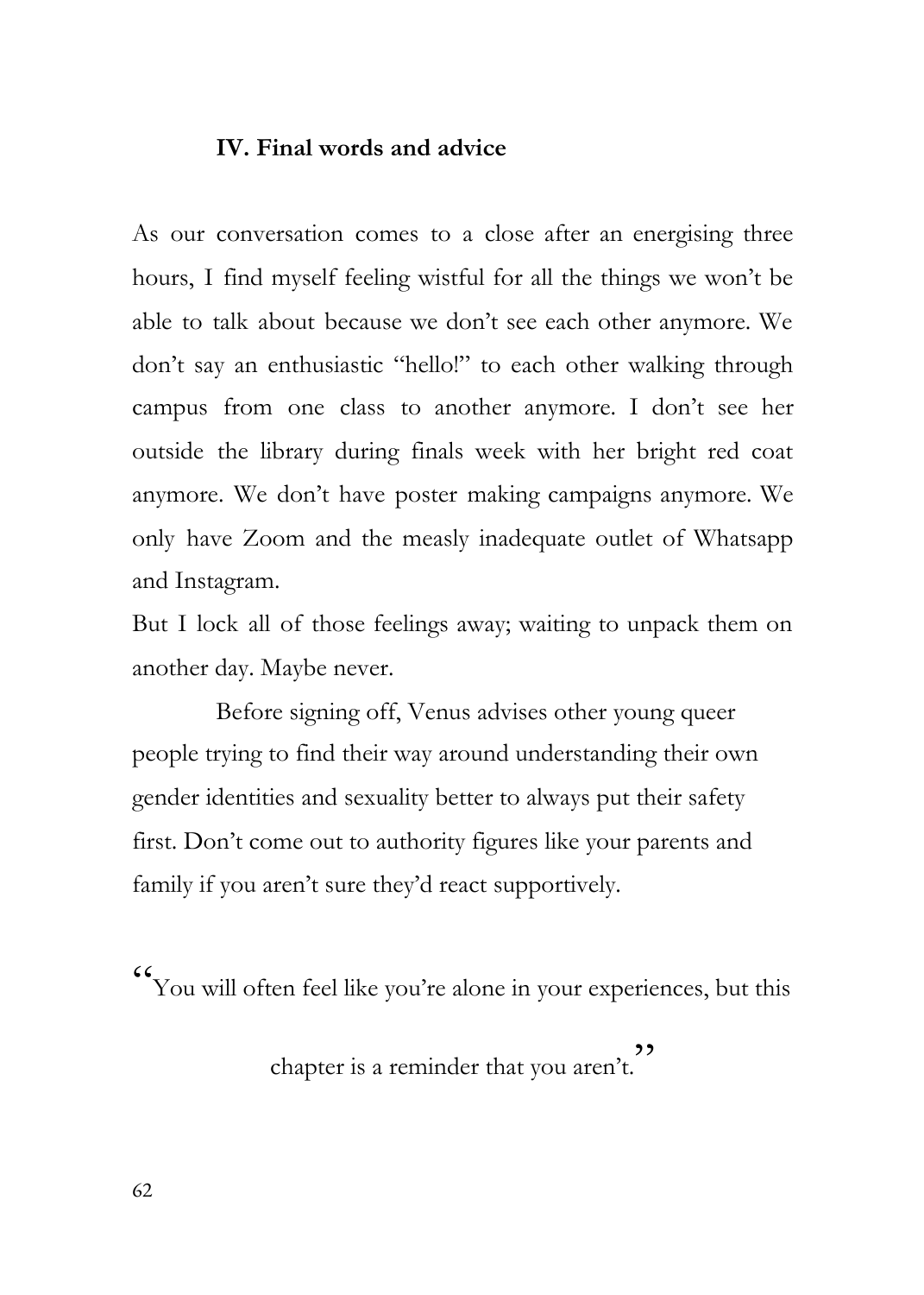### IV. Final words and advice

As our conversation comes to a close after an energising three hours, I find myself feeling wistful for all the things we won't be able to talk about because we don't see each other anymore. We don't say an enthusiastic "hello!" to each other walking through campus from one class to another anymore. I don't see her outside the library during finals week with her bright red coat anymore. We don't have poster making campaigns anymore. We only have Zoom and the measly inadequate outlet of Whatsapp and Instagram.

But I lock all of those feelings away; waiting to unpack them on another day. Maybe never.

Before signing off, Venus advises other young queer people trying to find their way around understanding their own gender identities and sexuality better to always put their safety first. Don't come out to authority figures like your parents and family if you aren't sure they'd react supportively.

> "You will often feel like you're alone in your experiences, but this chapter is a reminder that you aren't."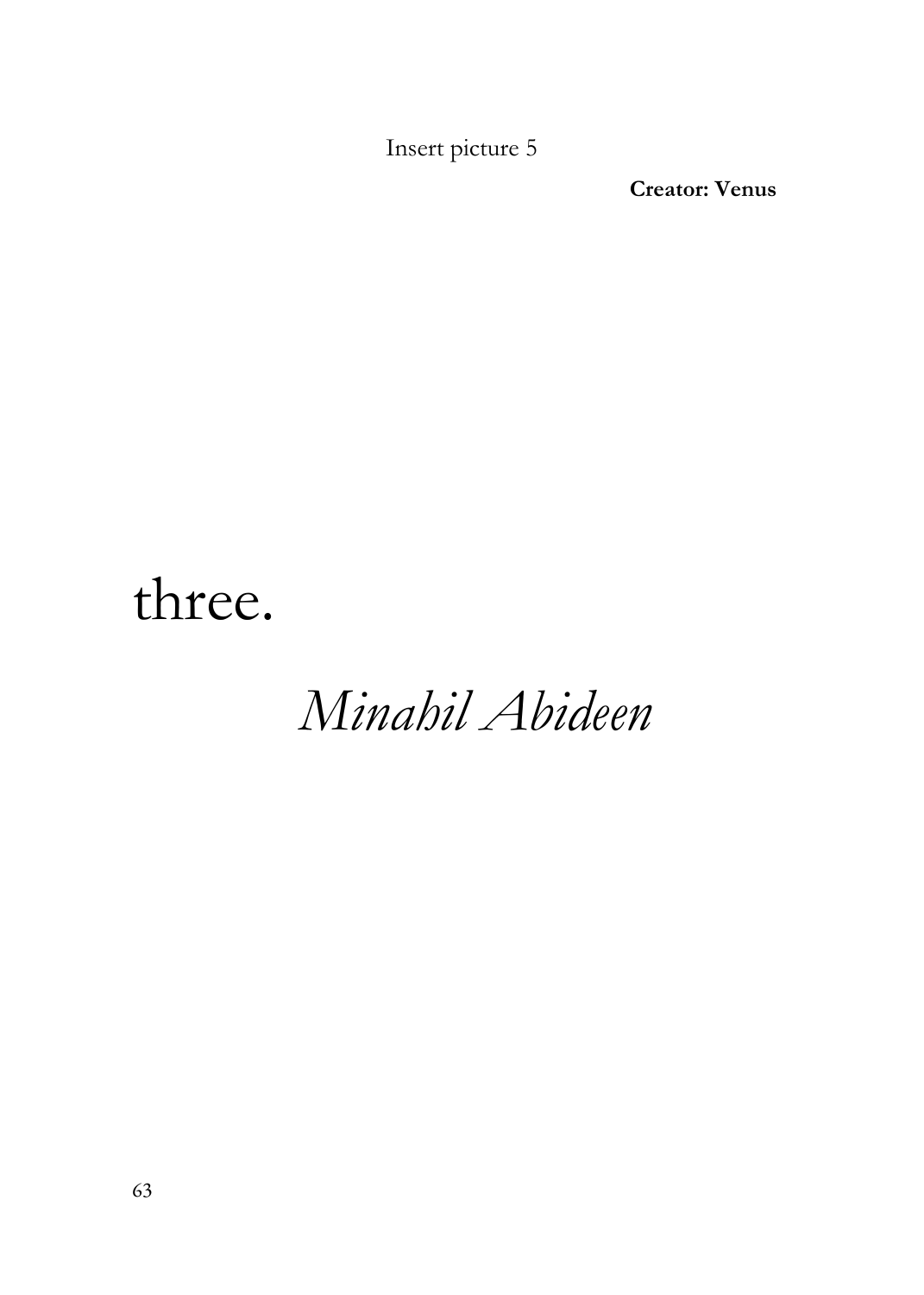Insert picture 5

**Creator: Venus**

# three.

## *Minahil Abideen*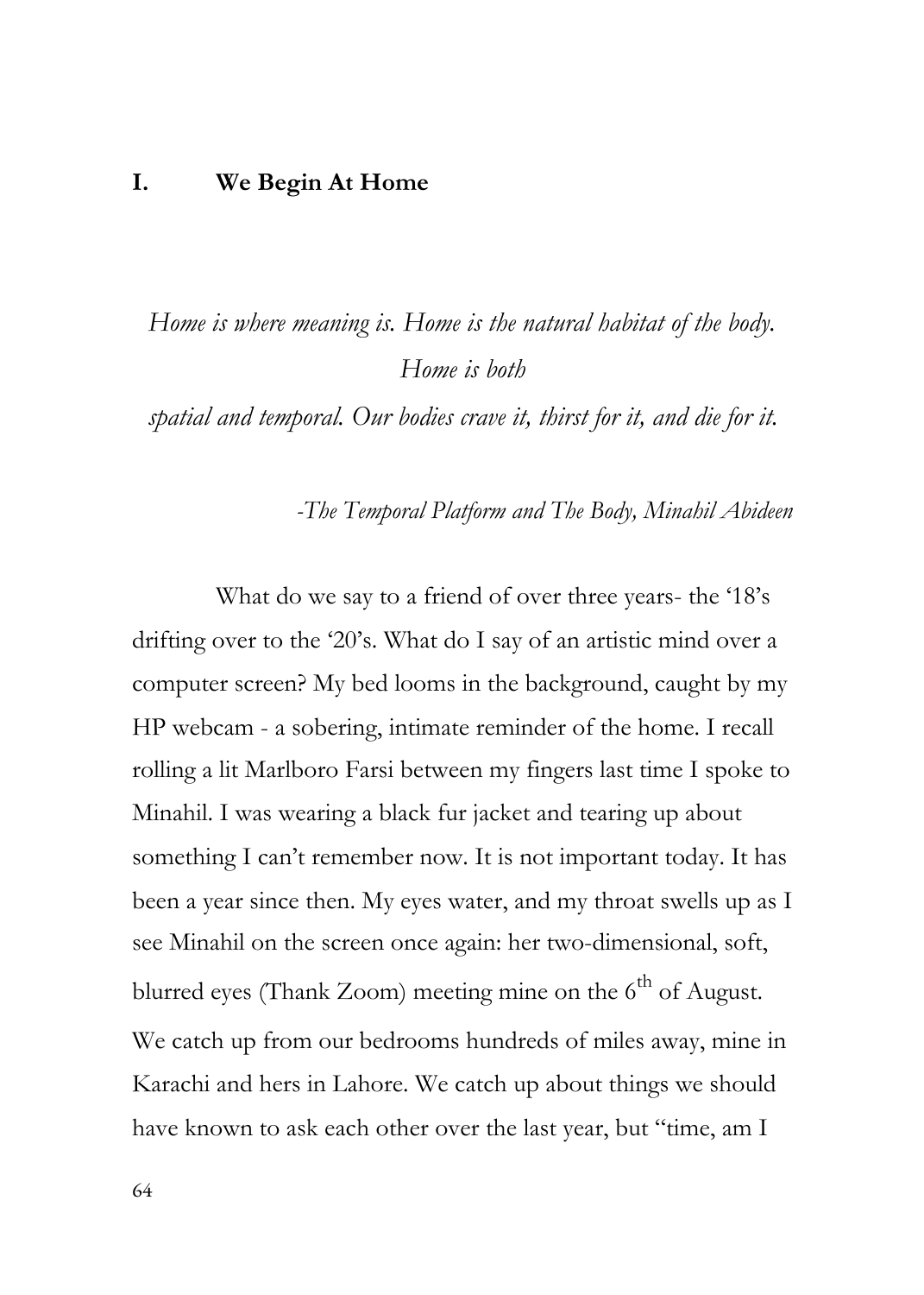## I. We Begin At Home

*Home is where meaning is. Home is the natural habitat of the body. Home is both spatial and temporal. Our bodies crave it, thirst for it, and die for it.*

*-The Temporal Platform and The Body, Minahil Abideen*

What do we say to a friend of over three years- the '18's drifting over to the '20's. What do I say of an artistic mind over a computer screen? My bed looms in the background, caught by my HP webcam - a sobering, intimate reminder of the home. I recall rolling a lit Marlboro Farsi between my fingers last time I spoke to Minahil. I was wearing a black fur jacket and tearing up about something I can't remember now. It is not important today. It has been a year since then. My eyes water, and my throat swells up as I see Minahil on the screen once again: her two-dimensional, soft, blurred eyes (Thank Zoom) meeting mine on the 6th of August. We catch up from our bedrooms hundreds of miles away, mine in Karachi and hers in Lahore. We catch up about things we should have known to ask each other over the last year, but "time, am I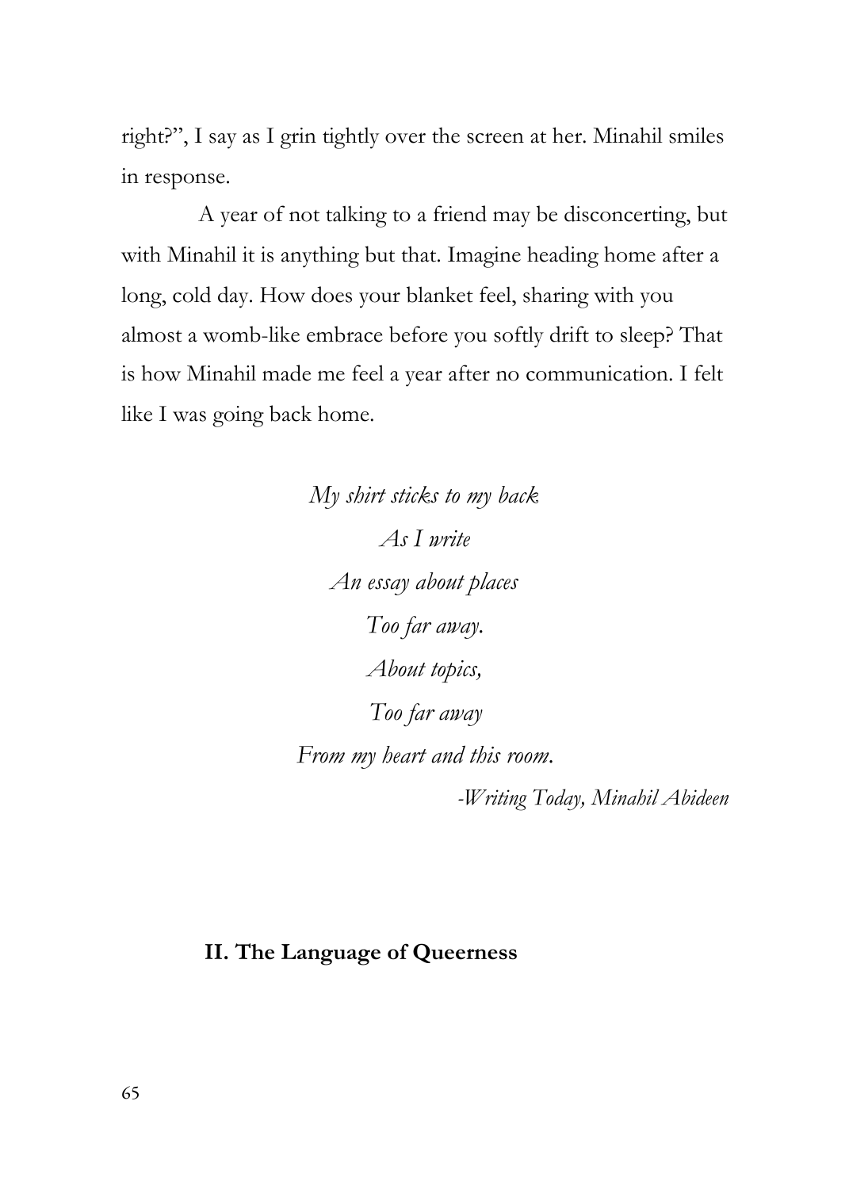right?", I say as I grin tightly over the screen at her. Minahil smiles in response.

A year of not talking to a friend may be disconcerting, but with Minahil it is anything but that. Imagine heading home after a long, cold day. How does your blanket feel, sharing with you almost a womb-like embrace before you softly drift to sleep? That is how Minahil made me feel a year after no communication. I felt like I was going back home.

*My shirt sticks to my back*
*As I write*
*An essay about places*
*Too far away.*
*About topics,*
*Too far away*
*From my heart and this room.*

*-Writing Today, Minahil Abideen*

## II. The Language of Queerness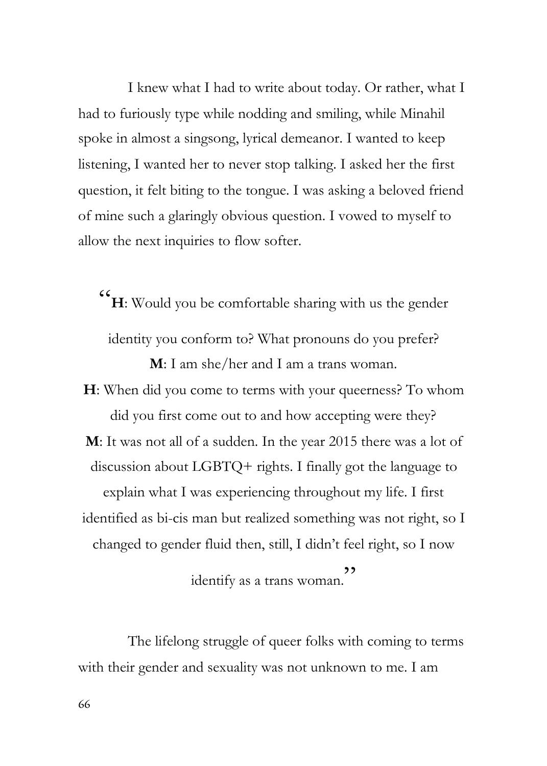I knew what I had to write about today. Or rather, what I had to furiously type while nodding and smiling, while Minahil spoke in almost a singsong, lyrical demeanor. I wanted to keep listening, I wanted her to never stop talking. I asked her the first question, it felt biting to the tongue. I was asking a beloved friend of mine such a glaringly obvious question. I vowed to myself to allow the next inquiries to flow softer.

"**H**: Would you be comfortable sharing with us the gender identity you conform to? What pronouns do you prefer?

**M**: I am she/her and I am a trans woman.

**H**: When did you come to terms with your queerness? To whom did you first come out to and how accepting were they?

**M**: It was not all of a sudden. In the year 2015 there was a lot of discussion about LGBTQ+ rights. I finally got the language to explain what I was experiencing throughout my life. I first identified as bi-cis man but realized something was not right, so I changed to gender fluid then, still, I didn't feel right, so I now identify as a trans woman."

The lifelong struggle of queer folks with coming to terms with their gender and sexuality was not unknown to me. I am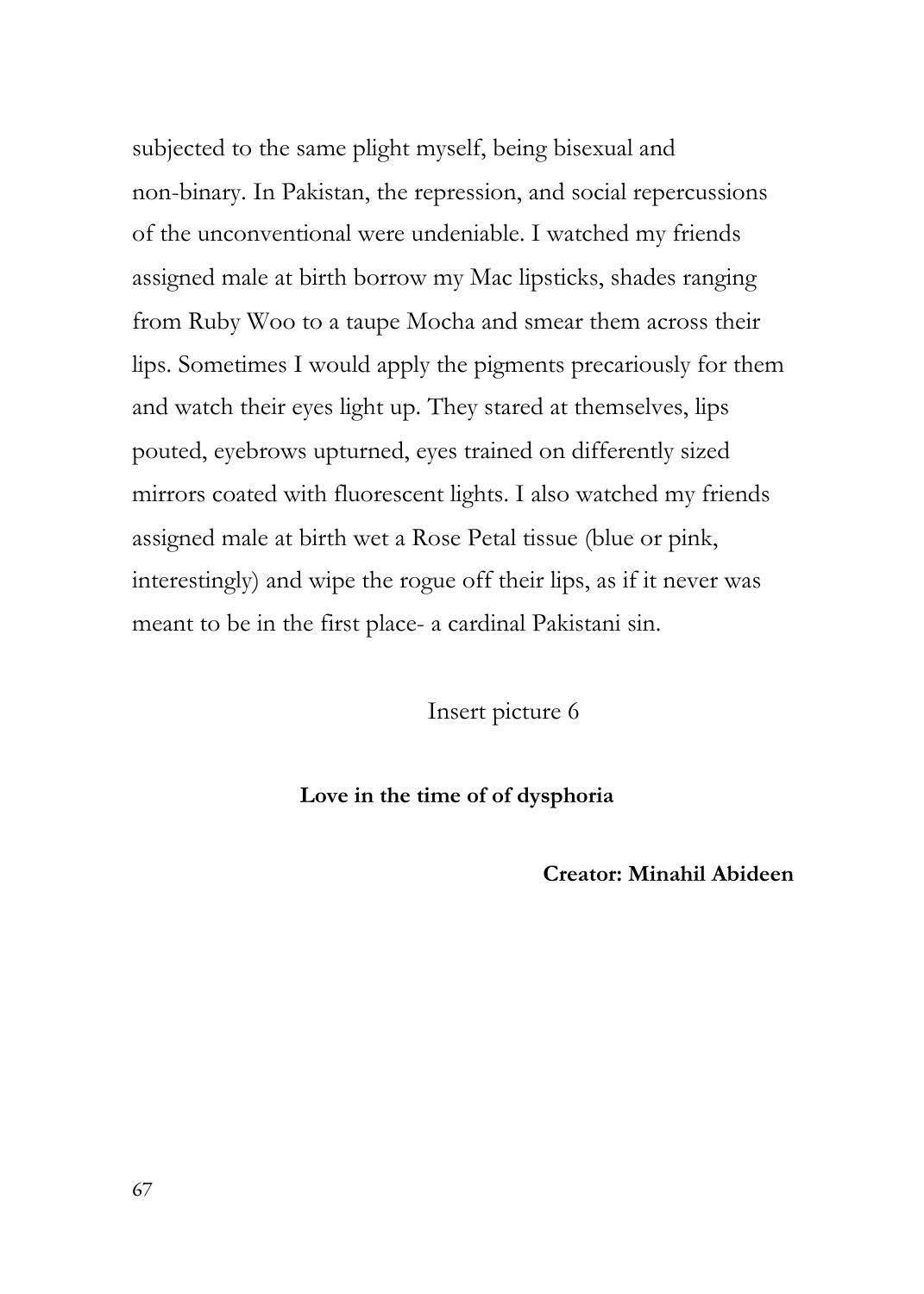subjected to the same plight myself, being bisexual and non-binary. In Pakistan, the repression, and social repercussions of the unconventional were undeniable. I watched my friends assigned male at birth borrow my Mac lipsticks, shades ranging from Ruby Woo to a taupe Mocha and smear them across their lips. Sometimes I would apply the pigments precariously for them and watch their eyes light up. They stared at themselves, lips pouted, eyebrows upturned, eyes trained on differently sized mirrors coated with fluorescent lights. I also watched my friends assigned male at birth wet a Rose Petal tissue (blue or pink, interestingly) and wipe the rogue off their lips, as if it never was meant to be in the first place- a cardinal Pakistani sin.

Insert picture 6

**Love in the time of of dysphoria**

**Creator: Minahil Abideen**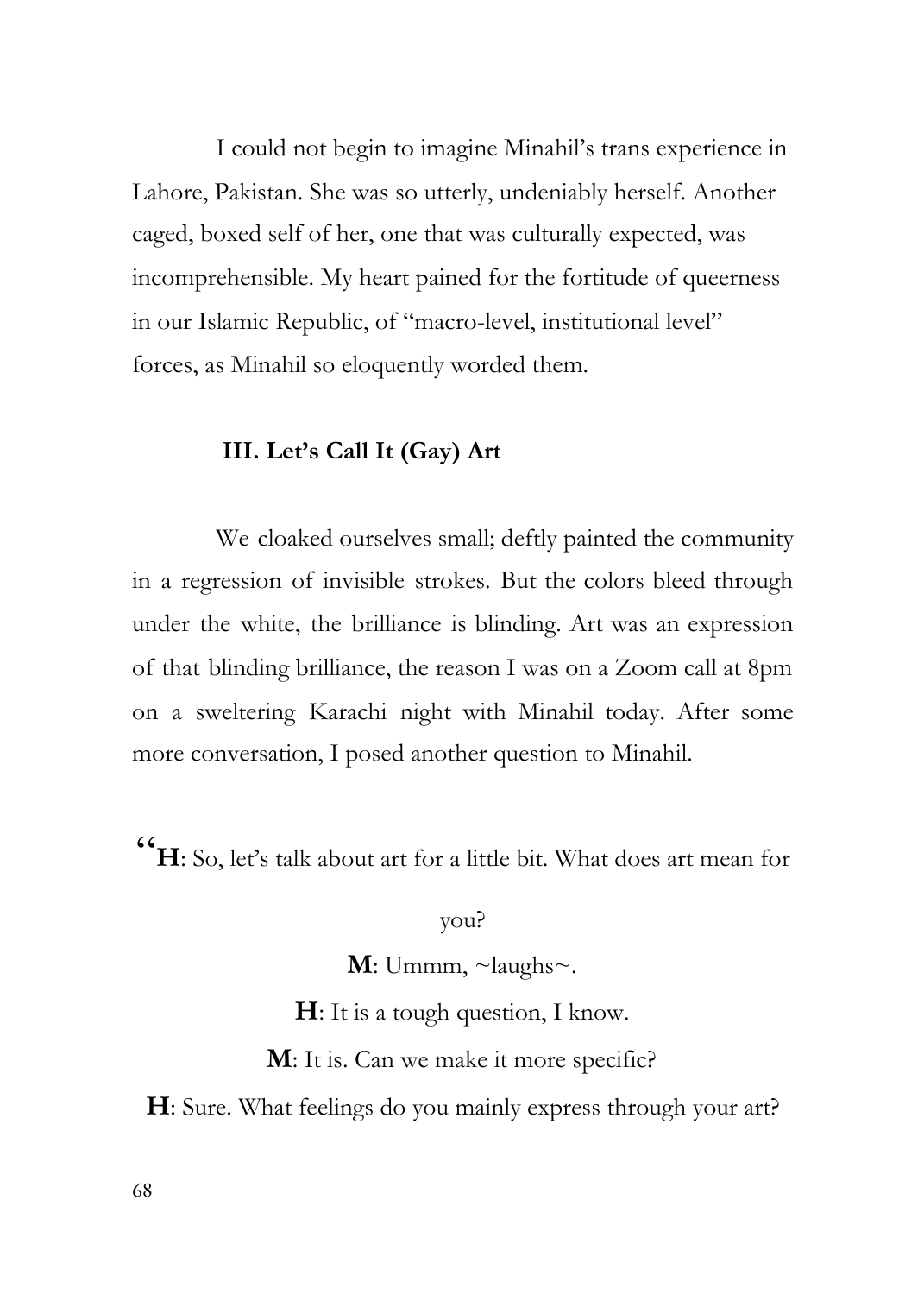I could not begin to imagine Minahil's trans experience in Lahore, Pakistan. She was so utterly, undeniably herself. Another caged, boxed self of her, one that was culturally expected, was incomprehensible. My heart pained for the fortitude of queerness in our Islamic Republic, of "macro-level, institutional level" forces, as Minahil so eloquently worded them.

### III. Let's Call It (Gay) Art

We cloaked ourselves small; deftly painted the community in a regression of invisible strokes. But the colors bleed through under the white, the brilliance is blinding. Art was an expression of that blinding brilliance, the reason I was on a Zoom call at 8pm on a sweltering Karachi night with Minahil today. After some more conversation, I posed another question to Minahil.

"**H**: So, let's talk about art for a little bit. What does art mean for you?

**M**: Ummm, ~laughs~.

**H**: It is a tough question, I know.

**M**: It is. Can we make it more specific?

**H**: Sure. What feelings do you mainly express through your art?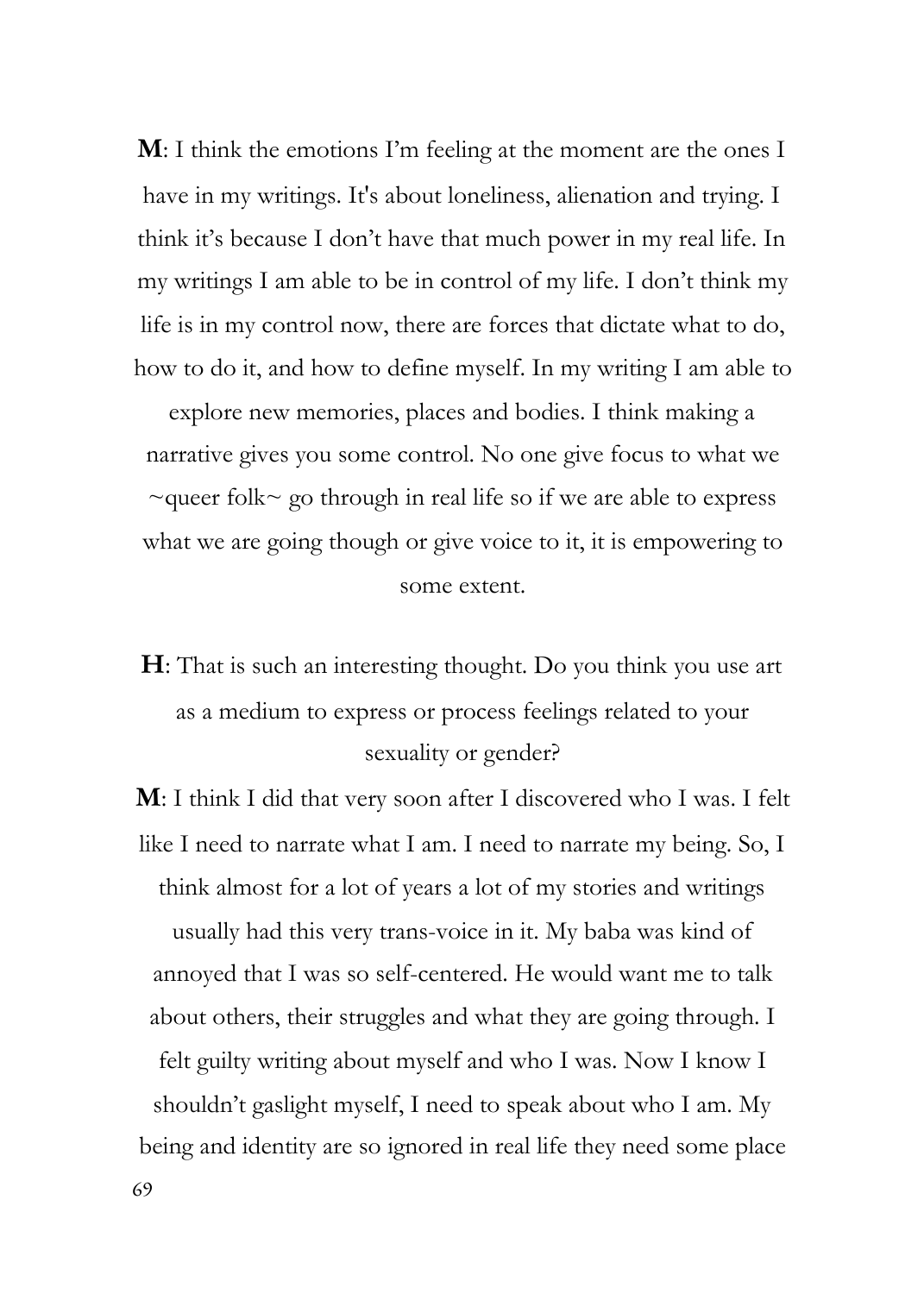**M**: I think the emotions I'm feeling at the moment are the ones I have in my writings. It's about loneliness, alienation and trying. I think it's because I don't have that much power in my real life. In my writings I am able to be in control of my life. I don't think my life is in my control now, there are forces that dictate what to do, how to do it, and how to define myself. In my writing I am able to explore new memories, places and bodies. I think making a narrative gives you some control. No one give focus to what we ~queer folk~ go through in real life so if we are able to express what we are going though or give voice to it, it is empowering to some extent.

**H**: That is such an interesting thought. Do you think you use art as a medium to express or process feelings related to your sexuality or gender?

**M**: I think I did that very soon after I discovered who I was. I felt like I need to narrate what I am. I need to narrate my being. So, I think almost for a lot of years a lot of my stories and writings usually had this very trans-voice in it. My baba was kind of annoyed that I was so self-centered. He would want me to talk about others, their struggles and what they are going through. I felt guilty writing about myself and who I was. Now I know I shouldn't gaslight myself, I need to speak about who I am. My being and identity are so ignored in real life they need some place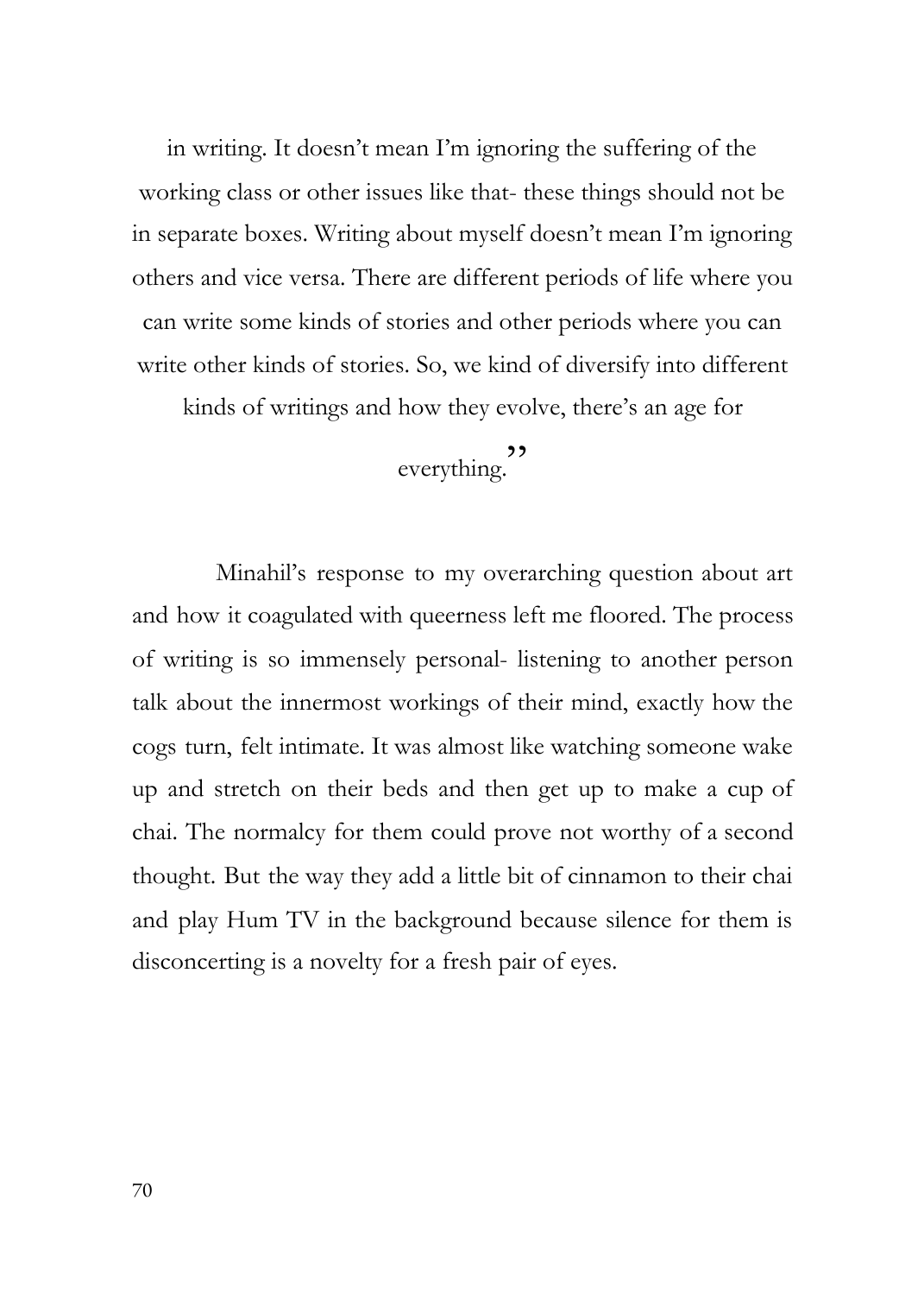in writing. It doesn't mean I'm ignoring the suffering of the working class or other issues like that- these things should not be in separate boxes. Writing about myself doesn't mean I'm ignoring others and vice versa. There are different periods of life where you can write some kinds of stories and other periods where you can write other kinds of stories. So, we kind of diversify into different kinds of writings and how they evolve, there's an age for everything."

Minahil's response to my overarching question about art and how it coagulated with queerness left me floored. The process of writing is so immensely personal- listening to another person talk about the innermost workings of their mind, exactly how the cogs turn, felt intimate. It was almost like watching someone wake up and stretch on their beds and then get up to make a cup of chai. The normalcy for them could prove not worthy of a second thought. But the way they add a little bit of cinnamon to their chai and play Hum TV in the background because silence for them is disconcerting is a novelty for a fresh pair of eyes.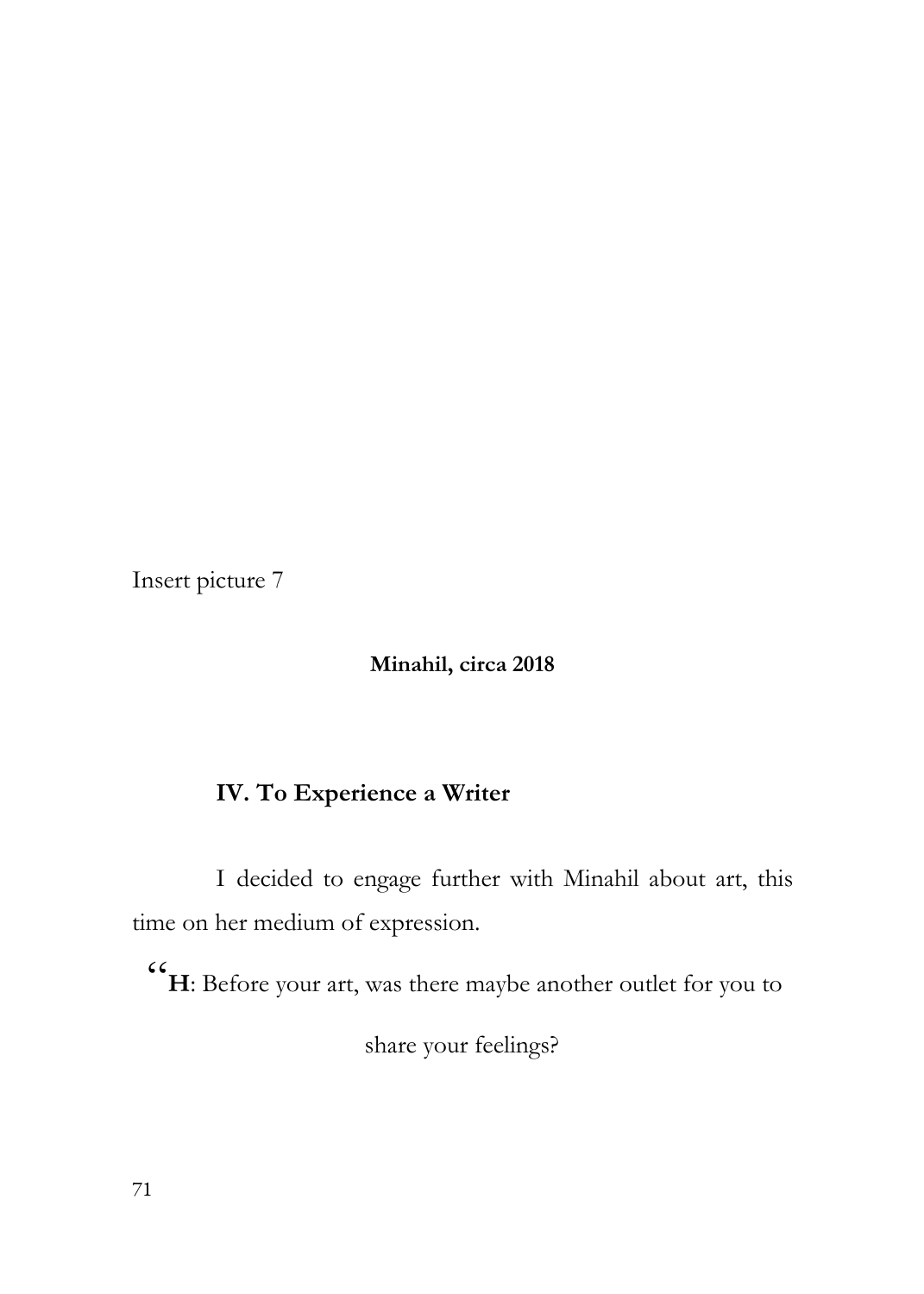Insert picture 7

**Minahil, circa 2018**

## IV. To Experience a Writer

I decided to engage further with Minahil about art, this time on her medium of expression.

"**H**: Before your art, was there maybe another outlet for you to share your feelings?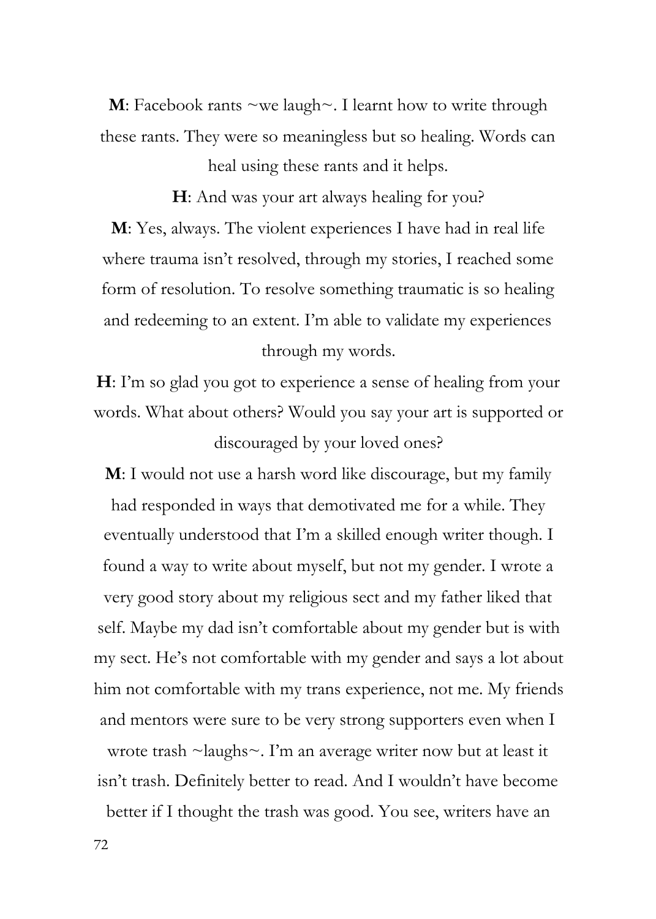**M**: Facebook rants ~we laugh~. I learnt how to write through these rants. They were so meaningless but so healing. Words can heal using these rants and it helps.

**H**: And was your art always healing for you?

**M**: Yes, always. The violent experiences I have had in real life where trauma isn't resolved, through my stories, I reached some form of resolution. To resolve something traumatic is so healing and redeeming to an extent. I'm able to validate my experiences through my words.

**H**: I'm so glad you got to experience a sense of healing from your words. What about others? Would you say your art is supported or discouraged by your loved ones?

**M**: I would not use a harsh word like discourage, but my family had responded in ways that demotivated me for a while. They eventually understood that I'm a skilled enough writer though. I found a way to write about myself, but not my gender. I wrote a very good story about my religious sect and my father liked that self. Maybe my dad isn't comfortable about my gender but is with my sect. He's not comfortable with my gender and says a lot about him not comfortable with my trans experience, not me. My friends and mentors were sure to be very strong supporters even when I wrote trash ~laughs~. I'm an average writer now but at least it isn't trash. Definitely better to read. And I wouldn't have become better if I thought the trash was good. You see, writers have an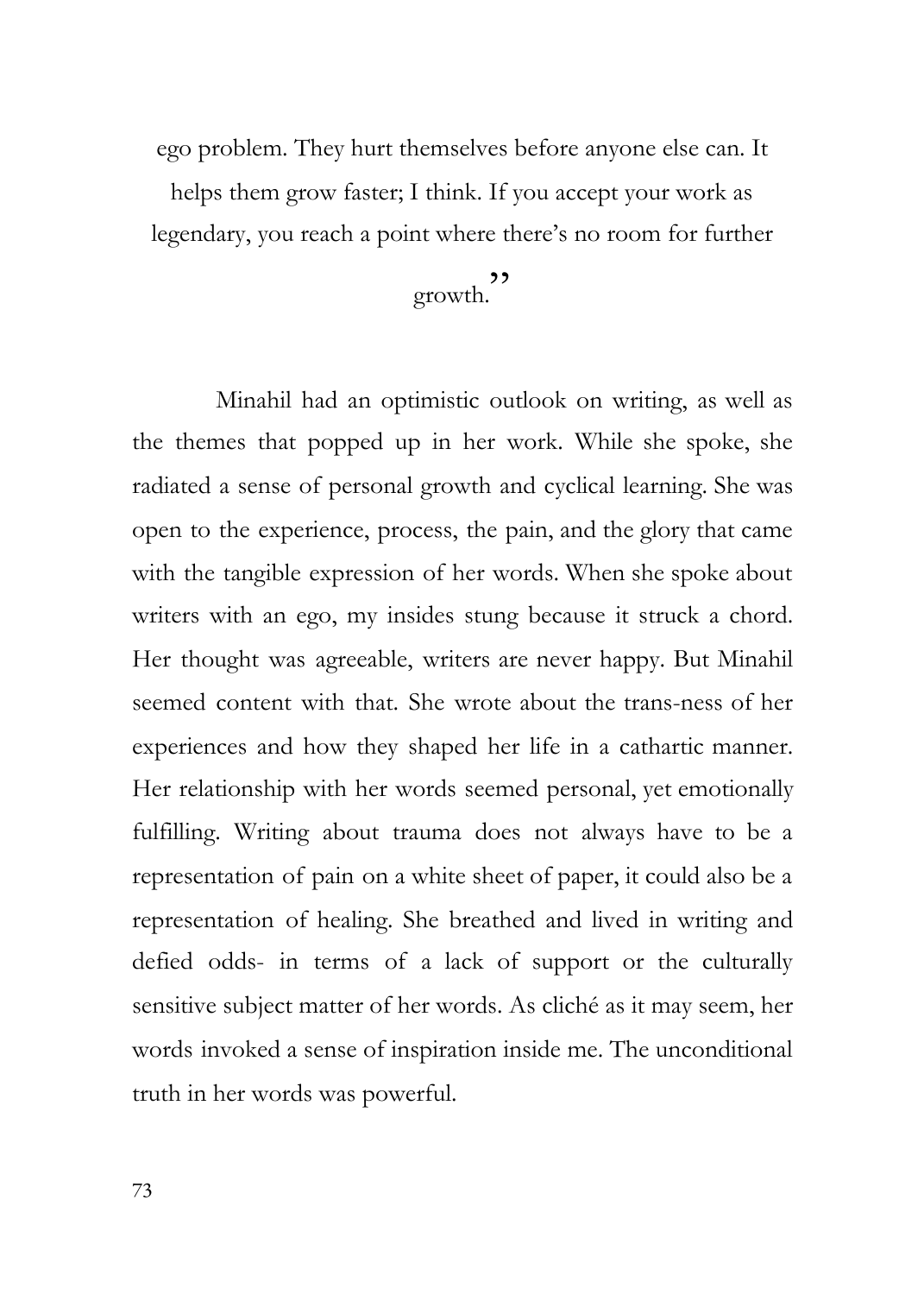ego problem. They hurt themselves before anyone else can. It helps them grow faster; I think. If you accept your work as legendary, you reach a point where there's no room for further growth."

Minahil had an optimistic outlook on writing, as well as the themes that popped up in her work. While she spoke, she radiated a sense of personal growth and cyclical learning. She was open to the experience, process, the pain, and the glory that came with the tangible expression of her words. When she spoke about writers with an ego, my insides stung because it struck a chord. Her thought was agreeable, writers are never happy. But Minahil seemed content with that. She wrote about the trans-ness of her experiences and how they shaped her life in a cathartic manner. Her relationship with her words seemed personal, yet emotionally fulfilling. Writing about trauma does not always have to be a representation of pain on a white sheet of paper, it could also be a representation of healing. She breathed and lived in writing and defied odds- in terms of a lack of support or the culturally sensitive subject matter of her words. As cliché as it may seem, her words invoked a sense of inspiration inside me. The unconditional truth in her words was powerful.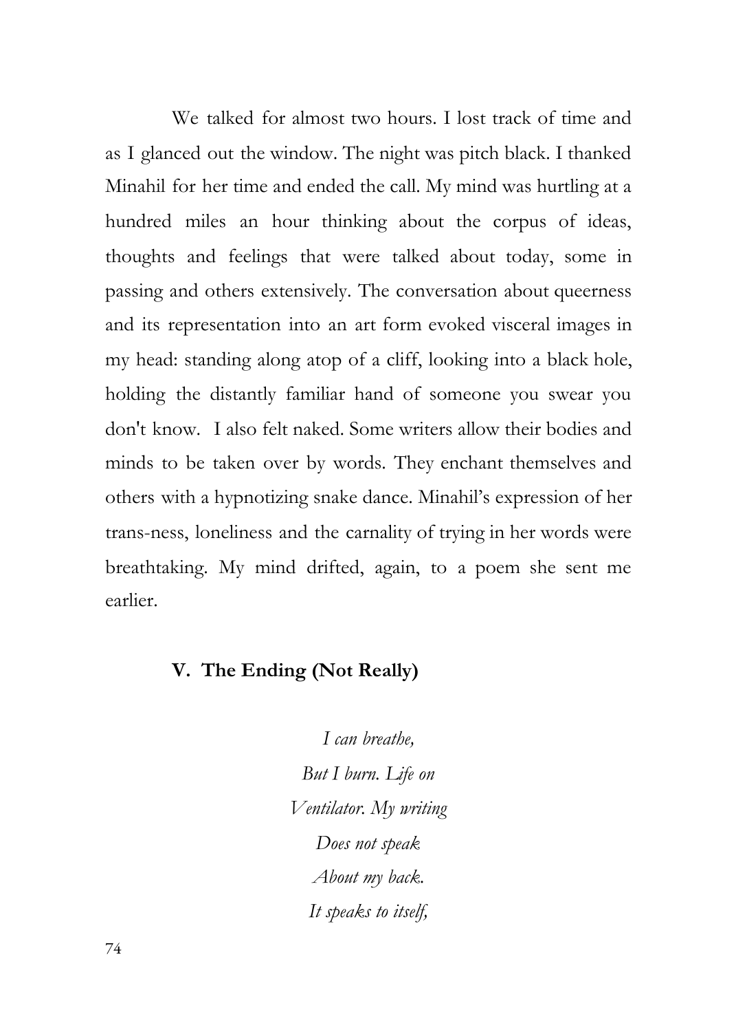We talked for almost two hours. I lost track of time and as I glanced out the window. The night was pitch black. I thanked Minahil for her time and ended the call. My mind was hurtling at a hundred miles an hour thinking about the corpus of ideas, thoughts and feelings that were talked about today, some in passing and others extensively. The conversation about queerness and its representation into an art form evoked visceral images in my head: standing along atop of a cliff, looking into a black hole, holding the distantly familiar hand of someone you swear you don't know.  I also felt naked. Some writers allow their bodies and minds to be taken over by words. They enchant themselves and others with a hypnotizing snake dance. Minahil's expression of her trans-ness, loneliness and the carnality of trying in her words were breathtaking. My mind drifted, again, to a poem she sent me earlier.

## V. The Ending (Not Really)

*I can breathe,*
*But I burn. Life on*
*Ventilator. My writing*
*Does not speak*
*About my back.*
*It speaks to itself,*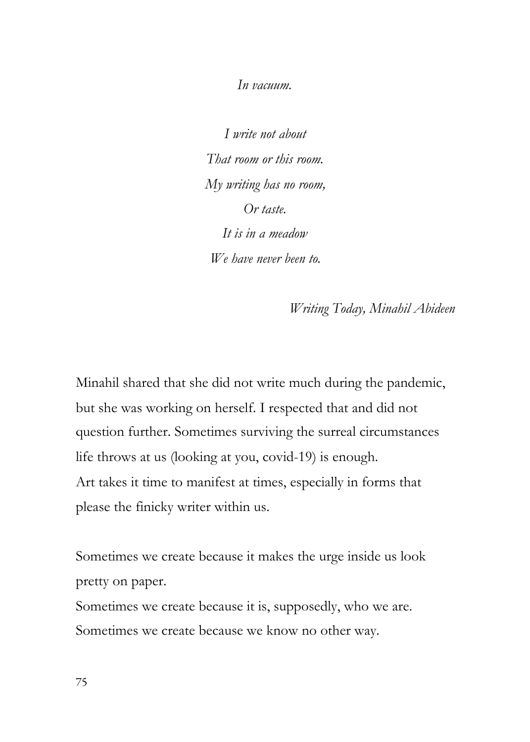*In vacuum.*

*I write not about*  
*That room or this room.*  
*My writing has no room,*  
*Or taste.*  
*It is in a meadow*  
*We have never been to.*

*Writing Today, Minahil Abideen*

Minahil shared that she did not write much during the pandemic, but she was working on herself. I respected that and did not question further. Sometimes surviving the surreal circumstances life throws at us (looking at you, covid-19) is enough.  
Art takes it time to manifest at times, especially in forms that please the finicky writer within us.

Sometimes we create because it makes the urge inside us look pretty on paper.  
Sometimes we create because it is, supposedly, who we are.  
Sometimes we create because we know no other way.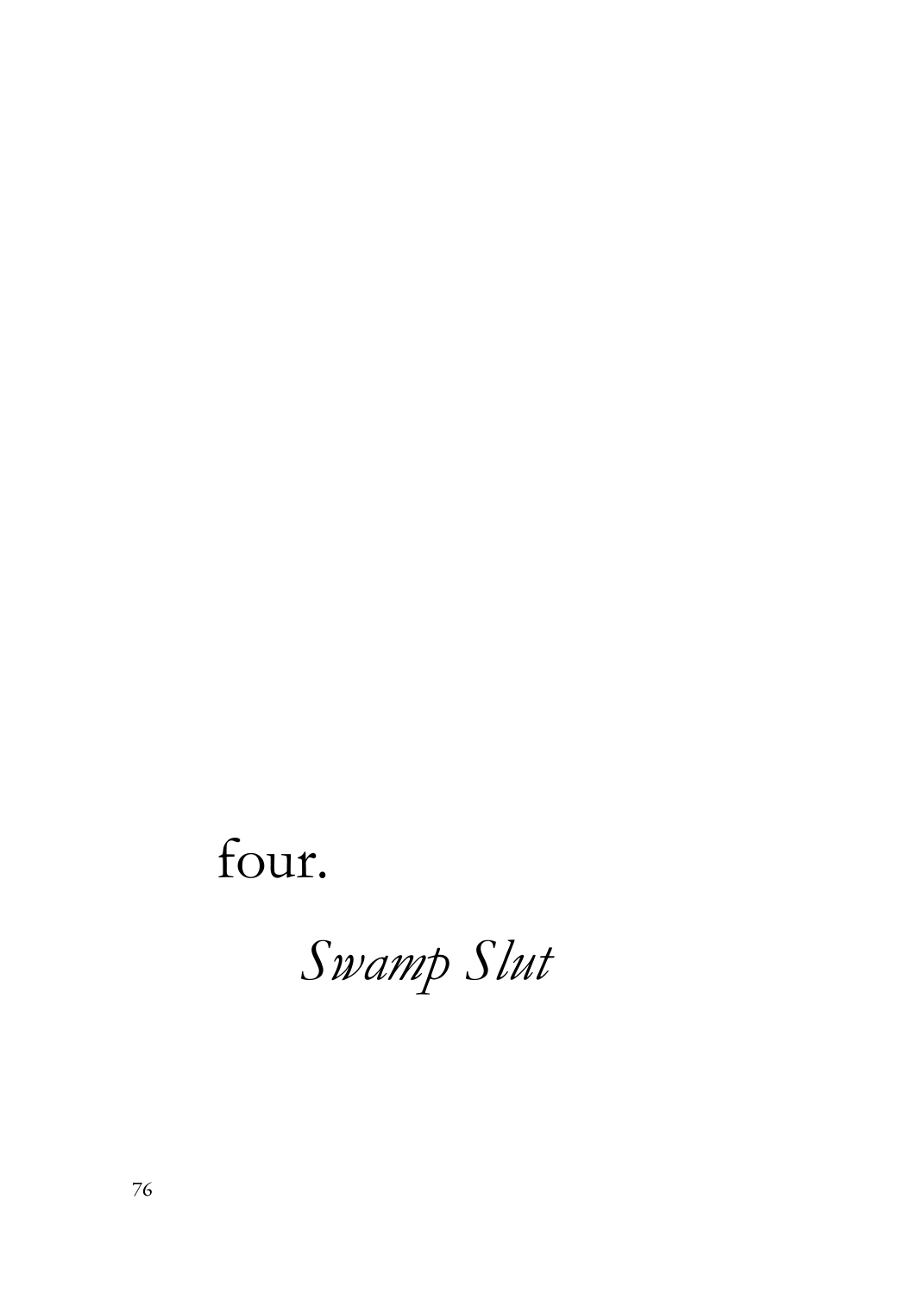# four.

## *Swamp Slut*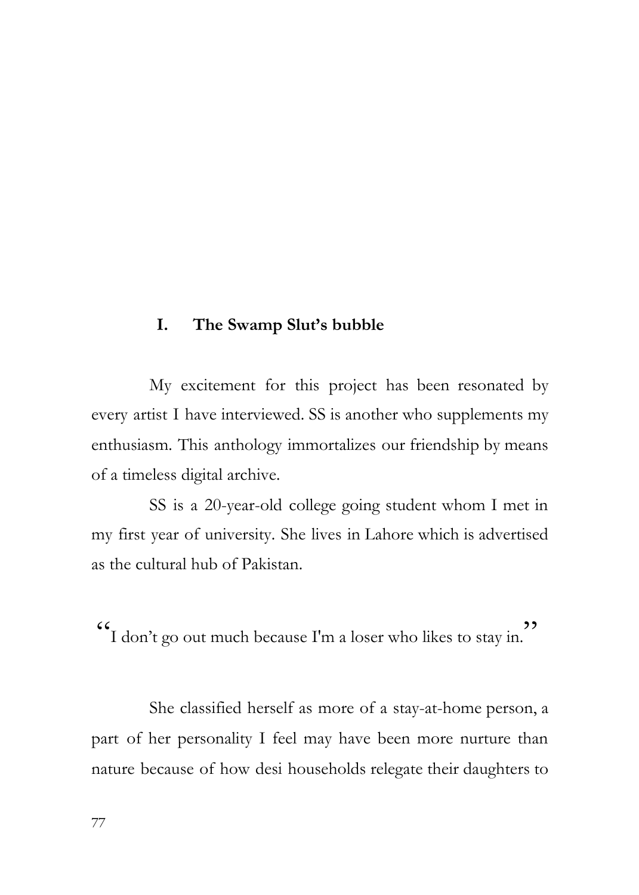## I. The Swamp Slut's bubble

My excitement for this project has been resonated by every artist I have interviewed. SS is another who supplements my enthusiasm. This anthology immortalizes our friendship by means of a timeless digital archive.

SS is a 20-year-old college going student whom I met in my first year of university. She lives in Lahore which is advertised as the cultural hub of Pakistan.

"I don't go out much because I'm a loser who likes to stay in."

She classified herself as more of a stay-at-home person, a part of her personality I feel may have been more nurture than nature because of how desi households relegate their daughters to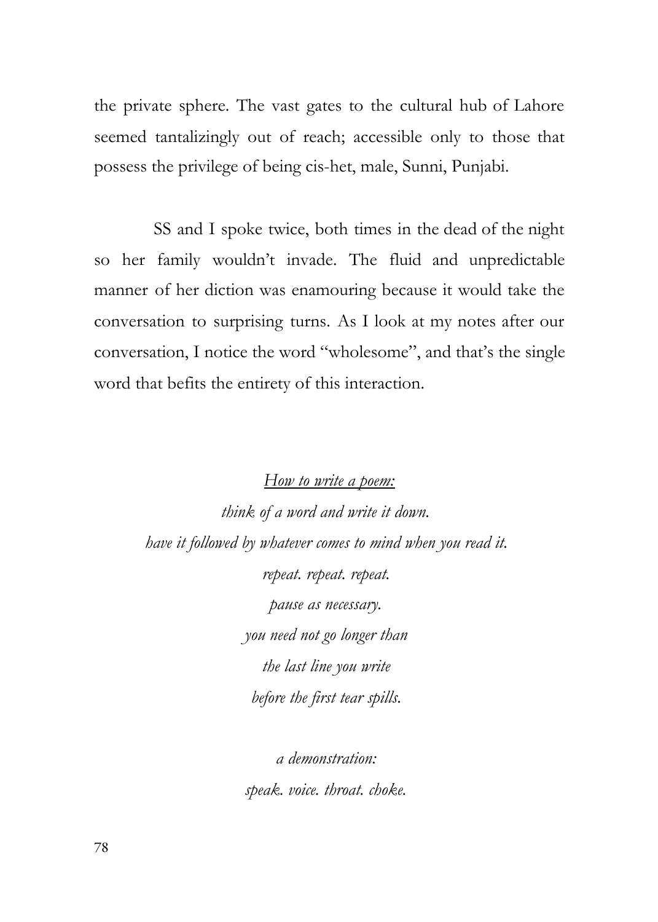the private sphere. The vast gates to the cultural hub of Lahore seemed tantalizingly out of reach; accessible only to those that possess the privilege of being cis-het, male, Sunni, Punjabi.

SS and I spoke twice, both times in the dead of the night so her family wouldn't invade. The fluid and unpredictable manner of her diction was enamouring because it would take the conversation to surprising turns. As I look at my notes after our conversation, I notice the word "wholesome", and that's the single word that befits the entirety of this interaction.

<u>*How to write a poem:*</u>
*think of a word and write it down.*
*have it followed by whatever comes to mind when you read it.*
*repeat. repeat. repeat.*
*pause as necessary.*
*you need not go longer than*
*the last line you write*
*before the first tear spills.*

*a demonstration:*
*speak. voice. throat. choke.*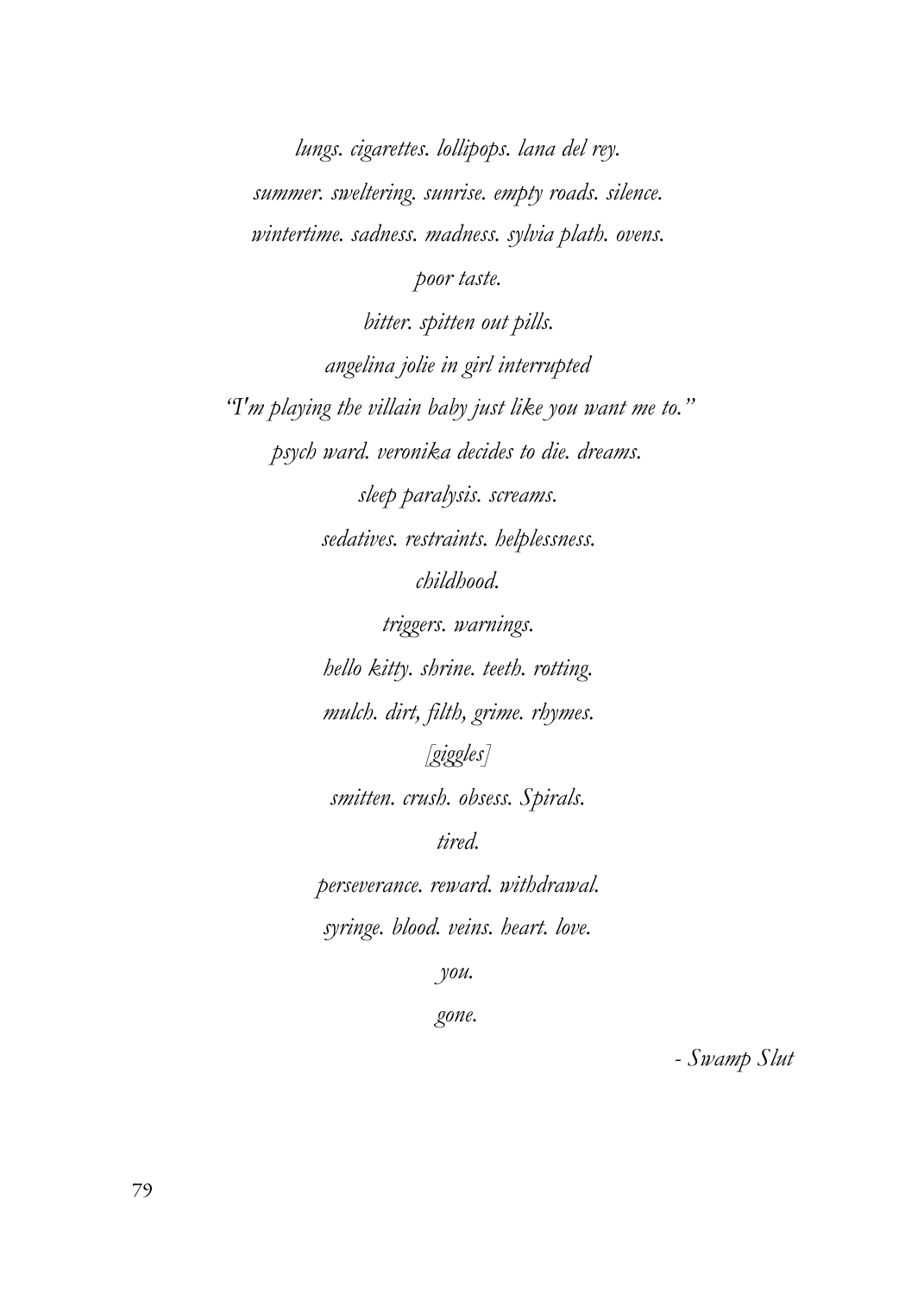*lungs. cigarettes. lollipops. lana del rey.*

*summer. sweltering. sunrise. empty roads. silence.*

*wintertime. sadness. madness. sylvia plath. ovens.*

*poor taste.*

*bitter. spitten out pills.*

*angelina jolie in girl interrupted*

*"I'm playing the villain baby just like you want me to."*

*psych ward. veronika decides to die. dreams.*

*sleep paralysis. screams.*

*sedatives. restraints. helplessness.*

*childhood.*

*triggers. warnings.*

*hello kitty. shrine. teeth. rotting.*

*mulch. dirt, filth, grime. rhymes.*

*[giggles]*

*smitten. crush. obsess. Spirals.*

*tired.*

*perseverance. reward. withdrawal.*

*syringe. blood. veins. heart. love.*

*you.*

*gone.*

*- Swamp Slut*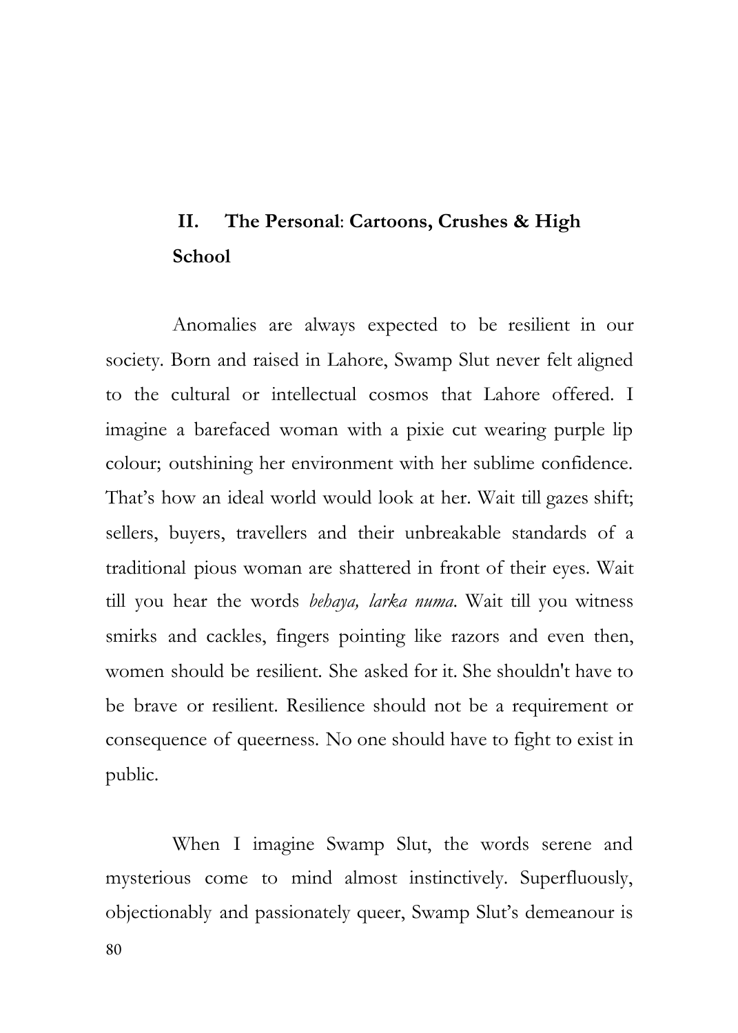## II. The Personal: Cartoons, Crushes & High School

Anomalies are always expected to be resilient in our society. Born and raised in Lahore, Swamp Slut never felt aligned to the cultural or intellectual cosmos that Lahore offered. I imagine a barefaced woman with a pixie cut wearing purple lip colour; outshining her environment with her sublime confidence. That's how an ideal world would look at her. Wait till gazes shift; sellers, buyers, travellers and their unbreakable standards of a traditional pious woman are shattered in front of their eyes. Wait till you hear the words *behaya, larka numa*. Wait till you witness smirks and cackles, fingers pointing like razors and even then, women should be resilient. She asked for it. She shouldn't have to be brave or resilient. Resilience should not be a requirement or consequence of queerness. No one should have to fight to exist in public.

When I imagine Swamp Slut, the words serene and mysterious come to mind almost instinctively. Superfluously, objectionably and passionately queer, Swamp Slut's demeanour is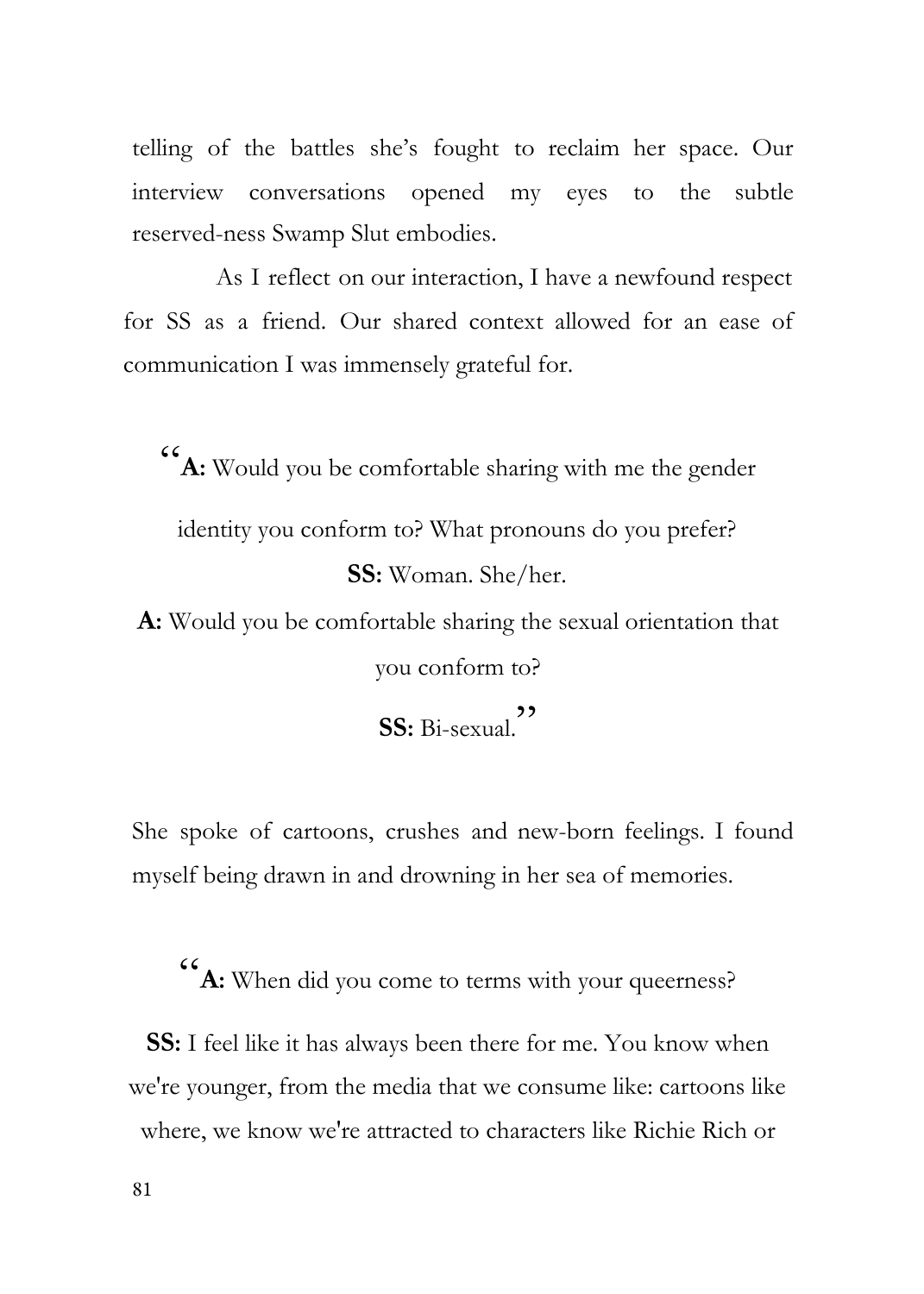telling of the battles she's fought to reclaim her space. Our interview conversations opened my eyes to the subtle reserved-ness Swamp Slut embodies.

As I reflect on our interaction, I have a newfound respect for SS as a friend. Our shared context allowed for an ease of communication I was immensely grateful for.

"**A:** Would you be comfortable sharing with me the gender identity you conform to? What pronouns do you prefer?

**SS:** Woman. She/her.

**A:** Would you be comfortable sharing the sexual orientation that you conform to?

**SS:** Bi-sexual."

She spoke of cartoons, crushes and new-born feelings. I found myself being drawn in and drowning in her sea of memories.

"**A:** When did you come to terms with your queerness?

**SS:** I feel like it has always been there for me. You know when we're younger, from the media that we consume like: cartoons like where, we know we're attracted to characters like Richie Rich or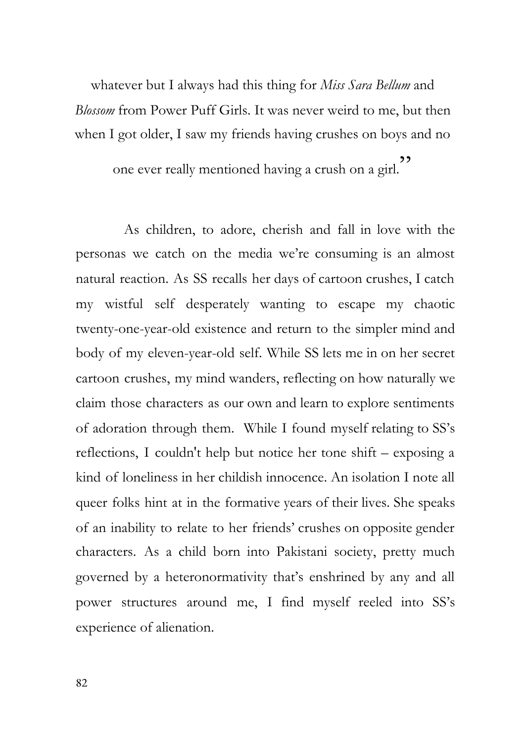whatever but I always had this thing for *Miss Sara Bellum* and *Blossom* from Power Puff Girls. It was never weird to me, but then when I got older, I saw my friends having crushes on boys and no one ever really mentioned having a crush on a girl."

As children, to adore, cherish and fall in love with the personas we catch on the media we're consuming is an almost natural reaction. As SS recalls her days of cartoon crushes, I catch my wistful self desperately wanting to escape my chaotic twenty-one-year-old existence and return to the simpler mind and body of my eleven-year-old self. While SS lets me in on her secret cartoon crushes, my mind wanders, reflecting on how naturally we claim those characters as our own and learn to explore sentiments of adoration through them. While I found myself relating to SS's reflections, I couldn't help but notice her tone shift – exposing a kind of loneliness in her childish innocence. An isolation I note all queer folks hint at in the formative years of their lives. She speaks of an inability to relate to her friends' crushes on opposite gender characters. As a child born into Pakistani society, pretty much governed by a heteronormativity that's enshrined by any and all power structures around me, I find myself reeled into SS's experience of alienation.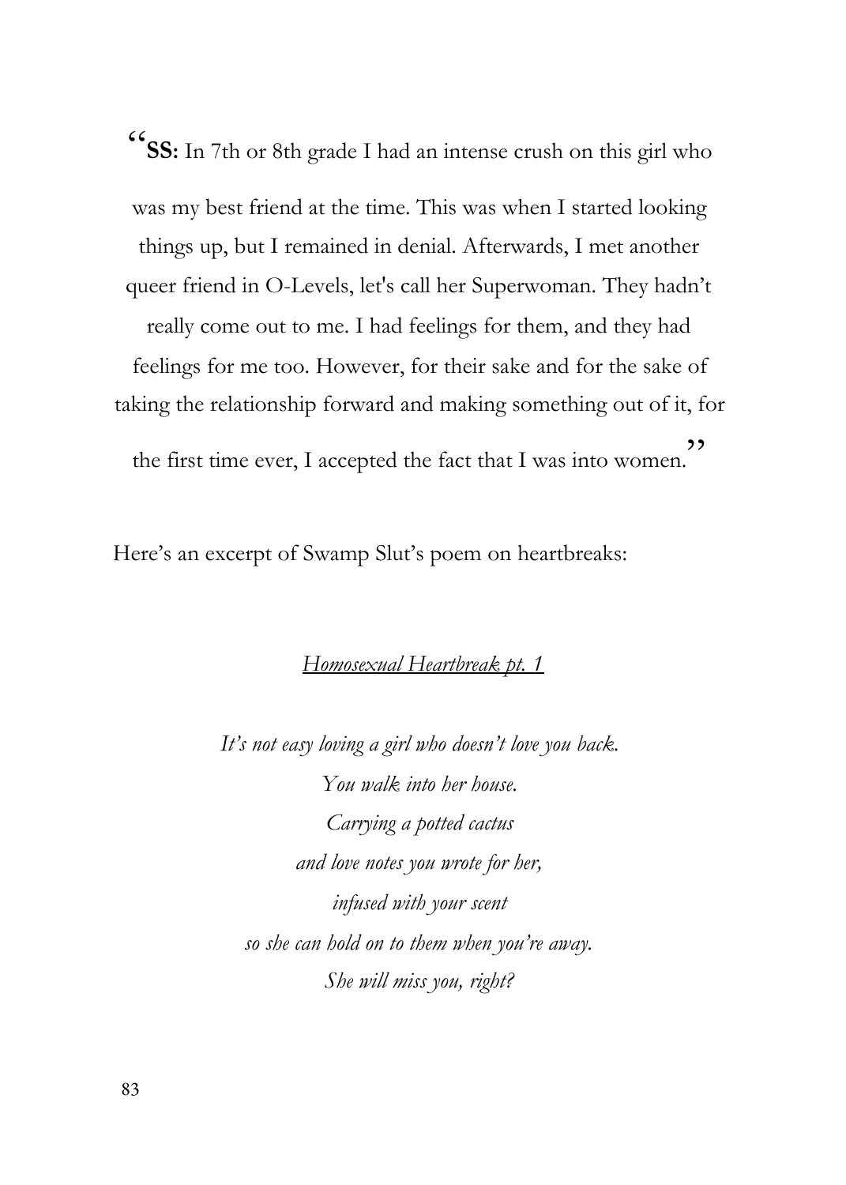“**SS:** In 7th or 8th grade I had an intense crush on this girl who was my best friend at the time. This was when I started looking things up, but I remained in denial. Afterwards, I met another queer friend in O-Levels, let's call her Superwoman. They hadn’t really come out to me. I had feelings for them, and they had feelings for me too. However, for their sake and for the sake of taking the relationship forward and making something out of it, for the first time ever, I accepted the fact that I was into women.”

Here’s an excerpt of Swamp Slut’s poem on heartbreaks:

<u>*Homosexual Heartbreak pt. 1*</u>

*It’s not easy loving a girl who doesn’t love you back.*
*You walk into her house.*
*Carrying a potted cactus*
*and love notes you wrote for her,*
*infused with your scent*
*so she can hold on to them when you’re away.*
*She will miss you, right?*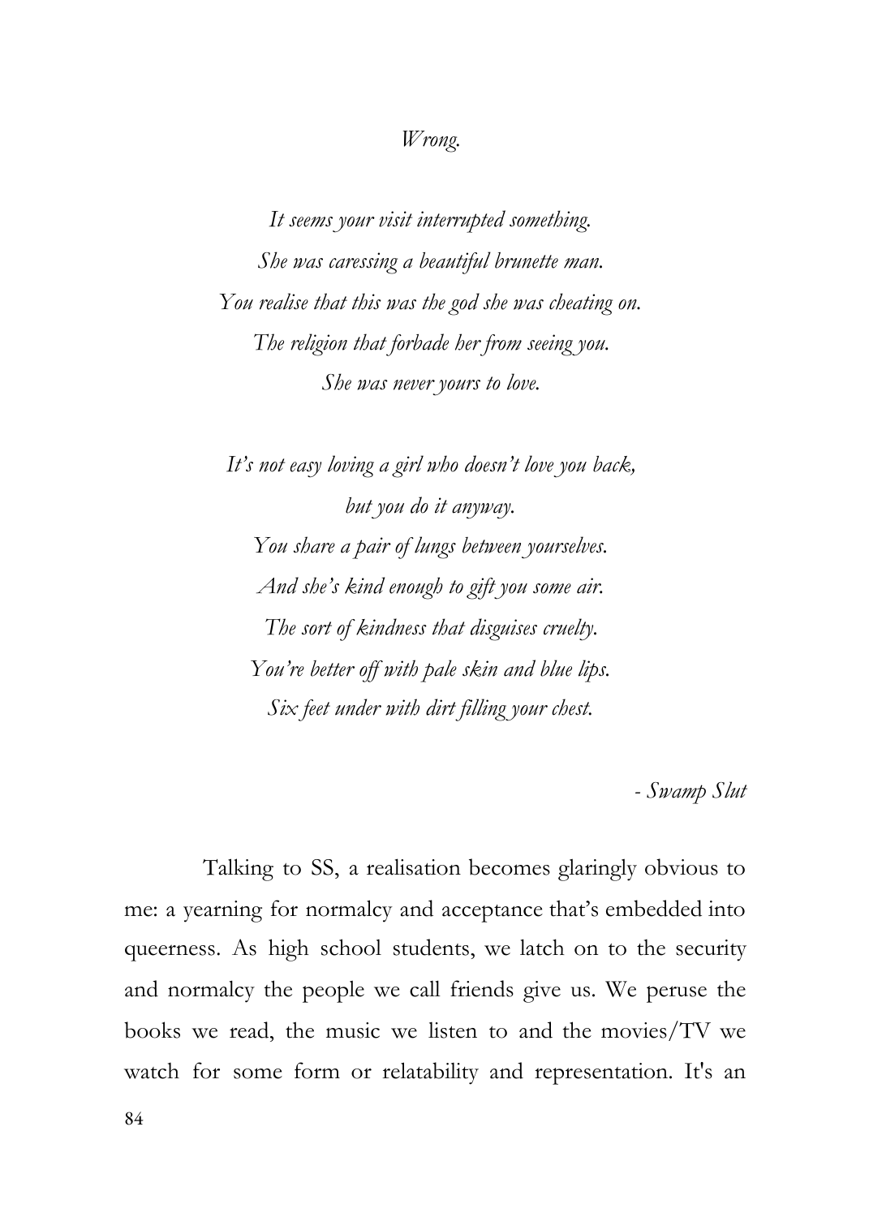*Wrong.*

*It seems your visit interrupted something.*
*She was caressing a beautiful brunette man.*
*You realise that this was the god she was cheating on.*
*The religion that forbade her from seeing you.*
*She was never yours to love.*

*It's not easy loving a girl who doesn't love you back,*
*but you do it anyway.*
*You share a pair of lungs between yourselves.*
*And she's kind enough to gift you some air.*
*The sort of kindness that disguises cruelty.*
*You're better off with pale skin and blue lips.*
*Six feet under with dirt filling your chest.*

*- Swamp Slut*

Talking to SS, a realisation becomes glaringly obvious to me: a yearning for normalcy and acceptance that's embedded into queerness. As high school students, we latch on to the security and normalcy the people we call friends give us. We peruse the books we read, the music we listen to and the movies/TV we watch for some form or relatability and representation. It's an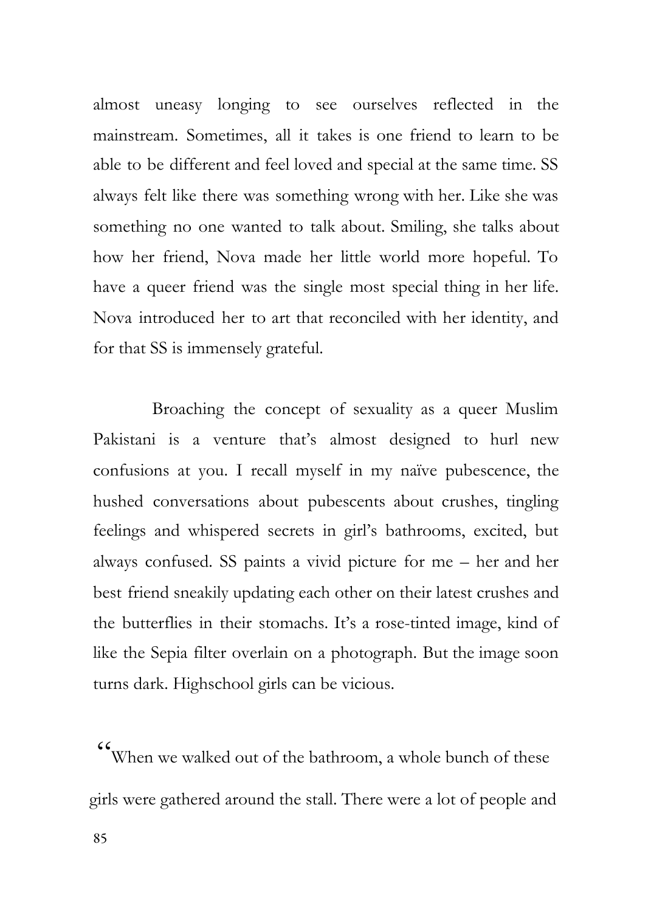almost uneasy longing to see ourselves reflected in the mainstream. Sometimes, all it takes is one friend to learn to be able to be different and feel loved and special at the same time. SS always felt like there was something wrong with her. Like she was something no one wanted to talk about. Smiling, she talks about how her friend, Nova made her little world more hopeful. To have a queer friend was the single most special thing in her life. Nova introduced her to art that reconciled with her identity, and for that SS is immensely grateful.

Broaching the concept of sexuality as a queer Muslim Pakistani is a venture that's almost designed to hurl new confusions at you. I recall myself in my naïve pubescence, the hushed conversations about pubescents about crushes, tingling feelings and whispered secrets in girl's bathrooms, excited, but always confused. SS paints a vivid picture for me – her and her best friend sneakily updating each other on their latest crushes and the butterflies in their stomachs. It's a rose-tinted image, kind of like the Sepia filter overlain on a photograph. But the image soon turns dark. Highschool girls can be vicious.

"When we walked out of the bathroom, a whole bunch of these girls were gathered around the stall. There were a lot of people and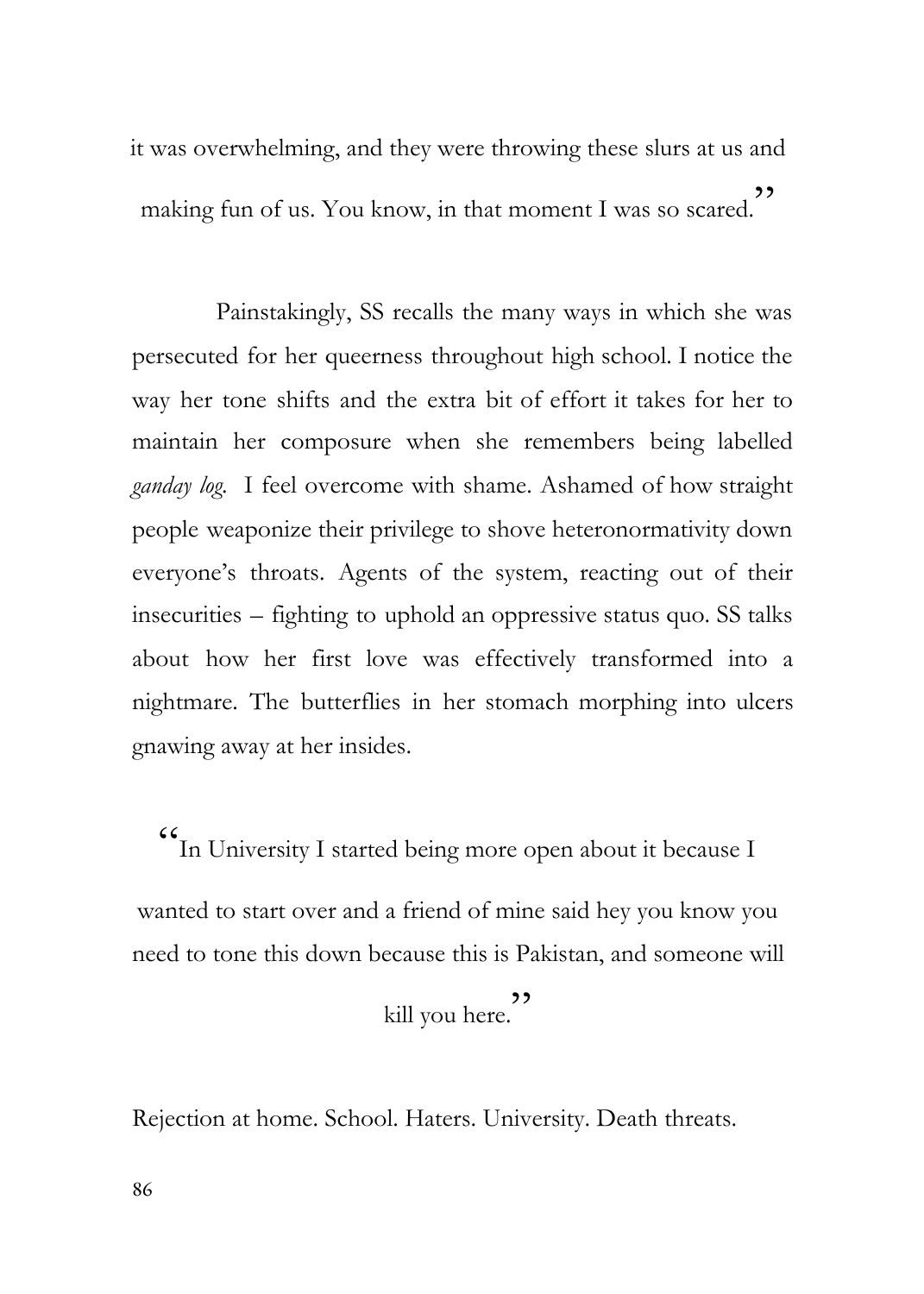it was overwhelming, and they were throwing these slurs at us and making fun of us. You know, in that moment I was so scared."

Painstakingly, SS recalls the many ways in which she was persecuted for her queerness throughout high school. I notice the way her tone shifts and the extra bit of effort it takes for her to maintain her composure when she remembers being labelled *ganday log*. I feel overcome with shame. Ashamed of how straight people weaponize their privilege to shove heteronormativity down everyone's throats. Agents of the system, reacting out of their insecurities – fighting to uphold an oppressive status quo. SS talks about how her first love was effectively transformed into a nightmare. The butterflies in her stomach morphing into ulcers gnawing away at her insides.

"In University I started being more open about it because I wanted to start over and a friend of mine said hey you know you need to tone this down because this is Pakistan, and someone will kill you here."

Rejection at home. School. Haters. University. Death threats.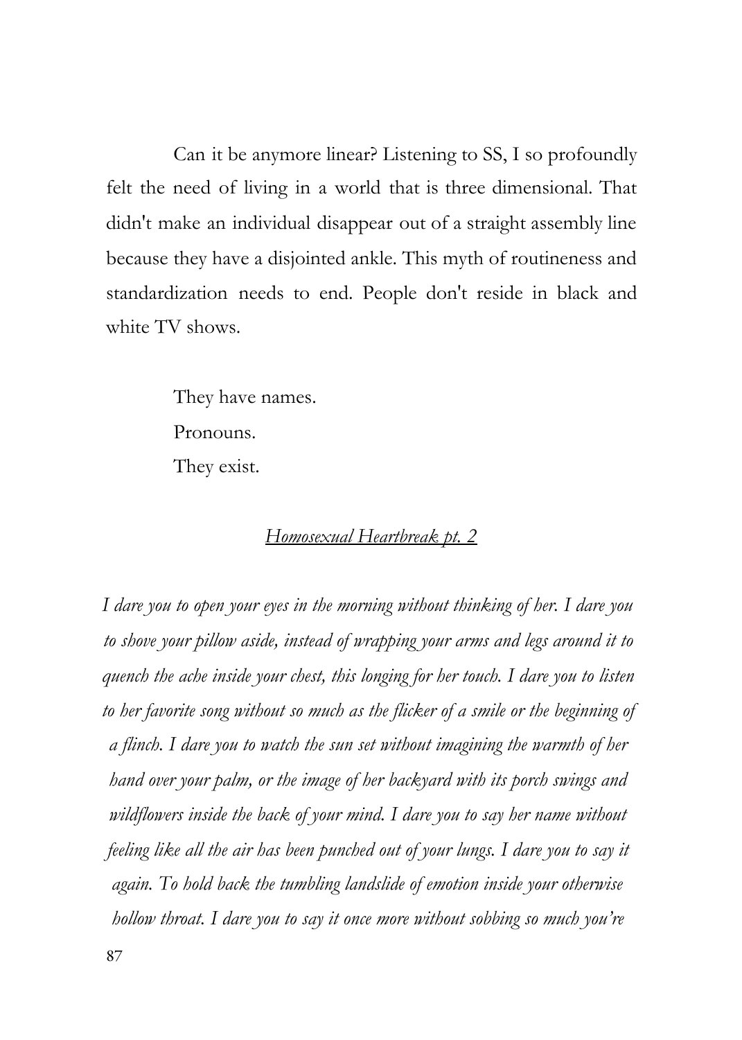Can it be anymore linear? Listening to SS, I so profoundly felt the need of living in a world that is three dimensional. That didn't make an individual disappear out of a straight assembly line because they have a disjointed ankle. This myth of routineness and standardization needs to end. People don't reside in black and white TV shows.

They have names.
Pronouns.
They exist.

<u>*Homosexual Heartbreak pt. 2*</u>

*I dare you to open your eyes in the morning without thinking of her. I dare you to shove your pillow aside, instead of wrapping your arms and legs around it to quench the ache inside your chest, this longing for her touch. I dare you to listen to her favorite song without so much as the flicker of a smile or the beginning of a flinch. I dare you to watch the sun set without imagining the warmth of her hand over your palm, or the image of her backyard with its porch swings and wildflowers inside the back of your mind. I dare you to say her name without feeling like all the air has been punched out of your lungs. I dare you to say it again. To hold back the tumbling landslide of emotion inside your otherwise hollow throat. I dare you to say it once more without sobbing so much you're*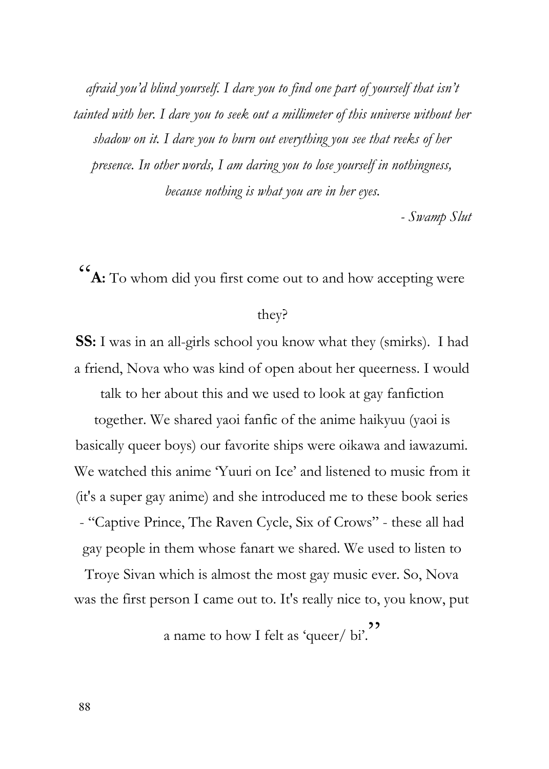*afraid you'd blind yourself. I dare you to find one part of yourself that isn't tainted with her. I dare you to seek out a millimeter of this universe without her shadow on it. I dare you to burn out everything you see that reeks of her presence. In other words, I am daring you to lose yourself in nothingness, because nothing is what you are in her eyes.*

*- Swamp Slut*

"**A:** To whom did you first come out to and how accepting were they?

**SS:** I was in an all-girls school you know what they (smirks). I had a friend, Nova who was kind of open about her queerness. I would talk to her about this and we used to look at gay fanfiction together. We shared yaoi fanfic of the anime haikyuu (yaoi is basically queer boys) our favorite ships were oikawa and iawazumi. We watched this anime 'Yuuri on Ice' and listened to music from it (it's a super gay anime) and she introduced me to these book series - "Captive Prince, The Raven Cycle, Six of Crows" - these all had gay people in them whose fanart we shared. We used to listen to Troye Sivan which is almost the most gay music ever. So, Nova was the first person I came out to. It's really nice to, you know, put a name to how I felt as 'queer/ bi'."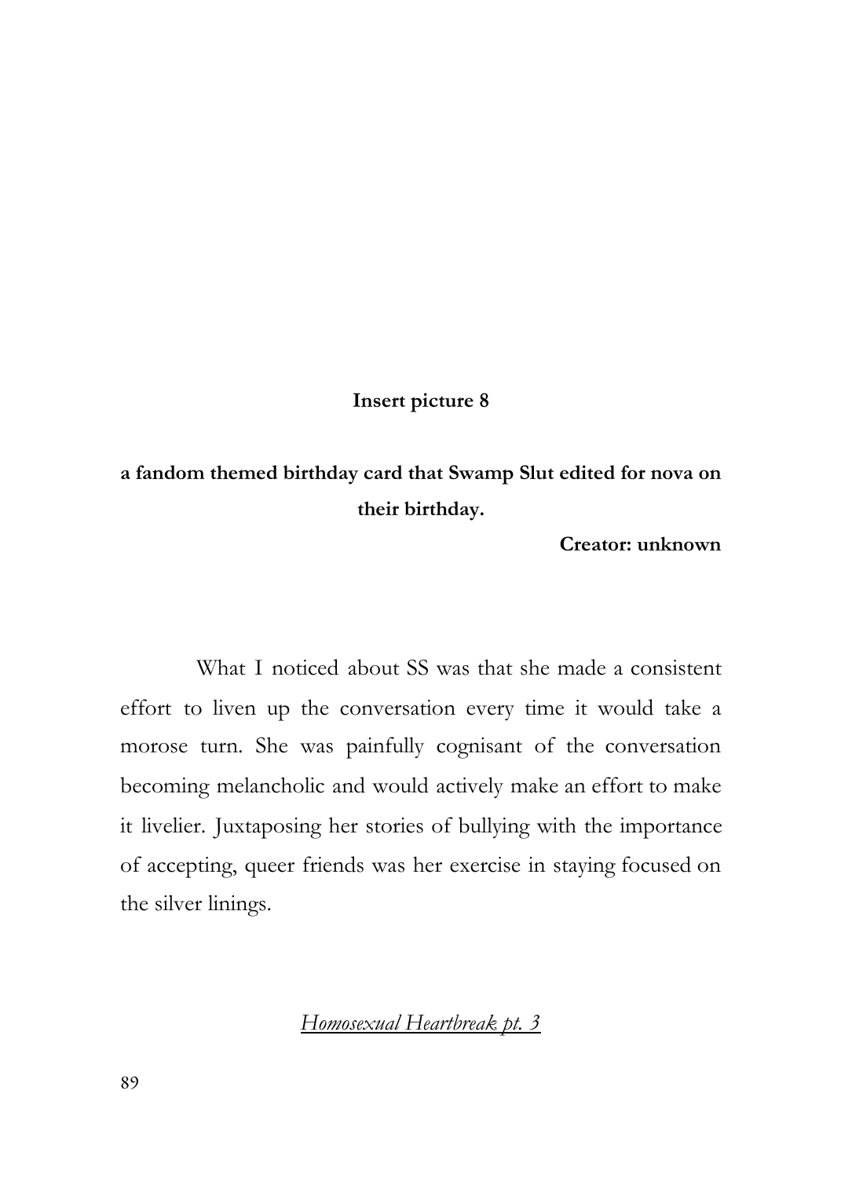**Insert picture 8**

**a fandom themed birthday card that Swamp Slut edited for nova on their birthday.**

**Creator: unknown**

What I noticed about SS was that she made a consistent effort to liven up the conversation every time it would take a morose turn. She was painfully cognisant of the conversation becoming melancholic and would actively make an effort to make it livelier. Juxtaposing her stories of bullying with the importance of accepting, queer friends was her exercise in staying focused on the silver linings.

<u>*Homosexual Heartbreak pt. 3*</u>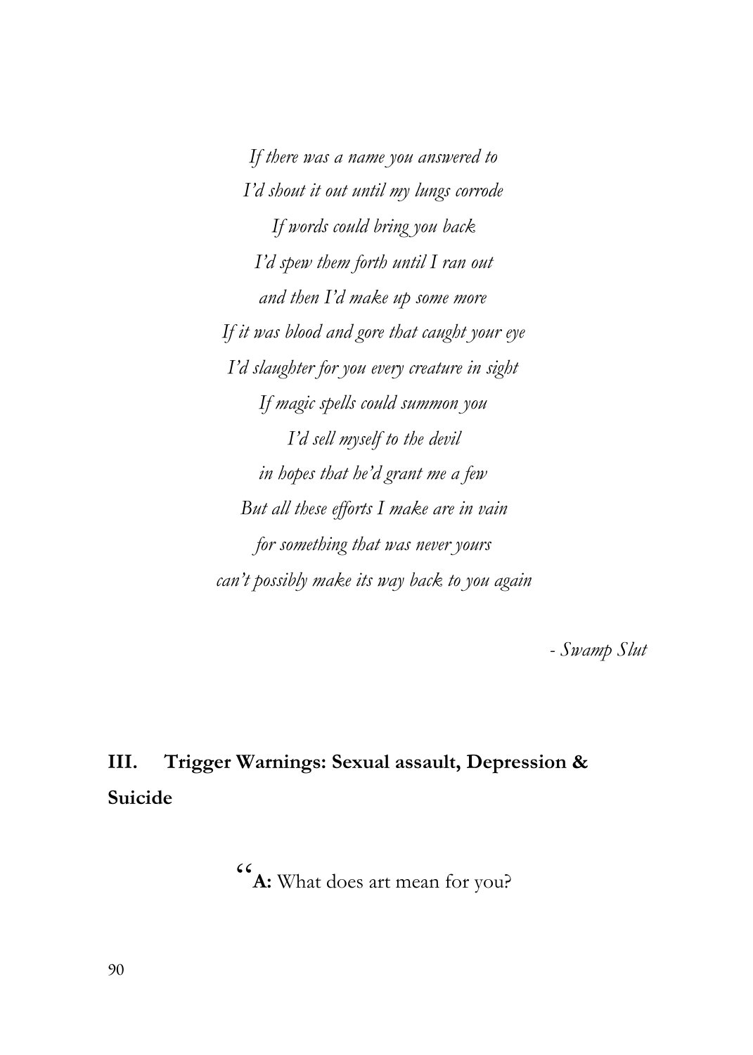*If there was a name you answered to*
*I'd shout it out until my lungs corrode*
*If words could bring you back*
*I'd spew them forth until I ran out*
*and then I'd make up some more*
*If it was blood and gore that caught your eye*
*I'd slaughter for you every creature in sight*
*If magic spells could summon you*
*I'd sell myself to the devil*
*in hopes that he'd grant me a few*
*But all these efforts I make are in vain*
*for something that was never yours*
*can't possibly make its way back to you again*

*- Swamp Slut*

## III. Trigger Warnings: Sexual assault, Depression & Suicide

"**A:** What does art mean for you?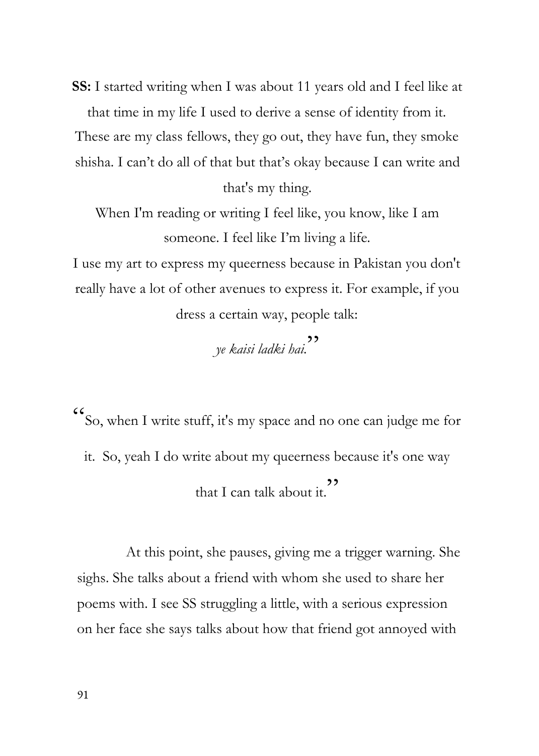**SS:** I started writing when I was about 11 years old and I feel like at that time in my life I used to derive a sense of identity from it. These are my class fellows, they go out, they have fun, they smoke shisha. I can't do all of that but that's okay because I can write and that's my thing.

When I'm reading or writing I feel like, you know, like I am someone. I feel like I'm living a life.

I use my art to express my queerness because in Pakistan you don't really have a lot of other avenues to express it. For example, if you dress a certain way, people talk:

*ye kaisi ladki hai.*"

"So, when I write stuff, it's my space and no one can judge me for it. So, yeah I do write about my queerness because it's one way that I can talk about it."

At this point, she pauses, giving me a trigger warning. She sighs. She talks about a friend with whom she used to share her poems with. I see SS struggling a little, with a serious expression on her face she says talks about how that friend got annoyed with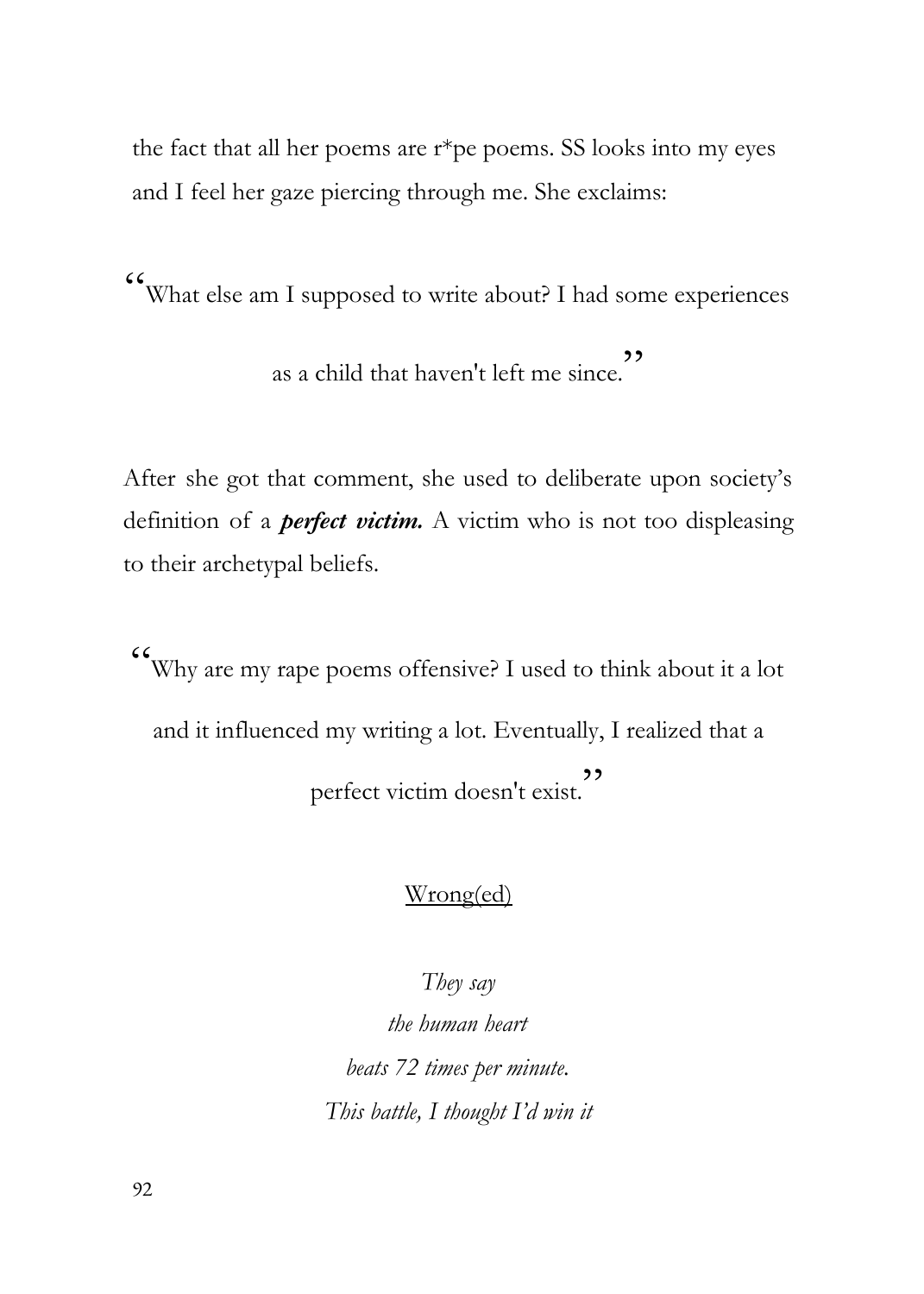the fact that all her poems are r*pe poems. SS looks into my eyes and I feel her gaze piercing through me. She exclaims:

"What else am I supposed to write about? I had some experiences as a child that haven't left me since."

After she got that comment, she used to deliberate upon society's definition of a ***perfect victim.*** A victim who is not too displeasing to their archetypal beliefs.

"Why are my rape poems offensive? I used to think about it a lot and it influenced my writing a lot. Eventually, I realized that a perfect victim doesn't exist."

<u>Wrong(ed)</u>

*They say*
*the human heart*
*beats 72 times per minute.*
*This battle, I thought I'd win it*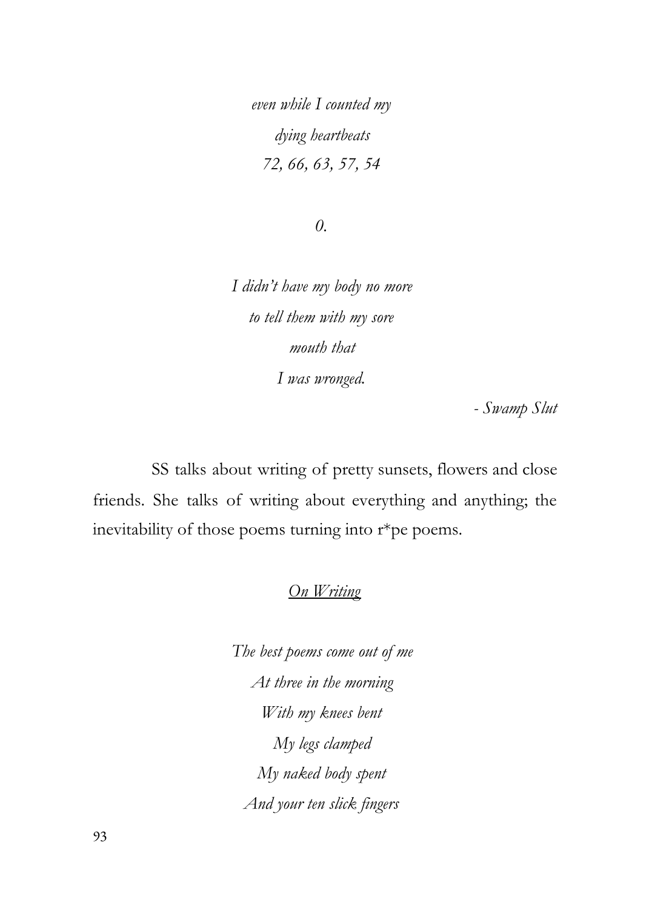*even while I counted my*

*dying heartbeats*

*72, 66, 63, 57, 54*

*0.*

*I didn't have my body no more*

*to tell them with my sore*

*mouth that*

*I was wronged.*

*- Swamp Slut*

SS talks about writing of pretty sunsets, flowers and close friends. She talks of writing about everything and anything; the inevitability of those poems turning into r*pe poems.

<u>On Writing</u>

*The best poems come out of me*

*At three in the morning*

*With my knees bent*

*My legs clamped*

*My naked body spent*

*And your ten slick fingers*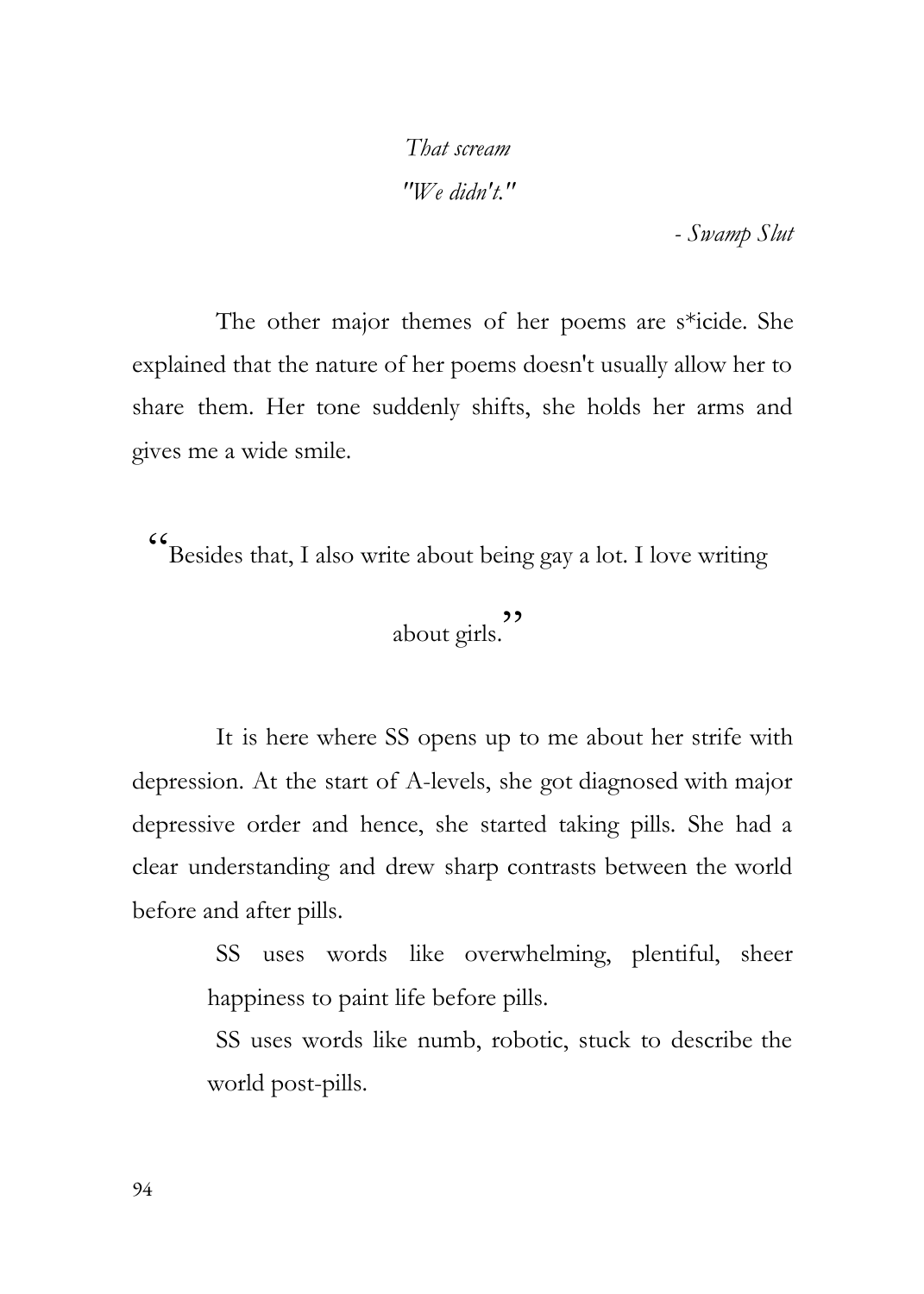*That scream*
*"We didn't."*

*- Swamp Slut*

The other major themes of her poems are s*icide. She explained that the nature of her poems doesn't usually allow her to share them. Her tone suddenly shifts, she holds her arms and gives me a wide smile.

"Besides that, I also write about being gay a lot. I love writing about girls."

It is here where SS opens up to me about her strife with depression. At the start of A-levels, she got diagnosed with major depressive order and hence, she started taking pills. She had a clear understanding and drew sharp contrasts between the world before and after pills.

> SS uses words like overwhelming, plentiful, sheer happiness to paint life before pills.
>
> SS uses words like numb, robotic, stuck to describe the world post-pills.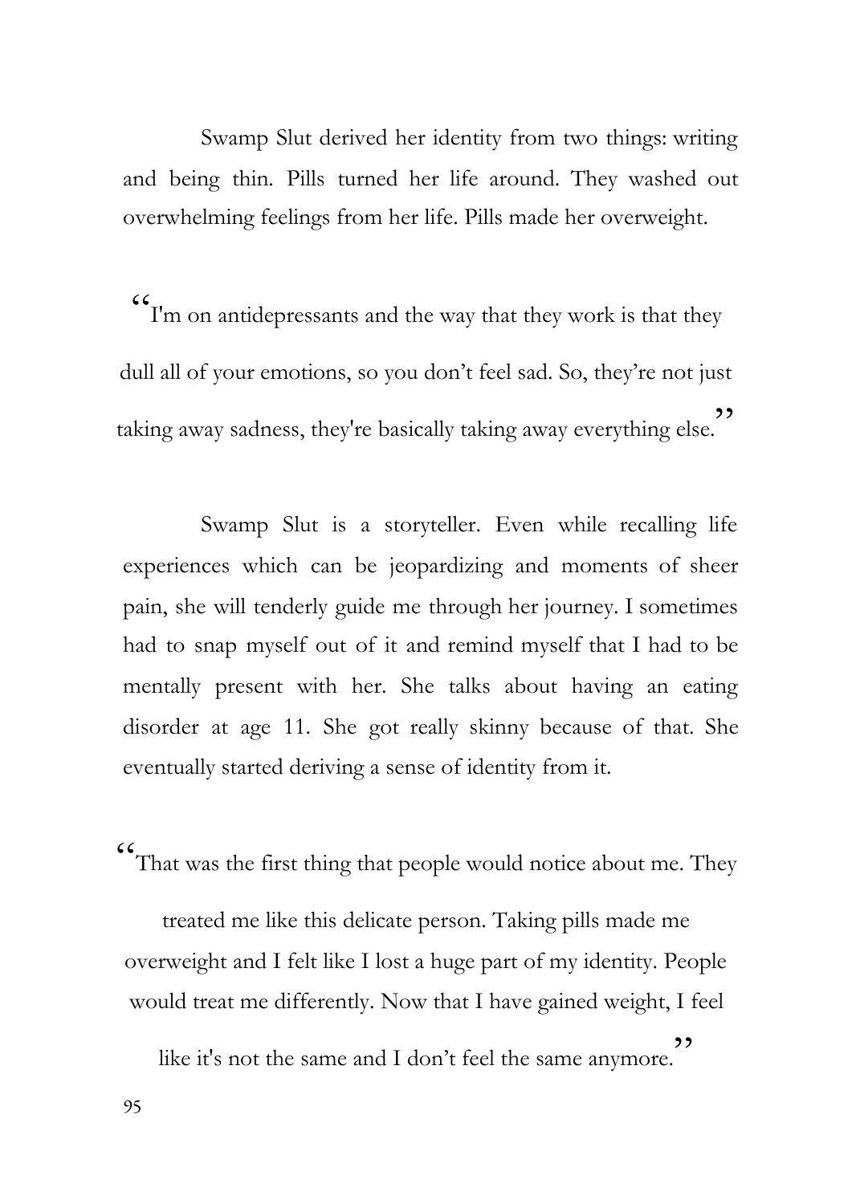Swamp Slut derived her identity from two things: writing and being thin. Pills turned her life around. They washed out overwhelming feelings from her life. Pills made her overweight.

"I'm on antidepressants and the way that they work is that they dull all of your emotions, so you don't feel sad. So, they're not just taking away sadness, they're basically taking away everything else."

Swamp Slut is a storyteller. Even while recalling life experiences which can be jeopardizing and moments of sheer pain, she will tenderly guide me through her journey. I sometimes had to snap myself out of it and remind myself that I had to be mentally present with her. She talks about having an eating disorder at age 11. She got really skinny because of that. She eventually started deriving a sense of identity from it.

"That was the first thing that people would notice about me. They treated me like this delicate person. Taking pills made me overweight and I felt like I lost a huge part of my identity. People would treat me differently. Now that I have gained weight, I feel like it's not the same and I don't feel the same anymore."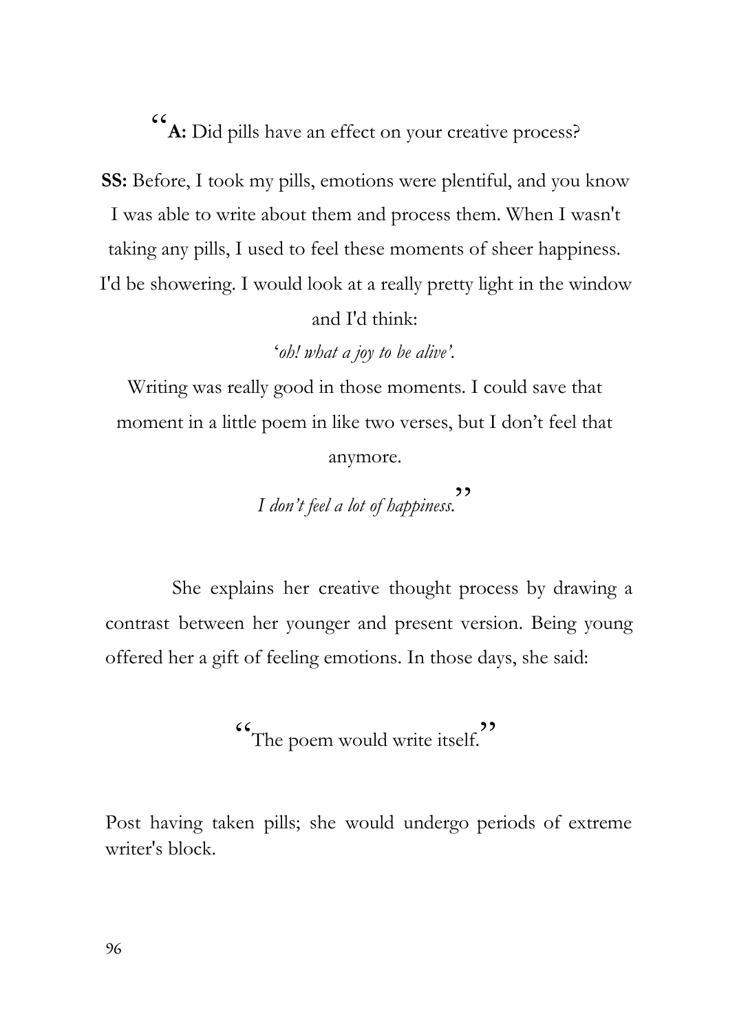"**A:** Did pills have an effect on your creative process?

**SS:** Before, I took my pills, emotions were plentiful, and you know I was able to write about them and process them. When I wasn't taking any pills, I used to feel these moments of sheer happiness. I'd be showering. I would look at a really pretty light in the window and I'd think:

'*oh! what a joy to be alive'.*

Writing was really good in those moments. I could save that moment in a little poem in like two verses, but I don't feel that anymore.

*I don't feel a lot of happiness.*"

She explains her creative thought process by drawing a contrast between her younger and present version. Being young offered her a gift of feeling emotions. In those days, she said:

"The poem would write itself."

Post having taken pills; she would undergo periods of extreme writer's block.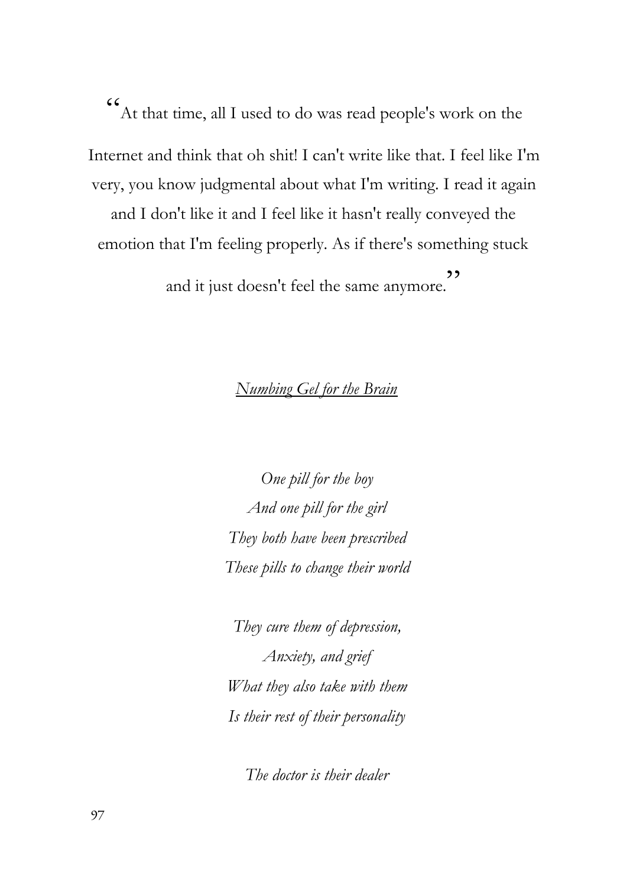"At that time, all I used to do was read people's work on the Internet and think that oh shit! I can't write like that. I feel like I'm very, you know judgmental about what I'm writing. I read it again and I don't like it and I feel like it hasn't really conveyed the emotion that I'm feeling properly. As if there's something stuck and it just doesn't feel the same anymore."

<u>*Numbing Gel for the Brain*</u>

*One pill for the boy*
*And one pill for the girl*
*They both have been prescribed*
*These pills to change their world*

*They cure them of depression,*
*Anxiety, and grief*
*What they also take with them*
*Is their rest of their personality*

*The doctor is their dealer*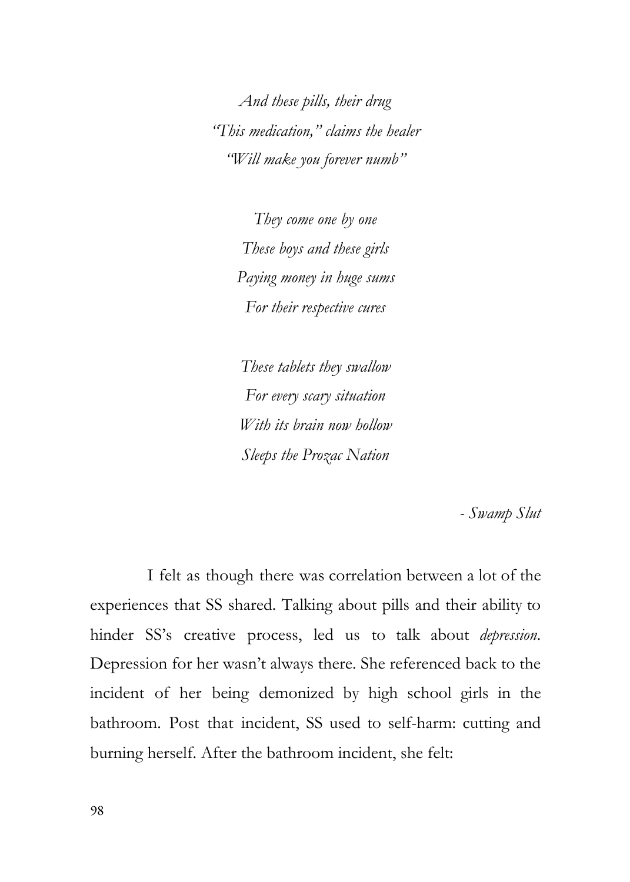*And these pills, their drug*
*"This medication," claims the healer*
*"Will make you forever numb"*

*They come one by one*
*These boys and these girls*
*Paying money in huge sums*
*For their respective cures*

*These tablets they swallow*
*For every scary situation*
*With its brain now hollow*
*Sleeps the Prozac Nation*

*- Swamp Slut*

I felt as though there was correlation between a lot of the experiences that SS shared. Talking about pills and their ability to hinder SS's creative process, led us to talk about *depression*. Depression for her wasn't always there. She referenced back to the incident of her being demonized by high school girls in the bathroom. Post that incident, SS used to self-harm: cutting and burning herself. After the bathroom incident, she felt: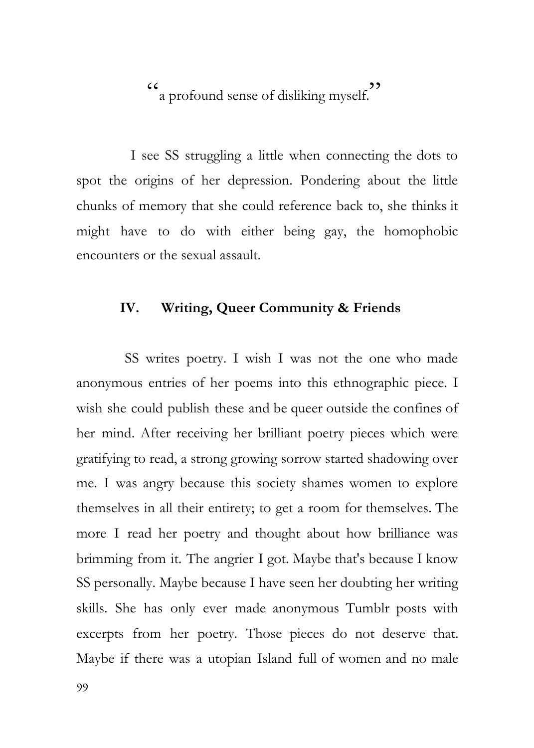"a profound sense of disliking myself."

I see SS struggling a little when connecting the dots to spot the origins of her depression. Pondering about the little chunks of memory that she could reference back to, she thinks it might have to do with either being gay, the homophobic encounters or the sexual assault.

## IV. Writing, Queer Community & Friends

SS writes poetry. I wish I was not the one who made anonymous entries of her poems into this ethnographic piece. I wish she could publish these and be queer outside the confines of her mind. After receiving her brilliant poetry pieces which were gratifying to read, a strong growing sorrow started shadowing over me. I was angry because this society shames women to explore themselves in all their entirety; to get a room for themselves. The more I read her poetry and thought about how brilliance was brimming from it. The angrier I got. Maybe that's because I know SS personally. Maybe because I have seen her doubting her writing skills. She has only ever made anonymous Tumblr posts with excerpts from her poetry. Those pieces do not deserve that. Maybe if there was a utopian Island full of women and no male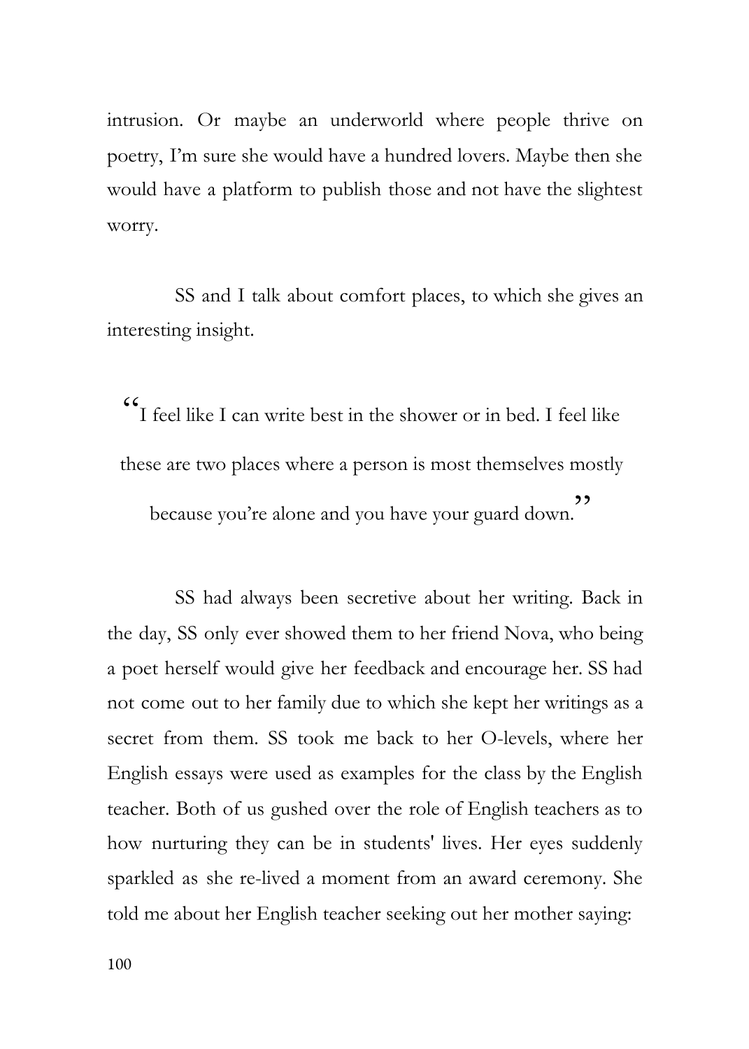intrusion. Or maybe an underworld where people thrive on poetry, I'm sure she would have a hundred lovers. Maybe then she would have a platform to publish those and not have the slightest worry.

SS and I talk about comfort places, to which she gives an interesting insight.

> "I feel like I can write best in the shower or in bed. I feel like these are two places where a person is most themselves mostly because you're alone and you have your guard down."

SS had always been secretive about her writing. Back in the day, SS only ever showed them to her friend Nova, who being a poet herself would give her feedback and encourage her. SS had not come out to her family due to which she kept her writings as a secret from them. SS took me back to her O-levels, where her English essays were used as examples for the class by the English teacher. Both of us gushed over the role of English teachers as to how nurturing they can be in students' lives. Her eyes suddenly sparkled as she re-lived a moment from an award ceremony. She told me about her English teacher seeking out her mother saying: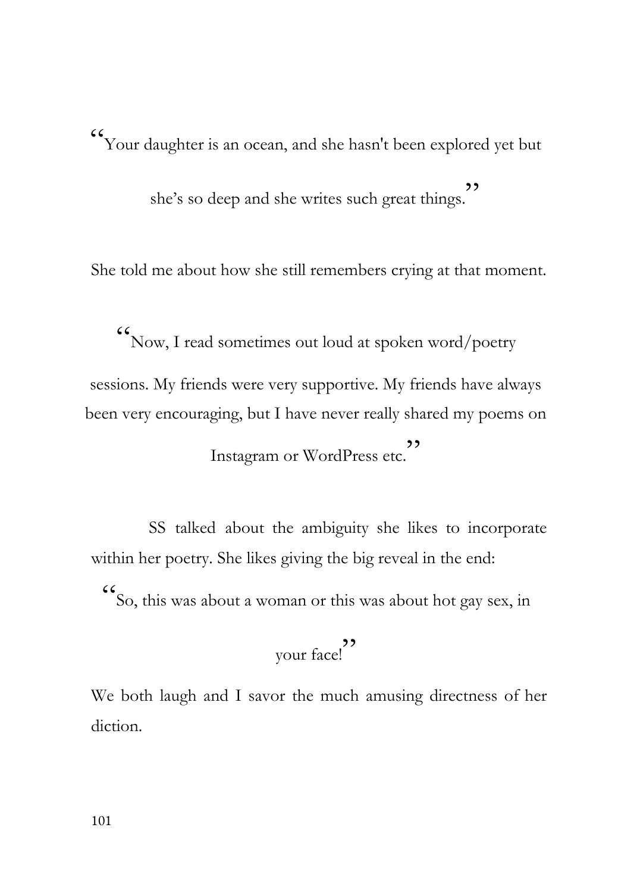"Your daughter is an ocean, and she hasn't been explored yet but she's so deep and she writes such great things."

She told me about how she still remembers crying at that moment.

"Now, I read sometimes out loud at spoken word/poetry sessions. My friends were very supportive. My friends have always been very encouraging, but I have never really shared my poems on Instagram or WordPress etc."

SS talked about the ambiguity she likes to incorporate within her poetry. She likes giving the big reveal in the end:

"So, this was about a woman or this was about hot gay sex, in your face!"

We both laugh and I savor the much amusing directness of her diction.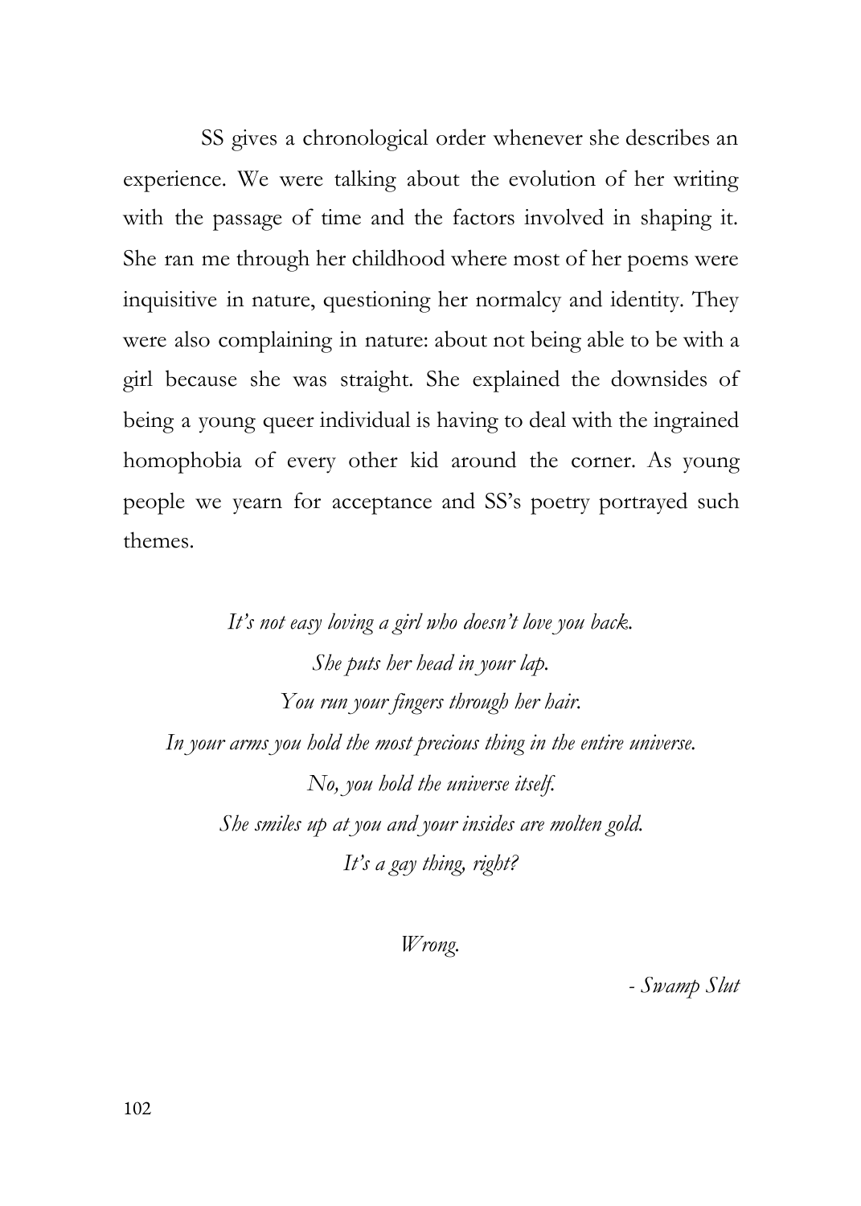SS gives a chronological order whenever she describes an experience. We were talking about the evolution of her writing with the passage of time and the factors involved in shaping it. She ran me through her childhood where most of her poems were inquisitive in nature, questioning her normalcy and identity. They were also complaining in nature: about not being able to be with a girl because she was straight. She explained the downsides of being a young queer individual is having to deal with the ingrained homophobia of every other kid around the corner. As young people we yearn for acceptance and SS's poetry portrayed such themes.

*It's not easy loving a girl who doesn't love you back.*
*She puts her head in your lap.*
*You run your fingers through her hair.*
*In your arms you hold the most precious thing in the entire universe.*
*No, you hold the universe itself.*
*She smiles up at you and your insides are molten gold.*
*It's a gay thing, right?*

*Wrong.*

*- Swamp Slut*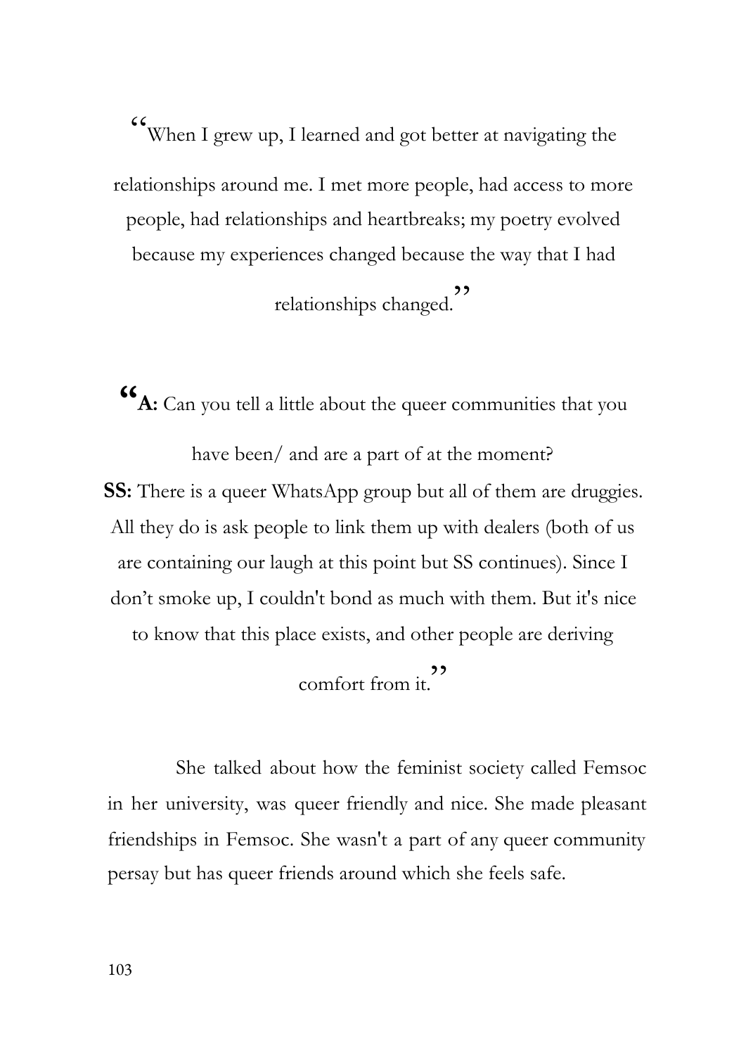"When I grew up, I learned and got better at navigating the relationships around me. I met more people, had access to more people, had relationships and heartbreaks; my poetry evolved because my experiences changed because the way that I had relationships changed."

"**A:** Can you tell a little about the queer communities that you have been/ and are a part of at the moment?
**SS:** There is a queer WhatsApp group but all of them are druggies. All they do is ask people to link them up with dealers (both of us are containing our laugh at this point but SS continues). Since I don't smoke up, I couldn't bond as much with them. But it's nice to know that this place exists, and other people are deriving comfort from it."

She talked about how the feminist society called Femsoc in her university, was queer friendly and nice. She made pleasant friendships in Femsoc. She wasn't a part of any queer community persay but has queer friends around which she feels safe.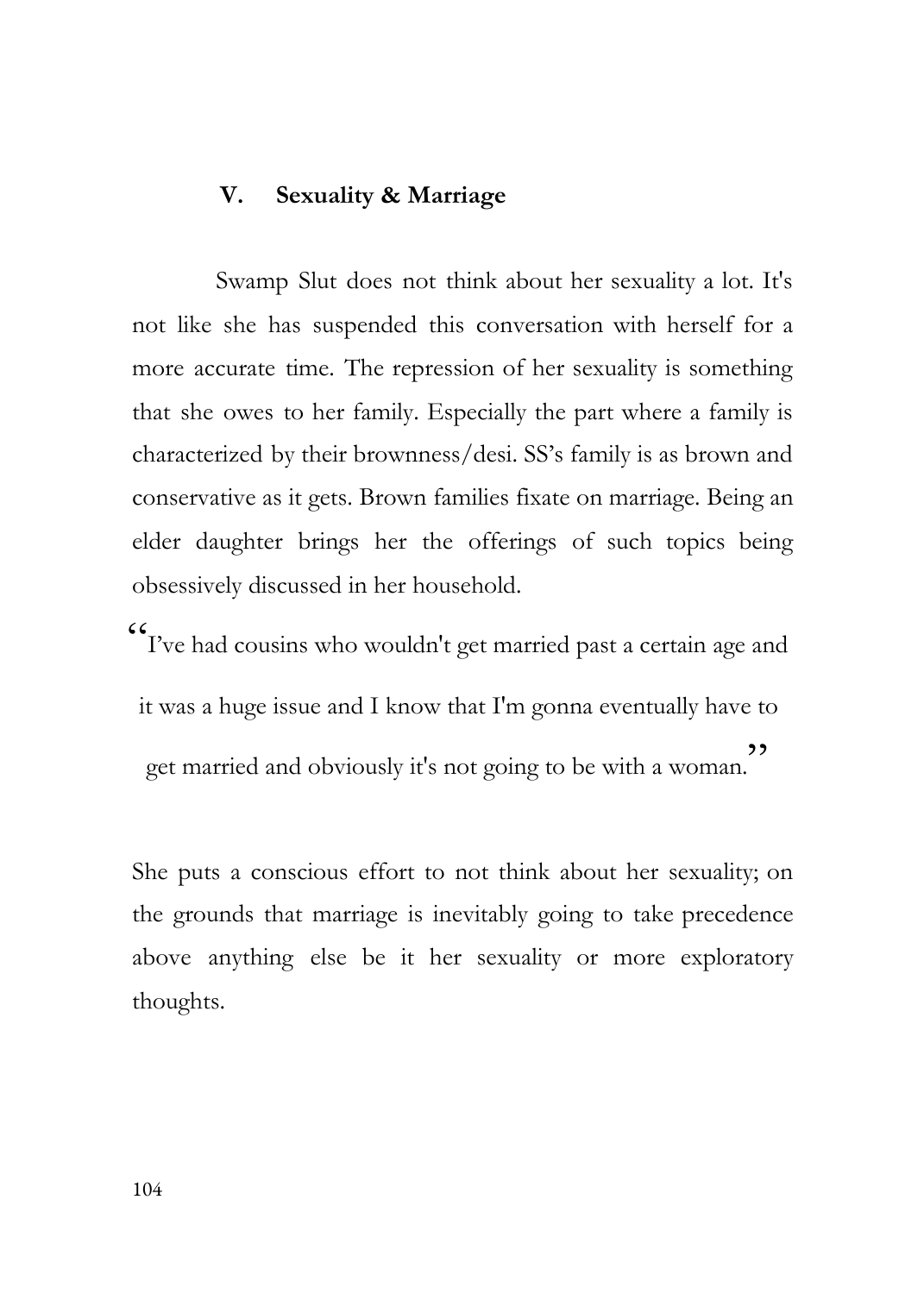## V. Sexuality & Marriage

Swamp Slut does not think about her sexuality a lot. It's not like she has suspended this conversation with herself for a more accurate time. The repression of her sexuality is something that she owes to her family. Especially the part where a family is characterized by their brownness/desi. SS's family is as brown and conservative as it gets. Brown families fixate on marriage. Being an elder daughter brings her the offerings of such topics being obsessively discussed in her household.

> "I've had cousins who wouldn't get married past a certain age and it was a huge issue and I know that I'm gonna eventually have to get married and obviously it's not going to be with a woman."

She puts a conscious effort to not think about her sexuality; on the grounds that marriage is inevitably going to take precedence above anything else be it her sexuality or more exploratory thoughts.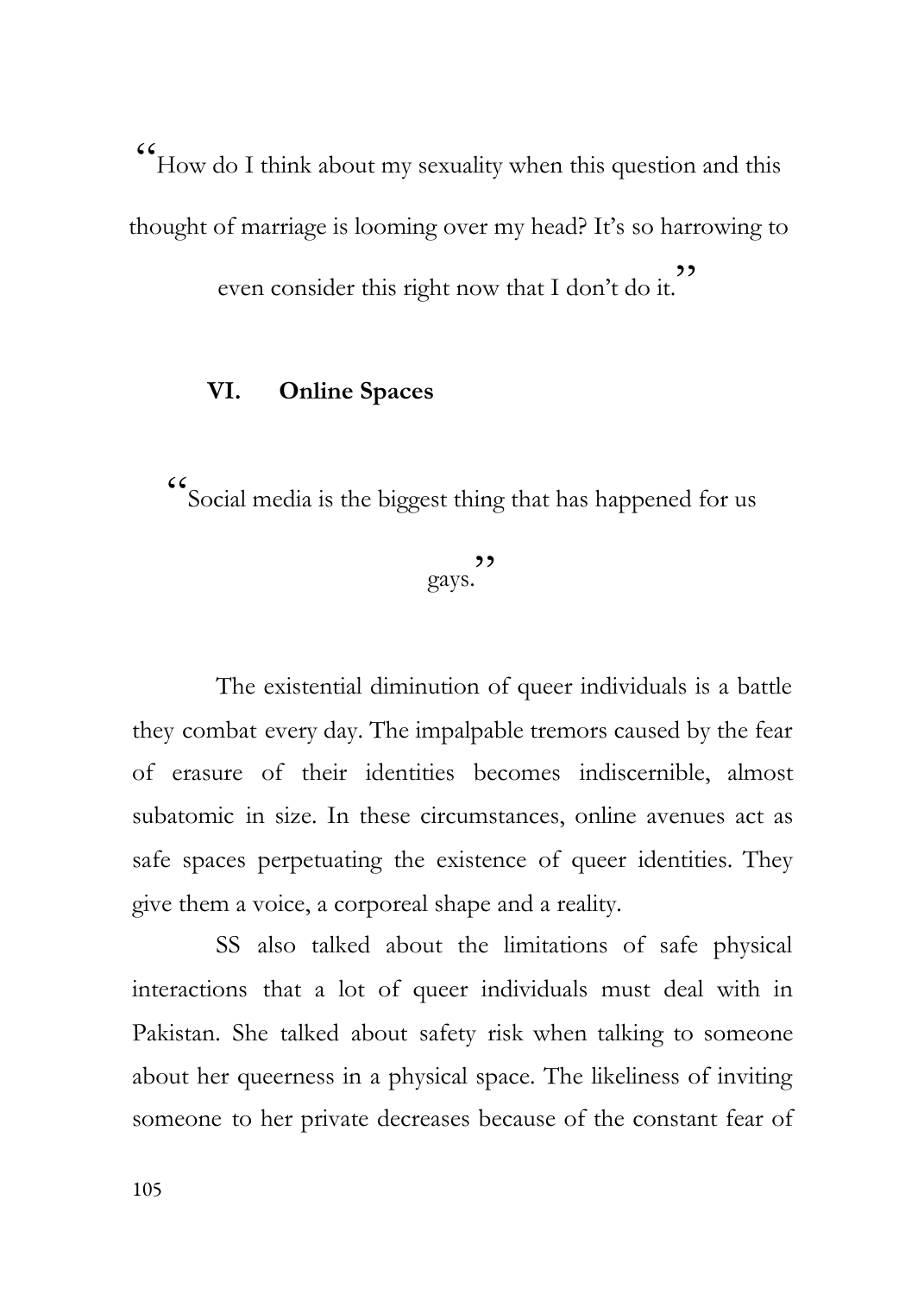"How do I think about my sexuality when this question and this thought of marriage is looming over my head? It's so harrowing to even consider this right now that I don't do it."

## VI. Online Spaces

"Social media is the biggest thing that has happened for us gays."

The existential diminution of queer individuals is a battle they combat every day. The impalpable tremors caused by the fear of erasure of their identities becomes indiscernible, almost subatomic in size. In these circumstances, online avenues act as safe spaces perpetuating the existence of queer identities. They give them a voice, a corporeal shape and a reality.

SS also talked about the limitations of safe physical interactions that a lot of queer individuals must deal with in Pakistan. She talked about safety risk when talking to someone about her queerness in a physical space. The likeliness of inviting someone to her private decreases because of the constant fear of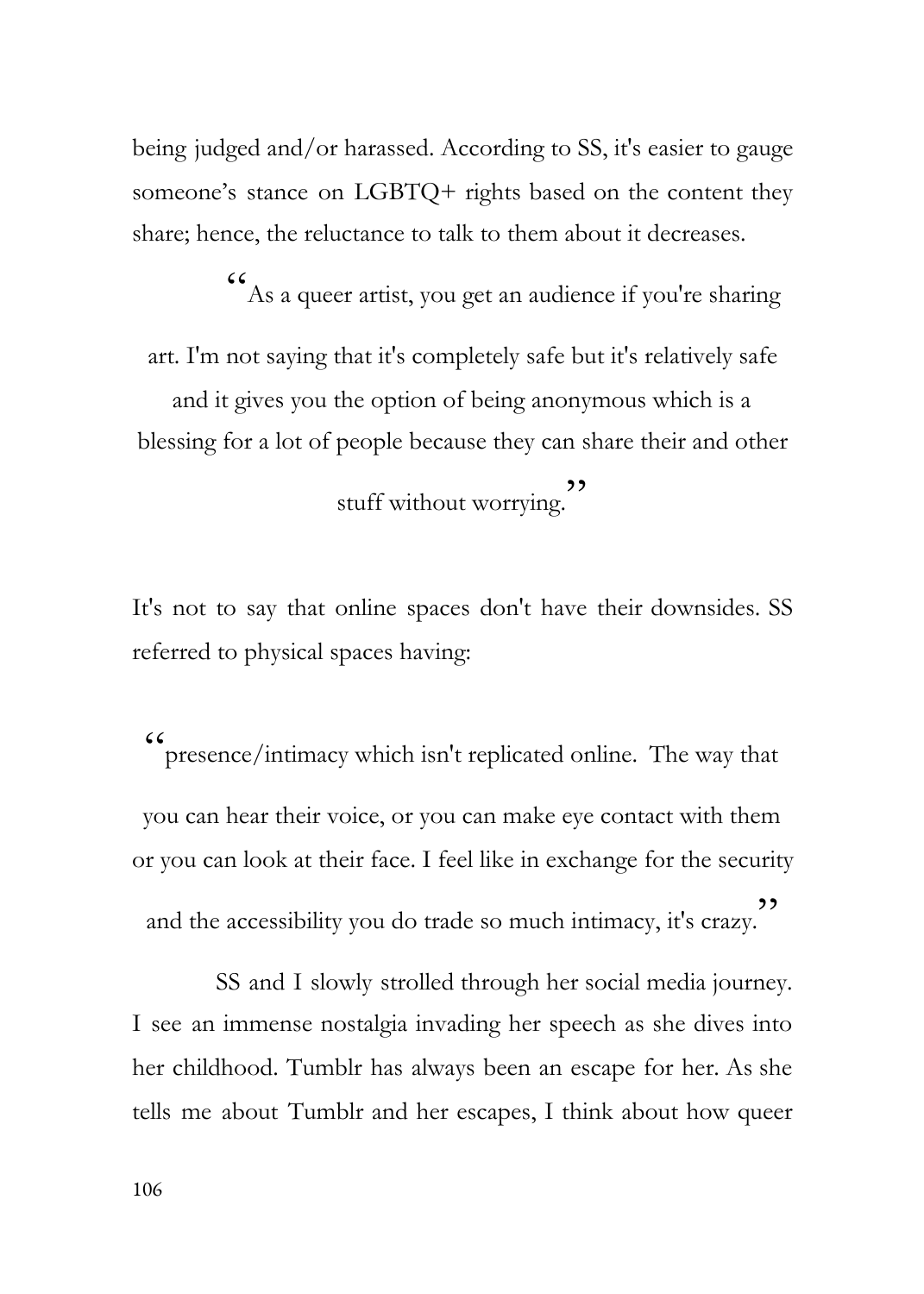being judged and/or harassed. According to SS, it's easier to gauge someone's stance on LGBTQ+ rights based on the content they share; hence, the reluctance to talk to them about it decreases.

> "As a queer artist, you get an audience if you're sharing art. I'm not saying that it's completely safe but it's relatively safe and it gives you the option of being anonymous which is a blessing for a lot of people because they can share their and other stuff without worrying."

It's not to say that online spaces don't have their downsides. SS referred to physical spaces having:

> "presence/intimacy which isn't replicated online. The way that you can hear their voice, or you can make eye contact with them or you can look at their face. I feel like in exchange for the security and the accessibility you do trade so much intimacy, it's crazy."

SS and I slowly strolled through her social media journey. I see an immense nostalgia invading her speech as she dives into her childhood. Tumblr has always been an escape for her. As she tells me about Tumblr and her escapes, I think about how queer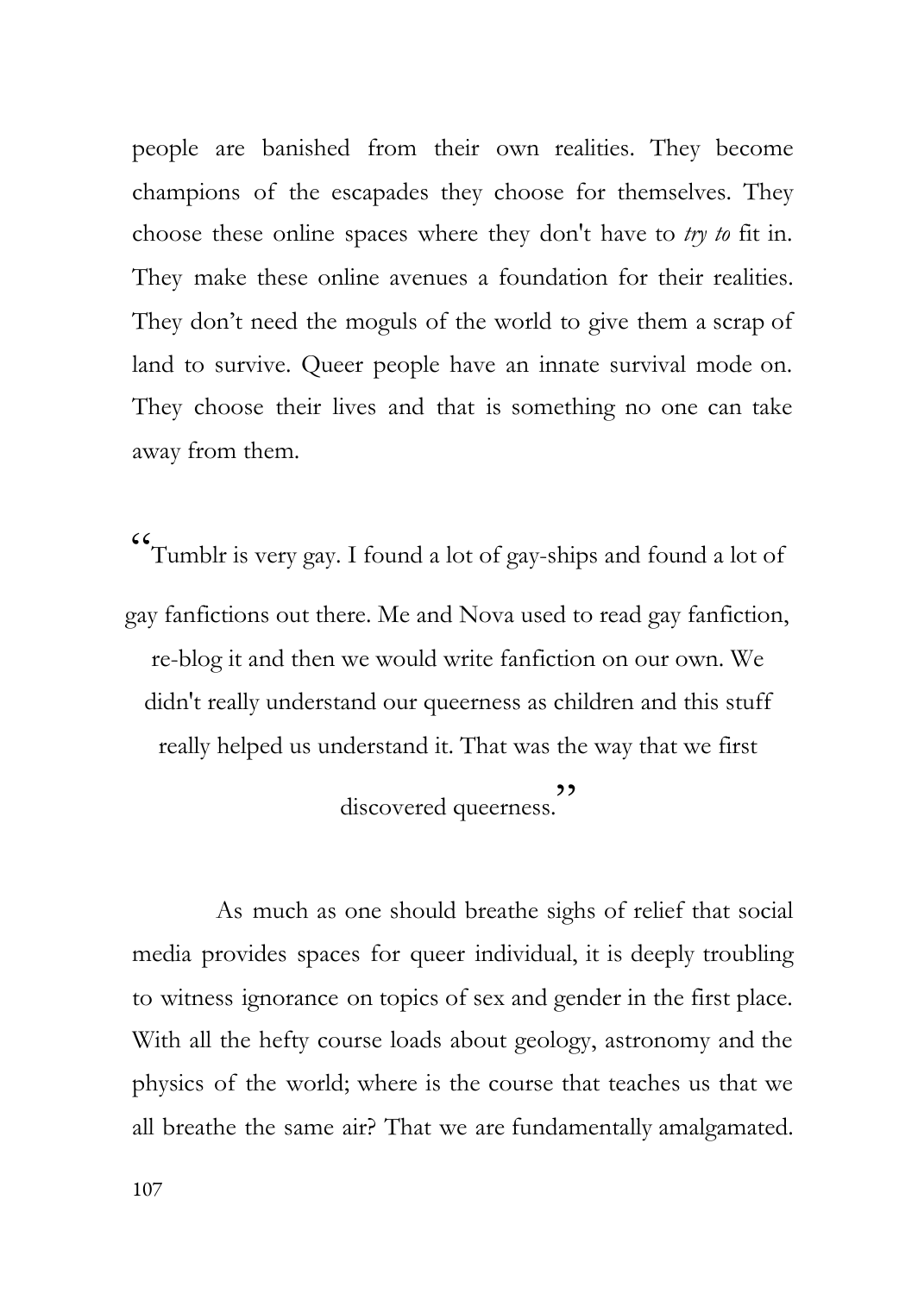people are banished from their own realities. They become champions of the escapades they choose for themselves. They choose these online spaces where they don't have to *try to* fit in. They make these online avenues a foundation for their realities. They don't need the moguls of the world to give them a scrap of land to survive. Queer people have an innate survival mode on. They choose their lives and that is something no one can take away from them.

> "Tumblr is very gay. I found a lot of gay-ships and found a lot of gay fanfictions out there. Me and Nova used to read gay fanfiction, re-blog it and then we would write fanfiction on our own. We didn't really understand our queerness as children and this stuff really helped us understand it. That was the way that we first discovered queerness."

As much as one should breathe sighs of relief that social media provides spaces for queer individual, it is deeply troubling to witness ignorance on topics of sex and gender in the first place. With all the hefty course loads about geology, astronomy and the physics of the world; where is the course that teaches us that we all breathe the same air? That we are fundamentally amalgamated.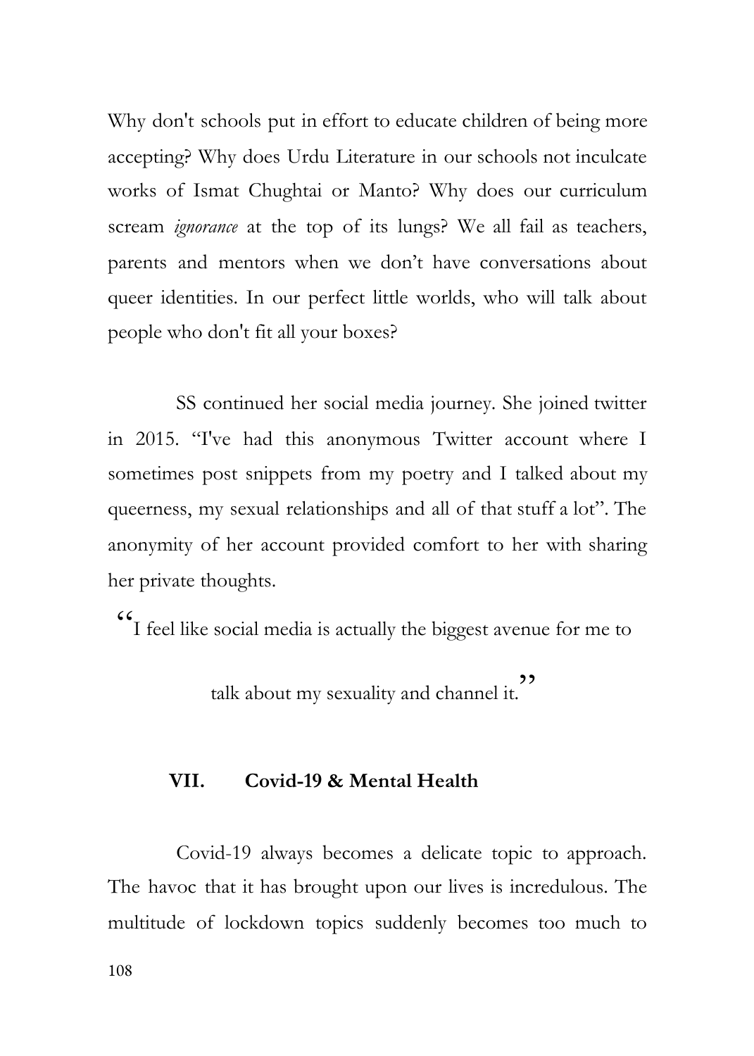Why don't schools put in effort to educate children of being more accepting? Why does Urdu Literature in our schools not inculcate works of Ismat Chughtai or Manto? Why does our curriculum scream *ignorance* at the top of its lungs? We all fail as teachers, parents and mentors when we don't have conversations about queer identities. In our perfect little worlds, who will talk about people who don't fit all your boxes?

SS continued her social media journey. She joined twitter in 2015. "I've had this anonymous Twitter account where I sometimes post snippets from my poetry and I talked about my queerness, my sexual relationships and all of that stuff a lot". The anonymity of her account provided comfort to her with sharing her private thoughts.

> "I feel like social media is actually the biggest avenue for me to talk about my sexuality and channel it."

## VII. Covid-19 & Mental Health

Covid-19 always becomes a delicate topic to approach. The havoc that it has brought upon our lives is incredulous. The multitude of lockdown topics suddenly becomes too much to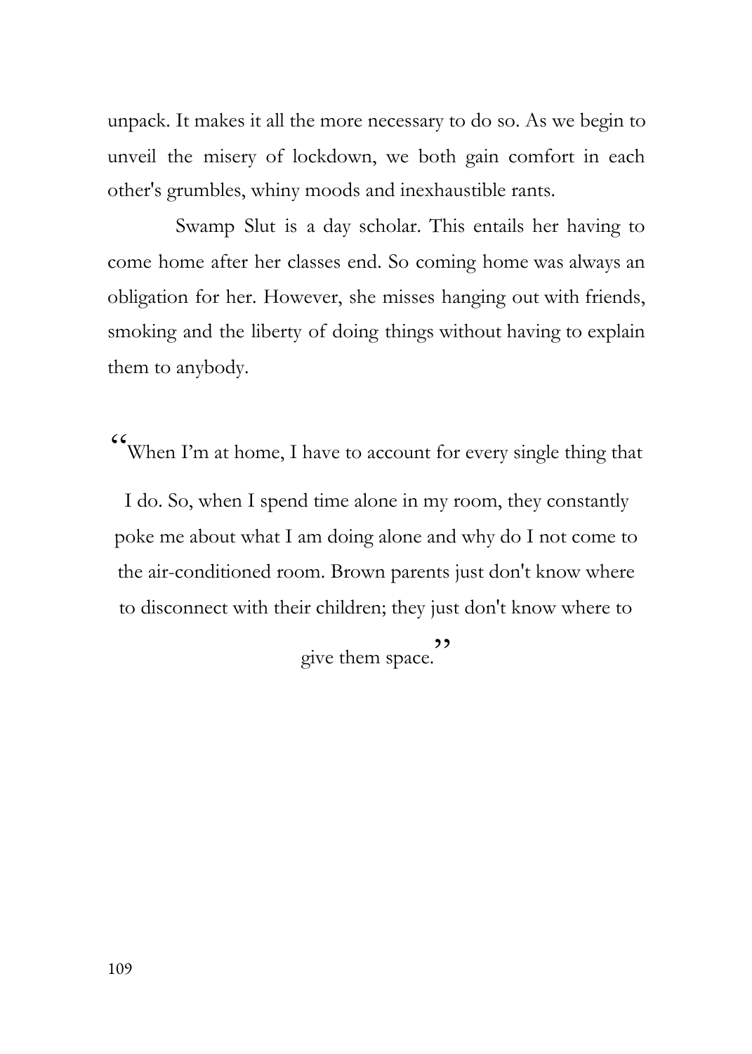unpack. It makes it all the more necessary to do so. As we begin to unveil the misery of lockdown, we both gain comfort in each other's grumbles, whiny moods and inexhaustible rants.

Swamp Slut is a day scholar. This entails her having to come home after her classes end. So coming home was always an obligation for her. However, she misses hanging out with friends, smoking and the liberty of doing things without having to explain them to anybody.

> "When I'm at home, I have to account for every single thing that I do. So, when I spend time alone in my room, they constantly poke me about what I am doing alone and why do I not come to the air-conditioned room. Brown parents just don't know where to disconnect with their children; they just don't know where to give them space."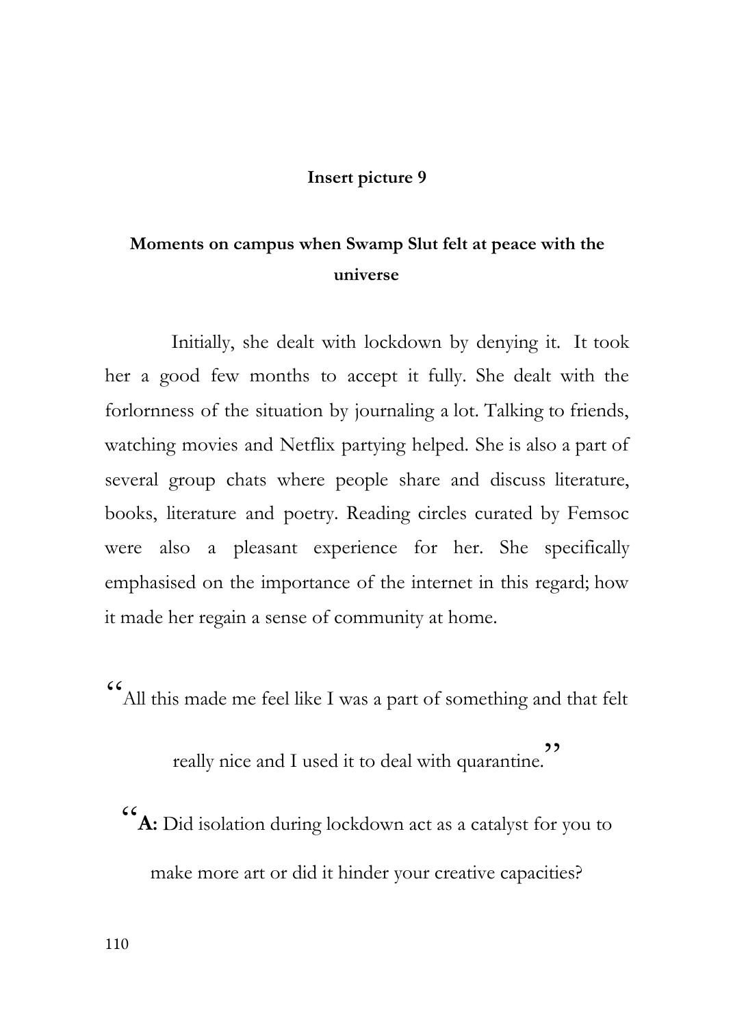**Insert picture 9**

**Moments on campus when Swamp Slut felt at peace with the universe**

Initially, she dealt with lockdown by denying it. It took her a good few months to accept it fully. She dealt with the forlornness of the situation by journaling a lot. Talking to friends, watching movies and Netflix partying helped. She is also a part of several group chats where people share and discuss literature, books, literature and poetry. Reading circles curated by Femsoc were also a pleasant experience for her. She specifically emphasised on the importance of the internet in this regard; how it made her regain a sense of community at home.

"All this made me feel like I was a part of something and that felt really nice and I used it to deal with quarantine."

"**A:** Did isolation during lockdown act as a catalyst for you to make more art or did it hinder your creative capacities?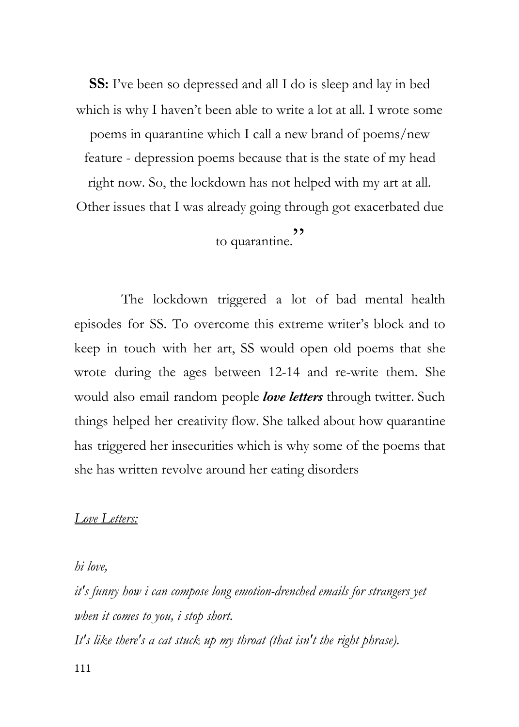**SS:** I've been so depressed and all I do is sleep and lay in bed which is why I haven't been able to write a lot at all. I wrote some poems in quarantine which I call a new brand of poems/new feature - depression poems because that is the state of my head right now. So, the lockdown has not helped with my art at all. Other issues that I was already going through got exacerbated due to quarantine."

The lockdown triggered a lot of bad mental health episodes for SS. To overcome this extreme writer's block and to keep in touch with her art, SS would open old poems that she wrote during the ages between 12-14 and re-write them. She would also email random people ***love letters*** through twitter. Such things helped her creativity flow. She talked about how quarantine has triggered her insecurities which is why some of the poems that she has written revolve around her eating disorders

<u>*Love Letters:*</u>

*hi love,*

*it's funny how i can compose long emotion-drenched emails for strangers yet when it comes to you, i stop short.*

*It's like there's a cat stuck up my throat (that isn't the right phrase).*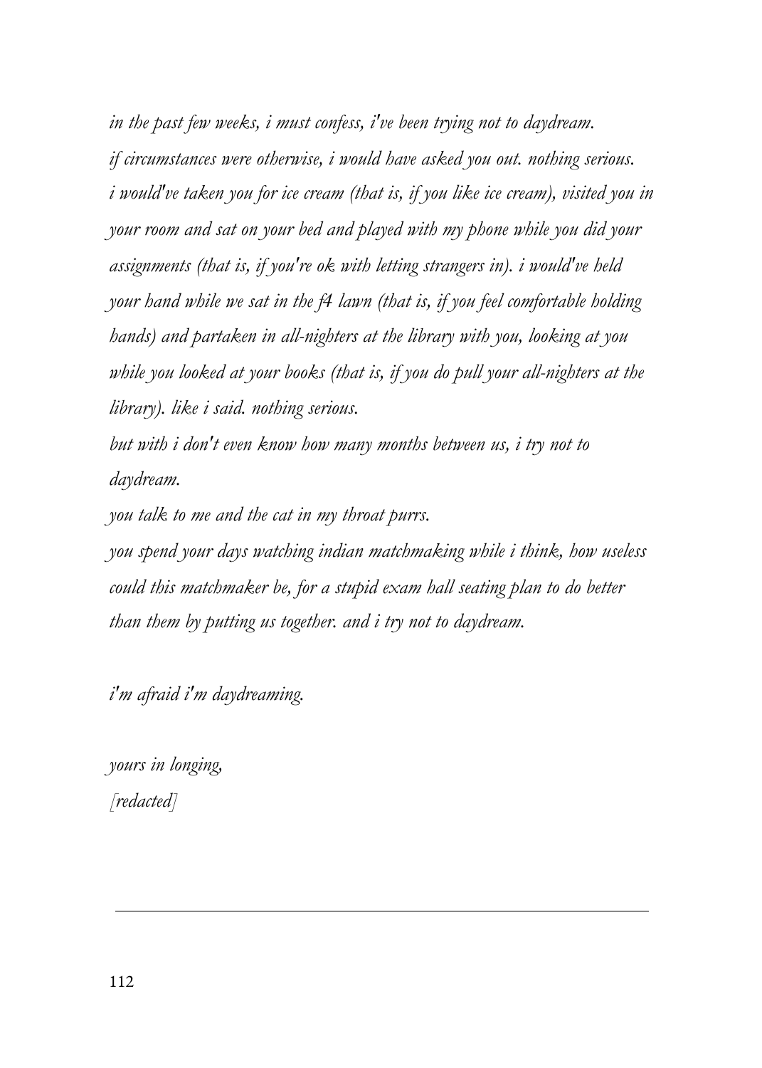*in the past few weeks, i must confess, i've been trying not to daydream.*
*if circumstances were otherwise, i would have asked you out. nothing serious.*
*i would've taken you for ice cream (that is, if you like ice cream), visited you in your room and sat on your bed and played with my phone while you did your assignments (that is, if you're ok with letting strangers in). i would've held your hand while we sat in the f4 lawn (that is, if you feel comfortable holding hands) and partaken in all-nighters at the library with you, looking at you while you looked at your books (that is, if you do pull your all-nighters at the library). like i said. nothing serious.*
*but with i don't even know how many months between us, i try not to daydream.*
*you talk to me and the cat in my throat purrs.*
*you spend your days watching indian matchmaking while i think, how useless could this matchmaker be, for a stupid exam hall seating plan to do better than them by putting us together. and i try not to daydream.*

*i'm afraid i'm daydreaming.*

*yours in longing,*
*[redacted]*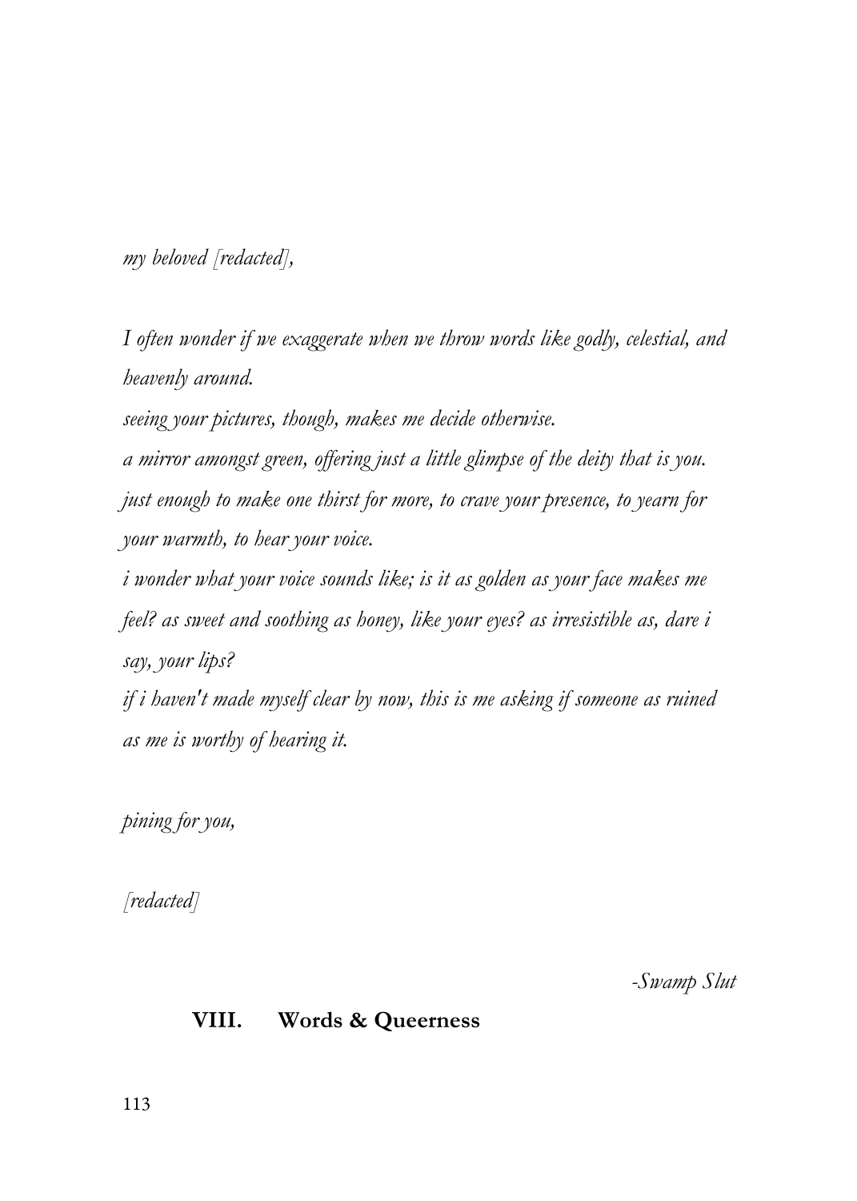*my beloved [redacted],*

*I often wonder if we exaggerate when we throw words like godly, celestial, and heavenly around.*

*seeing your pictures, though, makes me decide otherwise.*

*a mirror amongst green, offering just a little glimpse of the deity that is you.*

*just enough to make one thirst for more, to crave your presence, to yearn for your warmth, to hear your voice.*

*i wonder what your voice sounds like; is it as golden as your face makes me feel? as sweet and soothing as honey, like your eyes? as irresistible as, dare i say, your lips?*

*if i haven't made myself clear by now, this is me asking if someone as ruined as me is worthy of hearing it.*

*pining for you,*

*[redacted]*

*-Swamp Slut*

## VIII. Words & Queerness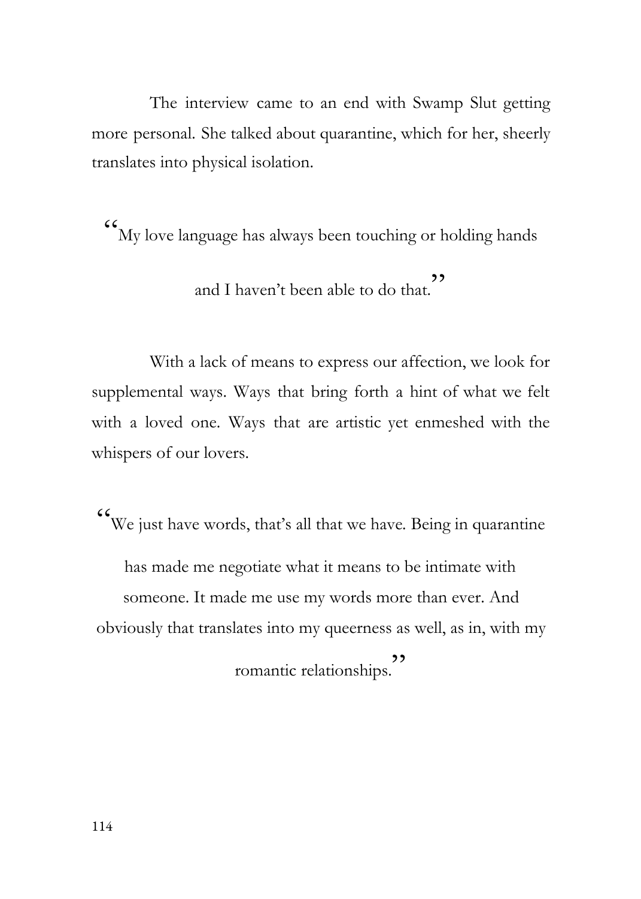The interview came to an end with Swamp Slut getting more personal. She talked about quarantine, which for her, sheerly translates into physical isolation.

> "My love language has always been touching or holding hands and I haven't been able to do that."

With a lack of means to express our affection, we look for supplemental ways. Ways that bring forth a hint of what we felt with a loved one. Ways that are artistic yet enmeshed with the whispers of our lovers.

> "We just have words, that's all that we have. Being in quarantine has made me negotiate what it means to be intimate with someone. It made me use my words more than ever. And obviously that translates into my queerness as well, as in, with my romantic relationships."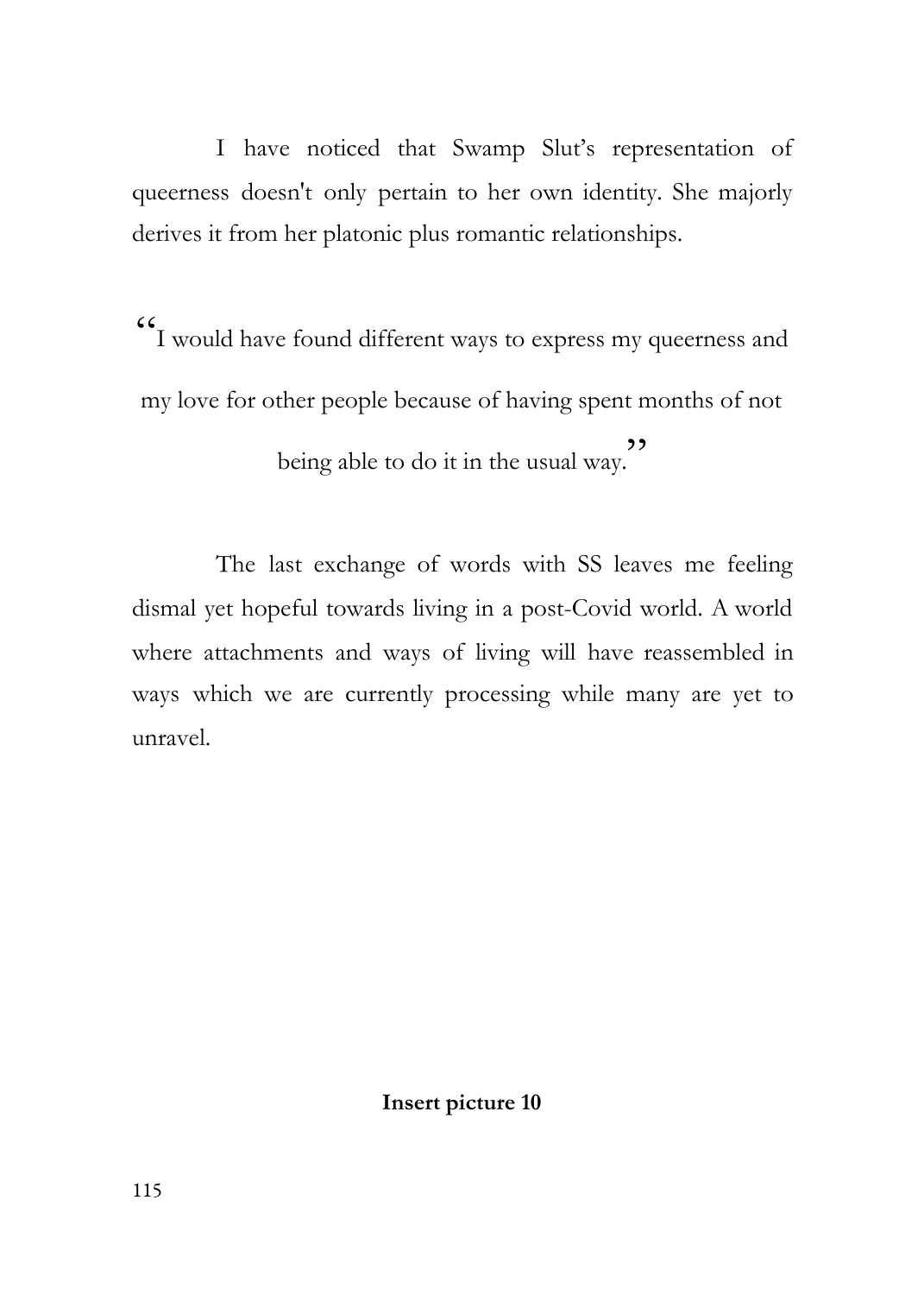I have noticed that Swamp Slut's representation of queerness doesn't only pertain to her own identity. She majorly derives it from her platonic plus romantic relationships.

> "I would have found different ways to express my queerness and my love for other people because of having spent months of not being able to do it in the usual way."

The last exchange of words with SS leaves me feeling dismal yet hopeful towards living in a post-Covid world. A world where attachments and ways of living will have reassembled in ways which we are currently processing while many are yet to unravel.

**Insert picture 10**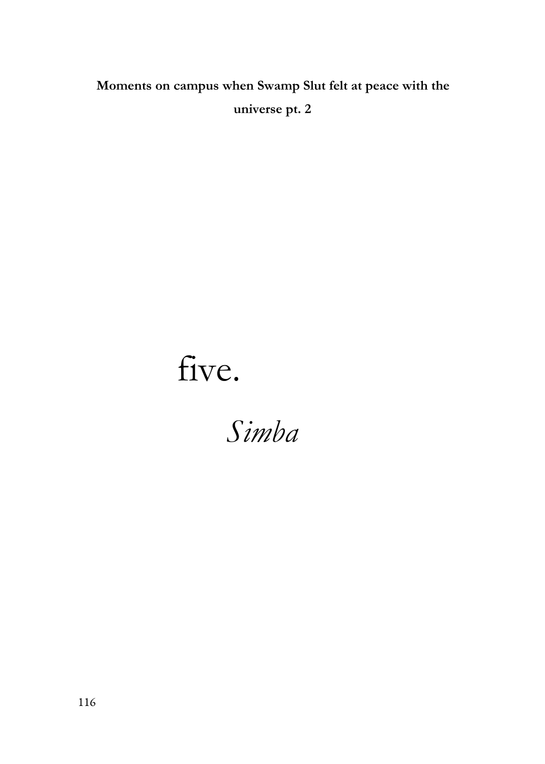**Moments on campus when Swamp Slut felt at peace with the universe pt. 2**

# five.

## *Simba*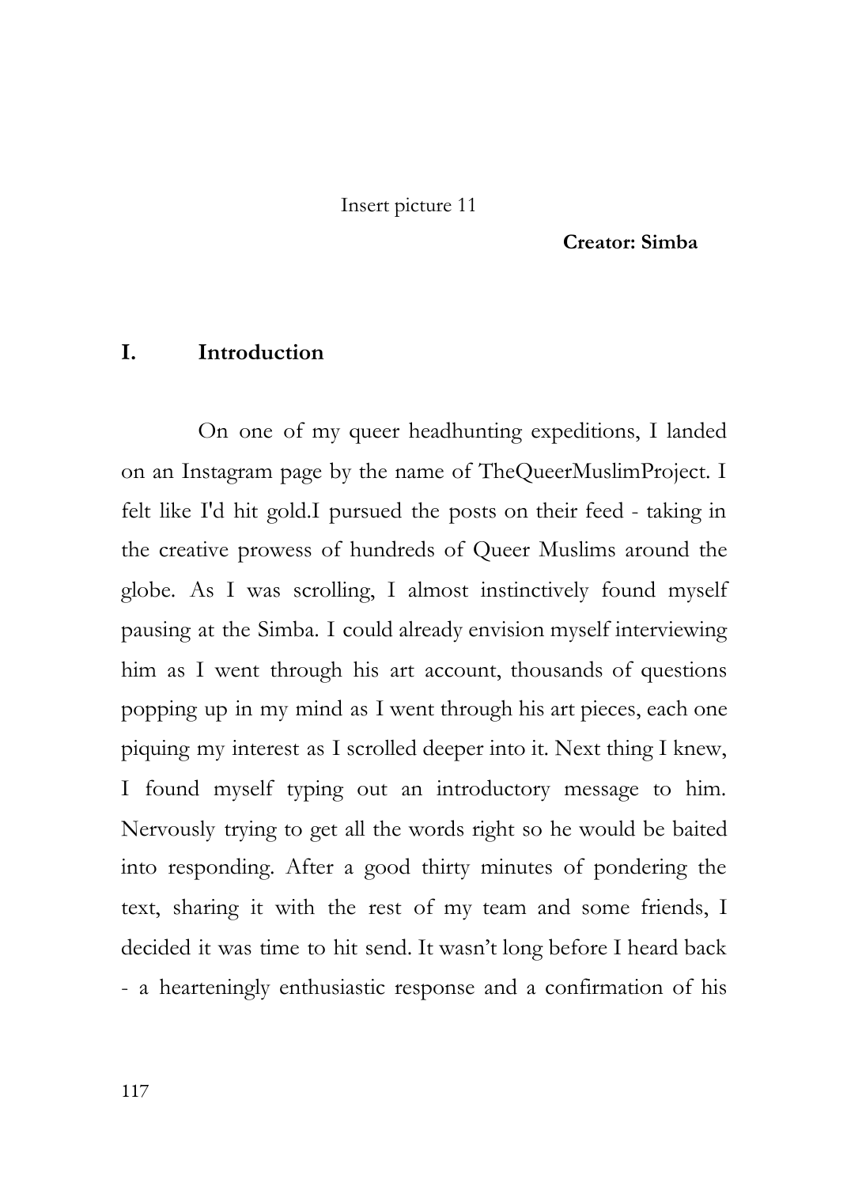Insert picture 11

**Creator: Simba**

## I. Introduction

On one of my queer headhunting expeditions, I landed on an Instagram page by the name of TheQueerMuslimProject. I felt like I'd hit gold.I pursued the posts on their feed - taking in the creative prowess of hundreds of Queer Muslims around the globe. As I was scrolling, I almost instinctively found myself pausing at the Simba. I could already envision myself interviewing him as I went through his art account, thousands of questions popping up in my mind as I went through his art pieces, each one piquing my interest as I scrolled deeper into it. Next thing I knew, I found myself typing out an introductory message to him. Nervously trying to get all the words right so he would be baited into responding. After a good thirty minutes of pondering the text, sharing it with the rest of my team and some friends, I decided it was time to hit send. It wasn't long before I heard back - a hearteningly enthusiastic response and a confirmation of his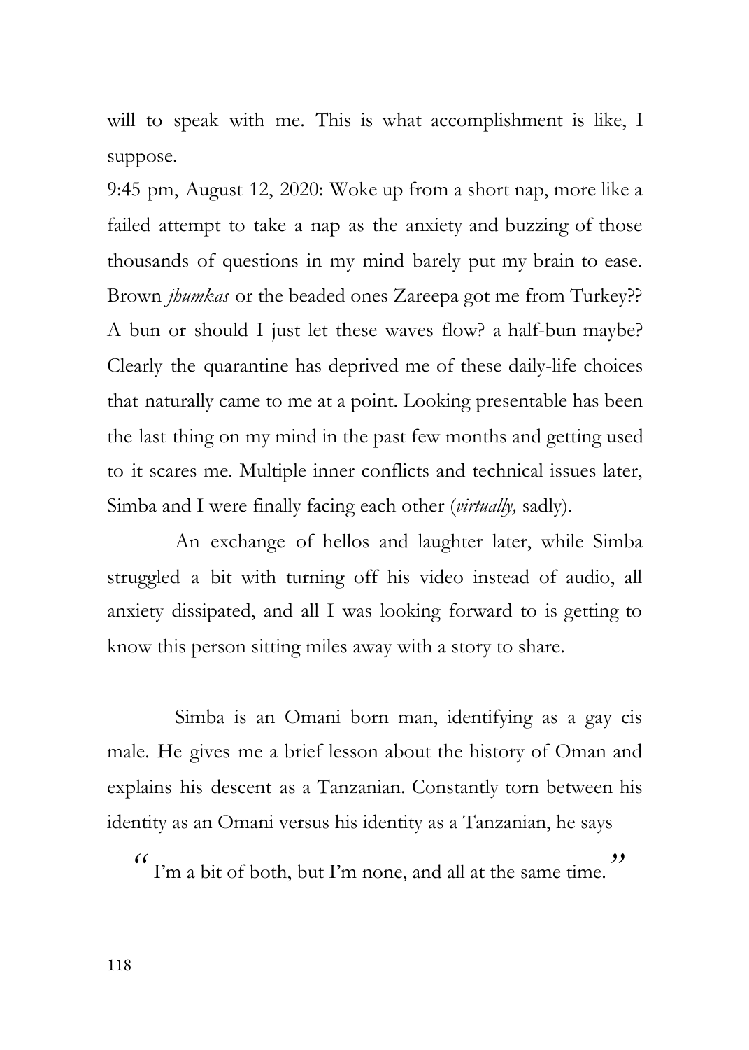will to speak with me. This is what accomplishment is like, I suppose.

9:45 pm, August 12, 2020: Woke up from a short nap, more like a failed attempt to take a nap as the anxiety and buzzing of those thousands of questions in my mind barely put my brain to ease. Brown *jhumkas* or the beaded ones Zareepa got me from Turkey?? A bun or should I just let these waves flow? a half-bun maybe? Clearly the quarantine has deprived me of these daily-life choices that naturally came to me at a point. Looking presentable has been the last thing on my mind in the past few months and getting used to it scares me. Multiple inner conflicts and technical issues later, Simba and I were finally facing each other (*virtually,* sadly).

An exchange of hellos and laughter later, while Simba struggled a bit with turning off his video instead of audio, all anxiety dissipated, and all I was looking forward to is getting to know this person sitting miles away with a story to share.

Simba is an Omani born man, identifying as a gay cis male. He gives me a brief lesson about the history of Oman and explains his descent as a Tanzanian. Constantly torn between his identity as an Omani versus his identity as a Tanzanian, he says

> "I'm a bit of both, but I'm none, and all at the same time."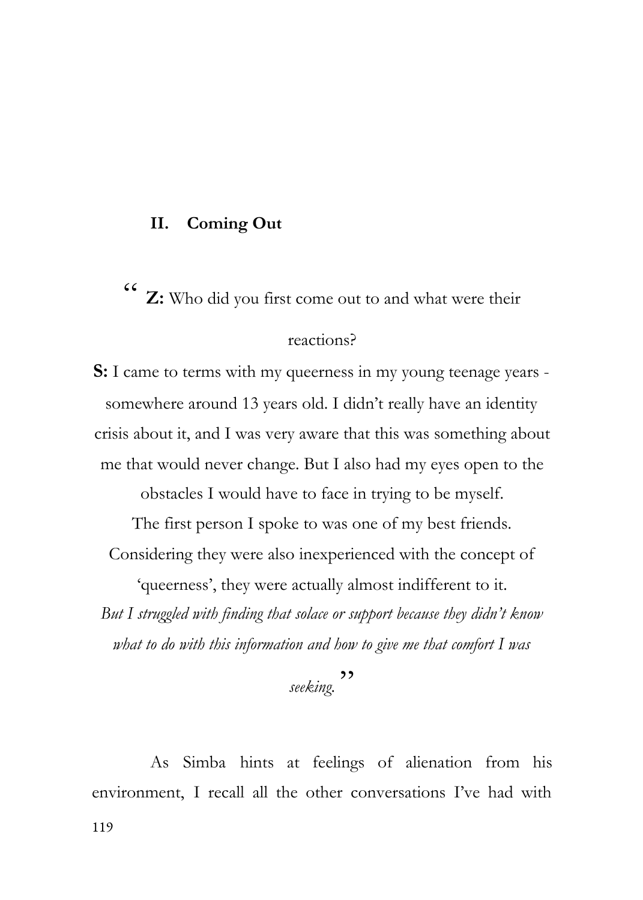## II. Coming Out

“ **Z:** Who did you first come out to and what were their reactions?

**S:** I came to terms with my queerness in my young teenage years - somewhere around 13 years old. I didn’t really have an identity crisis about it, and I was very aware that this was something about me that would never change. But I also had my eyes open to the obstacles I would have to face in trying to be myself.

The first person I spoke to was one of my best friends. Considering they were also inexperienced with the concept of ‘queerness’, they were actually almost indifferent to it.

*But I struggled with finding that solace or support because they didn’t know what to do with this information and how to give me that comfort I was seeking.* ”

As Simba hints at feelings of alienation from his environment, I recall all the other conversations I’ve had with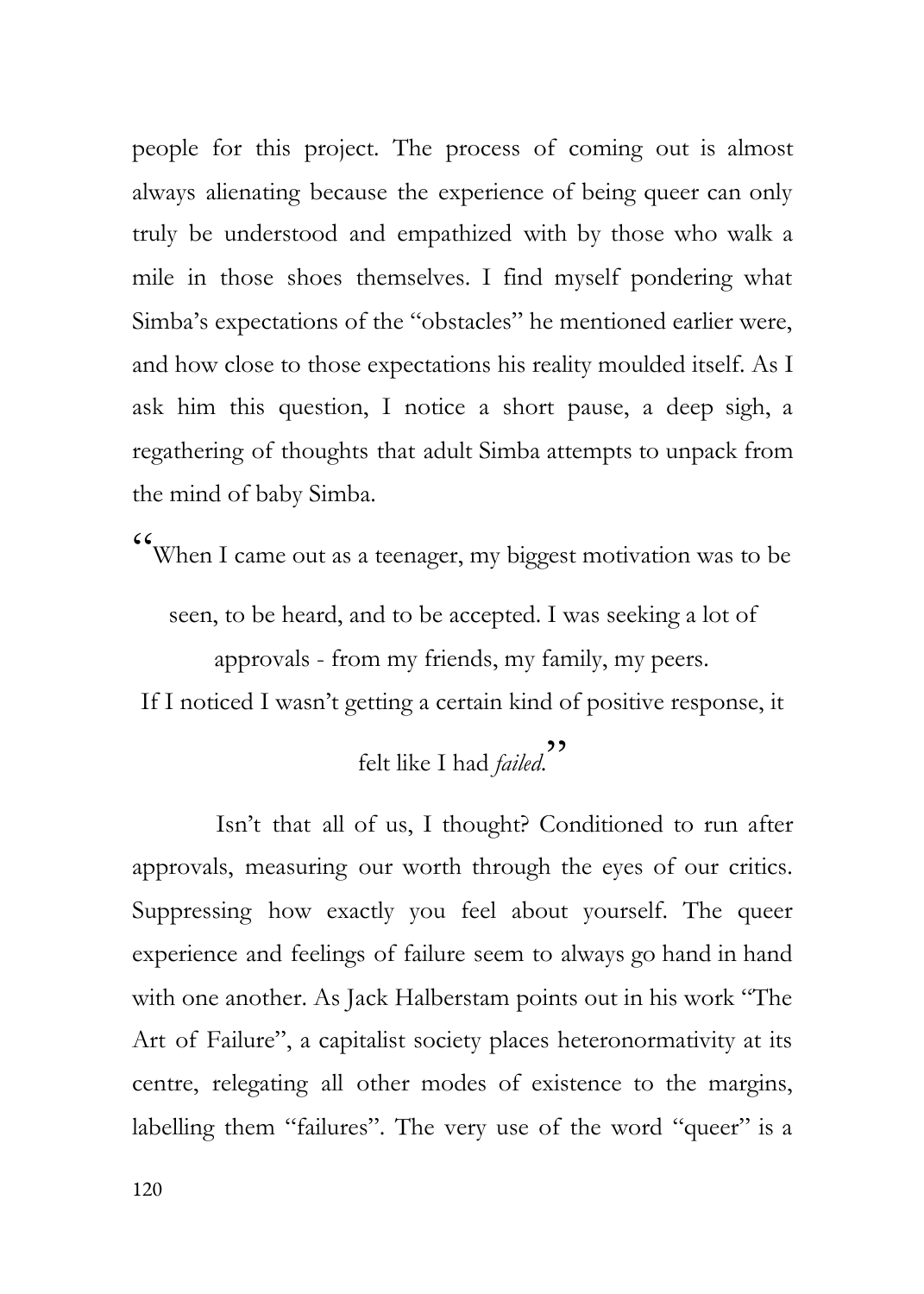people for this project. The process of coming out is almost always alienating because the experience of being queer can only truly be understood and empathized with by those who walk a mile in those shoes themselves. I find myself pondering what Simba's expectations of the "obstacles" he mentioned earlier were, and how close to those expectations his reality moulded itself. As I ask him this question, I notice a short pause, a deep sigh, a regathering of thoughts that adult Simba attempts to unpack from the mind of baby Simba.

> "When I came out as a teenager, my biggest motivation was to be seen, to be heard, and to be accepted. I was seeking a lot of approvals - from my friends, my family, my peers. If I noticed I wasn't getting a certain kind of positive response, it felt like I had *failed*."

Isn't that all of us, I thought? Conditioned to run after approvals, measuring our worth through the eyes of our critics. Suppressing how exactly you feel about yourself. The queer experience and feelings of failure seem to always go hand in hand with one another. As Jack Halberstam points out in his work "The Art of Failure", a capitalist society places heteronormativity at its centre, relegating all other modes of existence to the margins, labelling them "failures". The very use of the word "queer" is a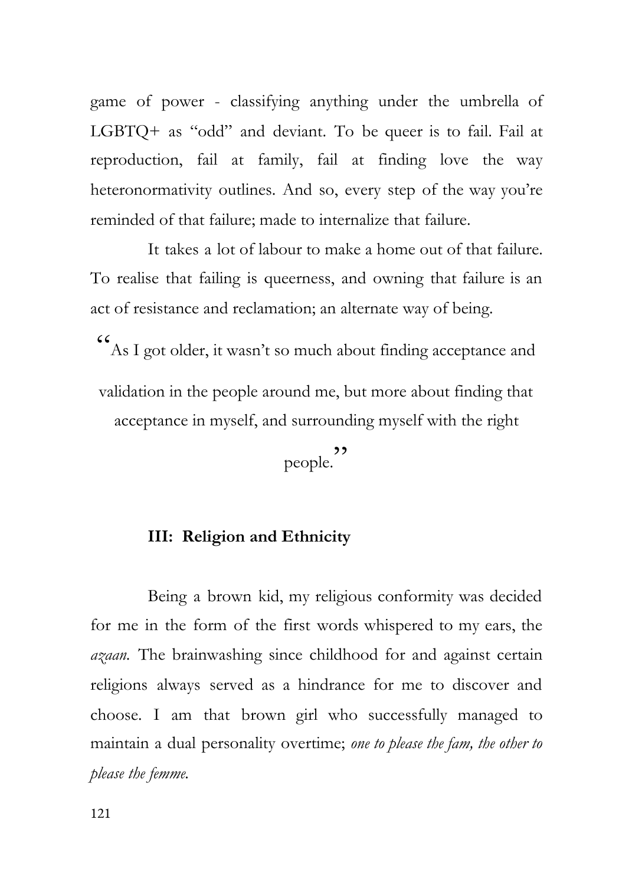game of power - classifying anything under the umbrella of LGBTQ+ as "odd" and deviant. To be queer is to fail. Fail at reproduction, fail at family, fail at finding love the way heteronormativity outlines. And so, every step of the way you're reminded of that failure; made to internalize that failure.

It takes a lot of labour to make a home out of that failure. To realise that failing is queerness, and owning that failure is an act of resistance and reclamation; an alternate way of being.

> "As I got older, it wasn't so much about finding acceptance and validation in the people around me, but more about finding that acceptance in myself, and surrounding myself with the right people."

### III: Religion and Ethnicity

Being a brown kid, my religious conformity was decided for me in the form of the first words whispered to my ears, the *azaan.* The brainwashing since childhood for and against certain religions always served as a hindrance for me to discover and choose. I am that brown girl who successfully managed to maintain a dual personality overtime; *one to please the fam, the other to please the femme.*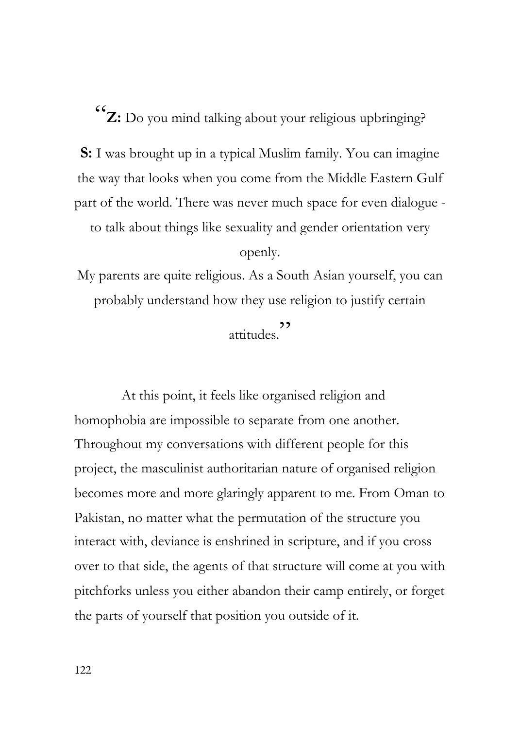“**Z:** Do you mind talking about your religious upbringing?

**S:** I was brought up in a typical Muslim family. You can imagine the way that looks when you come from the Middle Eastern Gulf part of the world. There was never much space for even dialogue - to talk about things like sexuality and gender orientation very openly.

My parents are quite religious. As a South Asian yourself, you can probably understand how they use religion to justify certain attitudes.”

At this point, it feels like organised religion and homophobia are impossible to separate from one another. Throughout my conversations with different people for this project, the masculinist authoritarian nature of organised religion becomes more and more glaringly apparent to me. From Oman to Pakistan, no matter what the permutation of the structure you interact with, deviance is enshrined in scripture, and if you cross over to that side, the agents of that structure will come at you with pitchforks unless you either abandon their camp entirely, or forget the parts of yourself that position you outside of it.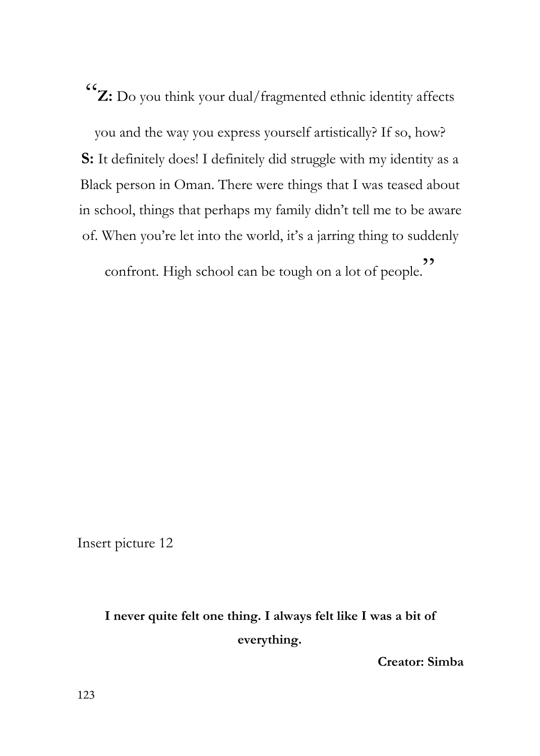"**Z:** Do you think your dual/fragmented ethnic identity affects you and the way you express yourself artistically? If so, how?
**S:** It definitely does! I definitely did struggle with my identity as a Black person in Oman. There were things that I was teased about in school, things that perhaps my family didn't tell me to be aware of. When you're let into the world, it's a jarring thing to suddenly confront. High school can be tough on a lot of people."

Insert picture 12

**I never quite felt one thing. I always felt like I was a bit of everything.**

**Creator: Simba**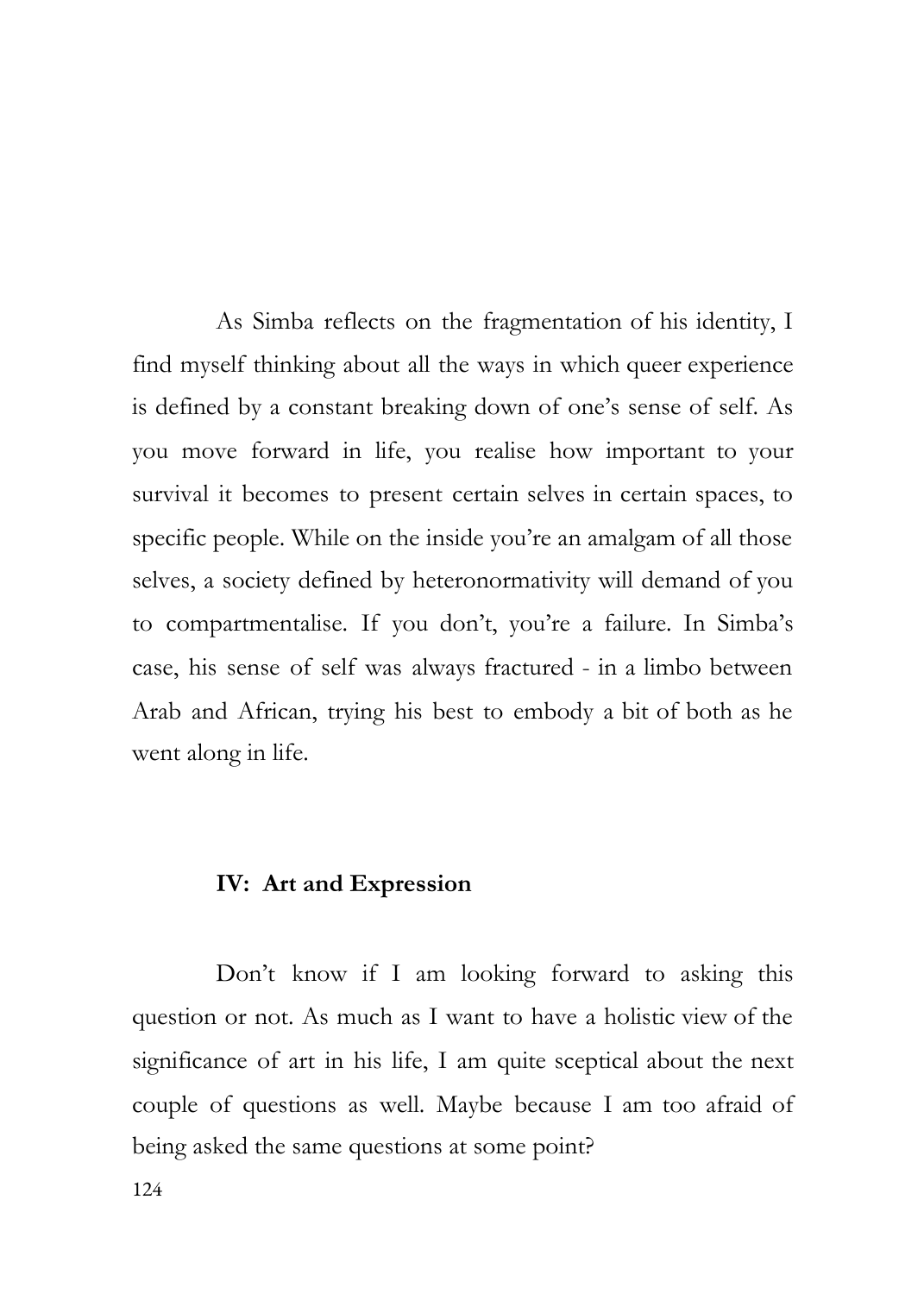As Simba reflects on the fragmentation of his identity, I find myself thinking about all the ways in which queer experience is defined by a constant breaking down of one's sense of self. As you move forward in life, you realise how important to your survival it becomes to present certain selves in certain spaces, to specific people. While on the inside you're an amalgam of all those selves, a society defined by heteronormativity will demand of you to compartmentalise. If you don't, you're a failure. In Simba's case, his sense of self was always fractured - in a limbo between Arab and African, trying his best to embody a bit of both as he went along in life.

### IV: Art and Expression

Don't know if I am looking forward to asking this question or not. As much as I want to have a holistic view of the significance of art in his life, I am quite sceptical about the next couple of questions as well. Maybe because I am too afraid of being asked the same questions at some point?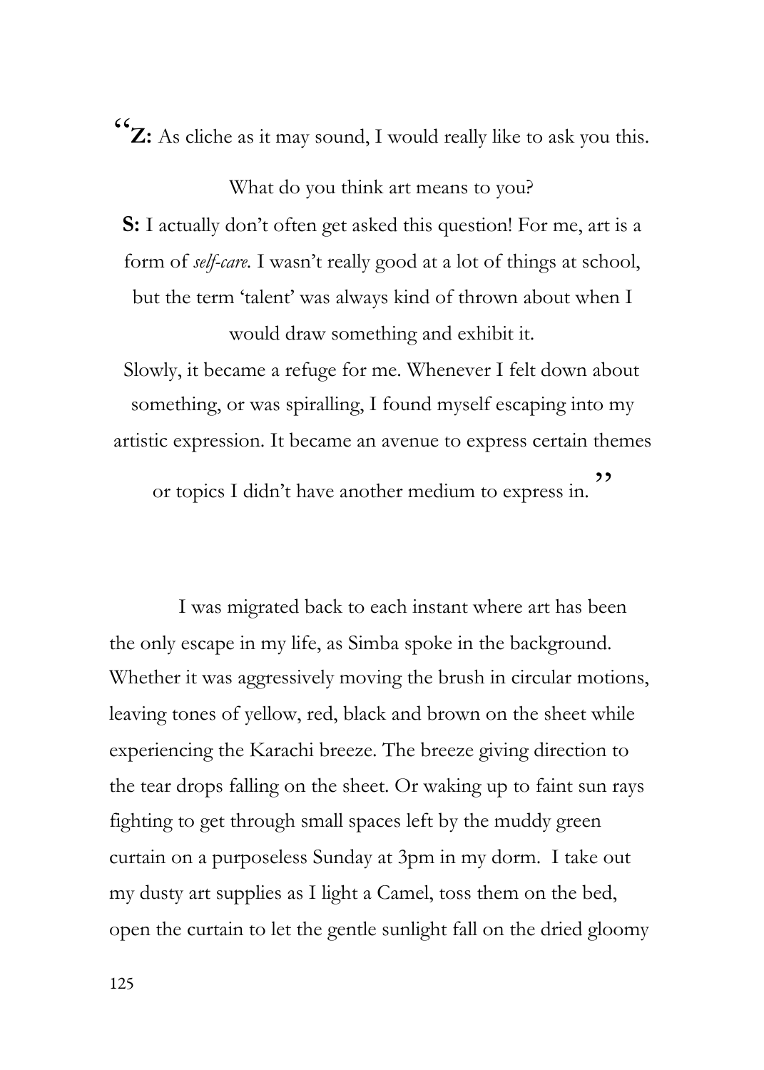"**Z:** As cliche as it may sound, I would really like to ask you this.

What do you think art means to you?

**S:** I actually don't often get asked this question! For me, art is a form of *self-care*. I wasn't really good at a lot of things at school, but the term 'talent' was always kind of thrown about when I would draw something and exhibit it.

Slowly, it became a refuge for me. Whenever I felt down about something, or was spiralling, I found myself escaping into my artistic expression. It became an avenue to express certain themes or topics I didn't have another medium to express in."

I was migrated back to each instant where art has been the only escape in my life, as Simba spoke in the background. Whether it was aggressively moving the brush in circular motions, leaving tones of yellow, red, black and brown on the sheet while experiencing the Karachi breeze. The breeze giving direction to the tear drops falling on the sheet. Or waking up to faint sun rays fighting to get through small spaces left by the muddy green curtain on a purposeless Sunday at 3pm in my dorm. I take out my dusty art supplies as I light a Camel, toss them on the bed, open the curtain to let the gentle sunlight fall on the dried gloomy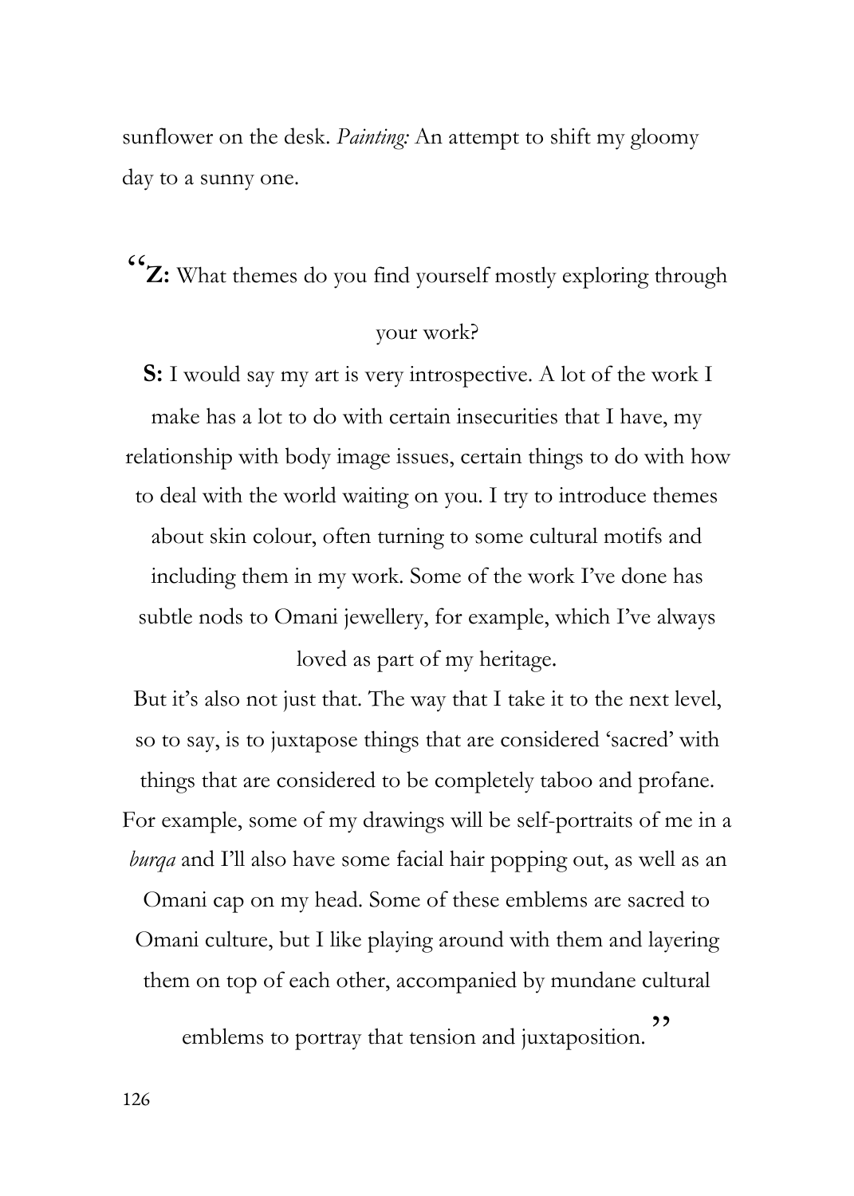sunflower on the desk. *Painting:* An attempt to shift my gloomy day to a sunny one.

"**Z:** What themes do you find yourself mostly exploring through your work?

**S:** I would say my art is very introspective. A lot of the work I make has a lot to do with certain insecurities that I have, my relationship with body image issues, certain things to do with how to deal with the world waiting on you. I try to introduce themes about skin colour, often turning to some cultural motifs and including them in my work. Some of the work I've done has subtle nods to Omani jewellery, for example, which I've always loved as part of my heritage.

But it's also not just that. The way that I take it to the next level, so to say, is to juxtapose things that are considered 'sacred' with things that are considered to be completely taboo and profane. For example, some of my drawings will be self-portraits of me in a *burqa* and I'll also have some facial hair popping out, as well as an Omani cap on my head. Some of these emblems are sacred to Omani culture, but I like playing around with them and layering them on top of each other, accompanied by mundane cultural emblems to portray that tension and juxtaposition."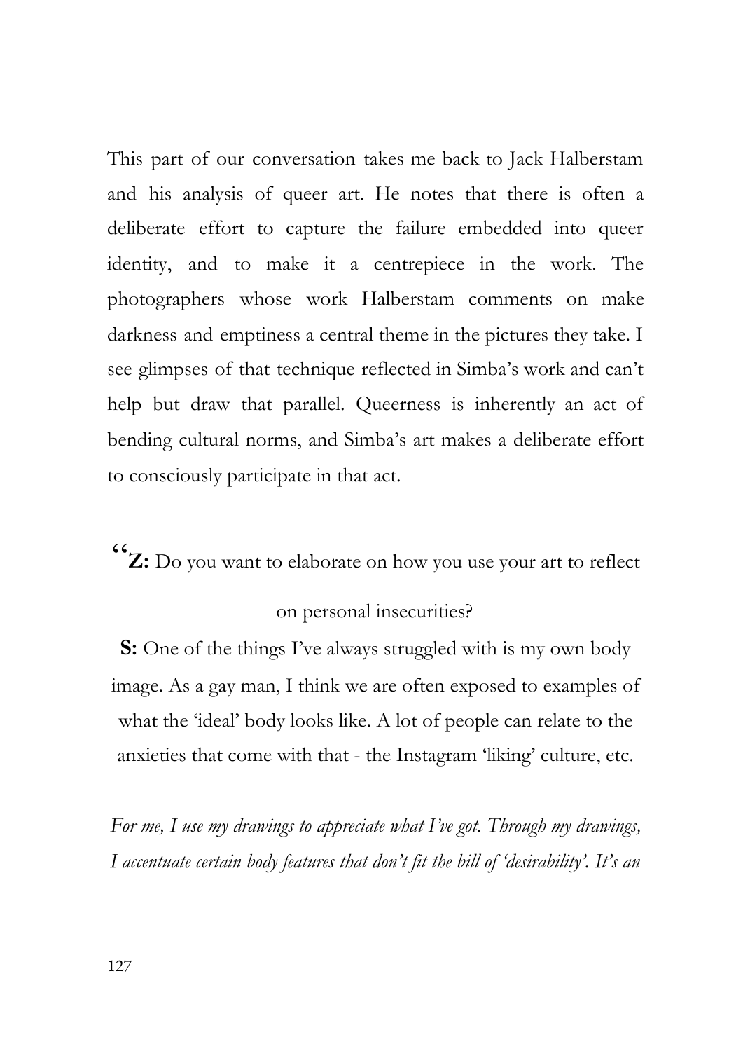This part of our conversation takes me back to Jack Halberstam and his analysis of queer art. He notes that there is often a deliberate effort to capture the failure embedded into queer identity, and to make it a centrepiece in the work. The photographers whose work Halberstam comments on make darkness and emptiness a central theme in the pictures they take. I see glimpses of that technique reflected in Simba's work and can't help but draw that parallel. Queerness is inherently an act of bending cultural norms, and Simba's art makes a deliberate effort to consciously participate in that act.

"**Z:** Do you want to elaborate on how you use your art to reflect on personal insecurities?

**S:** One of the things I've always struggled with is my own body image. As a gay man, I think we are often exposed to examples of what the 'ideal' body looks like. A lot of people can relate to the anxieties that come with that - the Instagram 'liking' culture, etc.

*For me, I use my drawings to appreciate what I've got. Through my drawings, I accentuate certain body features that don't fit the bill of 'desirability'. It's an*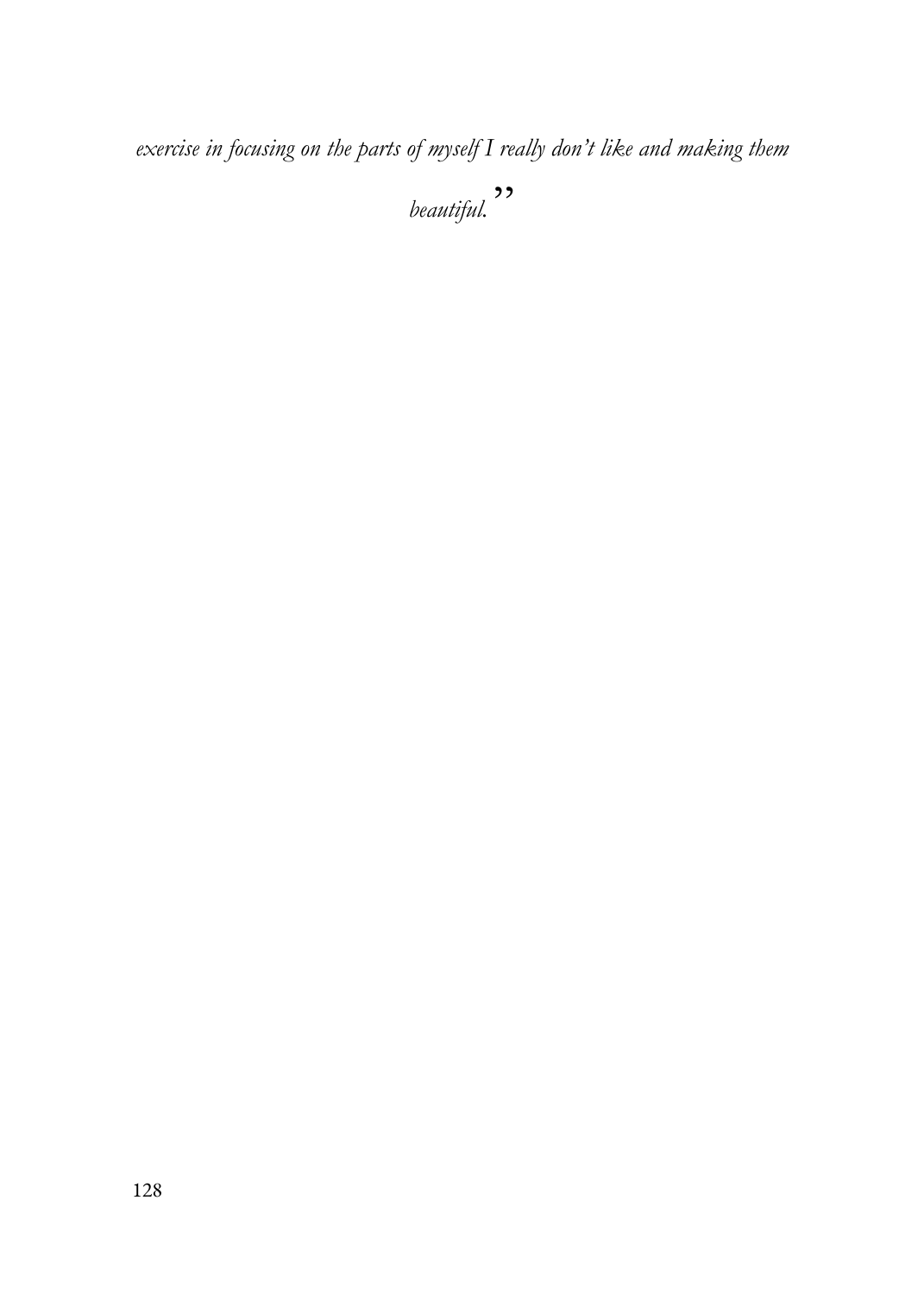*exercise in focusing on the parts of myself I really don't like and making them beautiful.*"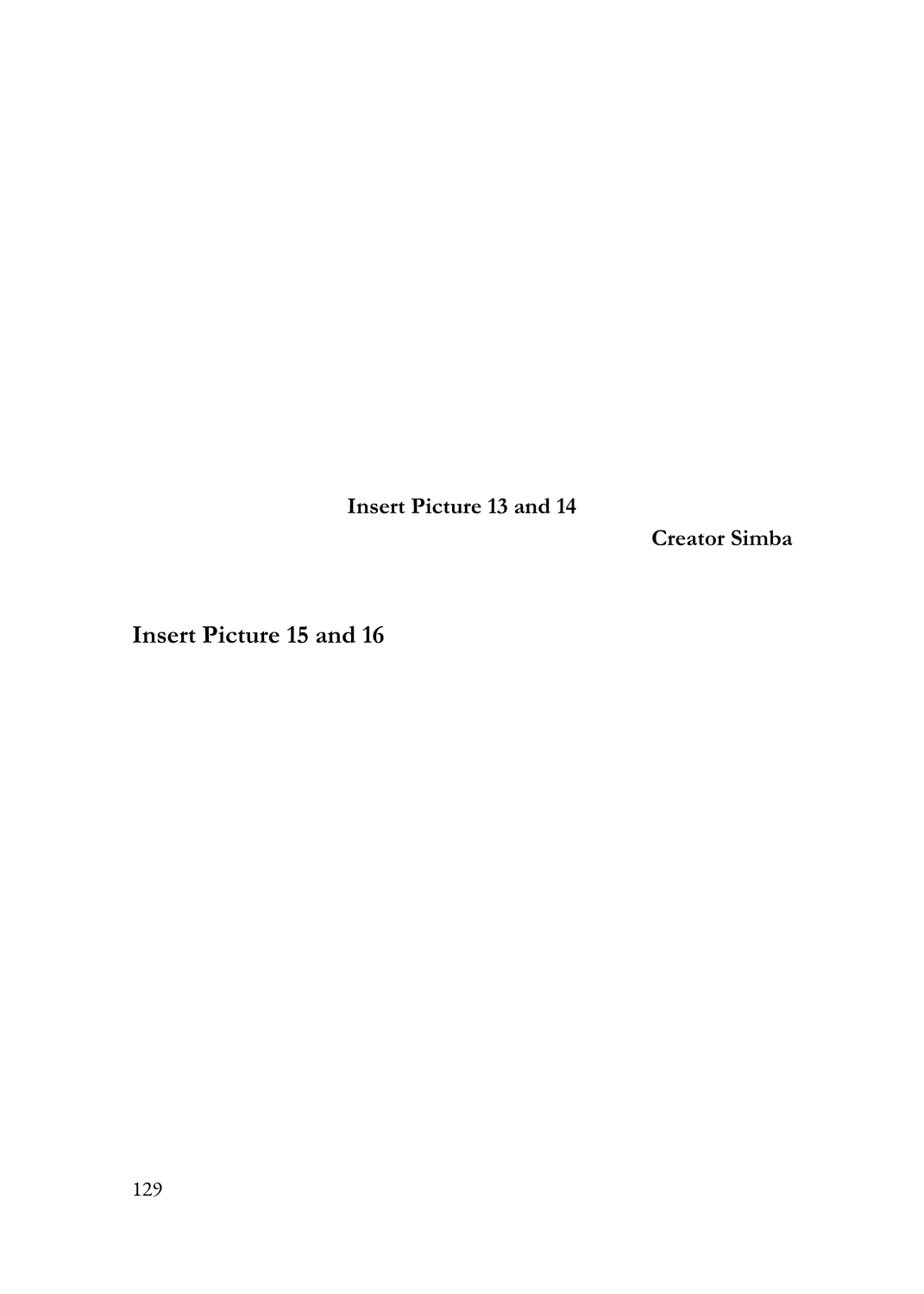**Insert Picture 13 and 14**

**Creator Simba**

**Insert Picture 15 and 16**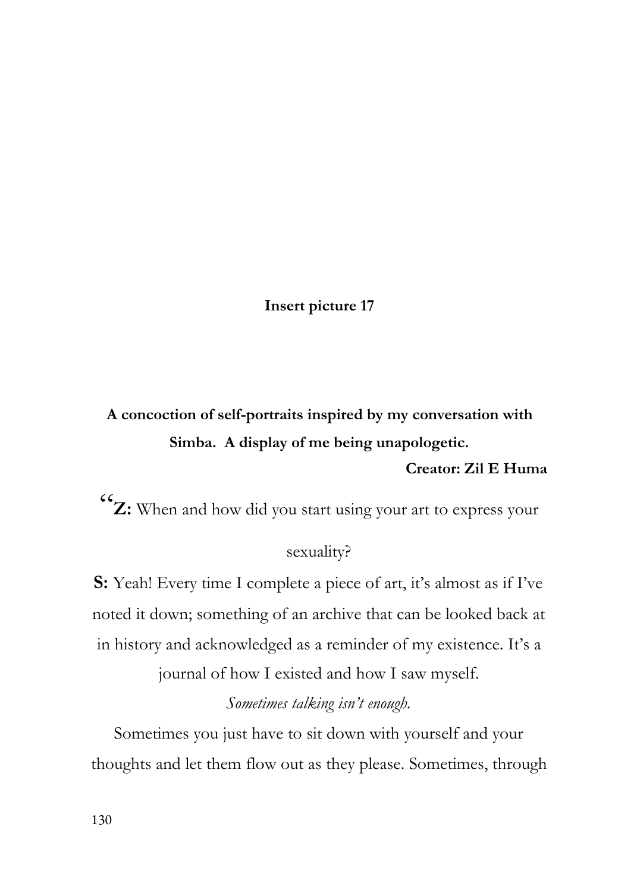**Insert picture 17**

**A concoction of self-portraits inspired by my conversation with Simba. A display of me being unapologetic.**

**Creator: Zil E Huma**

"**Z:** When and how did you start using your art to express your sexuality?

**S:** Yeah! Every time I complete a piece of art, it's almost as if I've noted it down; something of an archive that can be looked back at in history and acknowledged as a reminder of my existence. It's a journal of how I existed and how I saw myself.

*Sometimes talking isn't enough.*

Sometimes you just have to sit down with yourself and your thoughts and let them flow out as they please. Sometimes, through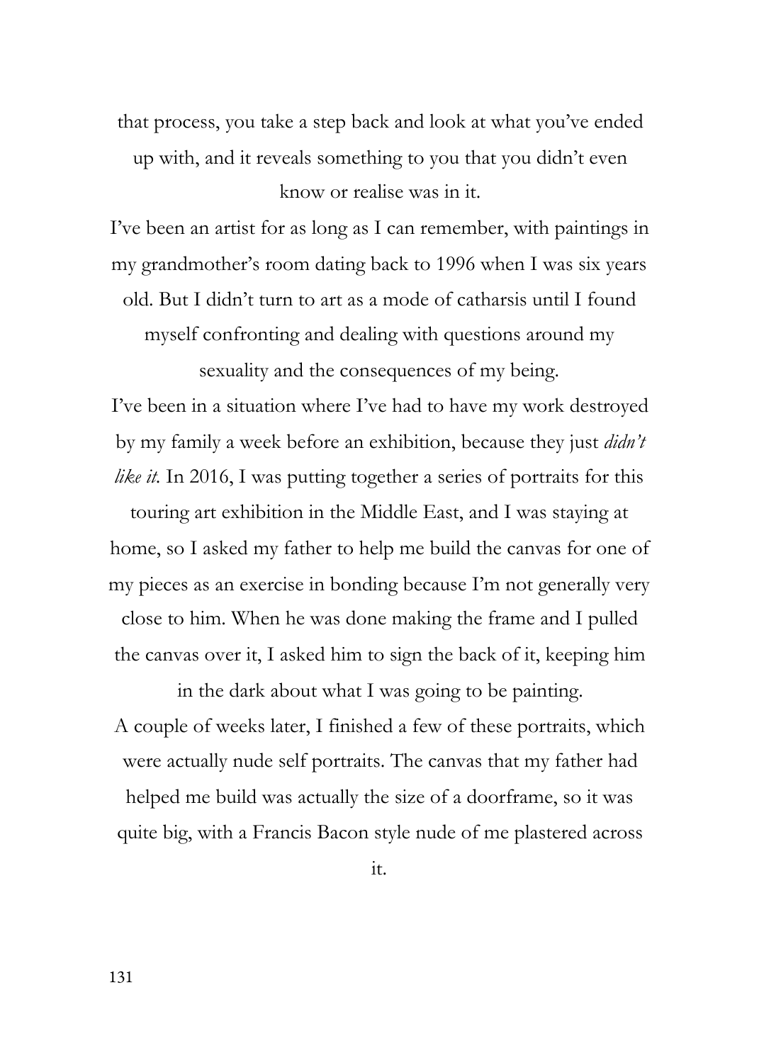that process, you take a step back and look at what you've ended up with, and it reveals something to you that you didn't even know or realise was in it.

I've been an artist for as long as I can remember, with paintings in my grandmother's room dating back to 1996 when I was six years old. But I didn't turn to art as a mode of catharsis until I found myself confronting and dealing with questions around my sexuality and the consequences of my being.

I've been in a situation where I've had to have my work destroyed by my family a week before an exhibition, because they just *didn't like it.* In 2016, I was putting together a series of portraits for this touring art exhibition in the Middle East, and I was staying at home, so I asked my father to help me build the canvas for one of my pieces as an exercise in bonding because I'm not generally very close to him. When he was done making the frame and I pulled the canvas over it, I asked him to sign the back of it, keeping him in the dark about what I was going to be painting.

A couple of weeks later, I finished a few of these portraits, which were actually nude self portraits. The canvas that my father had helped me build was actually the size of a doorframe, so it was quite big, with a Francis Bacon style nude of me plastered across it.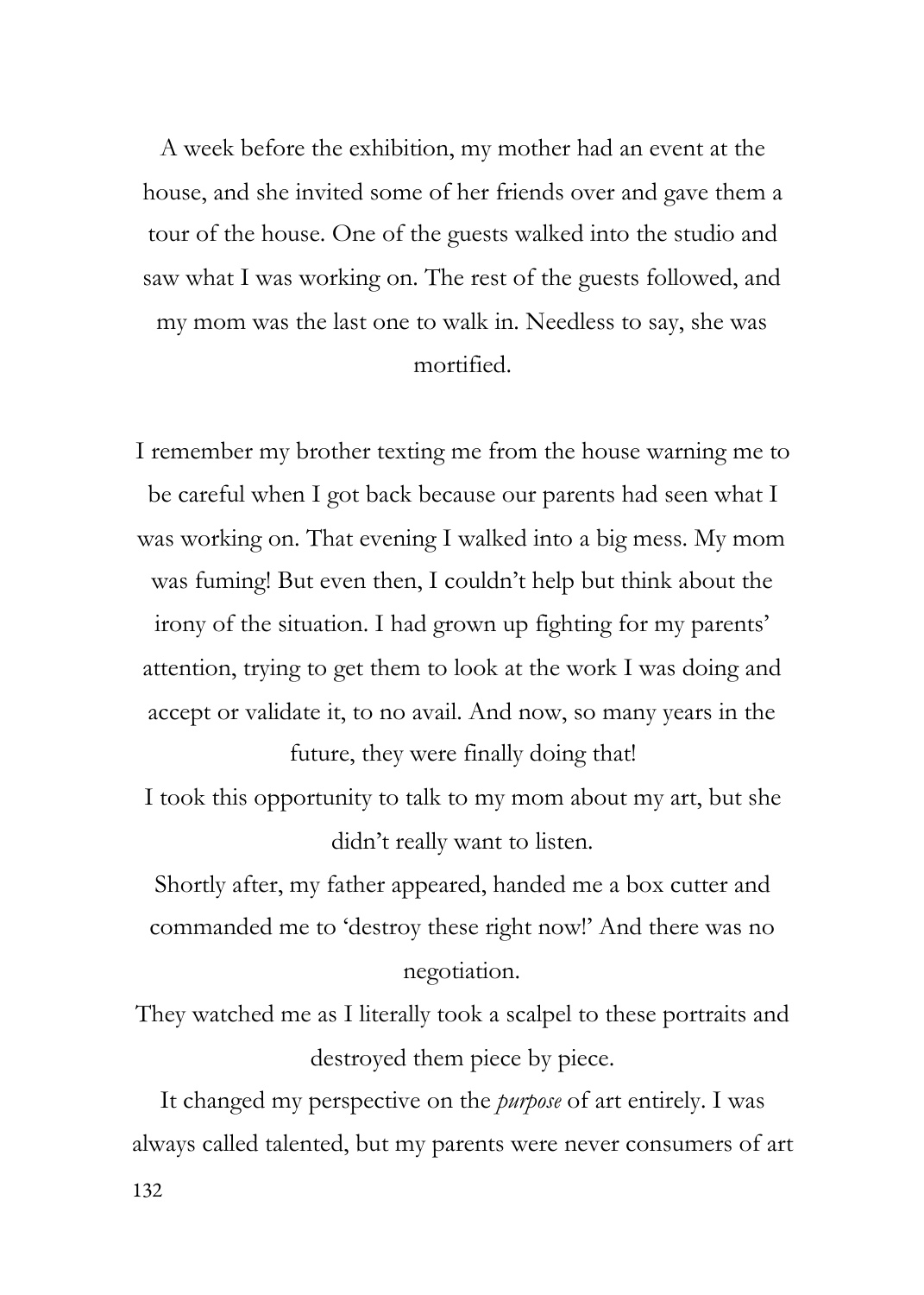A week before the exhibition, my mother had an event at the house, and she invited some of her friends over and gave them a tour of the house. One of the guests walked into the studio and saw what I was working on. The rest of the guests followed, and my mom was the last one to walk in. Needless to say, she was mortified.

I remember my brother texting me from the house warning me to be careful when I got back because our parents had seen what I was working on. That evening I walked into a big mess. My mom was fuming! But even then, I couldn't help but think about the irony of the situation. I had grown up fighting for my parents' attention, trying to get them to look at the work I was doing and accept or validate it, to no avail. And now, so many years in the future, they were finally doing that!

I took this opportunity to talk to my mom about my art, but she didn't really want to listen.

Shortly after, my father appeared, handed me a box cutter and commanded me to 'destroy these right now!' And there was no negotiation.

They watched me as I literally took a scalpel to these portraits and destroyed them piece by piece.

It changed my perspective on the *purpose* of art entirely. I was always called talented, but my parents were never consumers of art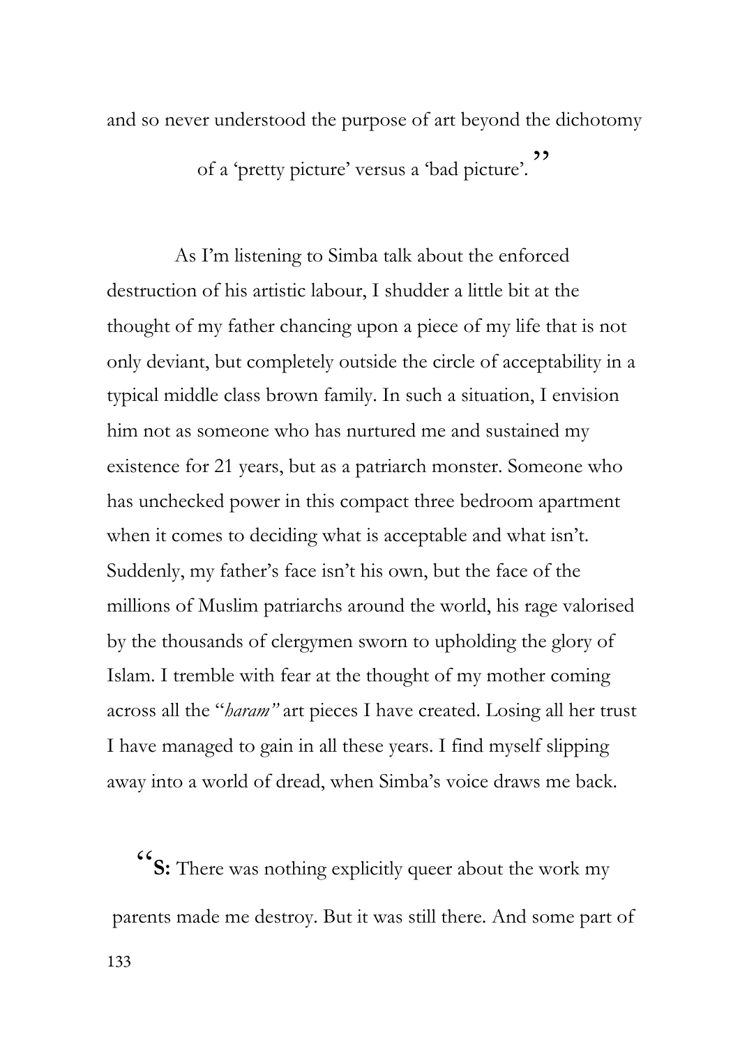and so never understood the purpose of art beyond the dichotomy of a 'pretty picture' versus a 'bad picture'."

As I'm listening to Simba talk about the enforced destruction of his artistic labour, I shudder a little bit at the thought of my father chancing upon a piece of my life that is not only deviant, but completely outside the circle of acceptability in a typical middle class brown family. In such a situation, I envision him not as someone who has nurtured me and sustained my existence for 21 years, but as a patriarch monster. Someone who has unchecked power in this compact three bedroom apartment when it comes to deciding what is acceptable and what isn't. Suddenly, my father's face isn't his own, but the face of the millions of Muslim patriarchs around the world, his rage valorised by the thousands of clergymen sworn to upholding the glory of Islam. I tremble with fear at the thought of my mother coming across all the "*haram"* art pieces I have created. Losing all her trust I have managed to gain in all these years. I find myself slipping away into a world of dread, when Simba's voice draws me back.

"**S:** There was nothing explicitly queer about the work my parents made me destroy. But it was still there. And some part of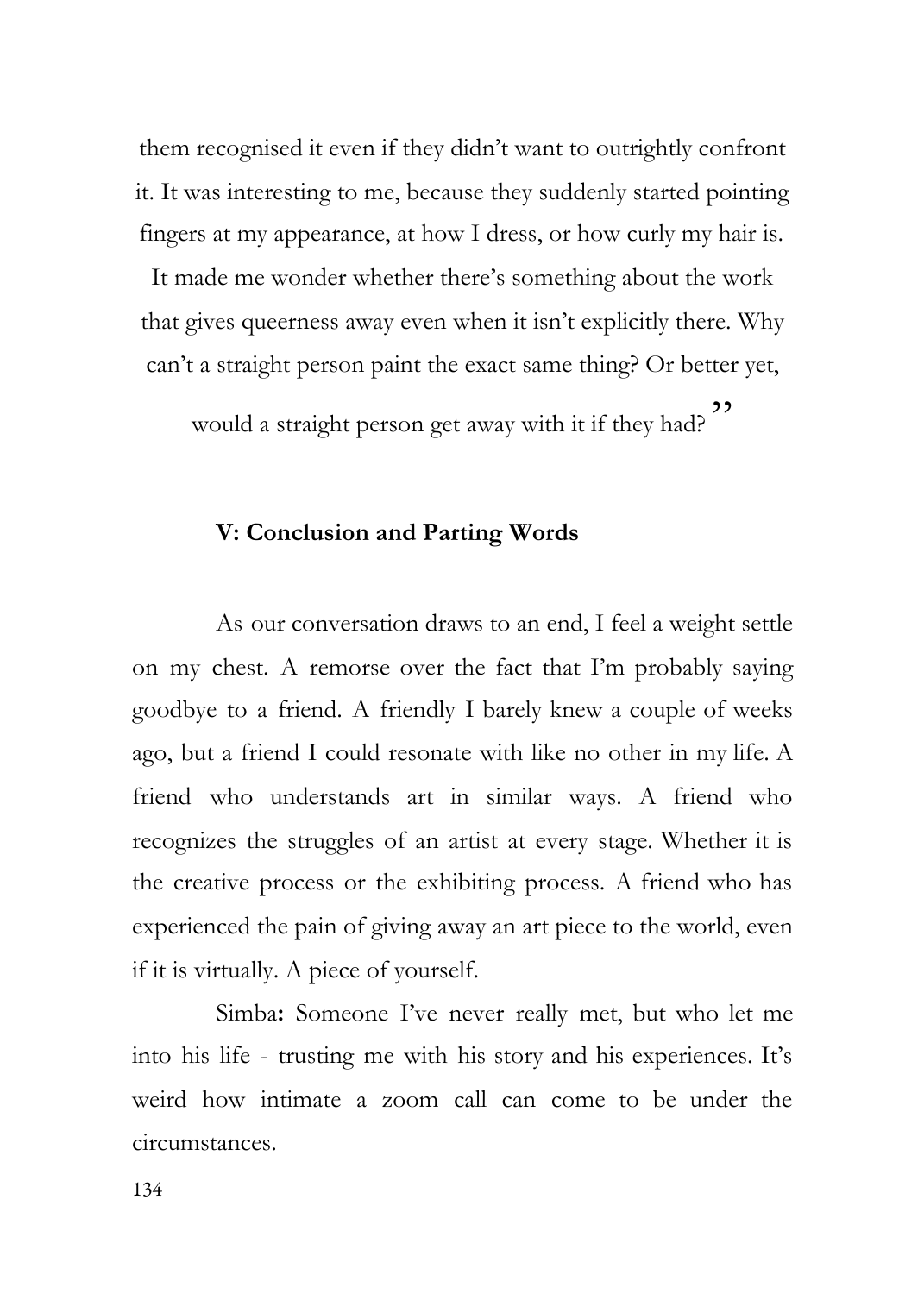them recognised it even if they didn't want to outrightly confront it. It was interesting to me, because they suddenly started pointing fingers at my appearance, at how I dress, or how curly my hair is. It made me wonder whether there's something about the work that gives queerness away even when it isn't explicitly there. Why can't a straight person paint the exact same thing? Or better yet, would a straight person get away with it if they had?"

### V: Conclusion and Parting Words

As our conversation draws to an end, I feel a weight settle on my chest. A remorse over the fact that I'm probably saying goodbye to a friend. A friendly I barely knew a couple of weeks ago, but a friend I could resonate with like no other in my life. A friend who understands art in similar ways. A friend who recognizes the struggles of an artist at every stage. Whether it is the creative process or the exhibiting process. A friend who has experienced the pain of giving away an art piece to the world, even if it is virtually. A piece of yourself.

Simba**:** Someone I've never really met, but who let me into his life - trusting me with his story and his experiences. It's weird how intimate a zoom call can come to be under the circumstances.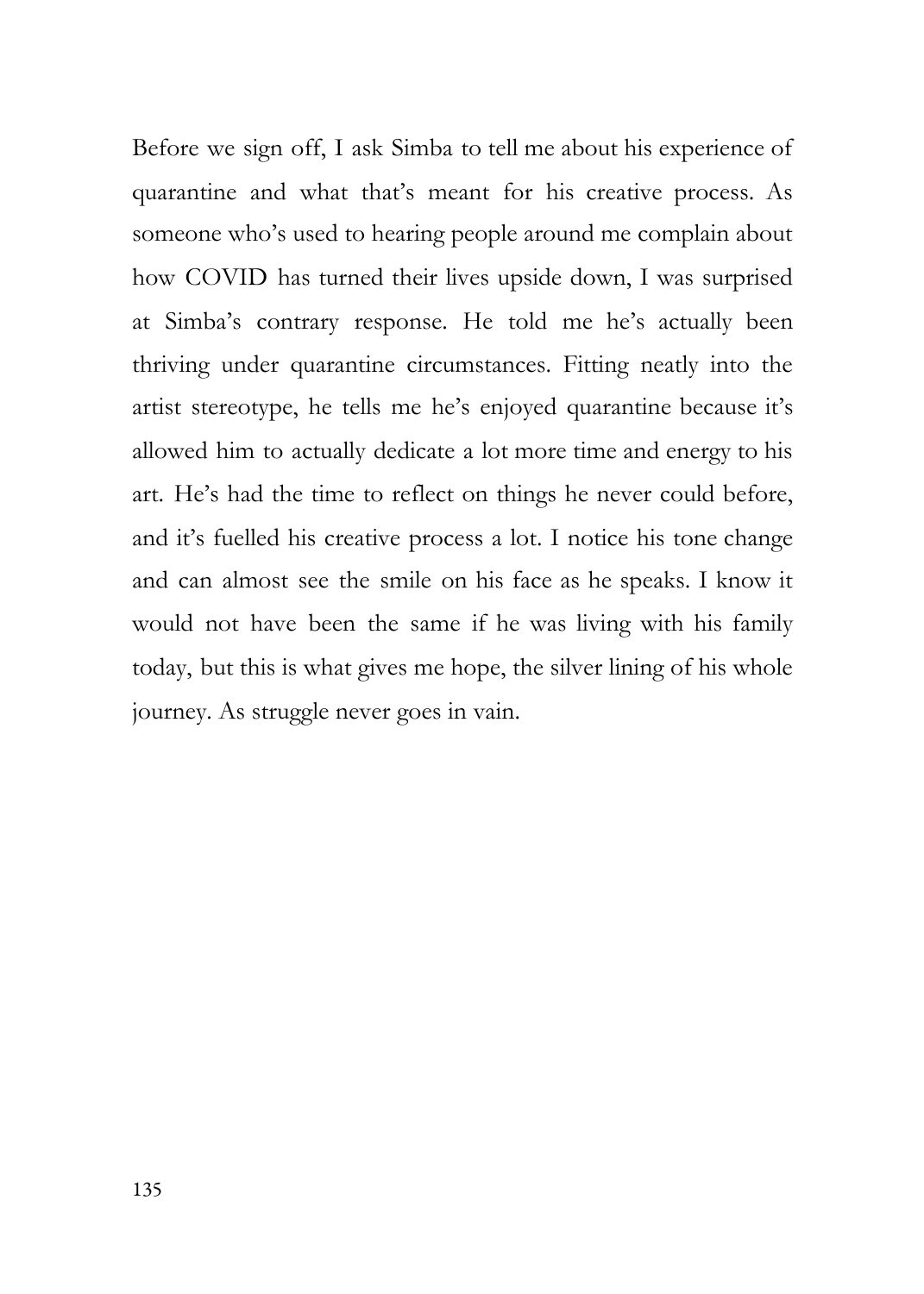Before we sign off, I ask Simba to tell me about his experience of quarantine and what that's meant for his creative process. As someone who's used to hearing people around me complain about how COVID has turned their lives upside down, I was surprised at Simba's contrary response. He told me he's actually been thriving under quarantine circumstances. Fitting neatly into the artist stereotype, he tells me he's enjoyed quarantine because it's allowed him to actually dedicate a lot more time and energy to his art. He's had the time to reflect on things he never could before, and it's fuelled his creative process a lot. I notice his tone change and can almost see the smile on his face as he speaks. I know it would not have been the same if he was living with his family today, but this is what gives me hope, the silver lining of his whole journey. As struggle never goes in vain.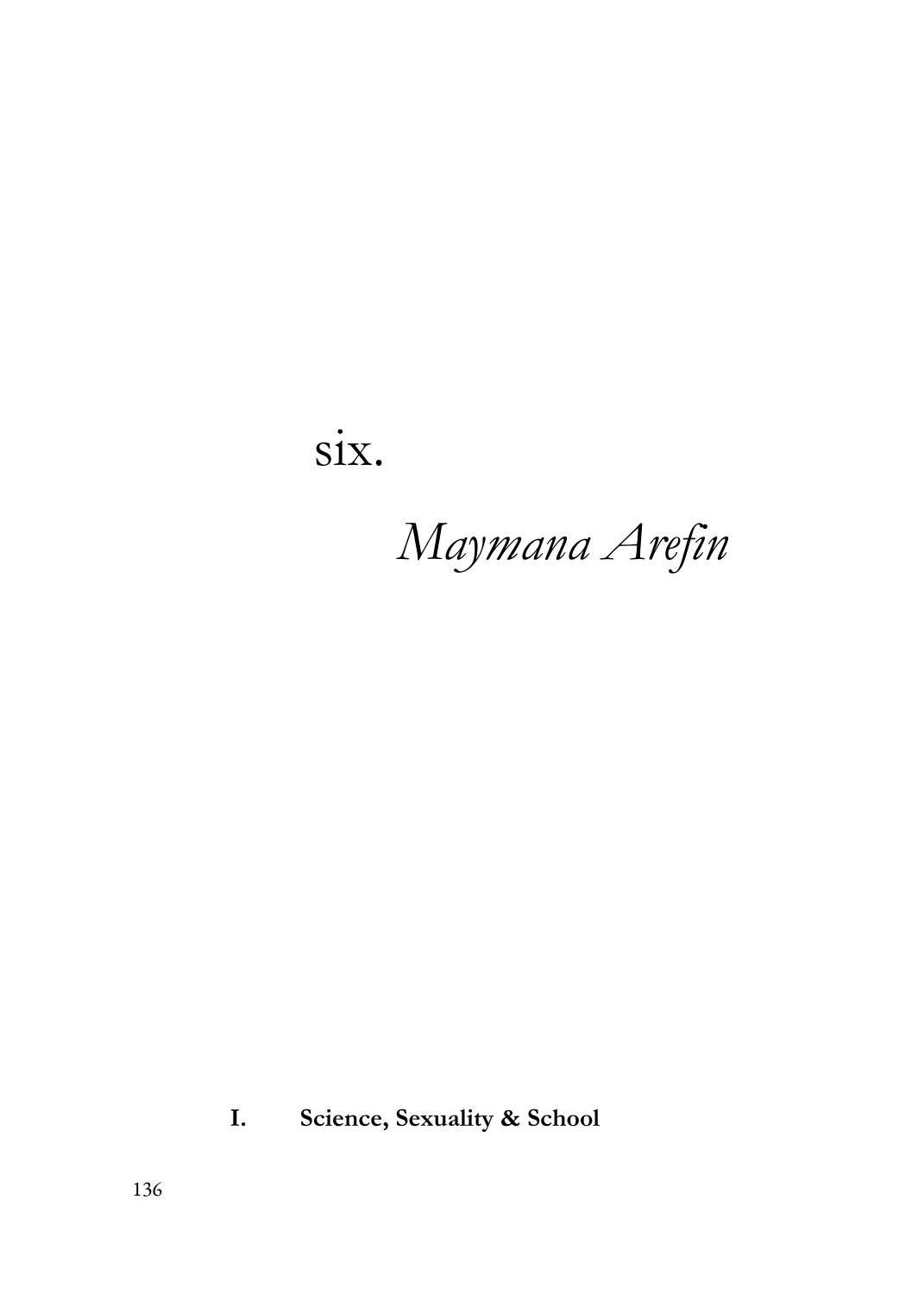# six.

## *Maymana Arefin*

### **I. Science, Sexuality & School**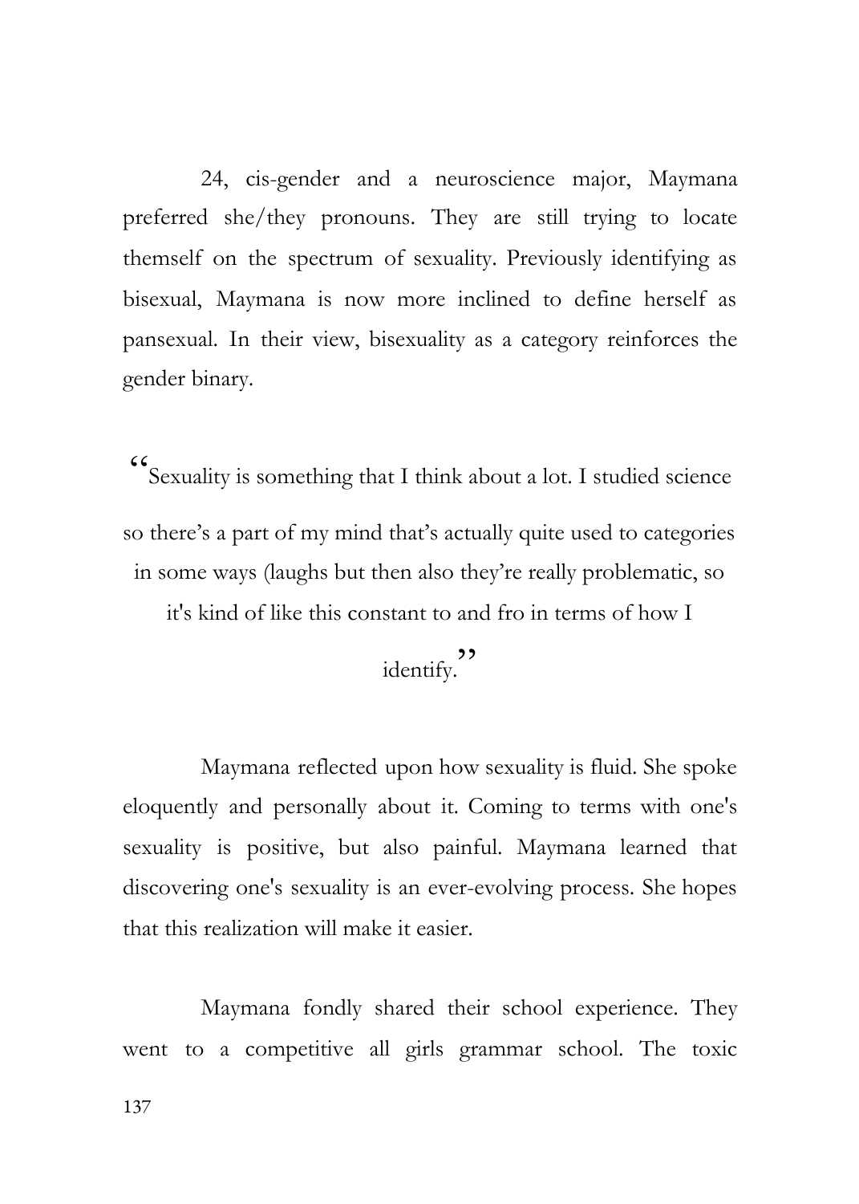24, cis-gender and a neuroscience major, Maymana preferred she/they pronouns. They are still trying to locate themself on the spectrum of sexuality. Previously identifying as bisexual, Maymana is now more inclined to define herself as pansexual. In their view, bisexuality as a category reinforces the gender binary.

> “Sexuality is something that I think about a lot. I studied science so there’s a part of my mind that’s actually quite used to categories in some ways (laughs but then also they’re really problematic, so it's kind of like this constant to and fro in terms of how I identify.”

Maymana reflected upon how sexuality is fluid. She spoke eloquently and personally about it. Coming to terms with one's sexuality is positive, but also painful. Maymana learned that discovering one's sexuality is an ever-evolving process. She hopes that this realization will make it easier.

Maymana fondly shared their school experience. They went to a competitive all girls grammar school. The toxic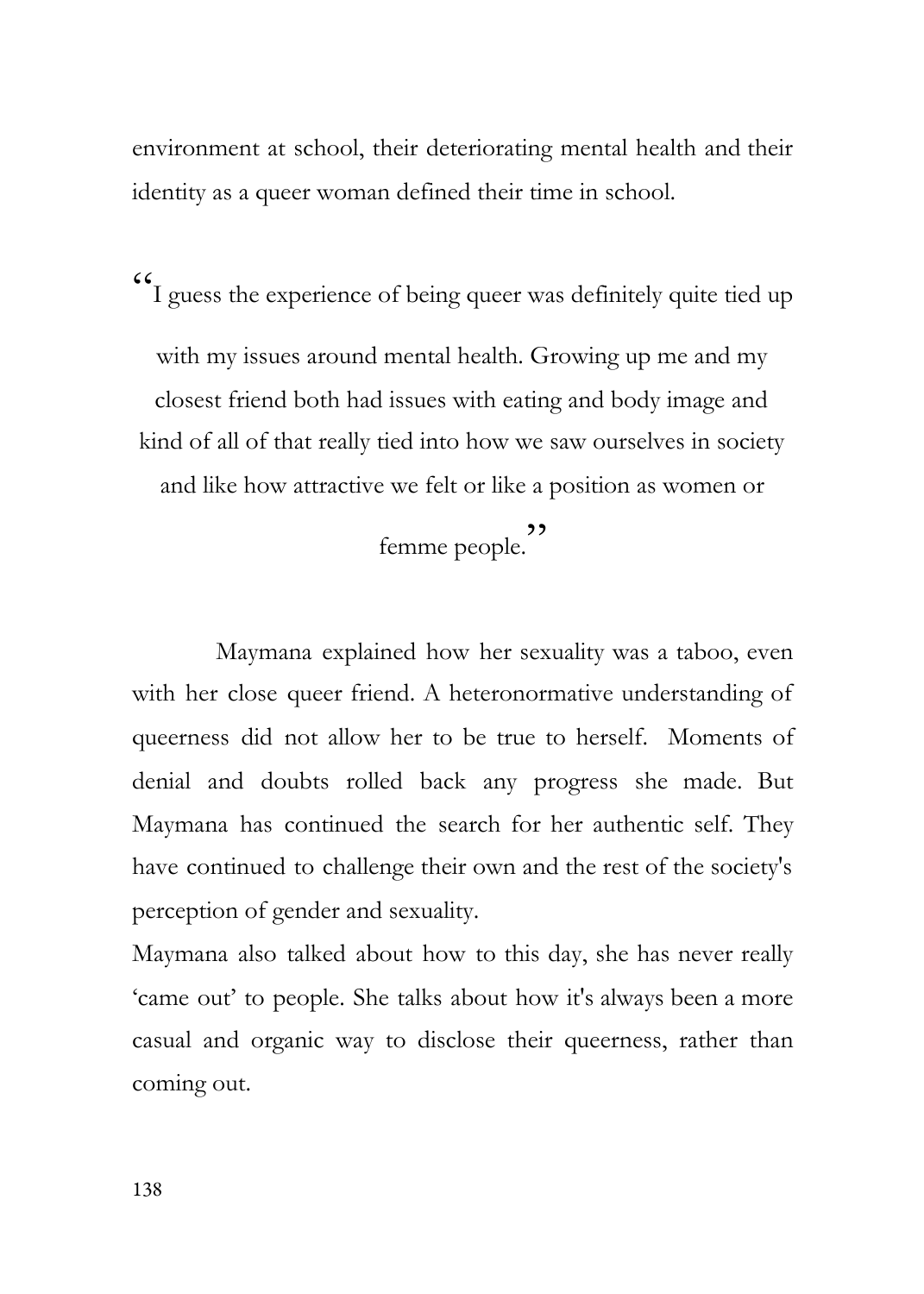environment at school, their deteriorating mental health and their identity as a queer woman defined their time in school.

> "I guess the experience of being queer was definitely quite tied up with my issues around mental health. Growing up me and my closest friend both had issues with eating and body image and kind of all of that really tied into how we saw ourselves in society and like how attractive we felt or like a position as women or femme people."

Maymana explained how her sexuality was a taboo, even with her close queer friend. A heteronormative understanding of queerness did not allow her to be true to herself. Moments of denial and doubts rolled back any progress she made. But Maymana has continued the search for her authentic self. They have continued to challenge their own and the rest of the society's perception of gender and sexuality.

Maymana also talked about how to this day, she has never really 'came out' to people. She talks about how it's always been a more casual and organic way to disclose their queerness, rather than coming out.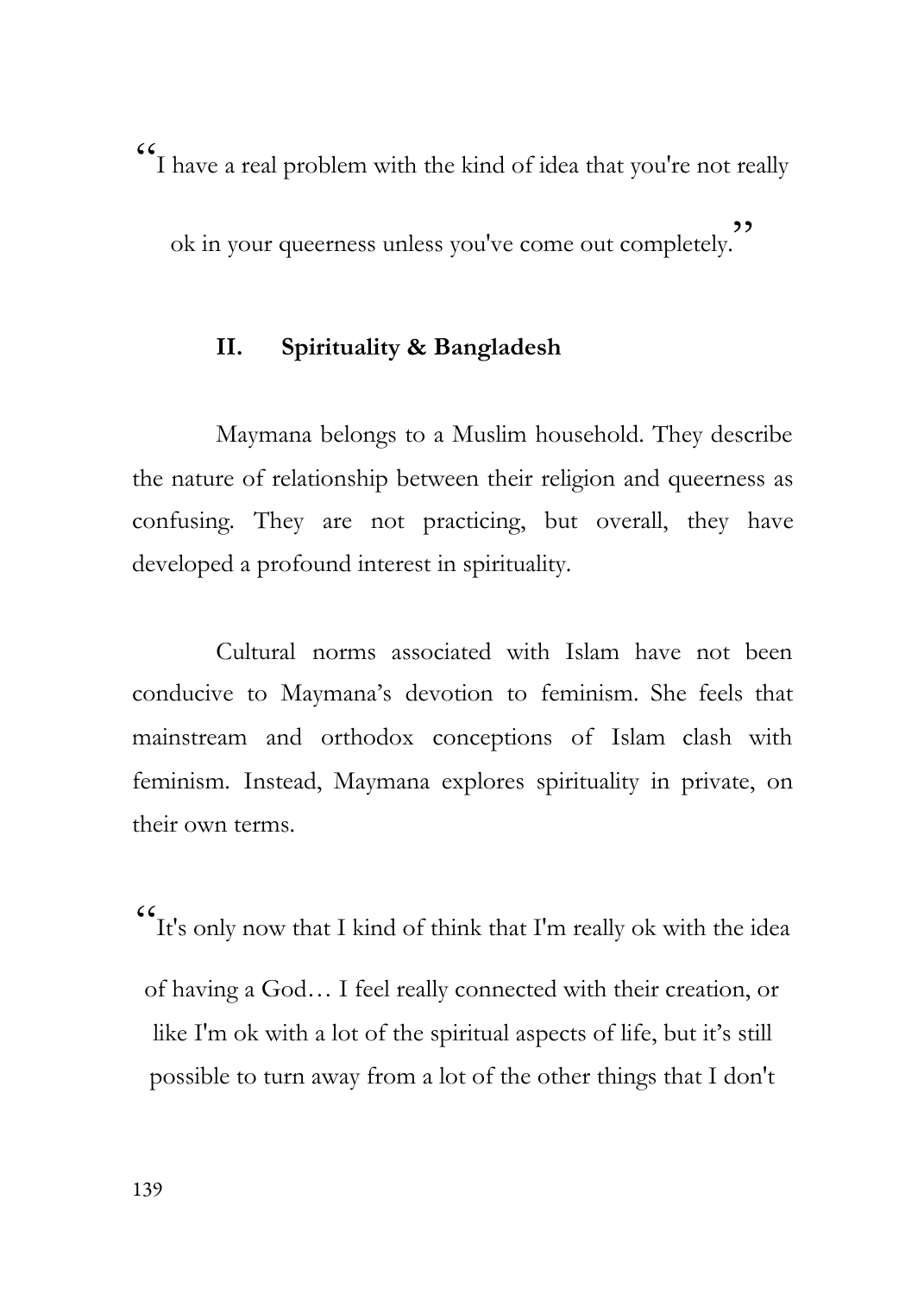"I have a real problem with the kind of idea that you're not really ok in your queerness unless you've come out completely."

## II. Spirituality & Bangladesh

Maymana belongs to a Muslim household. They describe the nature of relationship between their religion and queerness as confusing. They are not practicing, but overall, they have developed a profound interest in spirituality.

Cultural norms associated with Islam have not been conducive to Maymana's devotion to feminism. She feels that mainstream and orthodox conceptions of Islam clash with feminism. Instead, Maymana explores spirituality in private, on their own terms.

"It's only now that I kind of think that I'm really ok with the idea of having a God… I feel really connected with their creation, or like I'm ok with a lot of the spiritual aspects of life, but it's still possible to turn away from a lot of the other things that I don't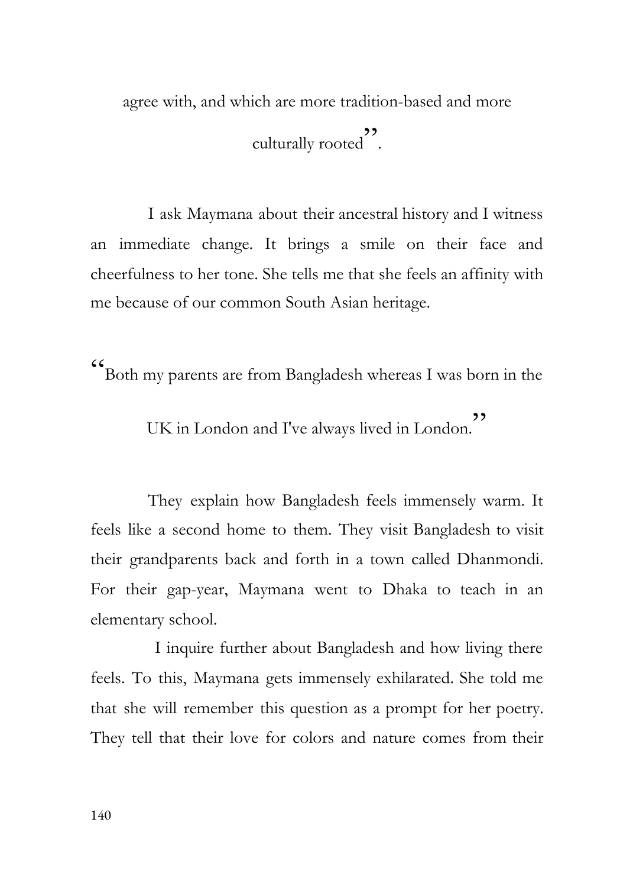agree with, and which are more tradition-based and more culturally rooted".

I ask Maymana about their ancestral history and I witness an immediate change. It brings a smile on their face and cheerfulness to her tone. She tells me that she feels an affinity with me because of our common South Asian heritage.

"Both my parents are from Bangladesh whereas I was born in the UK in London and I've always lived in London."

They explain how Bangladesh feels immensely warm. It feels like a second home to them. They visit Bangladesh to visit their grandparents back and forth in a town called Dhanmondi. For their gap-year, Maymana went to Dhaka to teach in an elementary school.

I inquire further about Bangladesh and how living there feels. To this, Maymana gets immensely exhilarated. She told me that she will remember this question as a prompt for her poetry. They tell that their love for colors and nature comes from their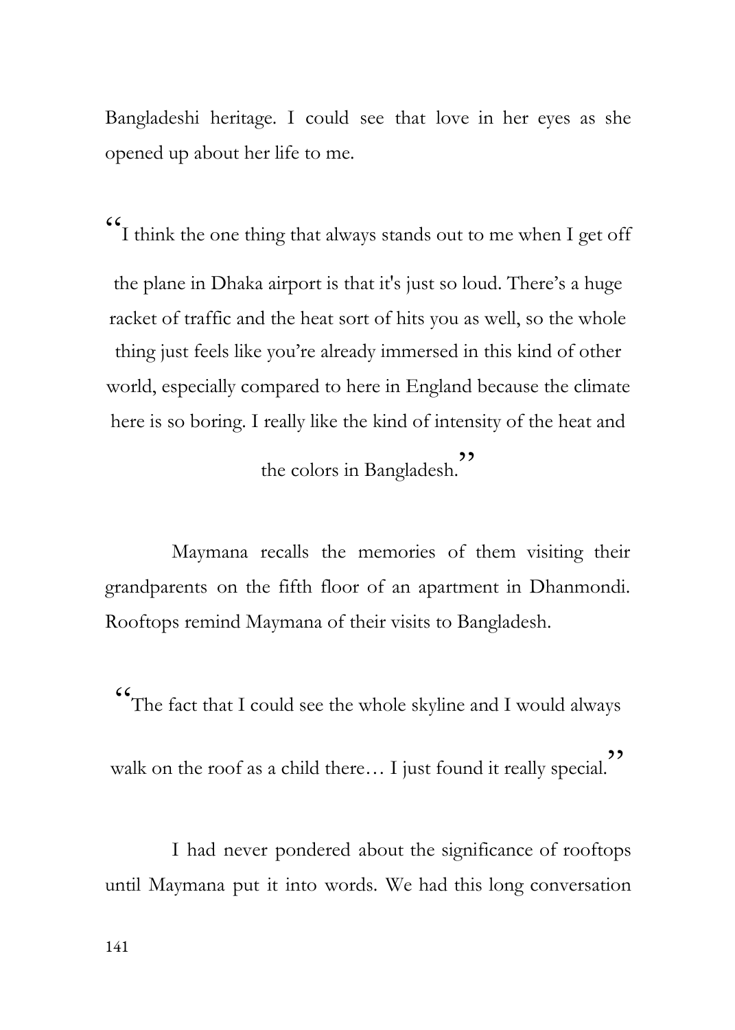Bangladeshi heritage. I could see that love in her eyes as she opened up about her life to me.

"I think the one thing that always stands out to me when I get off the plane in Dhaka airport is that it's just so loud. There's a huge racket of traffic and the heat sort of hits you as well, so the whole thing just feels like you're already immersed in this kind of other world, especially compared to here in England because the climate here is so boring. I really like the kind of intensity of the heat and the colors in Bangladesh."

Maymana recalls the memories of them visiting their grandparents on the fifth floor of an apartment in Dhanmondi. Rooftops remind Maymana of their visits to Bangladesh.

"The fact that I could see the whole skyline and I would always walk on the roof as a child there… I just found it really special."

I had never pondered about the significance of rooftops until Maymana put it into words. We had this long conversation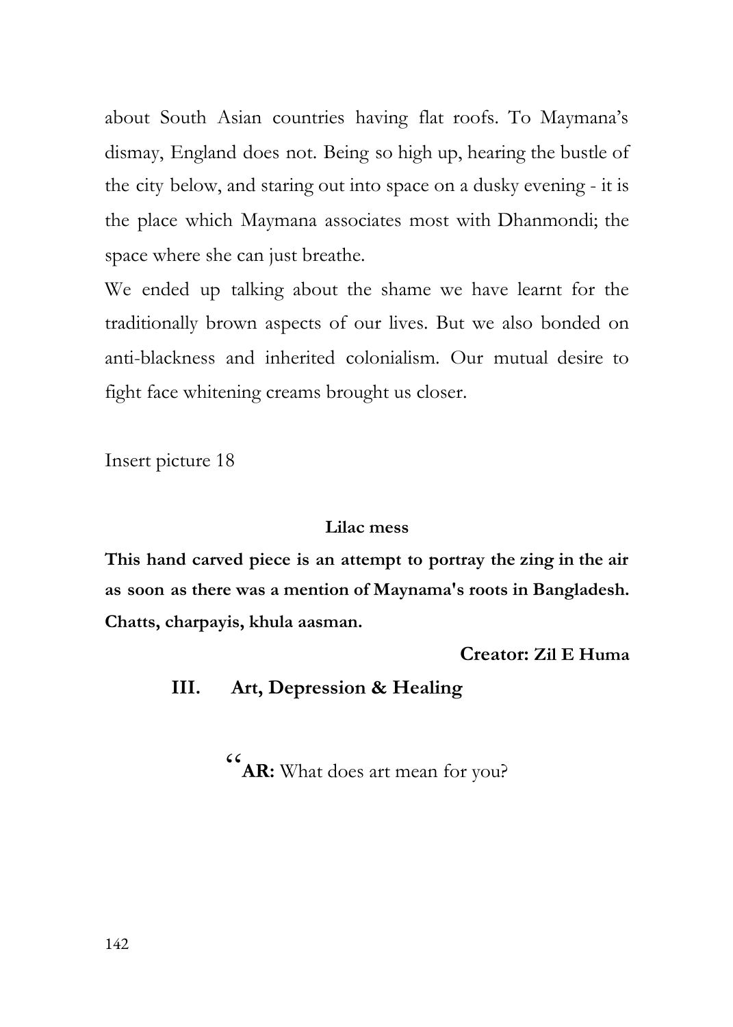about South Asian countries having flat roofs. To Maymana's dismay, England does not. Being so high up, hearing the bustle of the city below, and staring out into space on a dusky evening - it is the place which Maymana associates most with Dhanmondi; the space where she can just breathe.

We ended up talking about the shame we have learnt for the traditionally brown aspects of our lives. But we also bonded on anti-blackness and inherited colonialism. Our mutual desire to fight face whitening creams brought us closer.

Insert picture 18

**Lilac mess**

**This hand carved piece is an attempt to portray the zing in the air as soon as there was a mention of Maynama's roots in Bangladesh. Chatts, charpayis, khula aasman.**

**Creator: Zil E Huma**

## III. Art, Depression & Healing

"**AR:** What does art mean for you?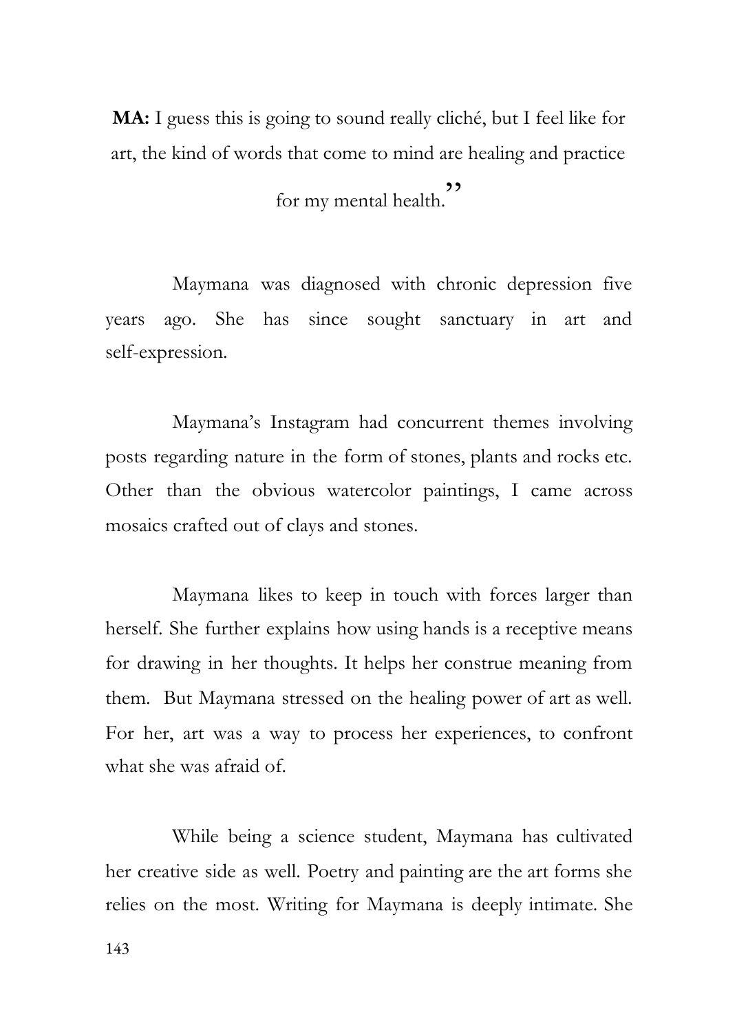**MA:** I guess this is going to sound really cliché, but I feel like for art, the kind of words that come to mind are healing and practice for my mental health."

Maymana was diagnosed with chronic depression five years ago. She has since sought sanctuary in art and self-expression.

Maymana's Instagram had concurrent themes involving posts regarding nature in the form of stones, plants and rocks etc. Other than the obvious watercolor paintings, I came across mosaics crafted out of clays and stones.

Maymana likes to keep in touch with forces larger than herself. She further explains how using hands is a receptive means for drawing in her thoughts. It helps her construe meaning from them. But Maymana stressed on the healing power of art as well. For her, art was a way to process her experiences, to confront what she was afraid of.

While being a science student, Maymana has cultivated her creative side as well. Poetry and painting are the art forms she relies on the most. Writing for Maymana is deeply intimate. She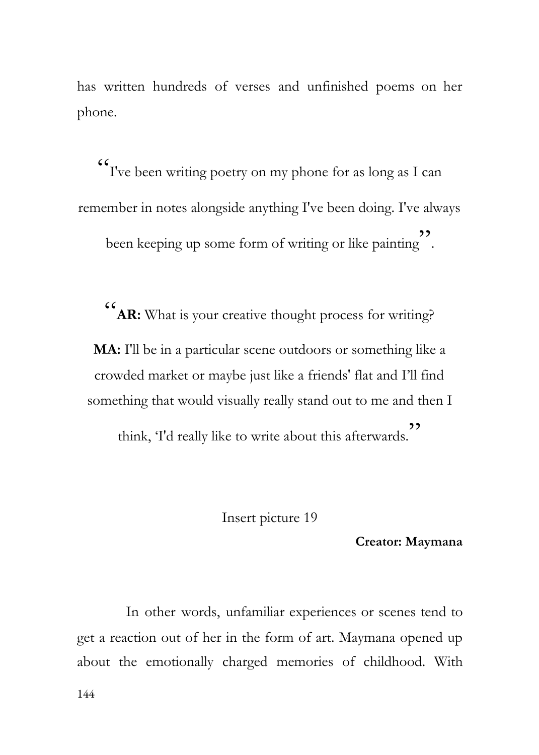has written hundreds of verses and unfinished poems on her phone.

"I've been writing poetry on my phone for as long as I can remember in notes alongside anything I've been doing. I've always been keeping up some form of writing or like painting".

"**AR:** What is your creative thought process for writing?

**MA:** I'll be in a particular scene outdoors or something like a crowded market or maybe just like a friends' flat and I'll find something that would visually really stand out to me and then I think, 'I'd really like to write about this afterwards."

Insert picture 19

**Creator: Maymana**

In other words, unfamiliar experiences or scenes tend to get a reaction out of her in the form of art. Maymana opened up about the emotionally charged memories of childhood. With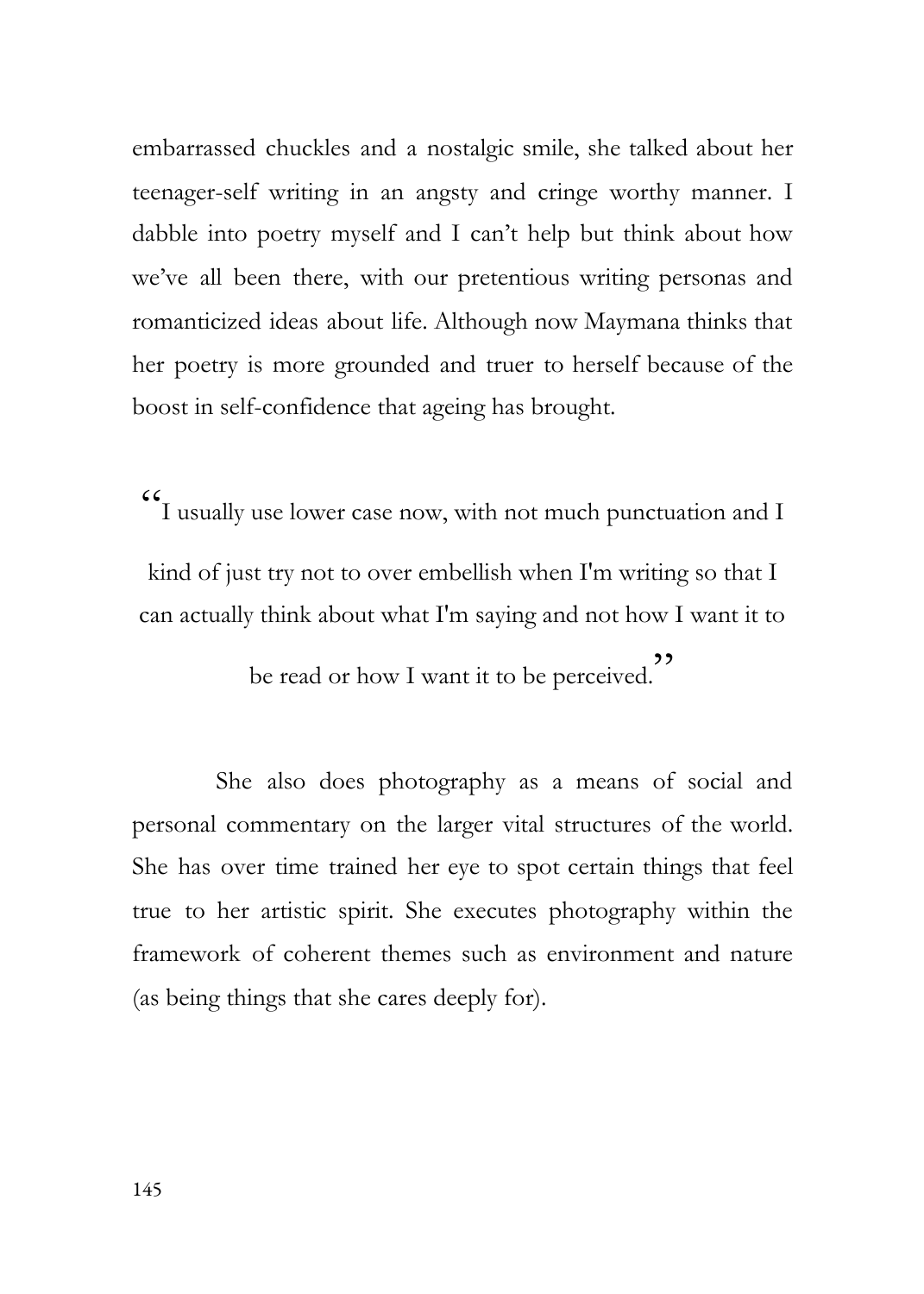embarrassed chuckles and a nostalgic smile, she talked about her teenager-self writing in an angsty and cringe worthy manner. I dabble into poetry myself and I can't help but think about how we've all been there, with our pretentious writing personas and romanticized ideas about life. Although now Maymana thinks that her poetry is more grounded and truer to herself because of the boost in self-confidence that ageing has brought.

> "I usually use lower case now, with not much punctuation and I kind of just try not to over embellish when I'm writing so that I can actually think about what I'm saying and not how I want it to be read or how I want it to be perceived."

She also does photography as a means of social and personal commentary on the larger vital structures of the world. She has over time trained her eye to spot certain things that feel true to her artistic spirit. She executes photography within the framework of coherent themes such as environment and nature (as being things that she cares deeply for).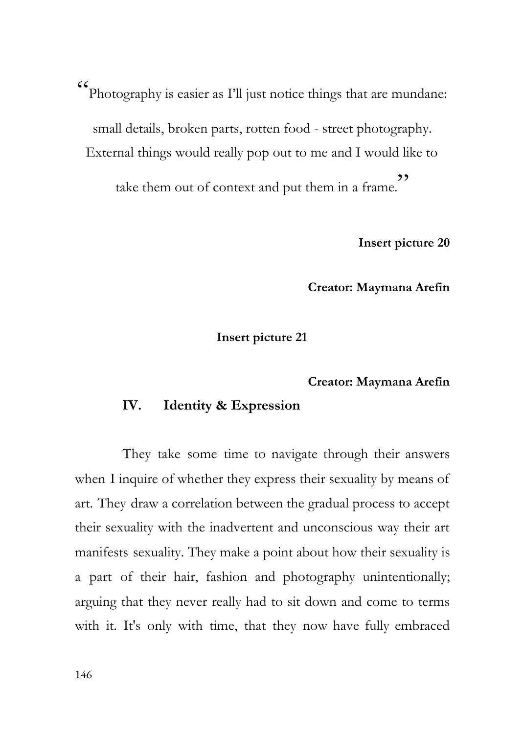"Photography is easier as I'll just notice things that are mundane: small details, broken parts, rotten food - street photography. External things would really pop out to me and I would like to take them out of context and put them in a frame."

**Insert picture 20**

**Creator: Maymana Arefin**

**Insert picture 21**

**Creator: Maymana Arefin**

## IV. Identity & Expression

They take some time to navigate through their answers when I inquire of whether they express their sexuality by means of art. They draw a correlation between the gradual process to accept their sexuality with the inadvertent and unconscious way their art manifests sexuality. They make a point about how their sexuality is a part of their hair, fashion and photography unintentionally; arguing that they never really had to sit down and come to terms with it. It's only with time, that they now have fully embraced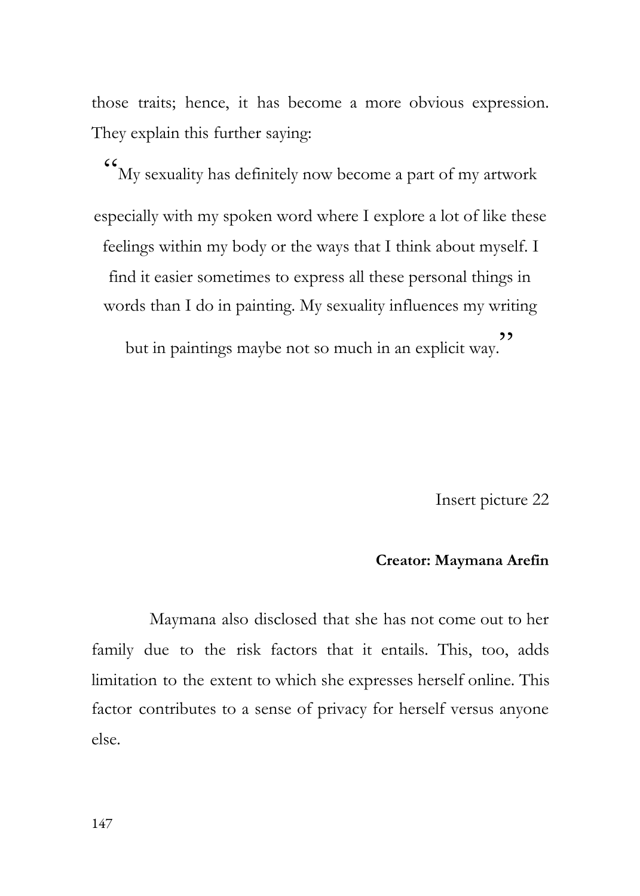those traits; hence, it has become a more obvious expression. They explain this further saying:

> "My sexuality has definitely now become a part of my artwork especially with my spoken word where I explore a lot of like these feelings within my body or the ways that I think about myself. I find it easier sometimes to express all these personal things in words than I do in painting. My sexuality influences my writing but in paintings maybe not so much in an explicit way."

Insert picture 22

**Creator: Maymana Arefin**

Maymana also disclosed that she has not come out to her family due to the risk factors that it entails. This, too, adds limitation to the extent to which she expresses herself online. This factor contributes to a sense of privacy for herself versus anyone else.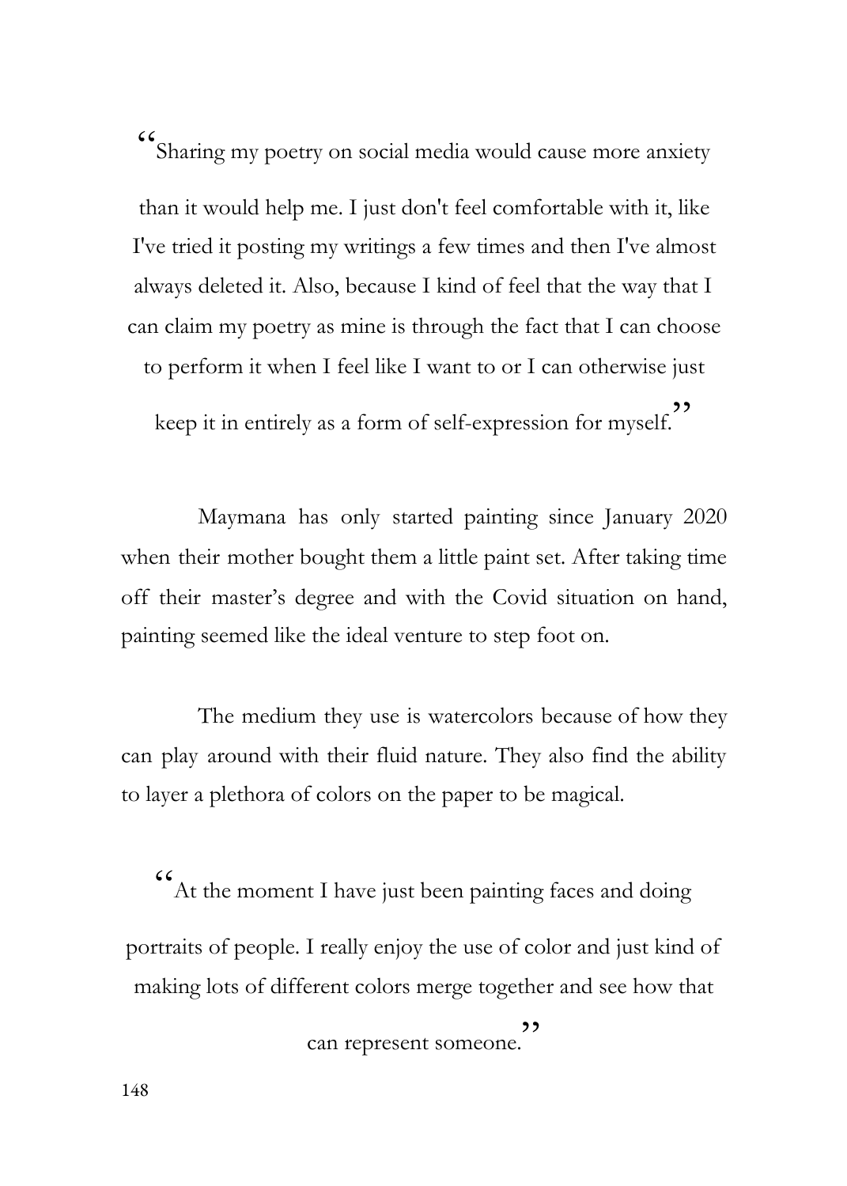"Sharing my poetry on social media would cause more anxiety than it would help me. I just don't feel comfortable with it, like I've tried it posting my writings a few times and then I've almost always deleted it. Also, because I kind of feel that the way that I can claim my poetry as mine is through the fact that I can choose to perform it when I feel like I want to or I can otherwise just keep it in entirely as a form of self-expression for myself."

Maymana has only started painting since January 2020 when their mother bought them a little paint set. After taking time off their master's degree and with the Covid situation on hand, painting seemed like the ideal venture to step foot on.

The medium they use is watercolors because of how they can play around with their fluid nature. They also find the ability to layer a plethora of colors on the paper to be magical.

"At the moment I have just been painting faces and doing portraits of people. I really enjoy the use of color and just kind of making lots of different colors merge together and see how that can represent someone."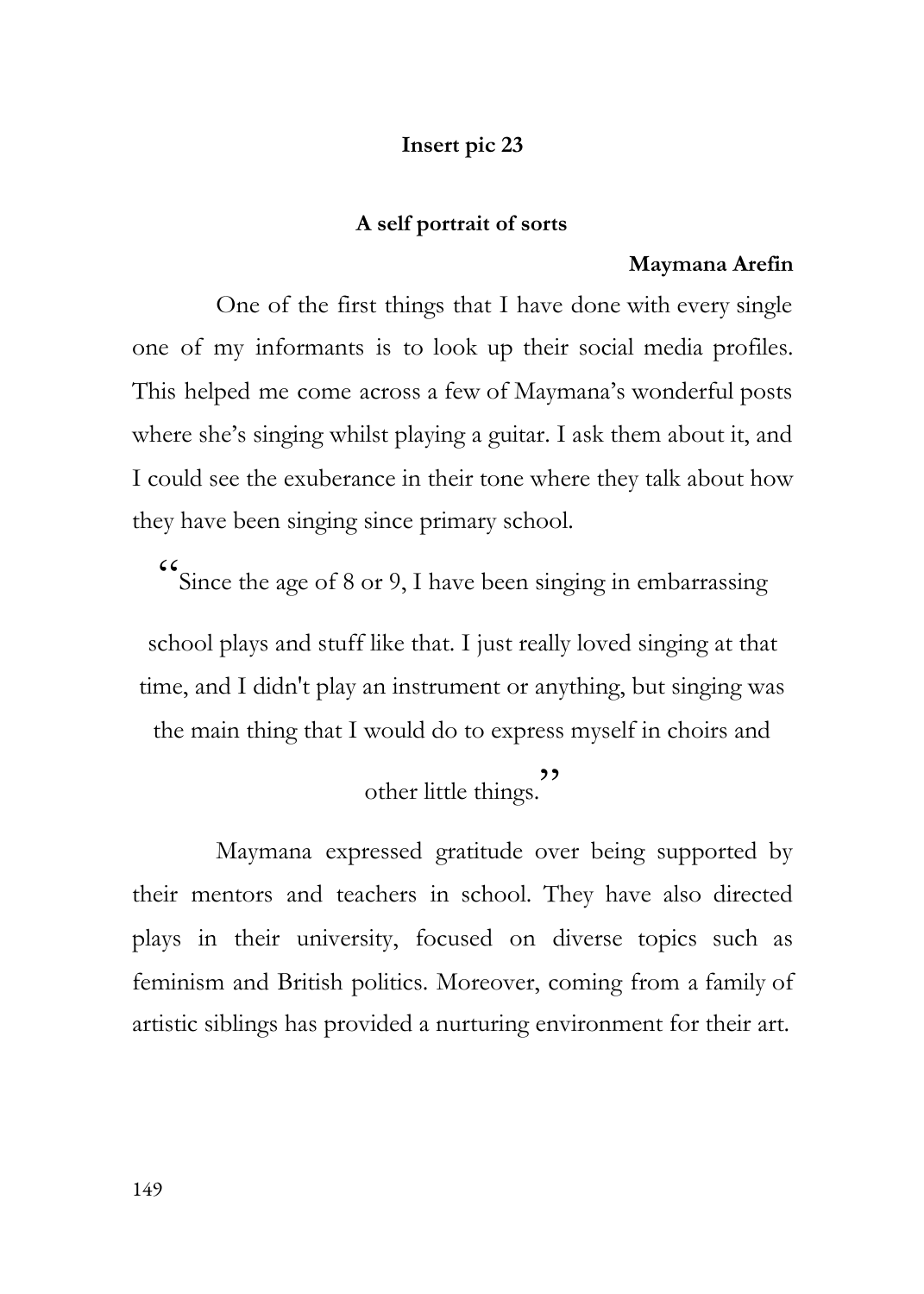**Insert pic 23**

**A self portrait of sorts**

**Maymana Arefin**

One of the first things that I have done with every single one of my informants is to look up their social media profiles. This helped me come across a few of Maymana's wonderful posts where she's singing whilst playing a guitar. I ask them about it, and I could see the exuberance in their tone where they talk about how they have been singing since primary school.

> "Since the age of 8 or 9, I have been singing in embarrassing school plays and stuff like that. I just really loved singing at that time, and I didn't play an instrument or anything, but singing was the main thing that I would do to express myself in choirs and other little things."

Maymana expressed gratitude over being supported by their mentors and teachers in school. They have also directed plays in their university, focused on diverse topics such as feminism and British politics. Moreover, coming from a family of artistic siblings has provided a nurturing environment for their art.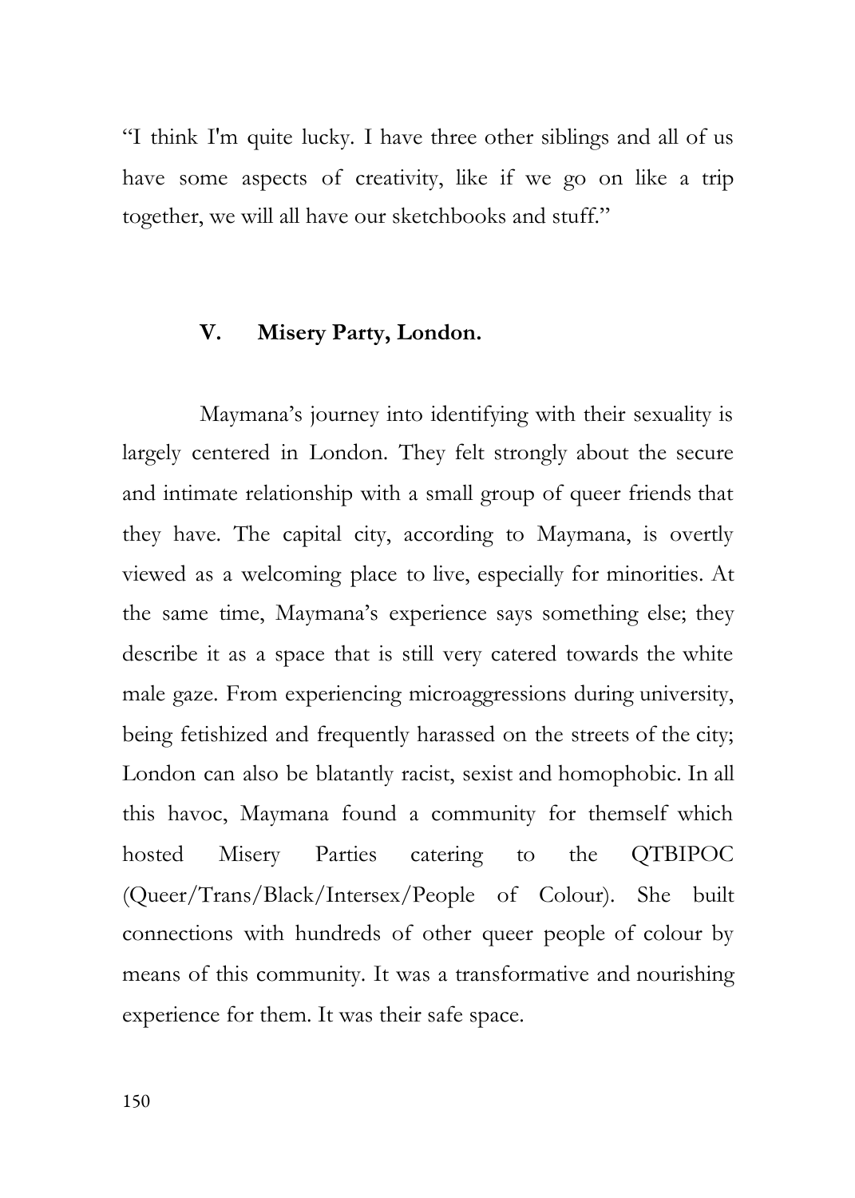"I think I'm quite lucky. I have three other siblings and all of us have some aspects of creativity, like if we go on like a trip together, we will all have our sketchbooks and stuff."

### V. Misery Party, London.

Maymana's journey into identifying with their sexuality is largely centered in London. They felt strongly about the secure and intimate relationship with a small group of queer friends that they have. The capital city, according to Maymana, is overtly viewed as a welcoming place to live, especially for minorities. At the same time, Maymana's experience says something else; they describe it as a space that is still very catered towards the white male gaze. From experiencing microaggressions during university, being fetishized and frequently harassed on the streets of the city; London can also be blatantly racist, sexist and homophobic. In all this havoc, Maymana found a community for themself which hosted Misery Parties catering to the QTBIPOC (Queer/Trans/Black/Intersex/People of Colour). She built connections with hundreds of other queer people of colour by means of this community. It was a transformative and nourishing experience for them. It was their safe space.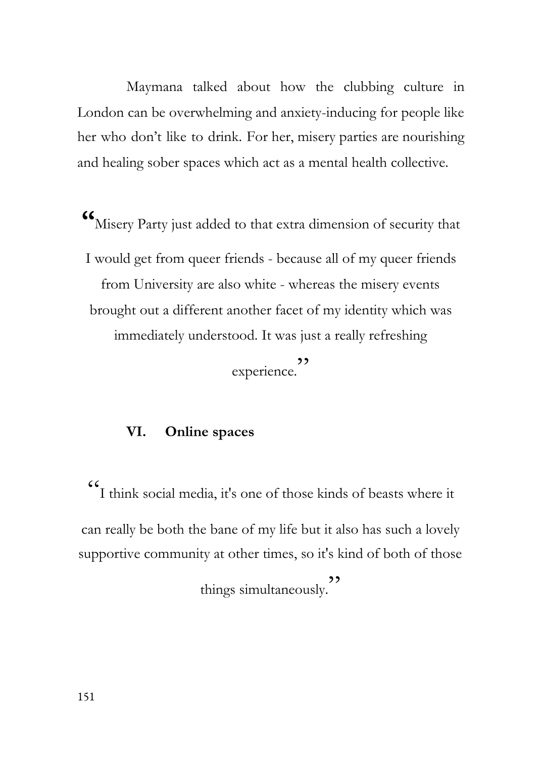Maymana talked about how the clubbing culture in London can be overwhelming and anxiety-inducing for people like her who don't like to drink. For her, misery parties are nourishing and healing sober spaces which act as a mental health collective.

> "Misery Party just added to that extra dimension of security that I would get from queer friends - because all of my queer friends from University are also white - whereas the misery events brought out a different another facet of my identity which was immediately understood. It was just a really refreshing experience."

### VI. Online spaces

> "I think social media, it's one of those kinds of beasts where it can really be both the bane of my life but it also has such a lovely supportive community at other times, so it's kind of both of those things simultaneously."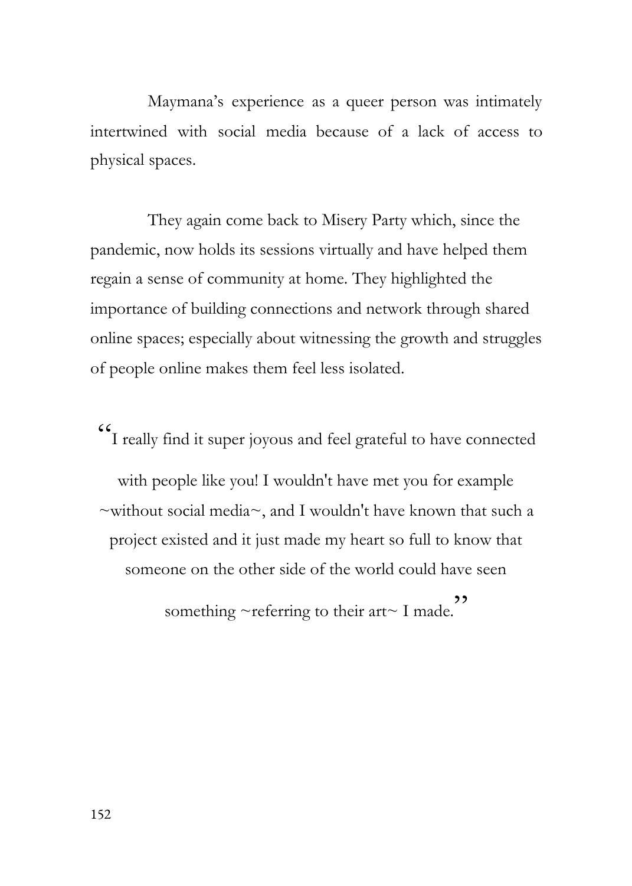Maymana’s experience as a queer person was intimately intertwined with social media because of a lack of access to physical spaces.

They again come back to Misery Party which, since the pandemic, now holds its sessions virtually and have helped them regain a sense of community at home. They highlighted the importance of building connections and network through shared online spaces; especially about witnessing the growth and struggles of people online makes them feel less isolated.

> “I really find it super joyous and feel grateful to have connected with people like you! I wouldn't have met you for example ~without social media~, and I wouldn't have known that such a project existed and it just made my heart so full to know that someone on the other side of the world could have seen something ~referring to their art~ I made.”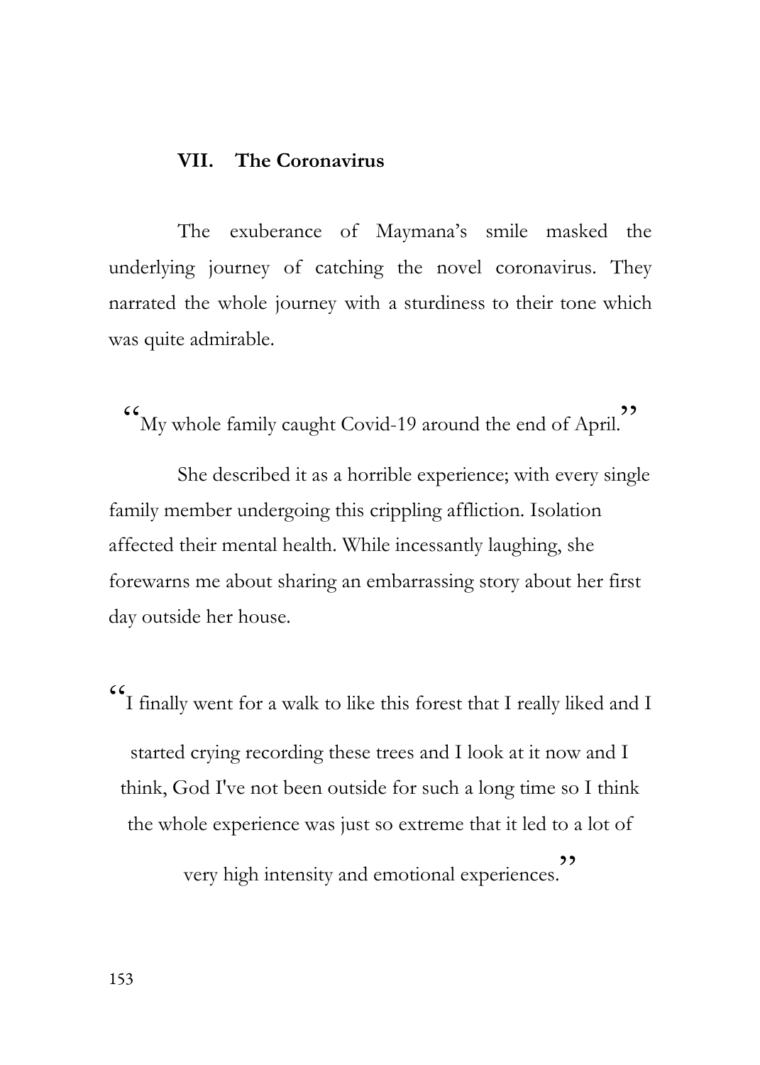## VII. The Coronavirus

The exuberance of Maymana's smile masked the underlying journey of catching the novel coronavirus. They narrated the whole journey with a sturdiness to their tone which was quite admirable.

"My whole family caught Covid-19 around the end of April."

She described it as a horrible experience; with every single family member undergoing this crippling affliction. Isolation affected their mental health. While incessantly laughing, she forewarns me about sharing an embarrassing story about her first day outside her house.

"I finally went for a walk to like this forest that I really liked and I started crying recording these trees and I look at it now and I think, God I've not been outside for such a long time so I think the whole experience was just so extreme that it led to a lot of very high intensity and emotional experiences."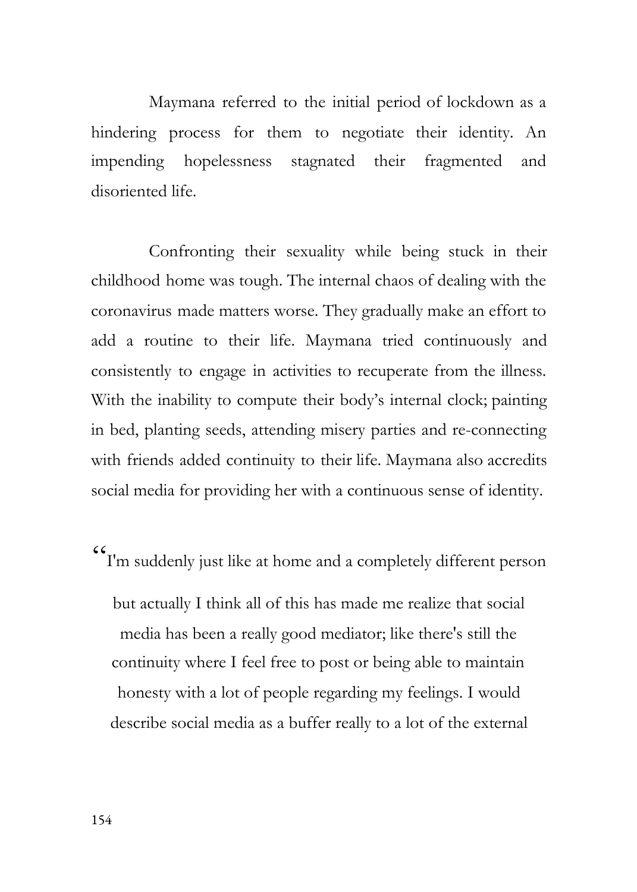Maymana referred to the initial period of lockdown as a hindering process for them to negotiate their identity. An impending hopelessness stagnated their fragmented and disoriented life.

Confronting their sexuality while being stuck in their childhood home was tough. The internal chaos of dealing with the coronavirus made matters worse. They gradually make an effort to add a routine to their life. Maymana tried continuously and consistently to engage in activities to recuperate from the illness. With the inability to compute their body's internal clock; painting in bed, planting seeds, attending misery parties and re-connecting with friends added continuity to their life. Maymana also accredits social media for providing her with a continuous sense of identity.

"I'm suddenly just like at home and a completely different person but actually I think all of this has made me realize that social media has been a really good mediator; like there's still the continuity where I feel free to post or being able to maintain honesty with a lot of people regarding my feelings. I would describe social media as a buffer really to a lot of the external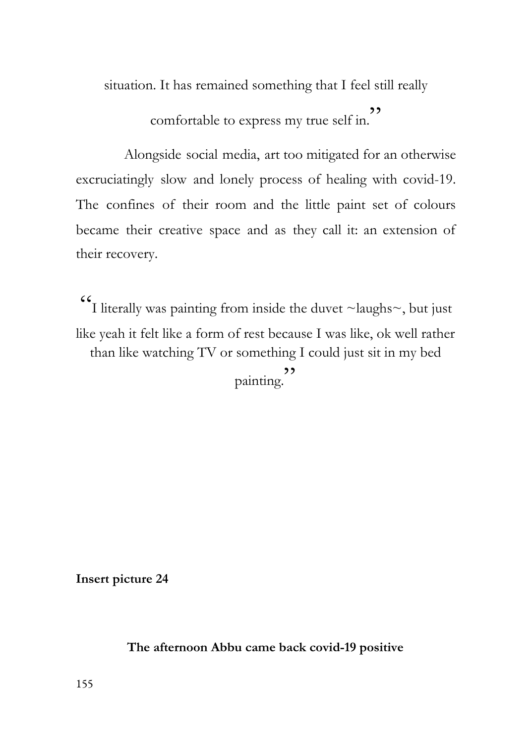situation. It has remained something that I feel still really comfortable to express my true self in."

Alongside social media, art too mitigated for an otherwise excruciatingly slow and lonely process of healing with covid-19. The confines of their room and the little paint set of colours became their creative space and as they call it: an extension of their recovery.

"I literally was painting from inside the duvet ~laughs~, but just like yeah it felt like a form of rest because I was like, ok well rather than like watching TV or something I could just sit in my bed painting."

**Insert picture 24**

**The afternoon Abbu came back covid-19 positive**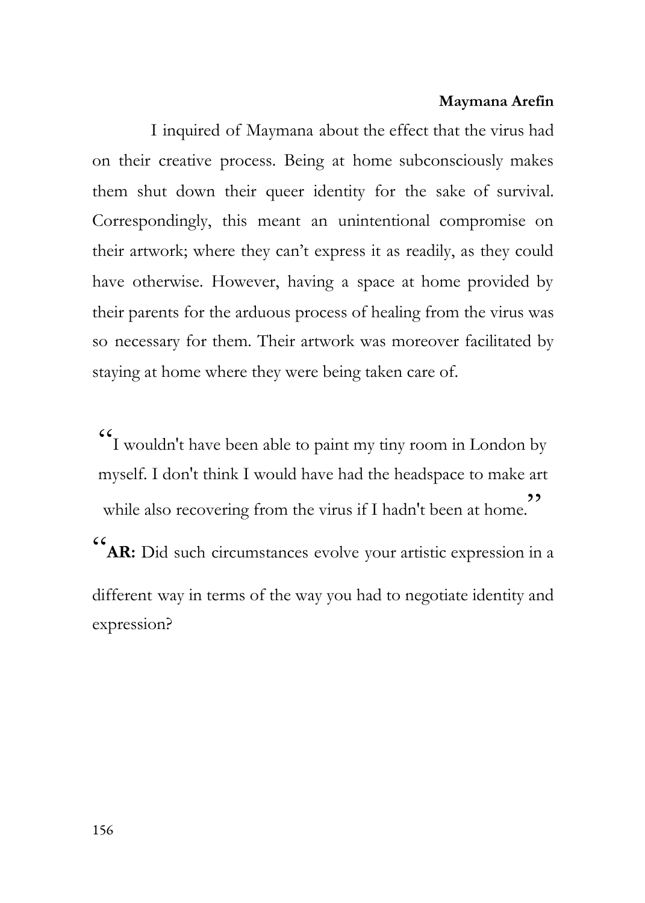**Maymana Arefin**

I inquired of Maymana about the effect that the virus had on their creative process. Being at home subconsciously makes them shut down their queer identity for the sake of survival. Correspondingly, this meant an unintentional compromise on their artwork; where they can't express it as readily, as they could have otherwise. However, having a space at home provided by their parents for the arduous process of healing from the virus was so necessary for them. Their artwork was moreover facilitated by staying at home where they were being taken care of.

"I wouldn't have been able to paint my tiny room in London by myself. I don't think I would have had the headspace to make art while also recovering from the virus if I hadn't been at home."

"**AR:** Did such circumstances evolve your artistic expression in a different way in terms of the way you had to negotiate identity and expression?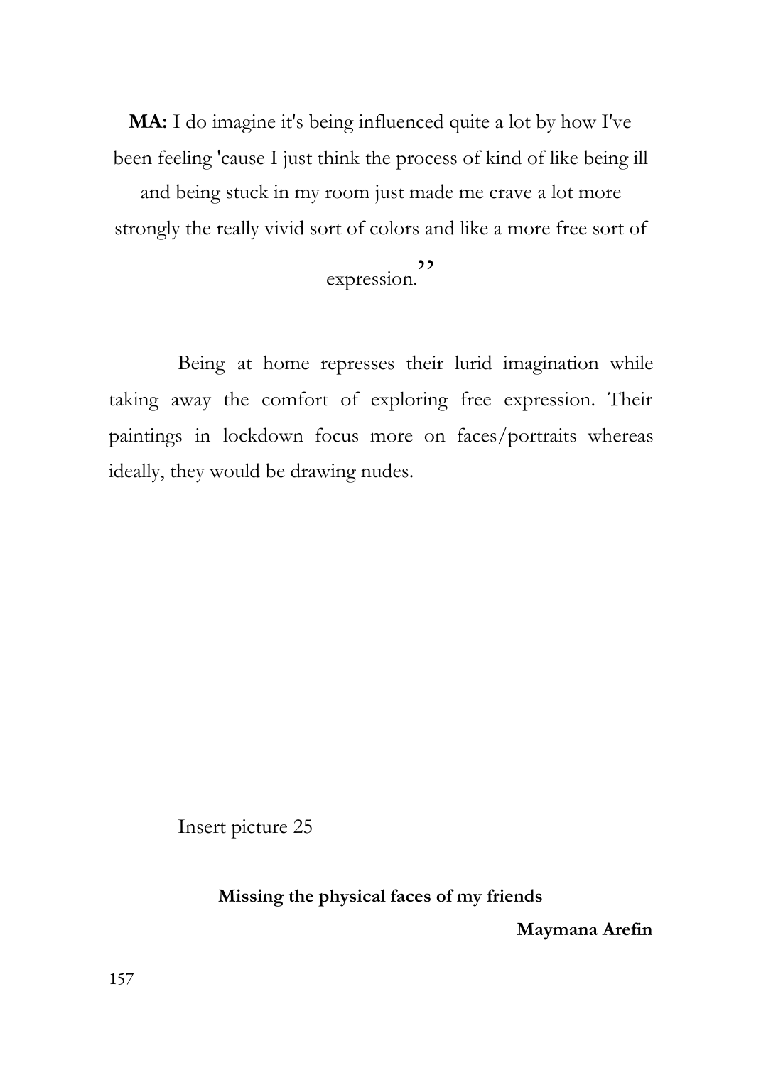**MA:** I do imagine it's being influenced quite a lot by how I've been feeling 'cause I just think the process of kind of like being ill and being stuck in my room just made me crave a lot more strongly the really vivid sort of colors and like a more free sort of expression."

Being at home represses their lurid imagination while taking away the comfort of exploring free expression. Their paintings in lockdown focus more on faces/portraits whereas ideally, they would be drawing nudes.

Insert picture 25

**Missing the physical faces of my friends**

**Maymana Arefin**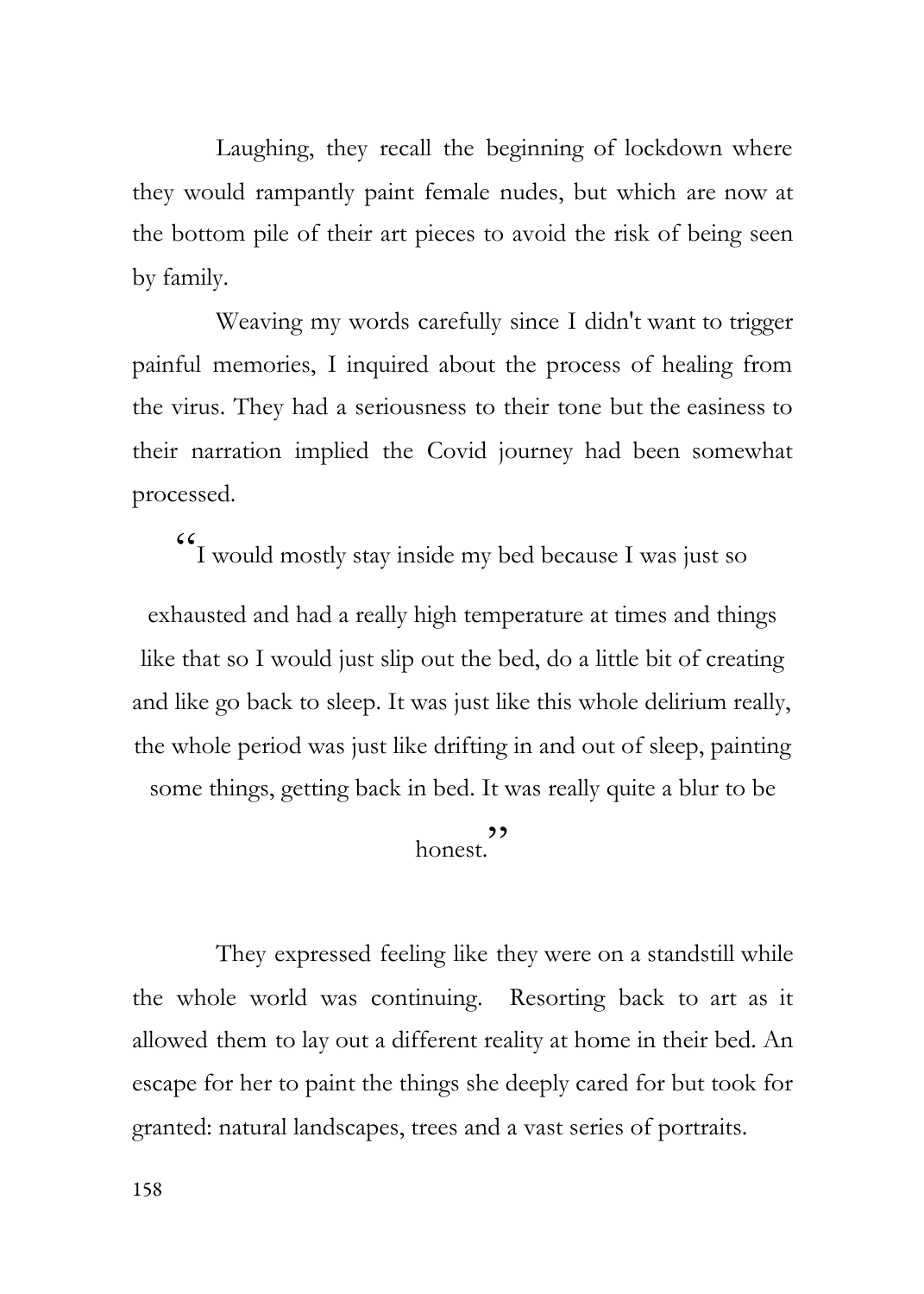Laughing, they recall the beginning of lockdown where they would rampantly paint female nudes, but which are now at the bottom pile of their art pieces to avoid the risk of being seen by family.

Weaving my words carefully since I didn't want to trigger painful memories, I inquired about the process of healing from the virus. They had a seriousness to their tone but the easiness to their narration implied the Covid journey had been somewhat processed.

> "I would mostly stay inside my bed because I was just so exhausted and had a really high temperature at times and things like that so I would just slip out the bed, do a little bit of creating and like go back to sleep. It was just like this whole delirium really, the whole period was just like drifting in and out of sleep, painting some things, getting back in bed. It was really quite a blur to be honest."

They expressed feeling like they were on a standstill while the whole world was continuing. Resorting back to art as it allowed them to lay out a different reality at home in their bed. An escape for her to paint the things she deeply cared for but took for granted: natural landscapes, trees and a vast series of portraits.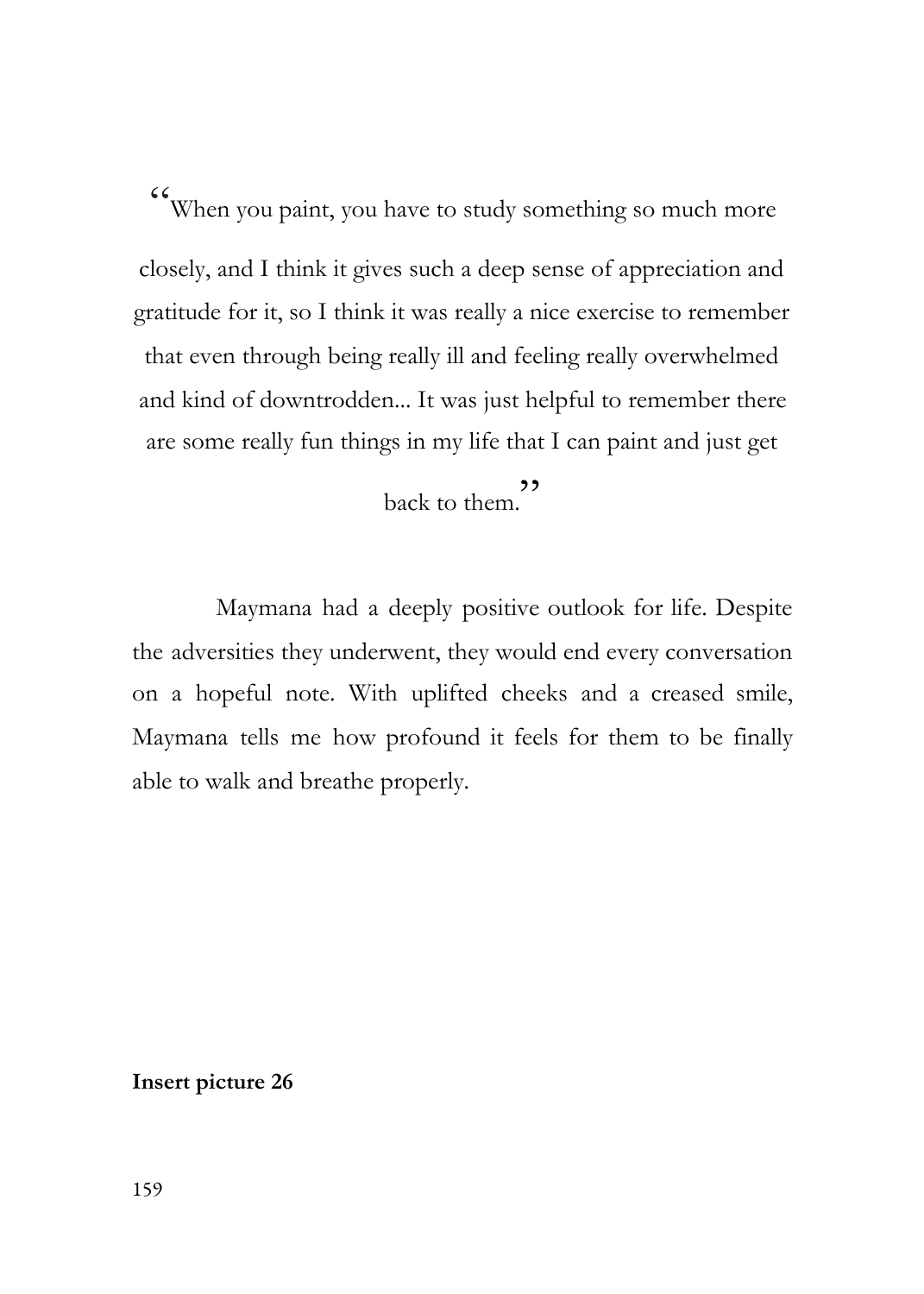"When you paint, you have to study something so much more closely, and I think it gives such a deep sense of appreciation and gratitude for it, so I think it was really a nice exercise to remember that even through being really ill and feeling really overwhelmed and kind of downtrodden... It was just helpful to remember there are some really fun things in my life that I can paint and just get back to them."

Maymana had a deeply positive outlook for life. Despite the adversities they underwent, they would end every conversation on a hopeful note. With uplifted cheeks and a creased smile, Maymana tells me how profound it feels for them to be finally able to walk and breathe properly.

**Insert picture 26**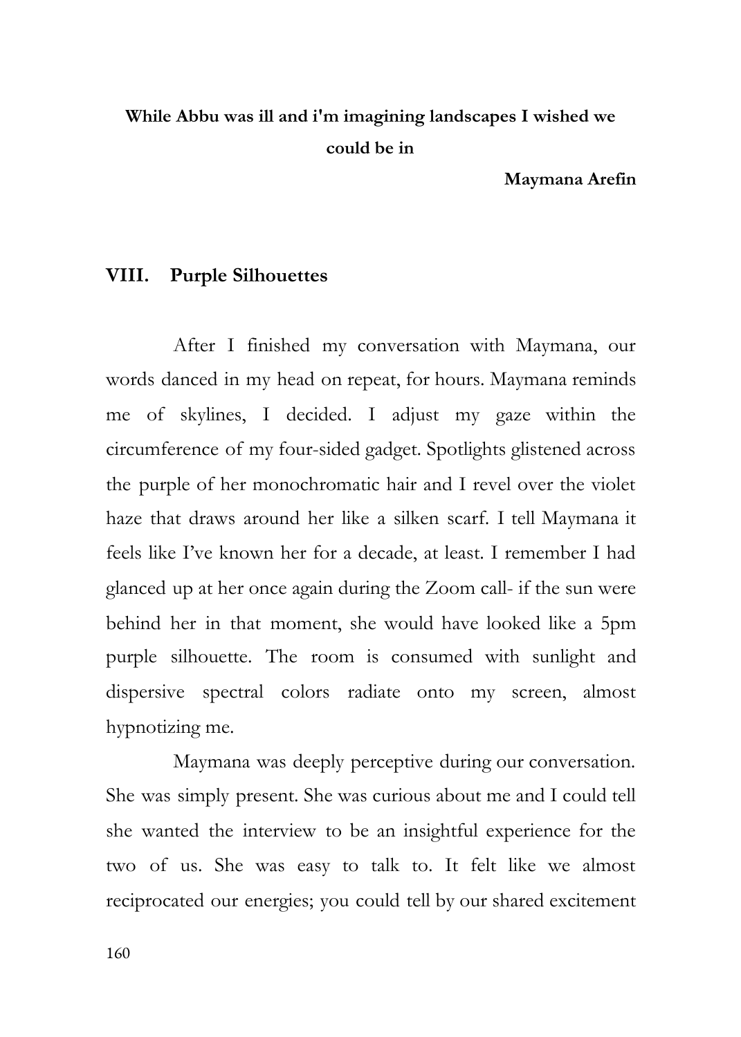**While Abbu was ill and i'm imagining landscapes I wished we could be in**

**Maymana Arefin**

## VIII. Purple Silhouettes

After I finished my conversation with Maymana, our words danced in my head on repeat, for hours. Maymana reminds me of skylines, I decided. I adjust my gaze within the circumference of my four-sided gadget. Spotlights glistened across the purple of her monochromatic hair and I revel over the violet haze that draws around her like a silken scarf. I tell Maymana it feels like I've known her for a decade, at least. I remember I had glanced up at her once again during the Zoom call- if the sun were behind her in that moment, she would have looked like a 5pm purple silhouette. The room is consumed with sunlight and dispersive spectral colors radiate onto my screen, almost hypnotizing me.

Maymana was deeply perceptive during our conversation. She was simply present. She was curious about me and I could tell she wanted the interview to be an insightful experience for the two of us. She was easy to talk to. It felt like we almost reciprocated our energies; you could tell by our shared excitement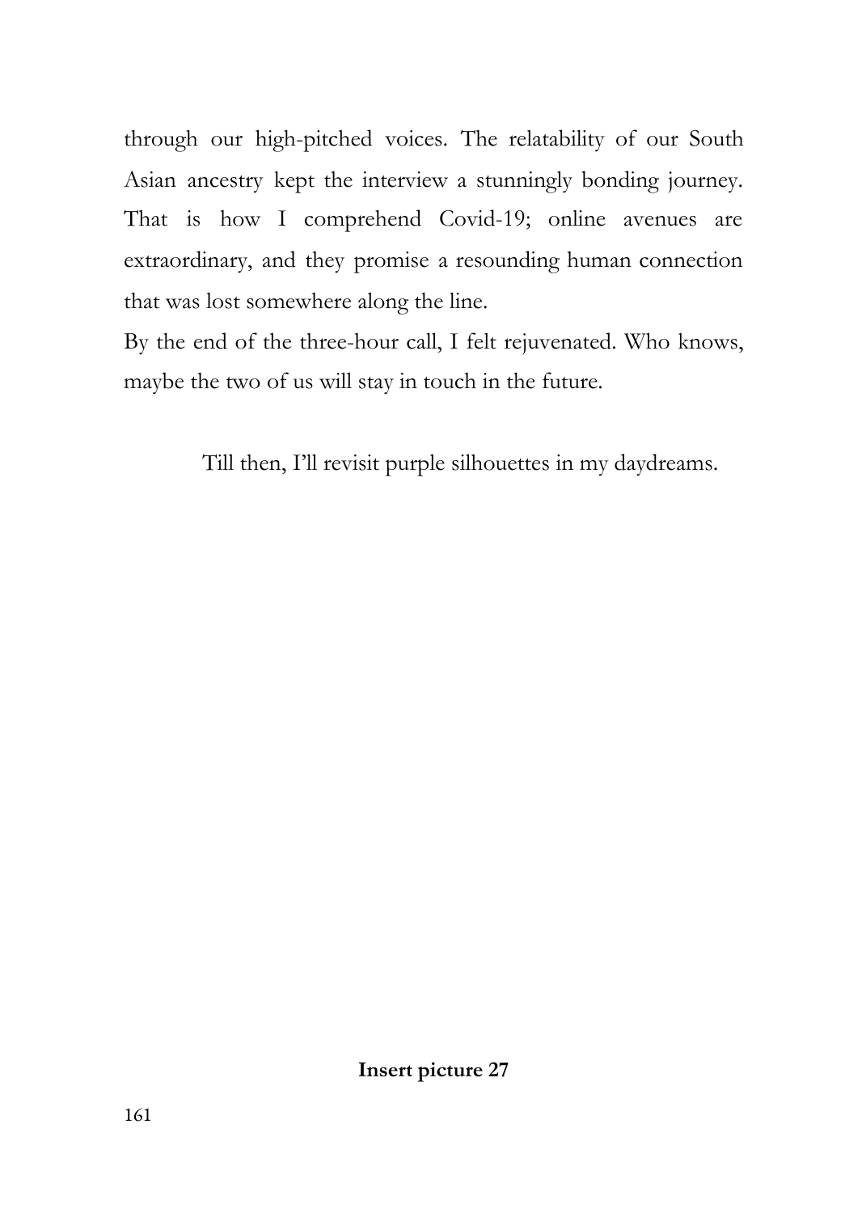through our high-pitched voices. The relatability of our South Asian ancestry kept the interview a stunningly bonding journey. That is how I comprehend Covid-19; online avenues are extraordinary, and they promise a resounding human connection that was lost somewhere along the line.

By the end of the three-hour call, I felt rejuvenated. Who knows, maybe the two of us will stay in touch in the future.

Till then, I'll revisit purple silhouettes in my daydreams.

**Insert picture 27**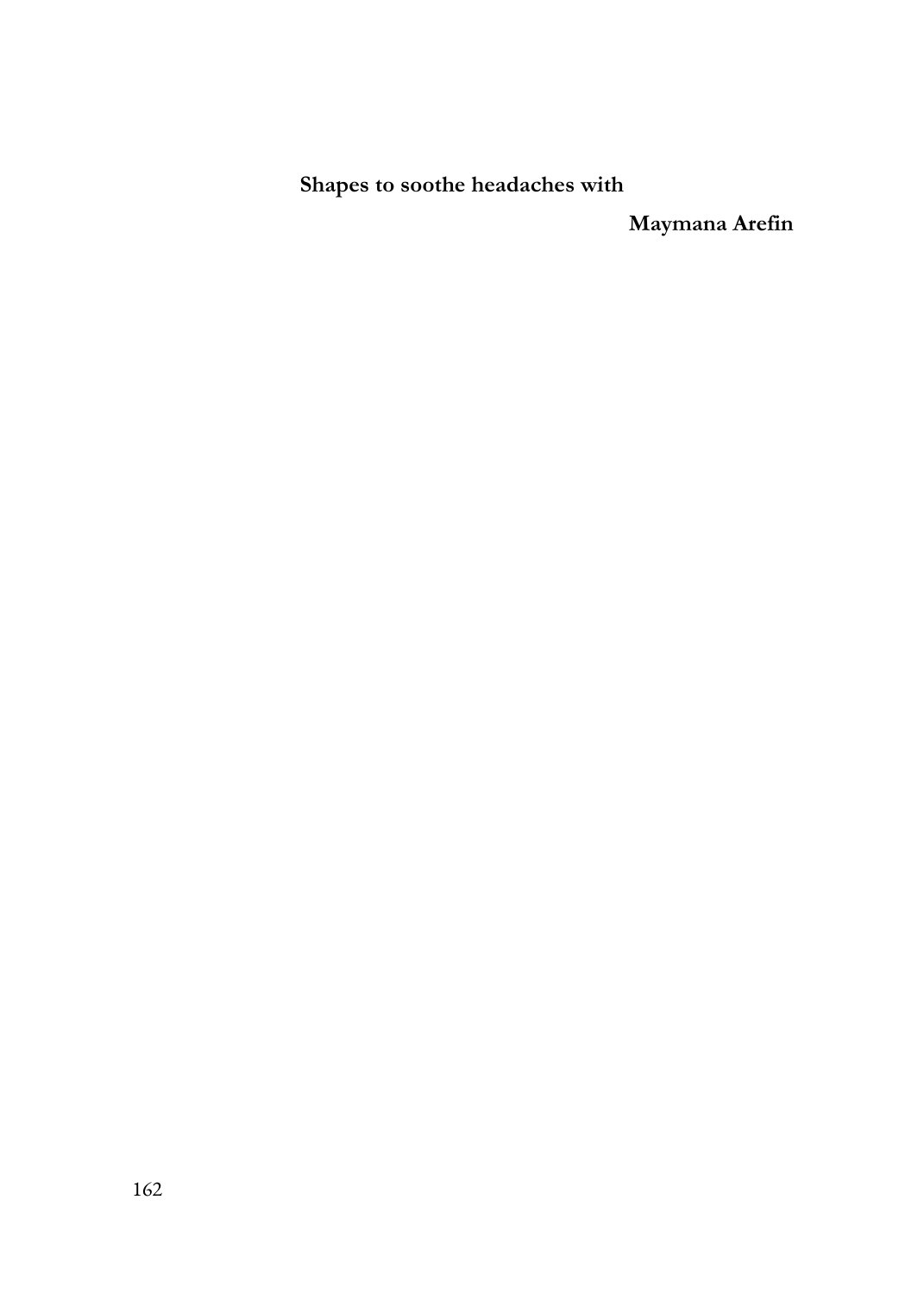**Shapes to soothe headaches with**

**Maymana Arefin**